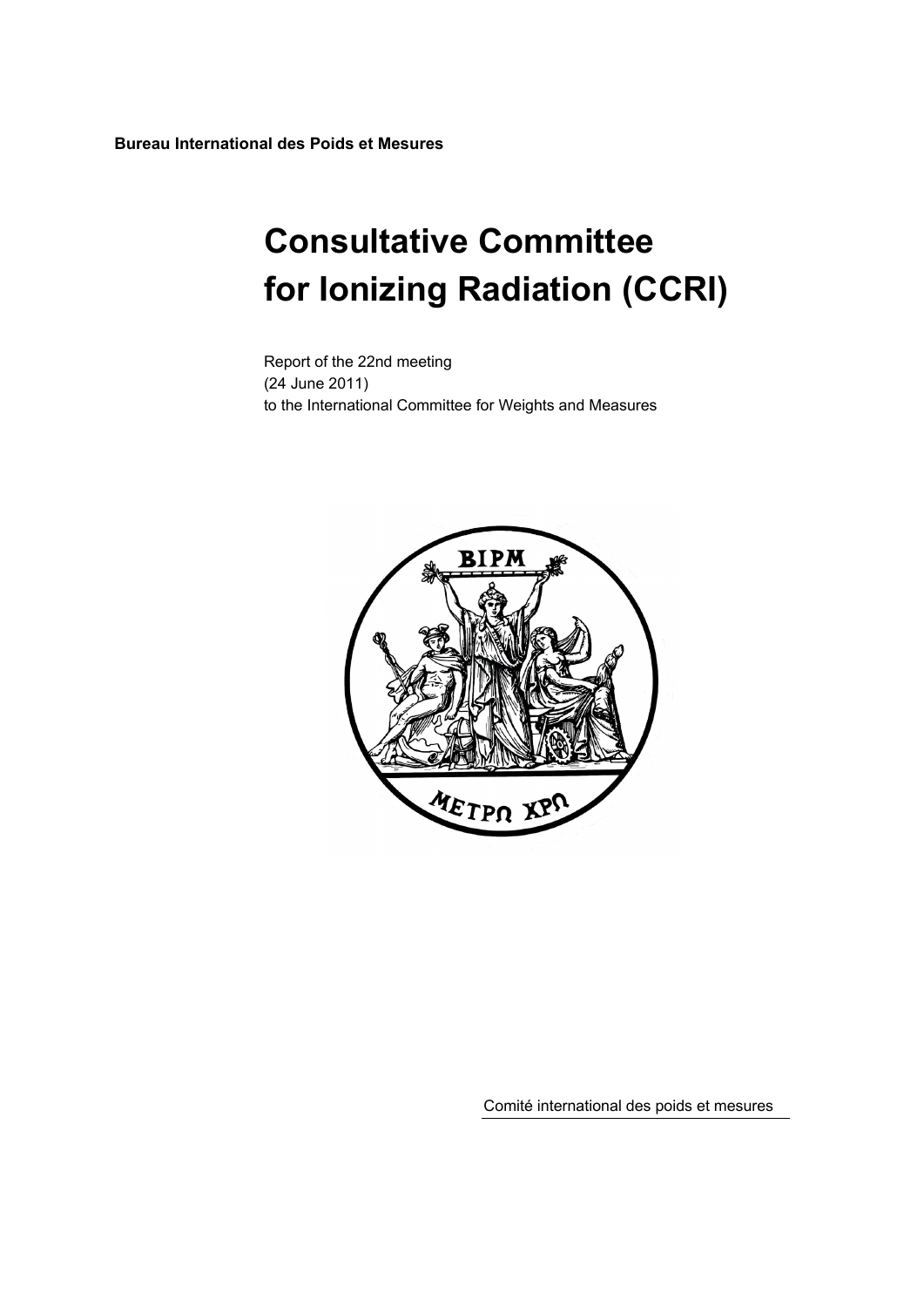**Bureau International des Poids et Mesures**

# Consultative Committee for Ionizing Radiation (CCRI)

Report of the 22nd meeting
(24 June 2011)
to the International Committee for Weights and Measures

Comité international des poids et mesures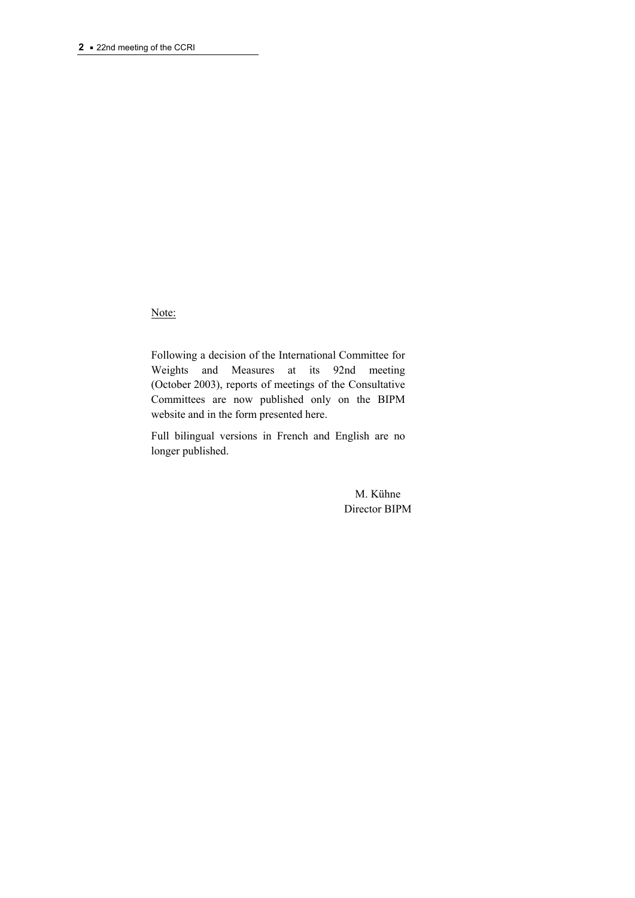Note:

Following a decision of the International Committee for Weights and Measures at its 92nd meeting (October 2003), reports of meetings of the Consultative Committees are now published only on the BIPM website and in the form presented here.

Full bilingual versions in French and English are no longer published.

M. Kühne
Director BIPM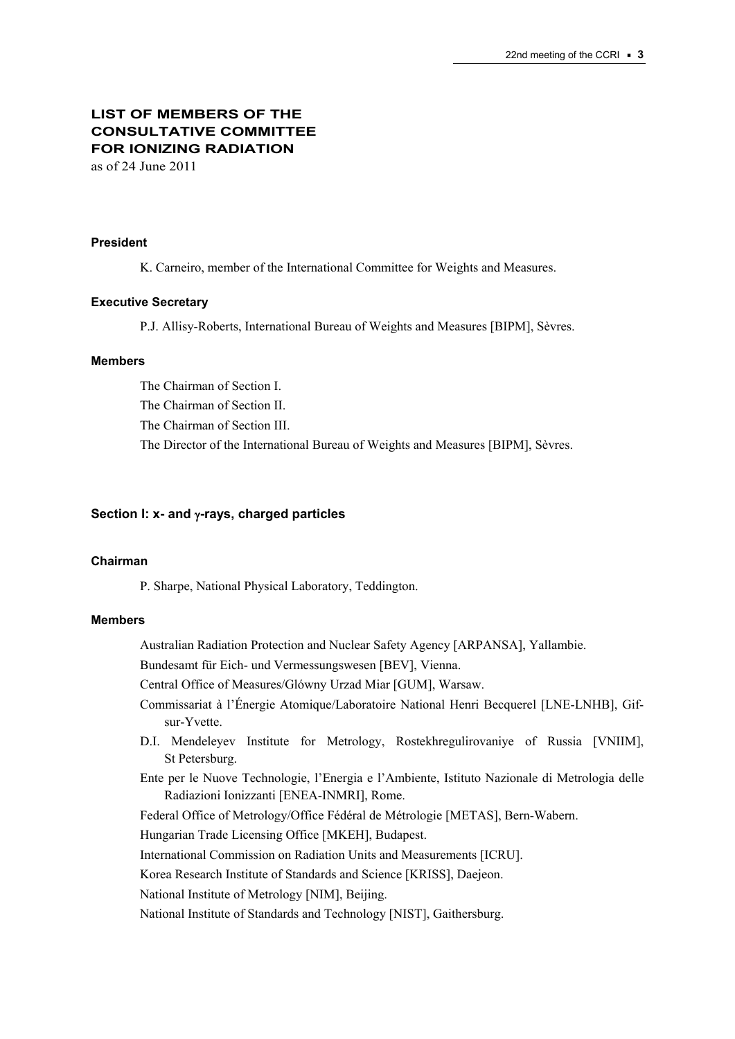# LIST OF MEMBERS OF THE CONSULTATIVE COMMITTEE FOR IONIZING RADIATION

as of 24 June 2011

### President

K. Carneiro, member of the International Committee for Weights and Measures.

### Executive Secretary

P.J. Allisy-Roberts, International Bureau of Weights and Measures [BIPM], Sèvres.

### Members

The Chairman of Section I.

The Chairman of Section II.

The Chairman of Section III.

The Director of the International Bureau of Weights and Measures [BIPM], Sèvres.

## Section I: x- and $\gamma$-rays, charged particles

### Chairman

P. Sharpe, National Physical Laboratory, Teddington.

### Members

Australian Radiation Protection and Nuclear Safety Agency [ARPANSA], Yallambie.

Bundesamt für Eich- und Vermessungswesen [BEV], Vienna.

Central Office of Measures/Glówny Urzad Miar [GUM], Warsaw.

Commissariat à l'Énergie Atomique/Laboratoire National Henri Becquerel [LNE-LNHB], Gif-sur-Yvette.

D.I. Mendeleyev Institute for Metrology, Rostekhregulirovaniye of Russia [VNIIM], St Petersburg.

Ente per le Nuove Technologie, l'Energia e l'Ambiente, Istituto Nazionale di Metrologia delle Radiazioni Ionizzanti [ENEA-INMRI], Rome.

Federal Office of Metrology/Office Fédéral de Métrologie [METAS], Bern-Wabern.

Hungarian Trade Licensing Office [MKEH], Budapest.

International Commission on Radiation Units and Measurements [ICRU].

Korea Research Institute of Standards and Science [KRISS], Daejeon.

National Institute of Metrology [NIM], Beijing.

National Institute of Standards and Technology [NIST], Gaithersburg.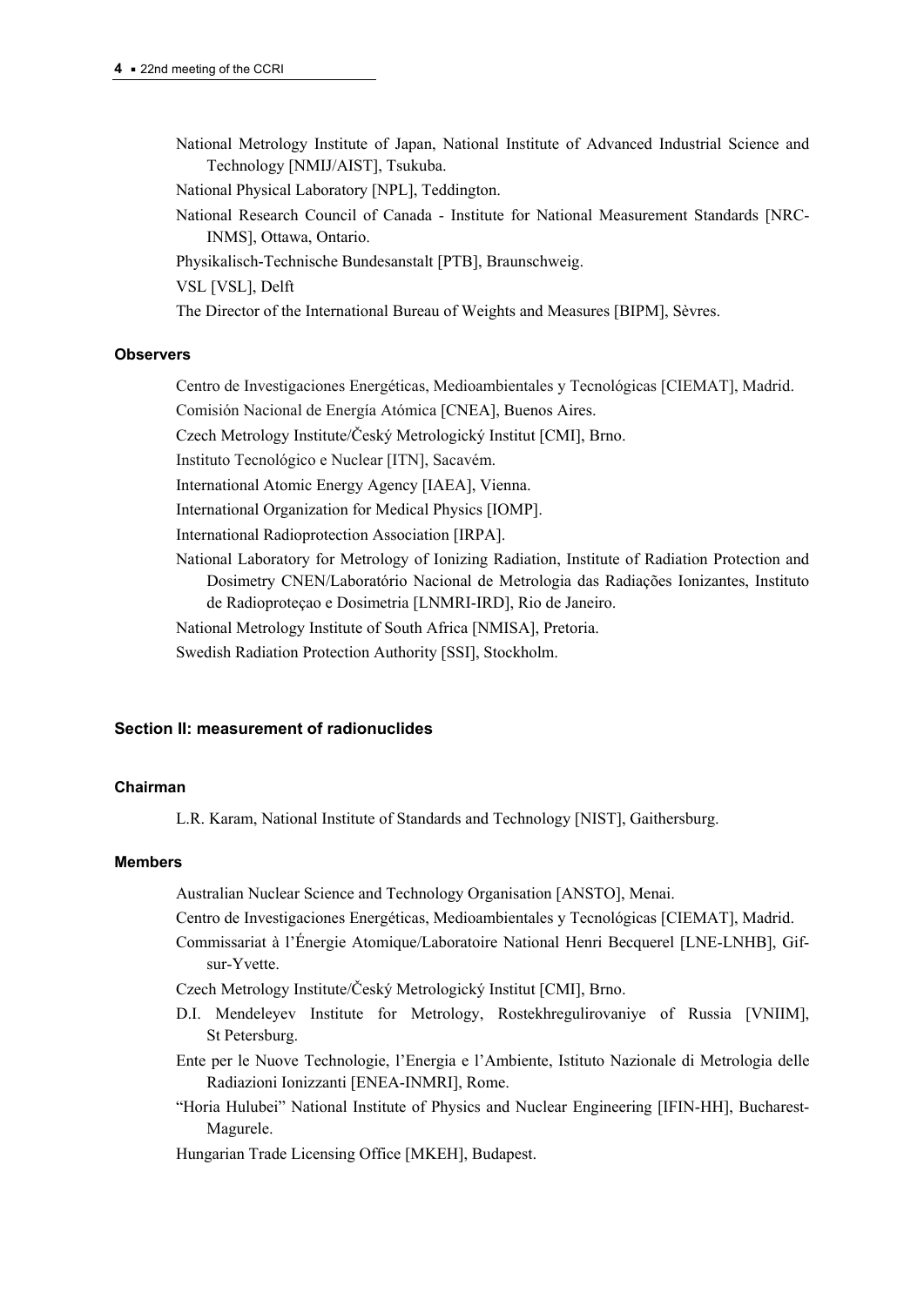National Metrology Institute of Japan, National Institute of Advanced Industrial Science and Technology [NMIJ/AIST], Tsukuba.

National Physical Laboratory [NPL], Teddington.

National Research Council of Canada - Institute for National Measurement Standards [NRC-INMS], Ottawa, Ontario.

Physikalisch-Technische Bundesanstalt [PTB], Braunschweig.

VSL [VSL], Delft

The Director of the International Bureau of Weights and Measures [BIPM], Sèvres.

#### Observers

Centro de Investigaciones Energéticas, Medioambientales y Tecnológicas [CIEMAT], Madrid.

Comisión Nacional de Energía Atómica [CNEA], Buenos Aires.

Czech Metrology Institute/Český Metrologický Institut [CMI], Brno.

Instituto Tecnológico e Nuclear [ITN], Sacavém.

International Atomic Energy Agency [IAEA], Vienna.

International Organization for Medical Physics [IOMP].

International Radioprotection Association [IRPA].

National Laboratory for Metrology of Ionizing Radiation, Institute of Radiation Protection and Dosimetry CNEN/Laboratório Nacional de Metrologia das Radiações Ionizantes, Instituto de Radioproteçao e Dosimetria [LNMRI-IRD], Rio de Janeiro.

National Metrology Institute of South Africa [NMISA], Pretoria.

Swedish Radiation Protection Authority [SSI], Stockholm.

### Section II: measurement of radionuclides

#### Chairman

L.R. Karam, National Institute of Standards and Technology [NIST], Gaithersburg.

#### Members

Australian Nuclear Science and Technology Organisation [ANSTO], Menai.

Centro de Investigaciones Energéticas, Medioambientales y Tecnológicas [CIEMAT], Madrid.

Commissariat à l'Énergie Atomique/Laboratoire National Henri Becquerel [LNE-LNHB], Gif-sur-Yvette.

Czech Metrology Institute/Český Metrologický Institut [CMI], Brno.

D.I. Mendeleyev Institute for Metrology, Rostekhregulirovaniye of Russia [VNIIM], St Petersburg.

Ente per le Nuove Technologie, l'Energia e l'Ambiente, Istituto Nazionale di Metrologia delle Radiazioni Ionizzanti [ENEA-INMRI], Rome.

"Horia Hulubei" National Institute of Physics and Nuclear Engineering [IFIN-HH], Bucharest-Magurele.

Hungarian Trade Licensing Office [MKEH], Budapest.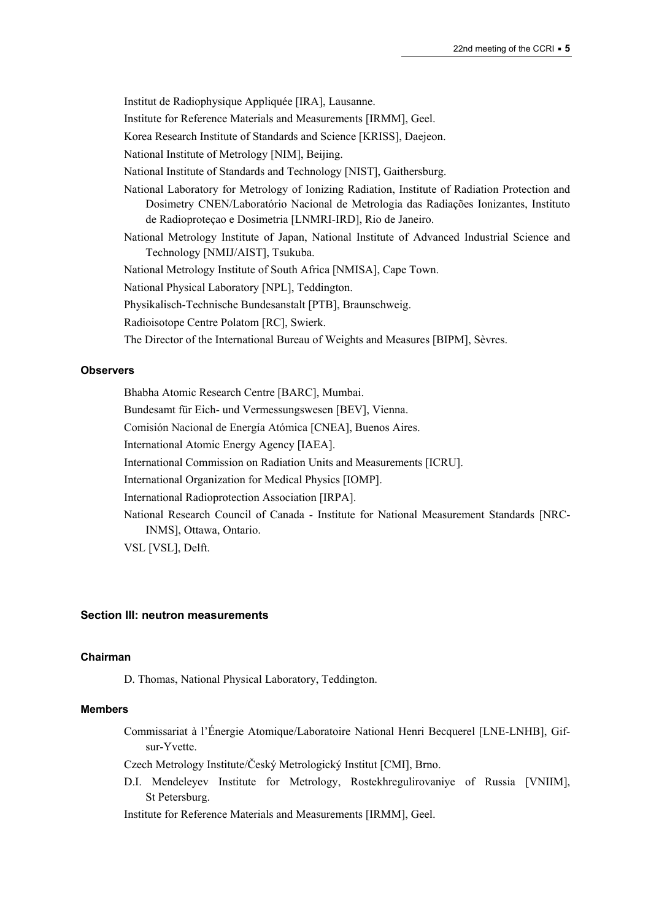Institut de Radiophysique Appliquée [IRA], Lausanne.

Institute for Reference Materials and Measurements [IRMM], Geel.

Korea Research Institute of Standards and Science [KRISS], Daejeon.

National Institute of Metrology [NIM], Beijing.

National Institute of Standards and Technology [NIST], Gaithersburg.

National Laboratory for Metrology of Ionizing Radiation, Institute of Radiation Protection and Dosimetry CNEN/Laboratório Nacional de Metrologia das Radiações Ionizantes, Instituto de Radioproteçao e Dosimetria [LNMRI-IRD], Rio de Janeiro.

National Metrology Institute of Japan, National Institute of Advanced Industrial Science and Technology [NMIJ/AIST], Tsukuba.

National Metrology Institute of South Africa [NMISA], Cape Town.

National Physical Laboratory [NPL], Teddington.

Physikalisch-Technische Bundesanstalt [PTB], Braunschweig.

Radioisotope Centre Polatom [RC], Swierk.

The Director of the International Bureau of Weights and Measures [BIPM], Sèvres.

#### Observers

Bhabha Atomic Research Centre [BARC], Mumbai.

Bundesamt für Eich- und Vermessungswesen [BEV], Vienna.

Comisión Nacional de Energía Atómica [CNEA], Buenos Aires.

International Atomic Energy Agency [IAEA].

International Commission on Radiation Units and Measurements [ICRU].

International Organization for Medical Physics [IOMP].

International Radioprotection Association [IRPA].

National Research Council of Canada - Institute for National Measurement Standards [NRC-INMS], Ottawa, Ontario.

VSL [VSL], Delft.

### Section III: neutron measurements

#### Chairman

D. Thomas, National Physical Laboratory, Teddington.

#### Members

Commissariat à l'Énergie Atomique/Laboratoire National Henri Becquerel [LNE-LNHB], Gif-sur-Yvette.

Czech Metrology Institute/Český Metrologický Institut [CMI], Brno.

D.I. Mendeleyev Institute for Metrology, Rostekhregulirovaniye of Russia [VNIIM], St Petersburg.

Institute for Reference Materials and Measurements [IRMM], Geel.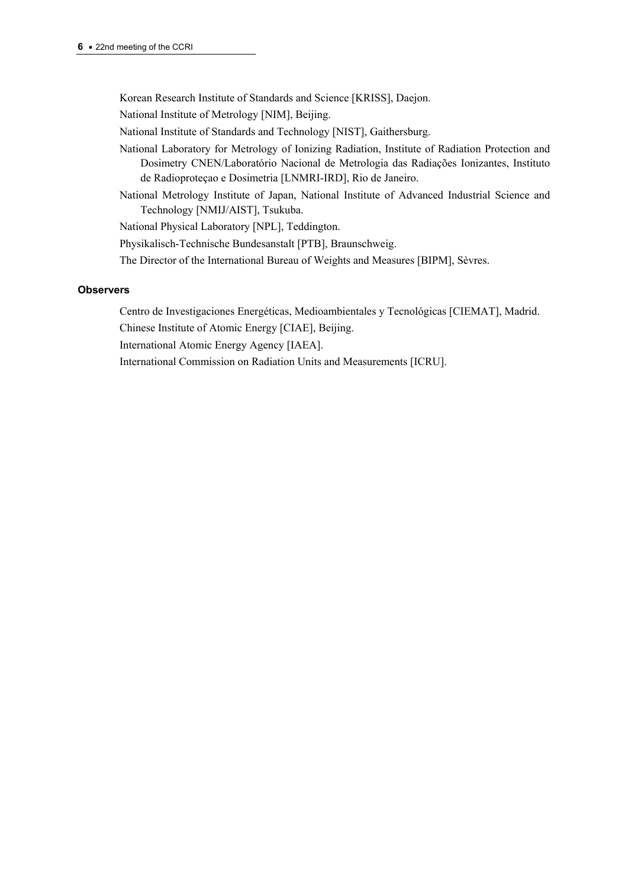Korean Research Institute of Standards and Science [KRISS], Daejon.

National Institute of Metrology [NIM], Beijing.

National Institute of Standards and Technology [NIST], Gaithersburg.

National Laboratory for Metrology of Ionizing Radiation, Institute of Radiation Protection and Dosimetry CNEN/Laboratório Nacional de Metrologia das Radiações Ionizantes, Instituto de Radioproteçao e Dosimetria [LNMRI-IRD], Rio de Janeiro.

National Metrology Institute of Japan, National Institute of Advanced Industrial Science and Technology [NMIJ/AIST], Tsukuba.

National Physical Laboratory [NPL], Teddington.

Physikalisch-Technische Bundesanstalt [PTB], Braunschweig.

The Director of the International Bureau of Weights and Measures [BIPM], Sèvres.

**Observers**

Centro de Investigaciones Energéticas, Medioambientales y Tecnológicas [CIEMAT], Madrid.

Chinese Institute of Atomic Energy [CIAE], Beijing.

International Atomic Energy Agency [IAEA].

International Commission on Radiation Units and Measurements [ICRU].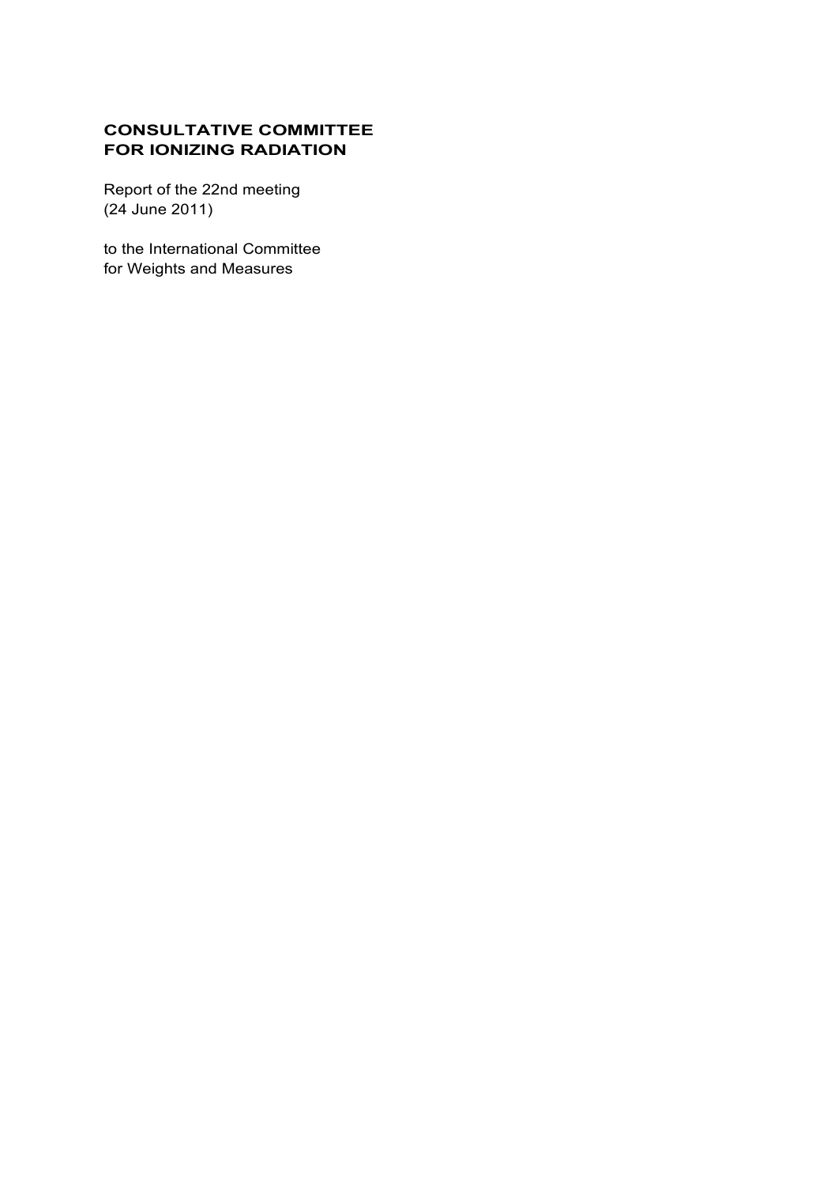# CONSULTATIVE COMMITTEE FOR IONIZING RADIATION

Report of the 22nd meeting
(24 June 2011)

to the International Committee
for Weights and Measures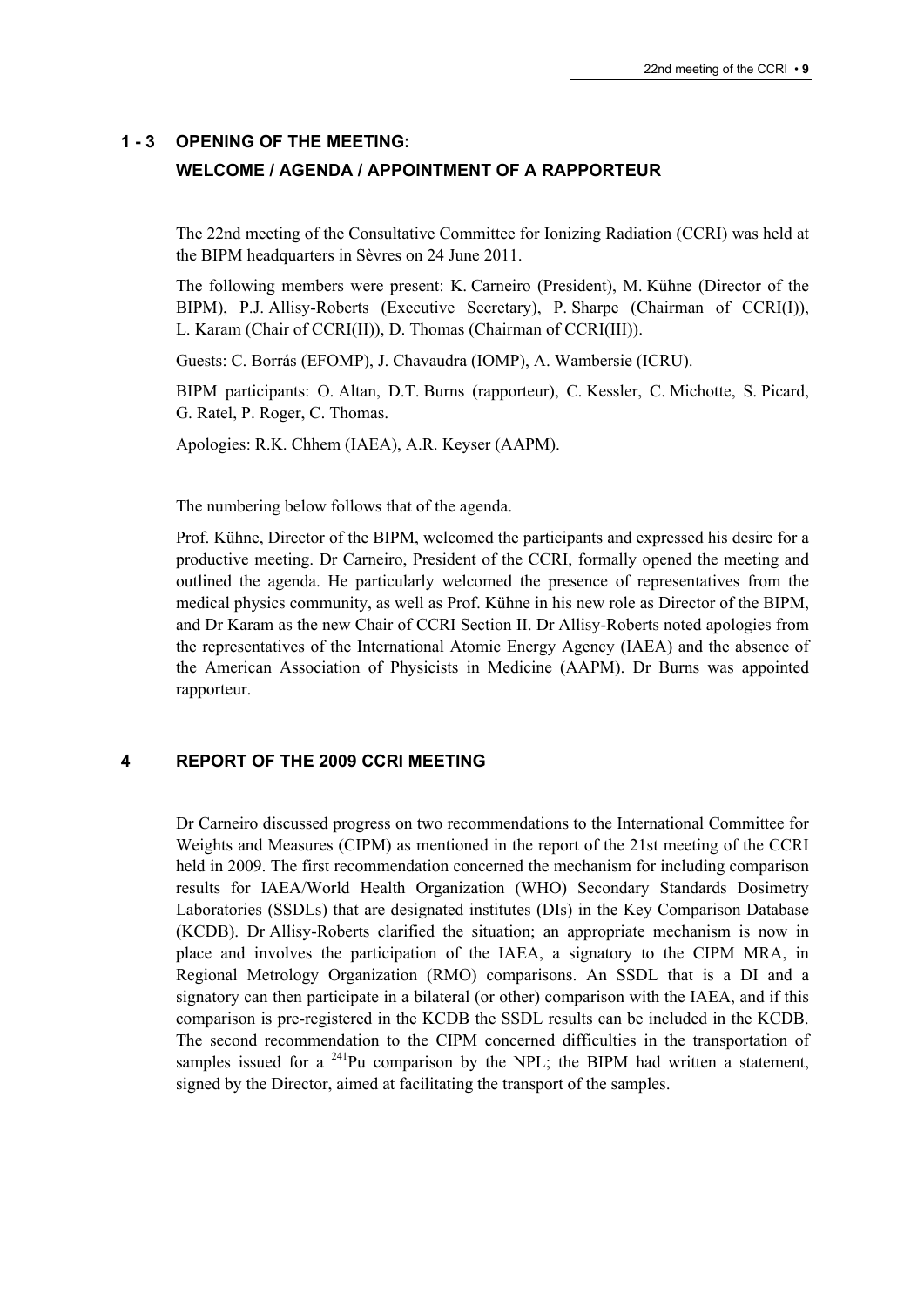## 1 - 3 OPENING OF THE MEETING: WELCOME / AGENDA / APPOINTMENT OF A RAPPORTEUR

The 22nd meeting of the Consultative Committee for Ionizing Radiation (CCRI) was held at the BIPM headquarters in Sèvres on 24 June 2011.

The following members were present: K. Carneiro (President), M. Kühne (Director of the BIPM), P.J. Allisy-Roberts (Executive Secretary), P. Sharpe (Chairman of CCRI(I)), L. Karam (Chair of CCRI(II)), D. Thomas (Chairman of CCRI(III)).

Guests: C. Borrás (EFOMP), J. Chavaudra (IOMP), A. Wambersie (ICRU).

BIPM participants: O. Altan, D.T. Burns (rapporteur), C. Kessler, C. Michotte, S. Picard, G. Ratel, P. Roger, C. Thomas.

Apologies: R.K. Chhem (IAEA), A.R. Keyser (AAPM).

The numbering below follows that of the agenda.

Prof. Kühne, Director of the BIPM, welcomed the participants and expressed his desire for a productive meeting. Dr Carneiro, President of the CCRI, formally opened the meeting and outlined the agenda. He particularly welcomed the presence of representatives from the medical physics community, as well as Prof. Kühne in his new role as Director of the BIPM, and Dr Karam as the new Chair of CCRI Section II. Dr Allisy-Roberts noted apologies from the representatives of the International Atomic Energy Agency (IAEA) and the absence of the American Association of Physicists in Medicine (AAPM). Dr Burns was appointed rapporteur.

## 4 REPORT OF THE 2009 CCRI MEETING

Dr Carneiro discussed progress on two recommendations to the International Committee for Weights and Measures (CIPM) as mentioned in the report of the 21st meeting of the CCRI held in 2009. The first recommendation concerned the mechanism for including comparison results for IAEA/World Health Organization (WHO) Secondary Standards Dosimetry Laboratories (SSDLs) that are designated institutes (DIs) in the Key Comparison Database (KCDB). Dr Allisy-Roberts clarified the situation; an appropriate mechanism is now in place and involves the participation of the IAEA, a signatory to the CIPM MRA, in Regional Metrology Organization (RMO) comparisons. An SSDL that is a DI and a signatory can then participate in a bilateral (or other) comparison with the IAEA, and if this comparison is pre-registered in the KCDB the SSDL results can be included in the KCDB. The second recommendation to the CIPM concerned difficulties in the transportation of samples issued for a $^{241}$Pu comparison by the NPL; the BIPM had written a statement, signed by the Director, aimed at facilitating the transport of the samples.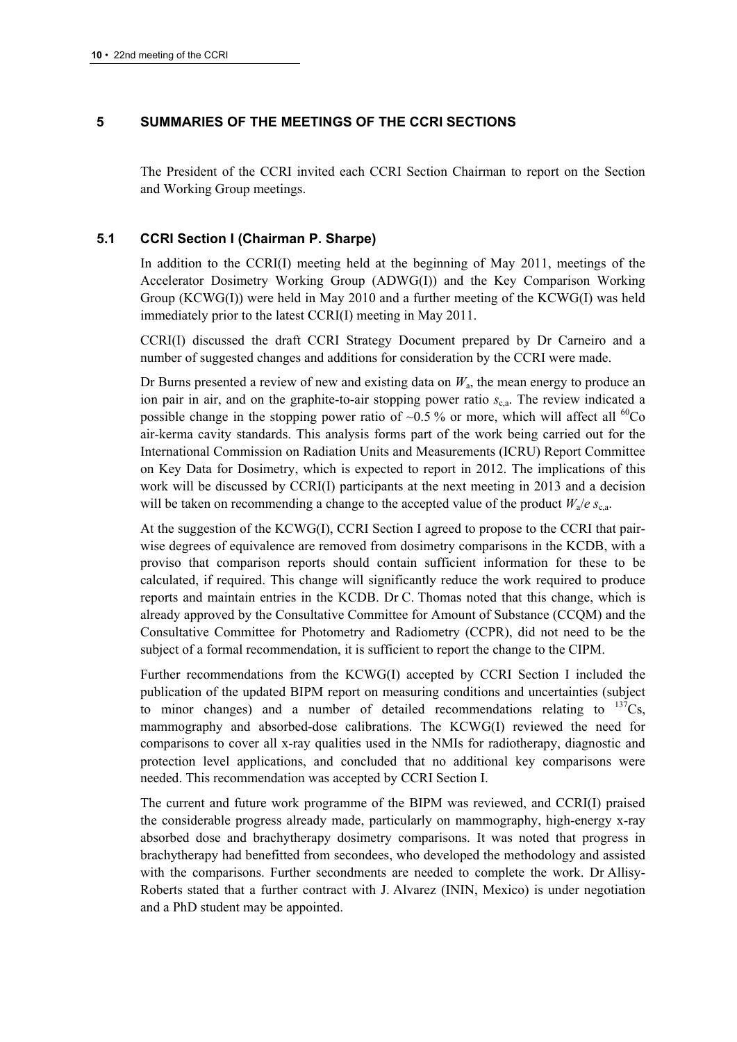## 5 SUMMARIES OF THE MEETINGS OF THE CCRI SECTIONS

The President of the CCRI invited each CCRI Section Chairman to report on the Section and Working Group meetings.

### 5.1 CCRI Section I (Chairman P. Sharpe)

In addition to the CCRI(I) meeting held at the beginning of May 2011, meetings of the Accelerator Dosimetry Working Group (ADWG(I)) and the Key Comparison Working Group (KCWG(I)) were held in May 2010 and a further meeting of the KCWG(I) was held immediately prior to the latest CCRI(I) meeting in May 2011.

CCRI(I) discussed the draft CCRI Strategy Document prepared by Dr Carneiro and a number of suggested changes and additions for consideration by the CCRI were made.

Dr Burns presented a review of new and existing data on $W_a$, the mean energy to produce an ion pair in air, and on the graphite-to-air stopping power ratio $s_{c,a}$. The review indicated a possible change in the stopping power ratio of ~0.5 % or more, which will affect all $^{60}$Co air-kerma cavity standards. This analysis forms part of the work being carried out for the International Commission on Radiation Units and Measurements (ICRU) Report Committee on Key Data for Dosimetry, which is expected to report in 2012. The implications of this work will be discussed by CCRI(I) participants at the next meeting in 2013 and a decision will be taken on recommending a change to the accepted value of the product $W_a/e\ s_{c,a}$.

At the suggestion of the KCWG(I), CCRI Section I agreed to propose to the CCRI that pair-wise degrees of equivalence are removed from dosimetry comparisons in the KCDB, with a proviso that comparison reports should contain sufficient information for these to be calculated, if required. This change will significantly reduce the work required to produce reports and maintain entries in the KCDB. Dr C. Thomas noted that this change, which is already approved by the Consultative Committee for Amount of Substance (CCQM) and the Consultative Committee for Photometry and Radiometry (CCPR), did not need to be the subject of a formal recommendation, it is sufficient to report the change to the CIPM.

Further recommendations from the KCWG(I) accepted by CCRI Section I included the publication of the updated BIPM report on measuring conditions and uncertainties (subject to minor changes) and a number of detailed recommendations relating to $^{137}$Cs, mammography and absorbed-dose calibrations. The KCWG(I) reviewed the need for comparisons to cover all x-ray qualities used in the NMIs for radiotherapy, diagnostic and protection level applications, and concluded that no additional key comparisons were needed. This recommendation was accepted by CCRI Section I.

The current and future work programme of the BIPM was reviewed, and CCRI(I) praised the considerable progress already made, particularly on mammography, high-energy x-ray absorbed dose and brachytherapy dosimetry comparisons. It was noted that progress in brachytherapy had benefitted from secondees, who developed the methodology and assisted with the comparisons. Further secondments are needed to complete the work. Dr Allisy-Roberts stated that a further contract with J. Alvarez (ININ, Mexico) is under negotiation and a PhD student may be appointed.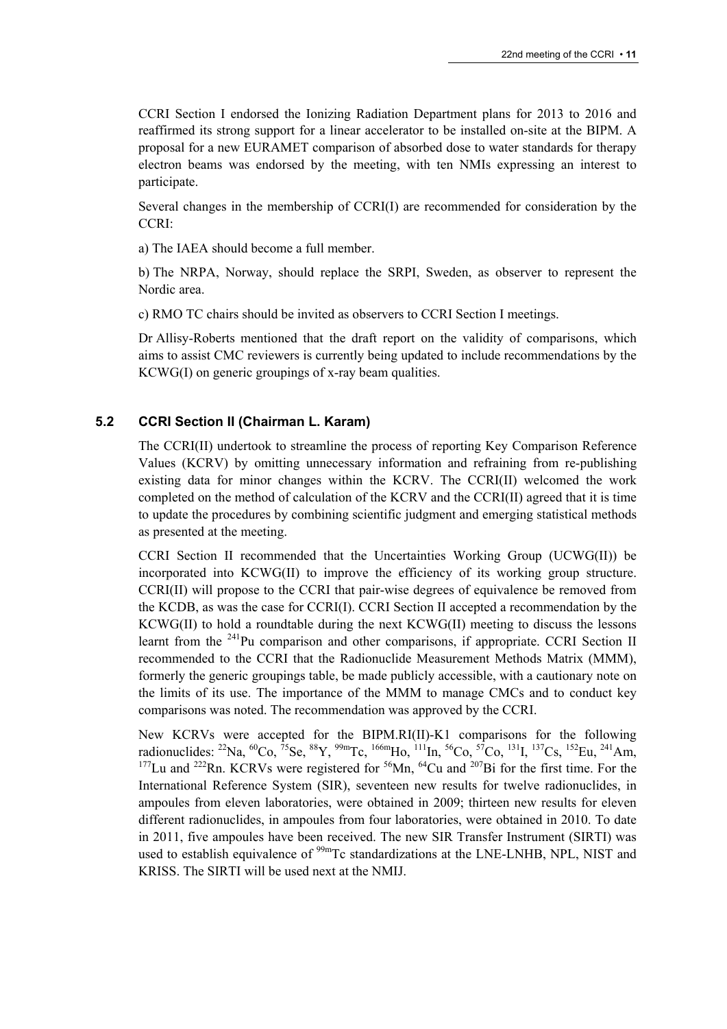CCRI Section I endorsed the Ionizing Radiation Department plans for 2013 to 2016 and reaffirmed its strong support for a linear accelerator to be installed on-site at the BIPM. A proposal for a new EURAMET comparison of absorbed dose to water standards for therapy electron beams was endorsed by the meeting, with ten NMIs expressing an interest to participate.

Several changes in the membership of CCRI(I) are recommended for consideration by the CCRI:

a) The IAEA should become a full member.

b) The NRPA, Norway, should replace the SRPI, Sweden, as observer to represent the Nordic area.

c) RMO TC chairs should be invited as observers to CCRI Section I meetings.

Dr Allisy-Roberts mentioned that the draft report on the validity of comparisons, which aims to assist CMC reviewers is currently being updated to include recommendations by the KCWG(I) on generic groupings of x-ray beam qualities.

### 5.2 CCRI Section II (Chairman L. Karam)

The CCRI(II) undertook to streamline the process of reporting Key Comparison Reference Values (KCRV) by omitting unnecessary information and refraining from re-publishing existing data for minor changes within the KCRV. The CCRI(II) welcomed the work completed on the method of calculation of the KCRV and the CCRI(II) agreed that it is time to update the procedures by combining scientific judgment and emerging statistical methods as presented at the meeting.

CCRI Section II recommended that the Uncertainties Working Group (UCWG(II)) be incorporated into KCWG(II) to improve the efficiency of its working group structure. CCRI(II) will propose to the CCRI that pair-wise degrees of equivalence be removed from the KCDB, as was the case for CCRI(I). CCRI Section II accepted a recommendation by the KCWG(II) to hold a roundtable during the next KCWG(II) meeting to discuss the lessons learnt from the $^{241}$Pu comparison and other comparisons, if appropriate. CCRI Section II recommended to the CCRI that the Radionuclide Measurement Methods Matrix (MMM), formerly the generic groupings table, be made publicly accessible, with a cautionary note on the limits of its use. The importance of the MMM to manage CMCs and to conduct key comparisons was noted. The recommendation was approved by the CCRI.

New KCRVs were accepted for the BIPM.RI(II)-K1 comparisons for the following radionuclides: $^{22}$Na, $^{60}$Co, $^{75}$Se, $^{88}$Y, $^{99m}$Tc, $^{166m}$Ho, $^{111}$In, $^{56}$Co, $^{57}$Co, $^{131}$I, $^{137}$Cs, $^{152}$Eu, $^{241}$Am, $^{177}$Lu and $^{222}$Rn. KCRVs were registered for $^{56}$Mn, $^{64}$Cu and $^{207}$Bi for the first time. For the International Reference System (SIR), seventeen new results for twelve radionuclides, in ampoules from eleven laboratories, were obtained in 2009; thirteen new results for eleven different radionuclides, in ampoules from four laboratories, were obtained in 2010. To date in 2011, five ampoules have been received. The new SIR Transfer Instrument (SIRTI) was used to establish equivalence of $^{99m}$Tc standardizations at the LNE-LNHB, NPL, NIST and KRISS. The SIRTI will be used next at the NMIJ.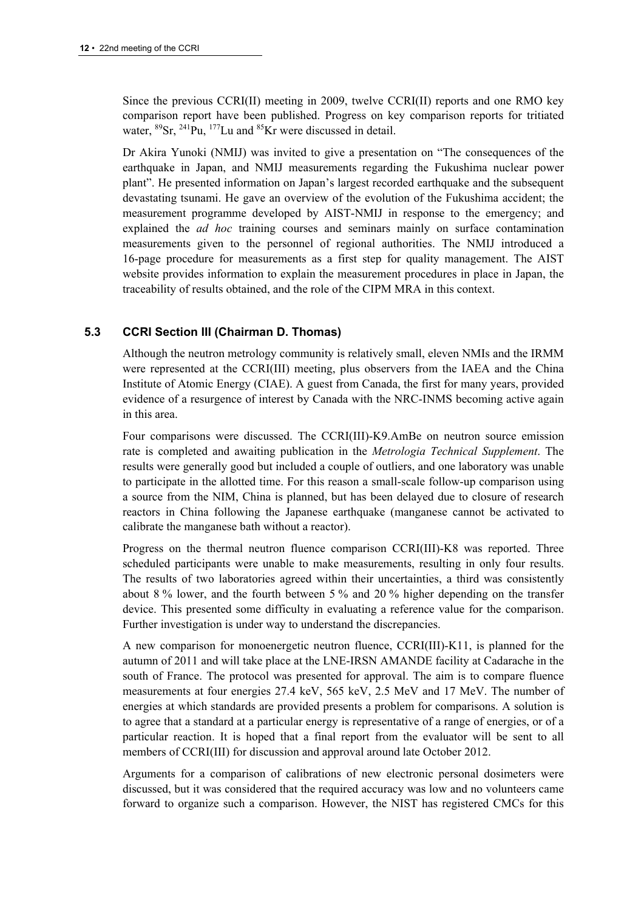Since the previous CCRI(II) meeting in 2009, twelve CCRI(II) reports and one RMO key comparison report have been published. Progress on key comparison reports for tritiated water, $^{89}Sr$, $^{241}Pu$, $^{177}Lu$ and $^{85}Kr$ were discussed in detail.

Dr Akira Yunoki (NMIJ) was invited to give a presentation on "The consequences of the earthquake in Japan, and NMIJ measurements regarding the Fukushima nuclear power plant". He presented information on Japan's largest recorded earthquake and the subsequent devastating tsunami. He gave an overview of the evolution of the Fukushima accident; the measurement programme developed by AIST-NMIJ in response to the emergency; and explained the *ad hoc* training courses and seminars mainly on surface contamination measurements given to the personnel of regional authorities. The NMIJ introduced a 16-page procedure for measurements as a first step for quality management. The AIST website provides information to explain the measurement procedures in place in Japan, the traceability of results obtained, and the role of the CIPM MRA in this context.

### 5.3 CCRI Section III (Chairman D. Thomas)

Although the neutron metrology community is relatively small, eleven NMIs and the IRMM were represented at the CCRI(III) meeting, plus observers from the IAEA and the China Institute of Atomic Energy (CIAE). A guest from Canada, the first for many years, provided evidence of a resurgence of interest by Canada with the NRC-INMS becoming active again in this area.

Four comparisons were discussed. The CCRI(III)-K9.AmBe on neutron source emission rate is completed and awaiting publication in the *Metrologia Technical Supplement*. The results were generally good but included a couple of outliers, and one laboratory was unable to participate in the allotted time. For this reason a small-scale follow-up comparison using a source from the NIM, China is planned, but has been delayed due to closure of research reactors in China following the Japanese earthquake (manganese cannot be activated to calibrate the manganese bath without a reactor).

Progress on the thermal neutron fluence comparison CCRI(III)-K8 was reported. Three scheduled participants were unable to make measurements, resulting in only four results. The results of two laboratories agreed within their uncertainties, a third was consistently about 8 % lower, and the fourth between 5 % and 20 % higher depending on the transfer device. This presented some difficulty in evaluating a reference value for the comparison. Further investigation is under way to understand the discrepancies.

A new comparison for monoenergetic neutron fluence, CCRI(III)-K11, is planned for the autumn of 2011 and will take place at the LNE-IRSN AMANDE facility at Cadarache in the south of France. The protocol was presented for approval. The aim is to compare fluence measurements at four energies 27.4 keV, 565 keV, 2.5 MeV and 17 MeV. The number of energies at which standards are provided presents a problem for comparisons. A solution is to agree that a standard at a particular energy is representative of a range of energies, or of a particular reaction. It is hoped that a final report from the evaluator will be sent to all members of CCRI(III) for discussion and approval around late October 2012.

Arguments for a comparison of calibrations of new electronic personal dosimeters were discussed, but it was considered that the required accuracy was low and no volunteers came forward to organize such a comparison. However, the NIST has registered CMCs for this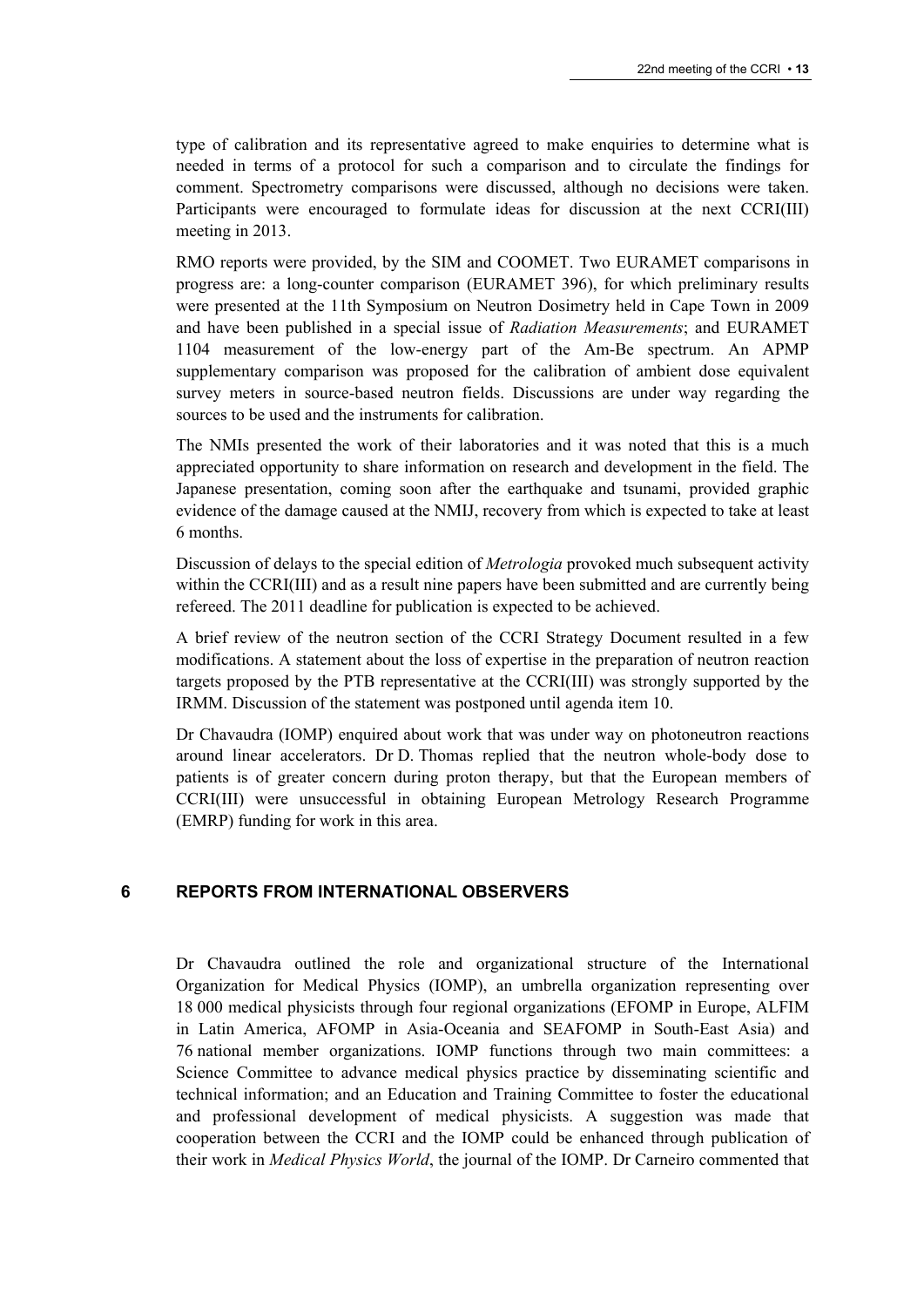type of calibration and its representative agreed to make enquiries to determine what is needed in terms of a protocol for such a comparison and to circulate the findings for comment. Spectrometry comparisons were discussed, although no decisions were taken. Participants were encouraged to formulate ideas for discussion at the next CCRI(III) meeting in 2013.

RMO reports were provided, by the SIM and COOMET. Two EURAMET comparisons in progress are: a long-counter comparison (EURAMET 396), for which preliminary results were presented at the 11th Symposium on Neutron Dosimetry held in Cape Town in 2009 and have been published in a special issue of *Radiation Measurements*; and EURAMET 1104 measurement of the low-energy part of the Am-Be spectrum. An APMP supplementary comparison was proposed for the calibration of ambient dose equivalent survey meters in source-based neutron fields. Discussions are under way regarding the sources to be used and the instruments for calibration.

The NMIs presented the work of their laboratories and it was noted that this is a much appreciated opportunity to share information on research and development in the field. The Japanese presentation, coming soon after the earthquake and tsunami, provided graphic evidence of the damage caused at the NMIJ, recovery from which is expected to take at least 6 months.

Discussion of delays to the special edition of *Metrologia* provoked much subsequent activity within the CCRI(III) and as a result nine papers have been submitted and are currently being refereed. The 2011 deadline for publication is expected to be achieved.

A brief review of the neutron section of the CCRI Strategy Document resulted in a few modifications. A statement about the loss of expertise in the preparation of neutron reaction targets proposed by the PTB representative at the CCRI(III) was strongly supported by the IRMM. Discussion of the statement was postponed until agenda item 10.

Dr Chavaudra (IOMP) enquired about work that was under way on photoneutron reactions around linear accelerators. Dr D. Thomas replied that the neutron whole-body dose to patients is of greater concern during proton therapy, but that the European members of CCRI(III) were unsuccessful in obtaining European Metrology Research Programme (EMRP) funding for work in this area.

## 6 REPORTS FROM INTERNATIONAL OBSERVERS

Dr Chavaudra outlined the role and organizational structure of the International Organization for Medical Physics (IOMP), an umbrella organization representing over 18 000 medical physicists through four regional organizations (EFOMP in Europe, ALFIM in Latin America, AFOMP in Asia-Oceania and SEAFOMP in South-East Asia) and 76 national member organizations. IOMP functions through two main committees: a Science Committee to advance medical physics practice by disseminating scientific and technical information; and an Education and Training Committee to foster the educational and professional development of medical physicists. A suggestion was made that cooperation between the CCRI and the IOMP could be enhanced through publication of their work in *Medical Physics World*, the journal of the IOMP. Dr Carneiro commented that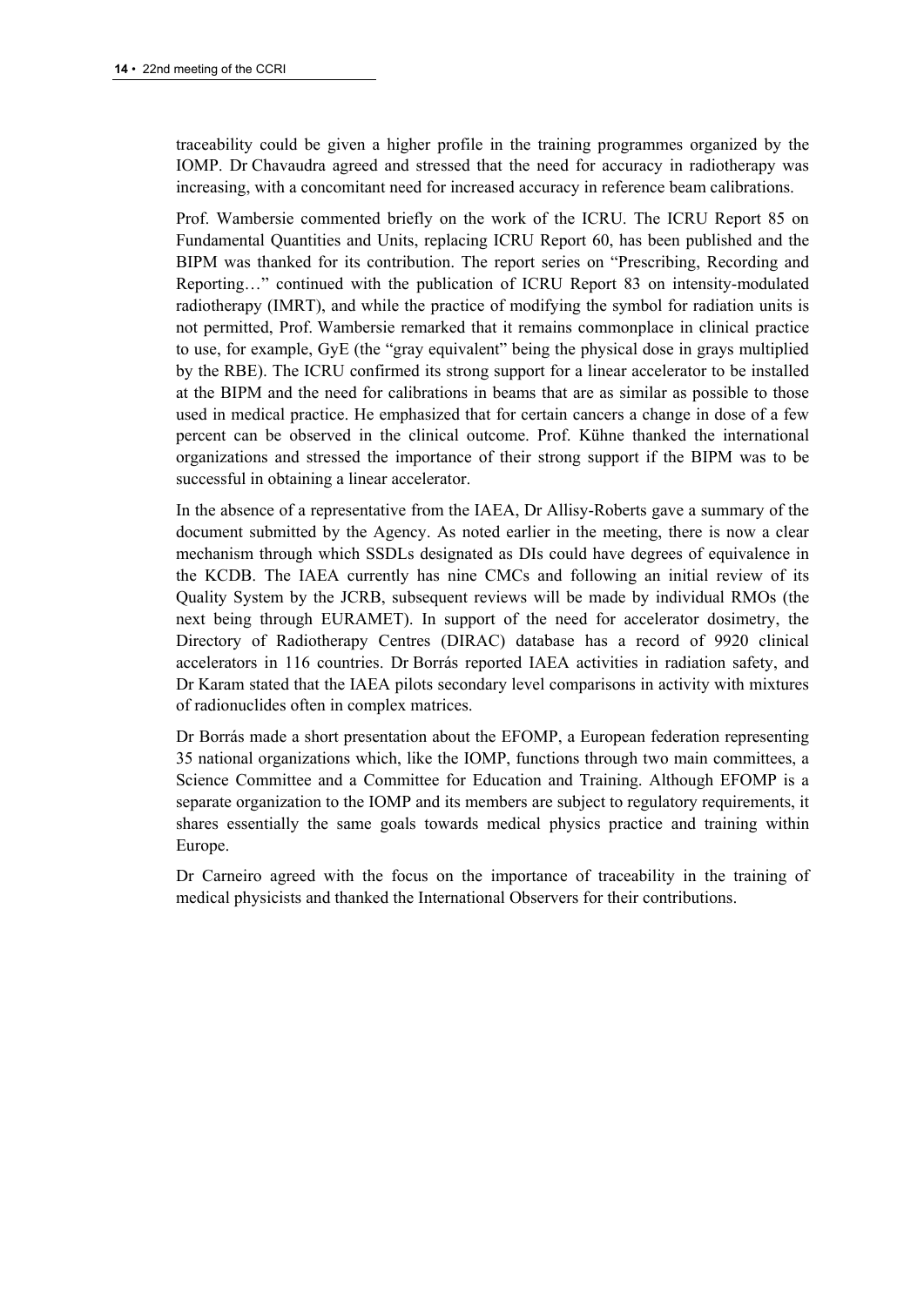traceability could be given a higher profile in the training programmes organized by the IOMP. Dr Chavaudra agreed and stressed that the need for accuracy in radiotherapy was increasing, with a concomitant need for increased accuracy in reference beam calibrations.

Prof. Wambersie commented briefly on the work of the ICRU. The ICRU Report 85 on Fundamental Quantities and Units, replacing ICRU Report 60, has been published and the BIPM was thanked for its contribution. The report series on "Prescribing, Recording and Reporting…" continued with the publication of ICRU Report 83 on intensity-modulated radiotherapy (IMRT), and while the practice of modifying the symbol for radiation units is not permitted, Prof. Wambersie remarked that it remains commonplace in clinical practice to use, for example, GyE (the "gray equivalent" being the physical dose in grays multiplied by the RBE). The ICRU confirmed its strong support for a linear accelerator to be installed at the BIPM and the need for calibrations in beams that are as similar as possible to those used in medical practice. He emphasized that for certain cancers a change in dose of a few percent can be observed in the clinical outcome. Prof. Kühne thanked the international organizations and stressed the importance of their strong support if the BIPM was to be successful in obtaining a linear accelerator.

In the absence of a representative from the IAEA, Dr Allisy-Roberts gave a summary of the document submitted by the Agency. As noted earlier in the meeting, there is now a clear mechanism through which SSDLs designated as DIs could have degrees of equivalence in the KCDB. The IAEA currently has nine CMCs and following an initial review of its Quality System by the JCRB, subsequent reviews will be made by individual RMOs (the next being through EURAMET). In support of the need for accelerator dosimetry, the Directory of Radiotherapy Centres (DIRAC) database has a record of 9920 clinical accelerators in 116 countries. Dr Borrás reported IAEA activities in radiation safety, and Dr Karam stated that the IAEA pilots secondary level comparisons in activity with mixtures of radionuclides often in complex matrices.

Dr Borrás made a short presentation about the EFOMP, a European federation representing 35 national organizations which, like the IOMP, functions through two main committees, a Science Committee and a Committee for Education and Training. Although EFOMP is a separate organization to the IOMP and its members are subject to regulatory requirements, it shares essentially the same goals towards medical physics practice and training within Europe.

Dr Carneiro agreed with the focus on the importance of traceability in the training of medical physicists and thanked the International Observers for their contributions.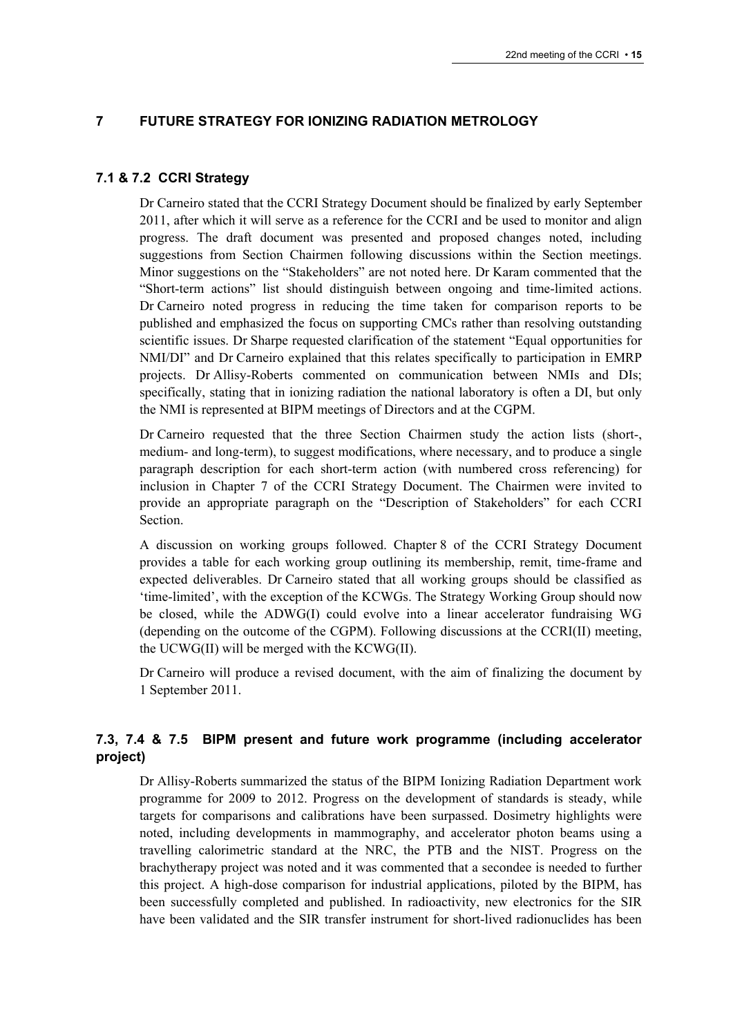## 7 FUTURE STRATEGY FOR IONIZING RADIATION METROLOGY

### 7.1 & 7.2 CCRI Strategy

Dr Carneiro stated that the CCRI Strategy Document should be finalized by early September 2011, after which it will serve as a reference for the CCRI and be used to monitor and align progress. The draft document was presented and proposed changes noted, including suggestions from Section Chairmen following discussions within the Section meetings. Minor suggestions on the "Stakeholders" are not noted here. Dr Karam commented that the "Short-term actions" list should distinguish between ongoing and time-limited actions. Dr Carneiro noted progress in reducing the time taken for comparison reports to be published and emphasized the focus on supporting CMCs rather than resolving outstanding scientific issues. Dr Sharpe requested clarification of the statement "Equal opportunities for NMI/DI" and Dr Carneiro explained that this relates specifically to participation in EMRP projects. Dr Allisy-Roberts commented on communication between NMIs and DIs; specifically, stating that in ionizing radiation the national laboratory is often a DI, but only the NMI is represented at BIPM meetings of Directors and at the CGPM.

Dr Carneiro requested that the three Section Chairmen study the action lists (short-, medium- and long-term), to suggest modifications, where necessary, and to produce a single paragraph description for each short-term action (with numbered cross referencing) for inclusion in Chapter 7 of the CCRI Strategy Document. The Chairmen were invited to provide an appropriate paragraph on the "Description of Stakeholders" for each CCRI Section.

A discussion on working groups followed. Chapter 8 of the CCRI Strategy Document provides a table for each working group outlining its membership, remit, time-frame and expected deliverables. Dr Carneiro stated that all working groups should be classified as 'time-limited', with the exception of the KCWGs. The Strategy Working Group should now be closed, while the ADWG(I) could evolve into a linear accelerator fundraising WG (depending on the outcome of the CGPM). Following discussions at the CCRI(II) meeting, the UCWG(II) will be merged with the KCWG(II).

Dr Carneiro will produce a revised document, with the aim of finalizing the document by 1 September 2011.

### 7.3, 7.4 & 7.5 BIPM present and future work programme (including accelerator project)

Dr Allisy-Roberts summarized the status of the BIPM Ionizing Radiation Department work programme for 2009 to 2012. Progress on the development of standards is steady, while targets for comparisons and calibrations have been surpassed. Dosimetry highlights were noted, including developments in mammography, and accelerator photon beams using a travelling calorimetric standard at the NRC, the PTB and the NIST. Progress on the brachytherapy project was noted and it was commented that a secondee is needed to further this project. A high-dose comparison for industrial applications, piloted by the BIPM, has been successfully completed and published. In radioactivity, new electronics for the SIR have been validated and the SIR transfer instrument for short-lived radionuclides has been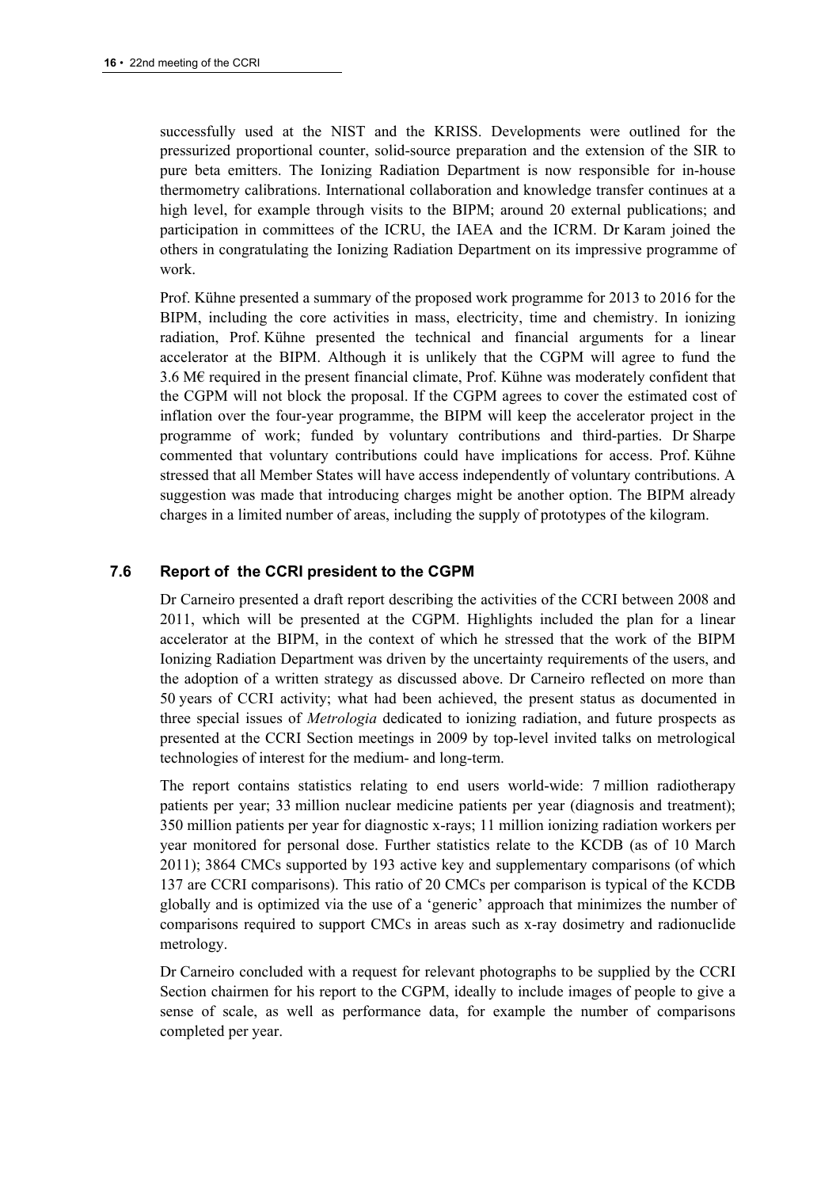successfully used at the NIST and the KRISS. Developments were outlined for the pressurized proportional counter, solid-source preparation and the extension of the SIR to pure beta emitters. The Ionizing Radiation Department is now responsible for in-house thermometry calibrations. International collaboration and knowledge transfer continues at a high level, for example through visits to the BIPM; around 20 external publications; and participation in committees of the ICRU, the IAEA and the ICRM. Dr Karam joined the others in congratulating the Ionizing Radiation Department on its impressive programme of work.

Prof. Kühne presented a summary of the proposed work programme for 2013 to 2016 for the BIPM, including the core activities in mass, electricity, time and chemistry. In ionizing radiation, Prof. Kühne presented the technical and financial arguments for a linear accelerator at the BIPM. Although it is unlikely that the CGPM will agree to fund the 3.6 M€ required in the present financial climate, Prof. Kühne was moderately confident that the CGPM will not block the proposal. If the CGPM agrees to cover the estimated cost of inflation over the four-year programme, the BIPM will keep the accelerator project in the programme of work; funded by voluntary contributions and third-parties. Dr Sharpe commented that voluntary contributions could have implications for access. Prof. Kühne stressed that all Member States will have access independently of voluntary contributions. A suggestion was made that introducing charges might be another option. The BIPM already charges in a limited number of areas, including the supply of prototypes of the kilogram.

### 7.6 Report of the CCRI president to the CGPM

Dr Carneiro presented a draft report describing the activities of the CCRI between 2008 and 2011, which will be presented at the CGPM. Highlights included the plan for a linear accelerator at the BIPM, in the context of which he stressed that the work of the BIPM Ionizing Radiation Department was driven by the uncertainty requirements of the users, and the adoption of a written strategy as discussed above. Dr Carneiro reflected on more than 50 years of CCRI activity; what had been achieved, the present status as documented in three special issues of *Metrologia* dedicated to ionizing radiation, and future prospects as presented at the CCRI Section meetings in 2009 by top-level invited talks on metrological technologies of interest for the medium- and long-term.

The report contains statistics relating to end users world-wide: 7 million radiotherapy patients per year; 33 million nuclear medicine patients per year (diagnosis and treatment); 350 million patients per year for diagnostic x-rays; 11 million ionizing radiation workers per year monitored for personal dose. Further statistics relate to the KCDB (as of 10 March 2011); 3864 CMCs supported by 193 active key and supplementary comparisons (of which 137 are CCRI comparisons). This ratio of 20 CMCs per comparison is typical of the KCDB globally and is optimized via the use of a 'generic' approach that minimizes the number of comparisons required to support CMCs in areas such as x-ray dosimetry and radionuclide metrology.

Dr Carneiro concluded with a request for relevant photographs to be supplied by the CCRI Section chairmen for his report to the CGPM, ideally to include images of people to give a sense of scale, as well as performance data, for example the number of comparisons completed per year.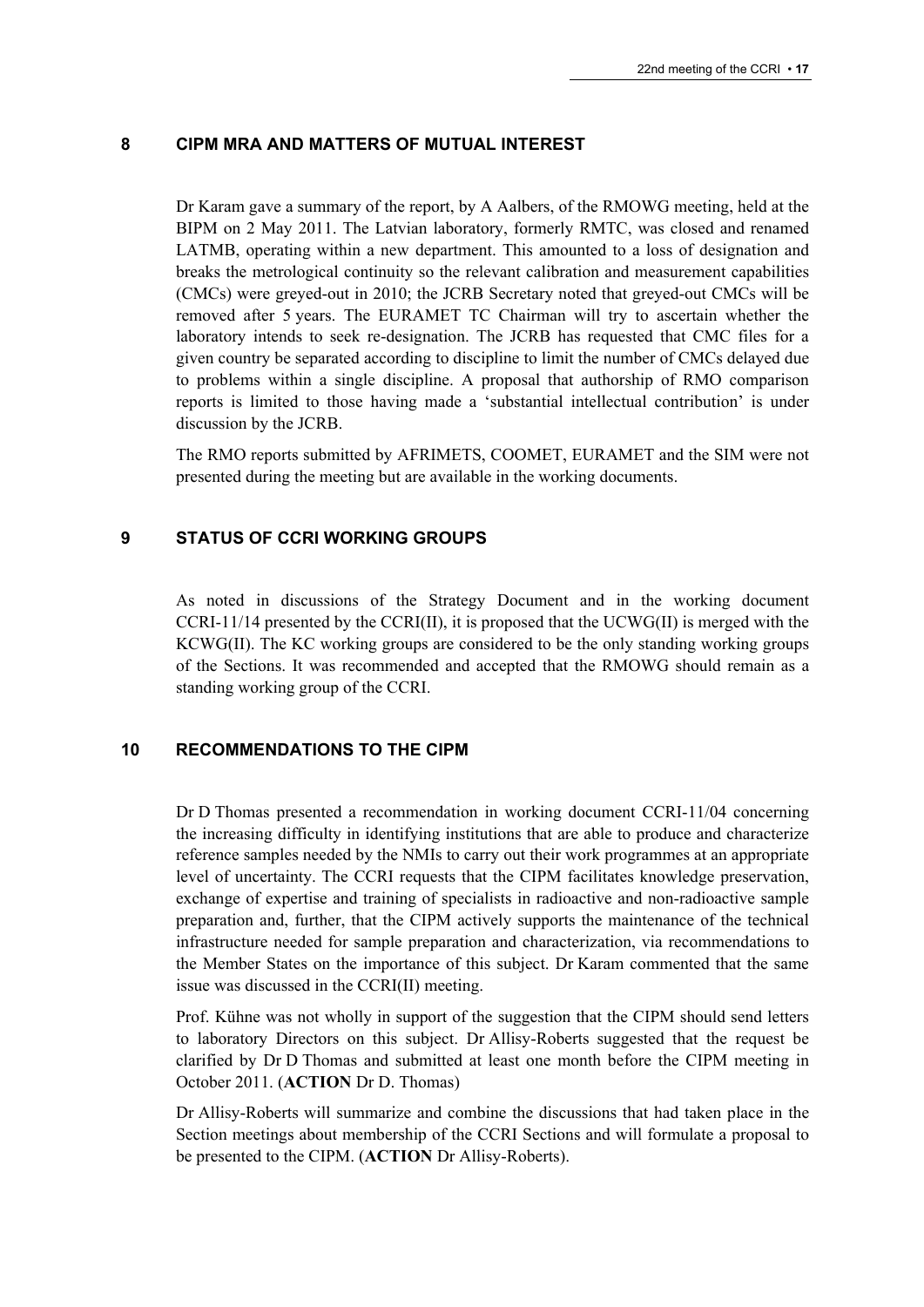## 8 CIPM MRA AND MATTERS OF MUTUAL INTEREST

Dr Karam gave a summary of the report, by A Aalbers, of the RMOWG meeting, held at the BIPM on 2 May 2011. The Latvian laboratory, formerly RMTC, was closed and renamed LATMB, operating within a new department. This amounted to a loss of designation and breaks the metrological continuity so the relevant calibration and measurement capabilities (CMCs) were greyed-out in 2010; the JCRB Secretary noted that greyed-out CMCs will be removed after 5 years. The EURAMET TC Chairman will try to ascertain whether the laboratory intends to seek re-designation. The JCRB has requested that CMC files for a given country be separated according to discipline to limit the number of CMCs delayed due to problems within a single discipline. A proposal that authorship of RMO comparison reports is limited to those having made a 'substantial intellectual contribution' is under discussion by the JCRB.

The RMO reports submitted by AFRIMETS, COOMET, EURAMET and the SIM were not presented during the meeting but are available in the working documents.

## 9 STATUS OF CCRI WORKING GROUPS

As noted in discussions of the Strategy Document and in the working document CCRI-11/14 presented by the CCRI(II), it is proposed that the UCWG(II) is merged with the KCWG(II). The KC working groups are considered to be the only standing working groups of the Sections. It was recommended and accepted that the RMOWG should remain as a standing working group of the CCRI.

## 10 RECOMMENDATIONS TO THE CIPM

Dr D Thomas presented a recommendation in working document CCRI-11/04 concerning the increasing difficulty in identifying institutions that are able to produce and characterize reference samples needed by the NMIs to carry out their work programmes at an appropriate level of uncertainty. The CCRI requests that the CIPM facilitates knowledge preservation, exchange of expertise and training of specialists in radioactive and non-radioactive sample preparation and, further, that the CIPM actively supports the maintenance of the technical infrastructure needed for sample preparation and characterization, via recommendations to the Member States on the importance of this subject. Dr Karam commented that the same issue was discussed in the CCRI(II) meeting.

Prof. Kühne was not wholly in support of the suggestion that the CIPM should send letters to laboratory Directors on this subject. Dr Allisy-Roberts suggested that the request be clarified by Dr D Thomas and submitted at least one month before the CIPM meeting in October 2011. (**ACTION** Dr D. Thomas)

Dr Allisy-Roberts will summarize and combine the discussions that had taken place in the Section meetings about membership of the CCRI Sections and will formulate a proposal to be presented to the CIPM. (**ACTION** Dr Allisy-Roberts).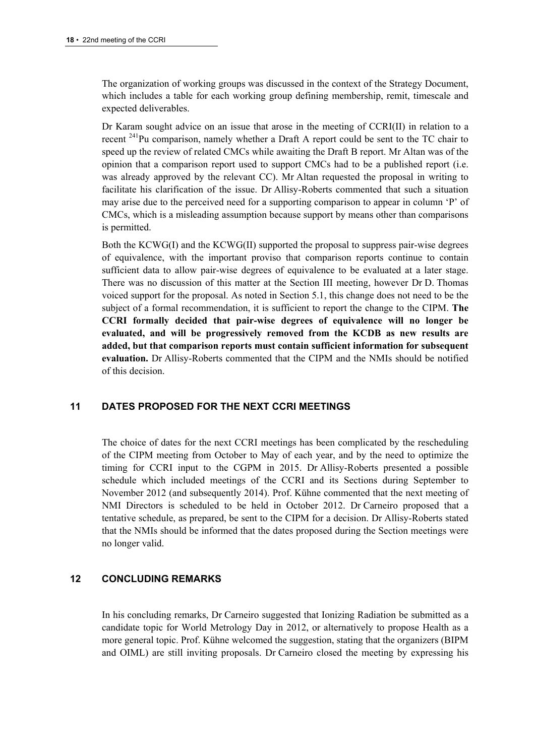The organization of working groups was discussed in the context of the Strategy Document, which includes a table for each working group defining membership, remit, timescale and expected deliverables.

Dr Karam sought advice on an issue that arose in the meeting of CCRI(II) in relation to a recent $^{241}$Pu comparison, namely whether a Draft A report could be sent to the TC chair to speed up the review of related CMCs while awaiting the Draft B report. Mr Altan was of the opinion that a comparison report used to support CMCs had to be a published report (i.e. was already approved by the relevant CC). Mr Altan requested the proposal in writing to facilitate his clarification of the issue. Dr Allisy-Roberts commented that such a situation may arise due to the perceived need for a supporting comparison to appear in column 'P' of CMCs, which is a misleading assumption because support by means other than comparisons is permitted.

Both the KCWG(I) and the KCWG(II) supported the proposal to suppress pair-wise degrees of equivalence, with the important proviso that comparison reports continue to contain sufficient data to allow pair-wise degrees of equivalence to be evaluated at a later stage. There was no discussion of this matter at the Section III meeting, however Dr D. Thomas voiced support for the proposal. As noted in Section 5.1, this change does not need to be the subject of a formal recommendation, it is sufficient to report the change to the CIPM. **The CCRI formally decided that pair-wise degrees of equivalence will no longer be evaluated, and will be progressively removed from the KCDB as new results are added, but that comparison reports must contain sufficient information for subsequent evaluation.** Dr Allisy-Roberts commented that the CIPM and the NMIs should be notified of this decision.

## 11 DATES PROPOSED FOR THE NEXT CCRI MEETINGS

The choice of dates for the next CCRI meetings has been complicated by the rescheduling of the CIPM meeting from October to May of each year, and by the need to optimize the timing for CCRI input to the CGPM in 2015. Dr Allisy-Roberts presented a possible schedule which included meetings of the CCRI and its Sections during September to November 2012 (and subsequently 2014). Prof. Kühne commented that the next meeting of NMI Directors is scheduled to be held in October 2012. Dr Carneiro proposed that a tentative schedule, as prepared, be sent to the CIPM for a decision. Dr Allisy-Roberts stated that the NMIs should be informed that the dates proposed during the Section meetings were no longer valid.

## 12 CONCLUDING REMARKS

In his concluding remarks, Dr Carneiro suggested that Ionizing Radiation be submitted as a candidate topic for World Metrology Day in 2012, or alternatively to propose Health as a more general topic. Prof. Kühne welcomed the suggestion, stating that the organizers (BIPM and OIML) are still inviting proposals. Dr Carneiro closed the meeting by expressing his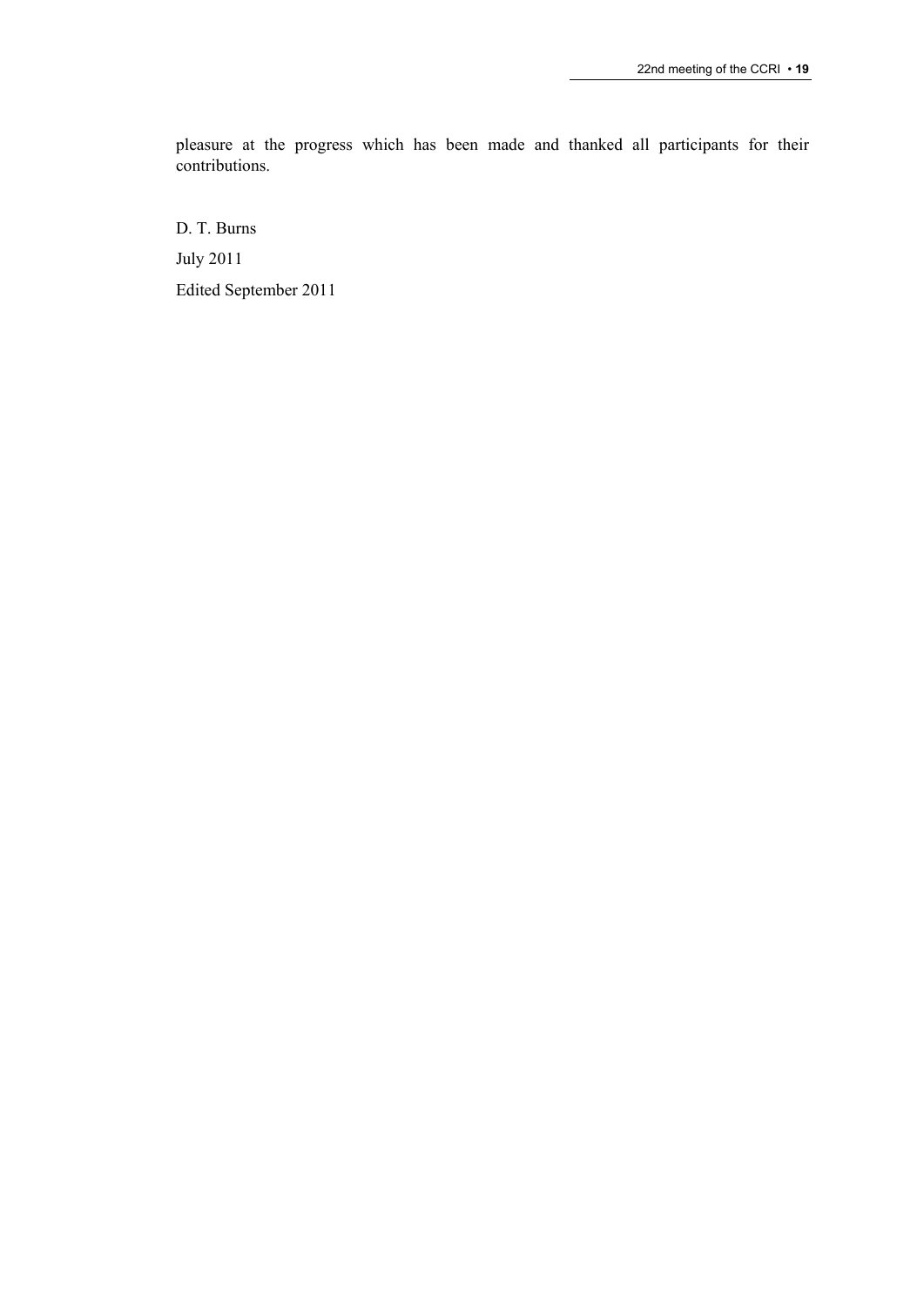pleasure at the progress which has been made and thanked all participants for their contributions.

D. T. Burns

July 2011

Edited September 2011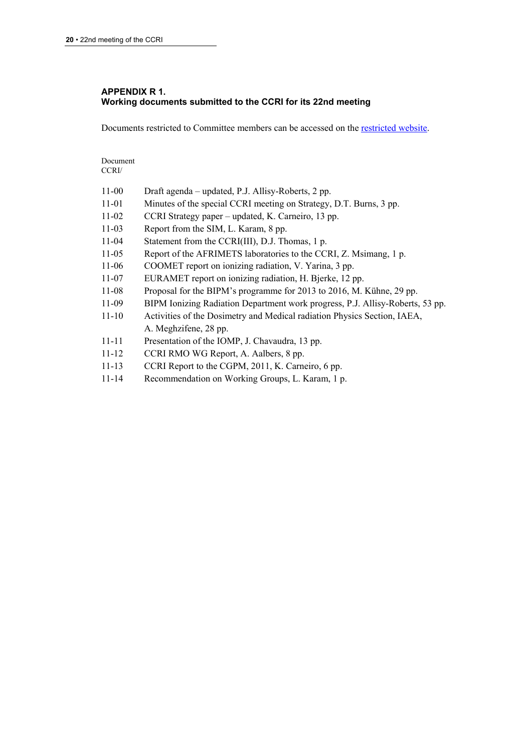#### APPENDIX R 1.
#### Working documents submitted to the CCRI for its 22nd meeting

Documents restricted to Committee members can be accessed on the [restricted website](restricted website).

Document
CCRI/

| | |
|---|---|
| 11-00 | Draft agenda – updated, P.J. Allisy-Roberts, 2 pp. |
| 11-01 | Minutes of the special CCRI meeting on Strategy, D.T. Burns, 3 pp. |
| 11-02 | CCRI Strategy paper – updated, K. Carneiro, 13 pp. |
| 11-03 | Report from the SIM, L. Karam, 8 pp. |
| 11-04 | Statement from the CCRI(III), D.J. Thomas, 1 p. |
| 11-05 | Report of the AFRIMETS laboratories to the CCRI, Z. Msimang, 1 p. |
| 11-06 | COOMET report on ionizing radiation, V. Yarina, 3 pp. |
| 11-07 | EURAMET report on ionizing radiation, H. Bjerke, 12 pp. |
| 11-08 | Proposal for the BIPM's programme for 2013 to 2016, M. Kühne, 29 pp. |
| 11-09 | BIPM Ionizing Radiation Department work progress, P.J. Allisy-Roberts, 53 pp. |
| 11-10 | Activities of the Dosimetry and Medical radiation Physics Section, IAEA, A. Meghzifene, 28 pp. |
| 11-11 | Presentation of the IOMP, J. Chavaudra, 13 pp. |
| 11-12 | CCRI RMO WG Report, A. Aalbers, 8 pp. |
| 11-13 | CCRI Report to the CGPM, 2011, K. Carneiro, 6 pp. |
| 11-14 | Recommendation on Working Groups, L. Karam, 1 p. |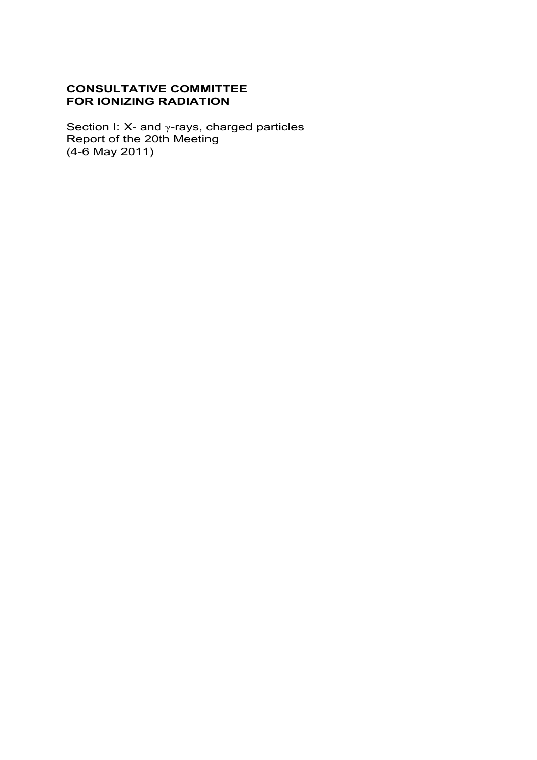**CONSULTATIVE COMMITTEE FOR IONIZING RADIATION**

Section I: X- and $\gamma$-rays, charged particles
Report of the 20th Meeting
(4-6 May 2011)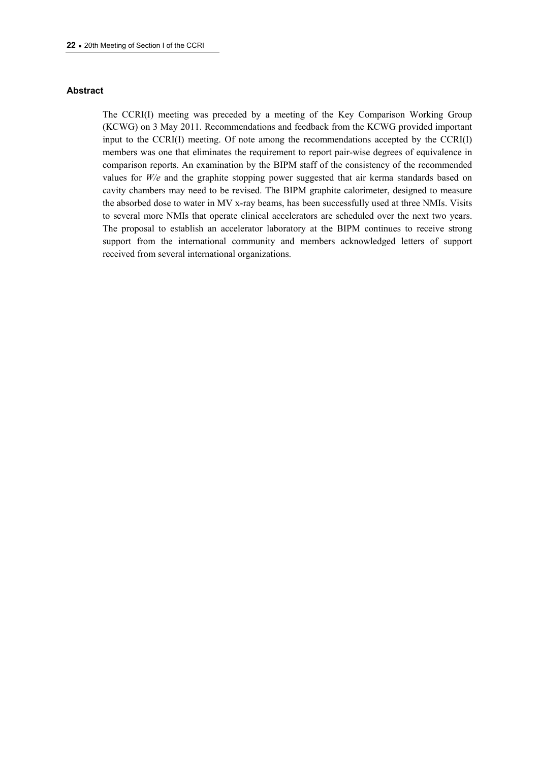## Abstract

The CCRI(I) meeting was preceded by a meeting of the Key Comparison Working Group (KCWG) on 3 May 2011. Recommendations and feedback from the KCWG provided important input to the CCRI(I) meeting. Of note among the recommendations accepted by the CCRI(I) members was one that eliminates the requirement to report pair-wise degrees of equivalence in comparison reports. An examination by the BIPM staff of the consistency of the recommended values for $W/e$ and the graphite stopping power suggested that air kerma standards based on cavity chambers may need to be revised. The BIPM graphite calorimeter, designed to measure the absorbed dose to water in MV x-ray beams, has been successfully used at three NMIs. Visits to several more NMIs that operate clinical accelerators are scheduled over the next two years. The proposal to establish an accelerator laboratory at the BIPM continues to receive strong support from the international community and members acknowledged letters of support received from several international organizations.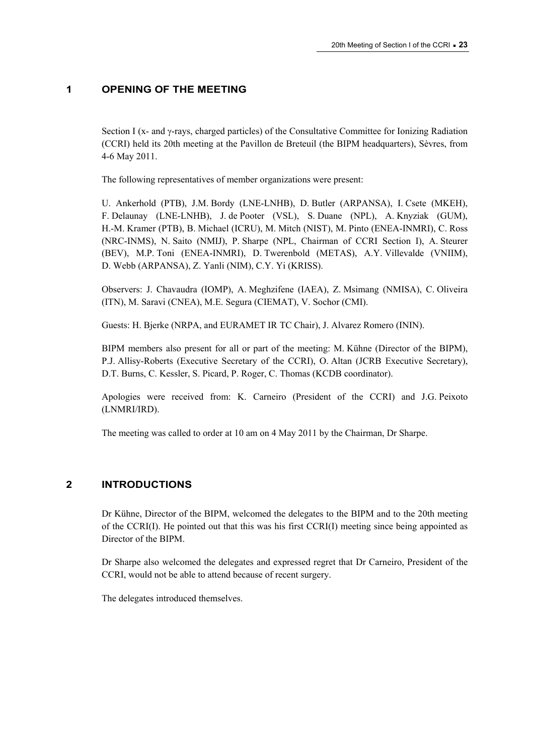## 1 OPENING OF THE MEETING

Section I (x- and γ-rays, charged particles) of the Consultative Committee for Ionizing Radiation (CCRI) held its 20th meeting at the Pavillon de Breteuil (the BIPM headquarters), Sèvres, from 4-6 May 2011.

The following representatives of member organizations were present:

U. Ankerhold (PTB), J.M. Bordy (LNE-LNHB), D. Butler (ARPANSA), I. Csete (MKEH), F. Delaunay (LNE-LNHB), J. de Pooter (VSL), S. Duane (NPL), A. Knyziak (GUM), H.-M. Kramer (PTB), B. Michael (ICRU), M. Mitch (NIST), M. Pinto (ENEA-INMRI), C. Ross (NRC-INMS), N. Saito (NMIJ), P. Sharpe (NPL, Chairman of CCRI Section I), A. Steurer (BEV), M.P. Toni (ENEA-INMRI), D. Twerenbold (METAS), A.Y. Villevalde (VNIIM), D. Webb (ARPANSA), Z. Yanli (NIM), C.Y. Yi (KRISS).

Observers: J. Chavaudra (IOMP), A. Meghzifene (IAEA), Z. Msimang (NMISA), C. Oliveira (ITN), M. Saravi (CNEA), M.E. Segura (CIEMAT), V. Sochor (CMI).

Guests: H. Bjerke (NRPA, and EURAMET IR TC Chair), J. Alvarez Romero (ININ).

BIPM members also present for all or part of the meeting: M. Kühne (Director of the BIPM), P.J. Allisy-Roberts (Executive Secretary of the CCRI), O. Altan (JCRB Executive Secretary), D.T. Burns, C. Kessler, S. Picard, P. Roger, C. Thomas (KCDB coordinator).

Apologies were received from: K. Carneiro (President of the CCRI) and J.G. Peixoto (LNMRI/IRD).

The meeting was called to order at 10 am on 4 May 2011 by the Chairman, Dr Sharpe.

## 2 INTRODUCTIONS

Dr Kühne, Director of the BIPM, welcomed the delegates to the BIPM and to the 20th meeting of the CCRI(I). He pointed out that this was his first CCRI(I) meeting since being appointed as Director of the BIPM.

Dr Sharpe also welcomed the delegates and expressed regret that Dr Carneiro, President of the CCRI, would not be able to attend because of recent surgery.

The delegates introduced themselves.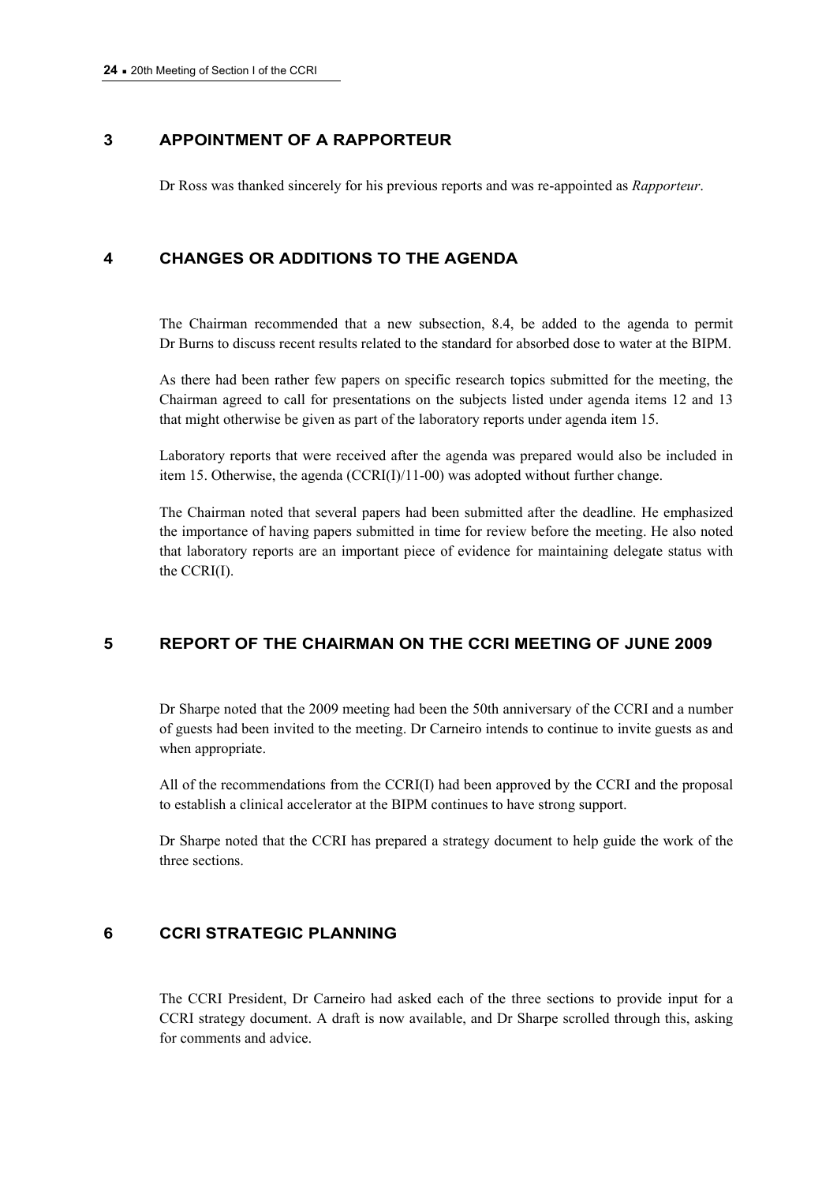## 3 APPOINTMENT OF A RAPPORTEUR

Dr Ross was thanked sincerely for his previous reports and was re-appointed as *Rapporteur*.

## 4 CHANGES OR ADDITIONS TO THE AGENDA

The Chairman recommended that a new subsection, 8.4, be added to the agenda to permit Dr Burns to discuss recent results related to the standard for absorbed dose to water at the BIPM.

As there had been rather few papers on specific research topics submitted for the meeting, the Chairman agreed to call for presentations on the subjects listed under agenda items 12 and 13 that might otherwise be given as part of the laboratory reports under agenda item 15.

Laboratory reports that were received after the agenda was prepared would also be included in item 15. Otherwise, the agenda (CCRI(I)/11-00) was adopted without further change.

The Chairman noted that several papers had been submitted after the deadline. He emphasized the importance of having papers submitted in time for review before the meeting. He also noted that laboratory reports are an important piece of evidence for maintaining delegate status with the CCRI(I).

## 5 REPORT OF THE CHAIRMAN ON THE CCRI MEETING OF JUNE 2009

Dr Sharpe noted that the 2009 meeting had been the 50th anniversary of the CCRI and a number of guests had been invited to the meeting. Dr Carneiro intends to continue to invite guests as and when appropriate.

All of the recommendations from the CCRI(I) had been approved by the CCRI and the proposal to establish a clinical accelerator at the BIPM continues to have strong support.

Dr Sharpe noted that the CCRI has prepared a strategy document to help guide the work of the three sections.

## 6 CCRI STRATEGIC PLANNING

The CCRI President, Dr Carneiro had asked each of the three sections to provide input for a CCRI strategy document. A draft is now available, and Dr Sharpe scrolled through this, asking for comments and advice.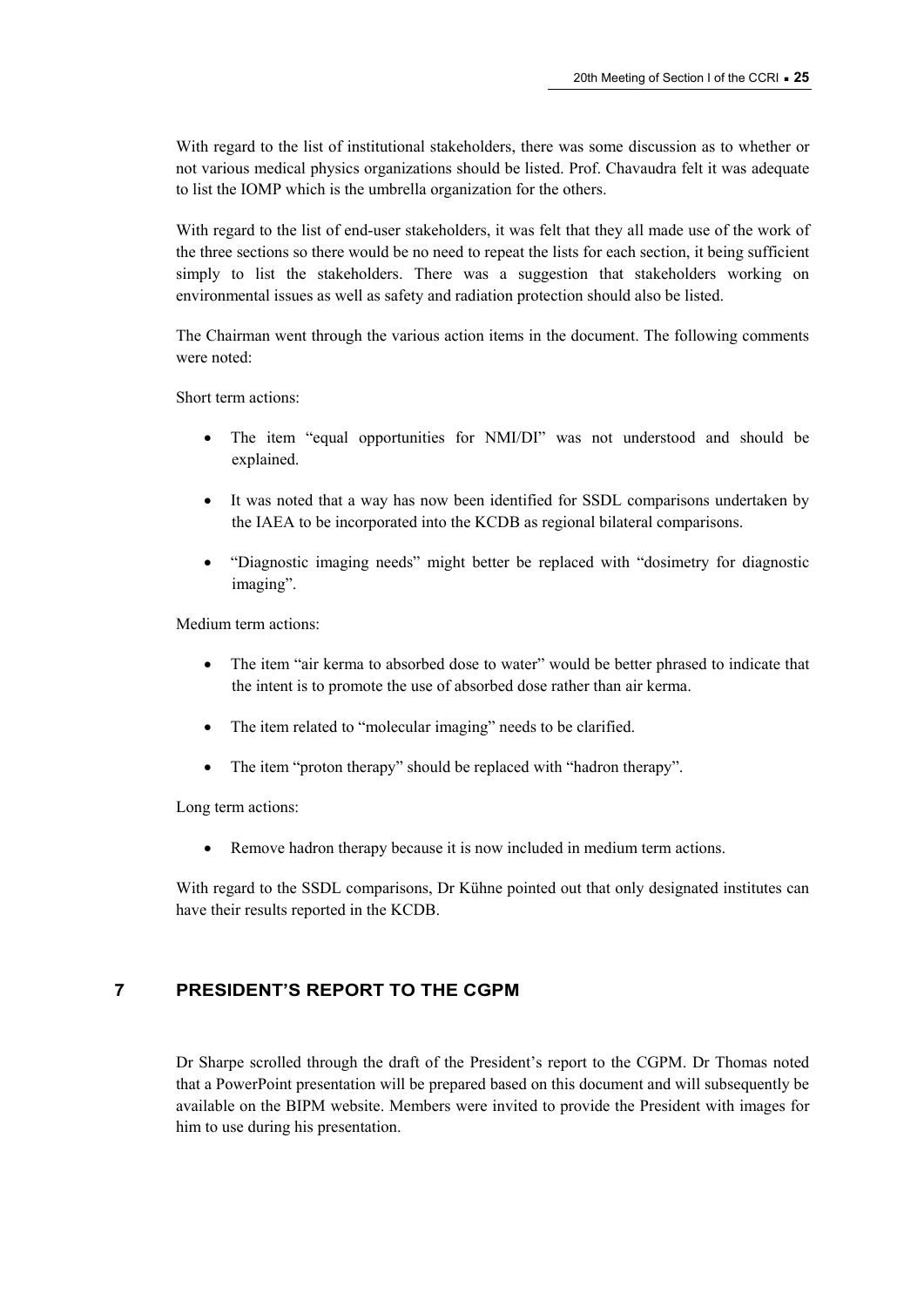With regard to the list of institutional stakeholders, there was some discussion as to whether or not various medical physics organizations should be listed. Prof. Chavaudra felt it was adequate to list the IOMP which is the umbrella organization for the others.

With regard to the list of end-user stakeholders, it was felt that they all made use of the work of the three sections so there would be no need to repeat the lists for each section, it being sufficient simply to list the stakeholders. There was a suggestion that stakeholders working on environmental issues as well as safety and radiation protection should also be listed.

The Chairman went through the various action items in the document. The following comments were noted:

Short term actions:

- The item "equal opportunities for NMI/DI" was not understood and should be explained.
- It was noted that a way has now been identified for SSDL comparisons undertaken by the IAEA to be incorporated into the KCDB as regional bilateral comparisons.
- "Diagnostic imaging needs" might better be replaced with "dosimetry for diagnostic imaging".

Medium term actions:

- The item "air kerma to absorbed dose to water" would be better phrased to indicate that the intent is to promote the use of absorbed dose rather than air kerma.
- The item related to "molecular imaging" needs to be clarified.
- The item "proton therapy" should be replaced with "hadron therapy".

Long term actions:

- Remove hadron therapy because it is now included in medium term actions.

With regard to the SSDL comparisons, Dr Kühne pointed out that only designated institutes can have their results reported in the KCDB.

## 7 PRESIDENT'S REPORT TO THE CGPM

Dr Sharpe scrolled through the draft of the President's report to the CGPM. Dr Thomas noted that a PowerPoint presentation will be prepared based on this document and will subsequently be available on the BIPM website. Members were invited to provide the President with images for him to use during his presentation.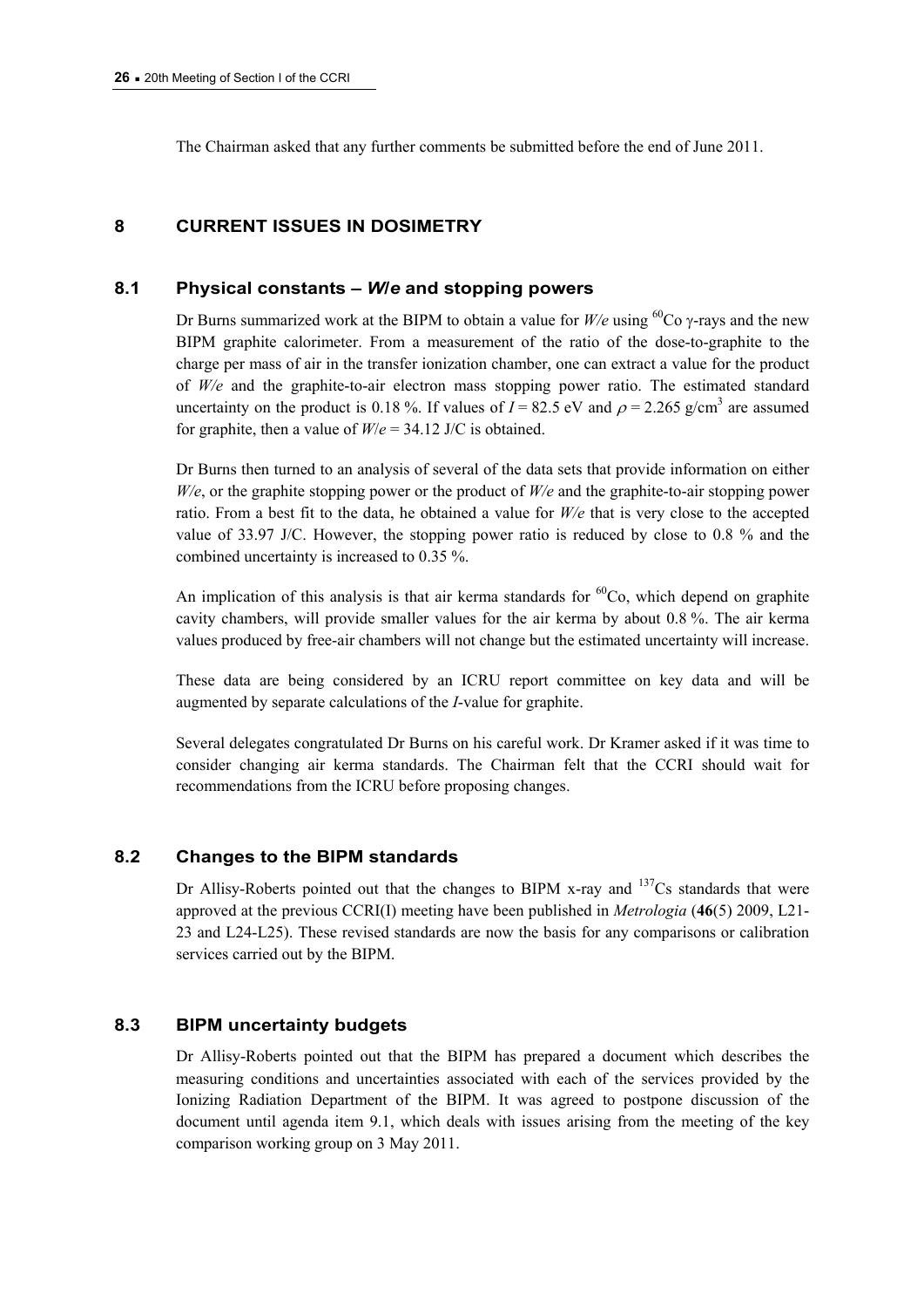The Chairman asked that any further comments be submitted before the end of June 2011.

## 8 CURRENT ISSUES IN DOSIMETRY

### 8.1 Physical constants – *W/e* and stopping powers

Dr Burns summarized work at the BIPM to obtain a value for *W/e* using $^{60}$Co γ-rays and the new BIPM graphite calorimeter. From a measurement of the ratio of the dose-to-graphite to the charge per mass of air in the transfer ionization chamber, one can extract a value for the product of *W/e* and the graphite-to-air electron mass stopping power ratio. The estimated standard uncertainty on the product is 0.18 %. If values of $I = 82.5$ eV and $\rho = 2.265$ g/cm$^3$ are assumed for graphite, then a value of $W/e = 34.12$ J/C is obtained.

Dr Burns then turned to an analysis of several of the data sets that provide information on either *W/e*, or the graphite stopping power or the product of *W/e* and the graphite-to-air stopping power ratio. From a best fit to the data, he obtained a value for *W/e* that is very close to the accepted value of 33.97 J/C. However, the stopping power ratio is reduced by close to 0.8 % and the combined uncertainty is increased to 0.35 %.

An implication of this analysis is that air kerma standards for $^{60}$Co, which depend on graphite cavity chambers, will provide smaller values for the air kerma by about 0.8 %. The air kerma values produced by free-air chambers will not change but the estimated uncertainty will increase.

These data are being considered by an ICRU report committee on key data and will be augmented by separate calculations of the *I*-value for graphite.

Several delegates congratulated Dr Burns on his careful work. Dr Kramer asked if it was time to consider changing air kerma standards. The Chairman felt that the CCRI should wait for recommendations from the ICRU before proposing changes.

### 8.2 Changes to the BIPM standards

Dr Allisy-Roberts pointed out that the changes to BIPM x-ray and $^{137}$Cs standards that were approved at the previous CCRI(I) meeting have been published in *Metrologia* (**46**(5) 2009, L21-23 and L24-L25). These revised standards are now the basis for any comparisons or calibration services carried out by the BIPM.

### 8.3 BIPM uncertainty budgets

Dr Allisy-Roberts pointed out that the BIPM has prepared a document which describes the measuring conditions and uncertainties associated with each of the services provided by the Ionizing Radiation Department of the BIPM. It was agreed to postpone discussion of the document until agenda item 9.1, which deals with issues arising from the meeting of the key comparison working group on 3 May 2011.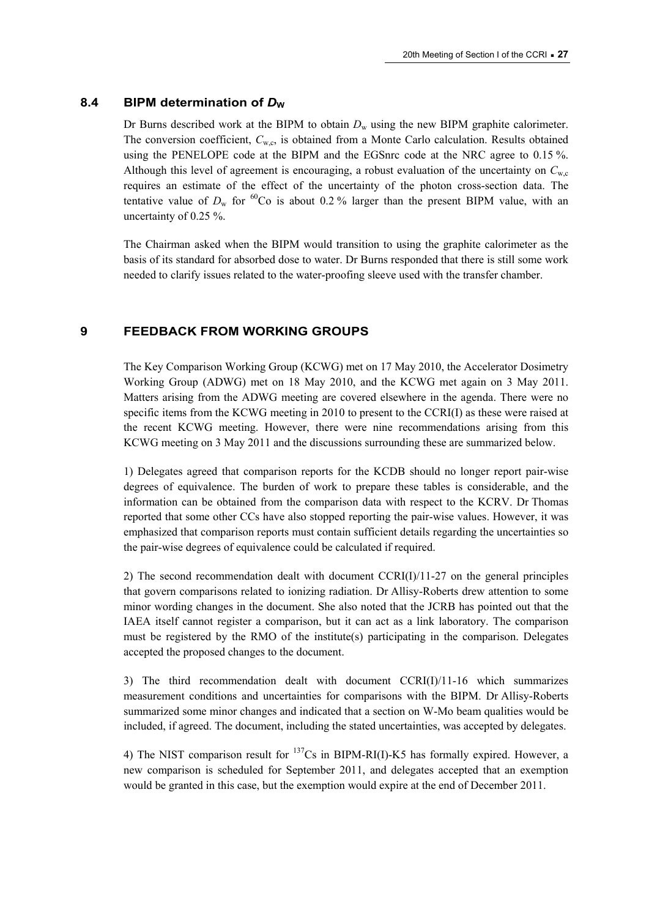### 8.4 BIPM determination of $D_W$

Dr Burns described work at the BIPM to obtain $D_w$ using the new BIPM graphite calorimeter. The conversion coefficient, $C_{w,c}$, is obtained from a Monte Carlo calculation. Results obtained using the PENELOPE code at the BIPM and the EGSnrc code at the NRC agree to 0.15 %. Although this level of agreement is encouraging, a robust evaluation of the uncertainty on $C_{w,c}$ requires an estimate of the effect of the uncertainty of the photon cross-section data. The tentative value of $D_w$ for $^{60}Co$ is about 0.2 % larger than the present BIPM value, with an uncertainty of 0.25 %.

The Chairman asked when the BIPM would transition to using the graphite calorimeter as the basis of its standard for absorbed dose to water. Dr Burns responded that there is still some work needed to clarify issues related to the water-proofing sleeve used with the transfer chamber.

## 9 FEEDBACK FROM WORKING GROUPS

The Key Comparison Working Group (KCWG) met on 17 May 2010, the Accelerator Dosimetry Working Group (ADWG) met on 18 May 2010, and the KCWG met again on 3 May 2011. Matters arising from the ADWG meeting are covered elsewhere in the agenda. There were no specific items from the KCWG meeting in 2010 to present to the CCRI(I) as these were raised at the recent KCWG meeting. However, there were nine recommendations arising from this KCWG meeting on 3 May 2011 and the discussions surrounding these are summarized below.

1) Delegates agreed that comparison reports for the KCDB should no longer report pair-wise degrees of equivalence. The burden of work to prepare these tables is considerable, and the information can be obtained from the comparison data with respect to the KCRV. Dr Thomas reported that some other CCs have also stopped reporting the pair-wise values. However, it was emphasized that comparison reports must contain sufficient details regarding the uncertainties so the pair-wise degrees of equivalence could be calculated if required.

2) The second recommendation dealt with document CCRI(I)/11-27 on the general principles that govern comparisons related to ionizing radiation. Dr Allisy-Roberts drew attention to some minor wording changes in the document. She also noted that the JCRB has pointed out that the IAEA itself cannot register a comparison, but it can act as a link laboratory. The comparison must be registered by the RMO of the institute(s) participating in the comparison. Delegates accepted the proposed changes to the document.

3) The third recommendation dealt with document CCRI(I)/11-16 which summarizes measurement conditions and uncertainties for comparisons with the BIPM. Dr Allisy-Roberts summarized some minor changes and indicated that a section on W-Mo beam qualities would be included, if agreed. The document, including the stated uncertainties, was accepted by delegates.

4) The NIST comparison result for $^{137}Cs$ in BIPM-RI(I)-K5 has formally expired. However, a new comparison is scheduled for September 2011, and delegates accepted that an exemption would be granted in this case, but the exemption would expire at the end of December 2011.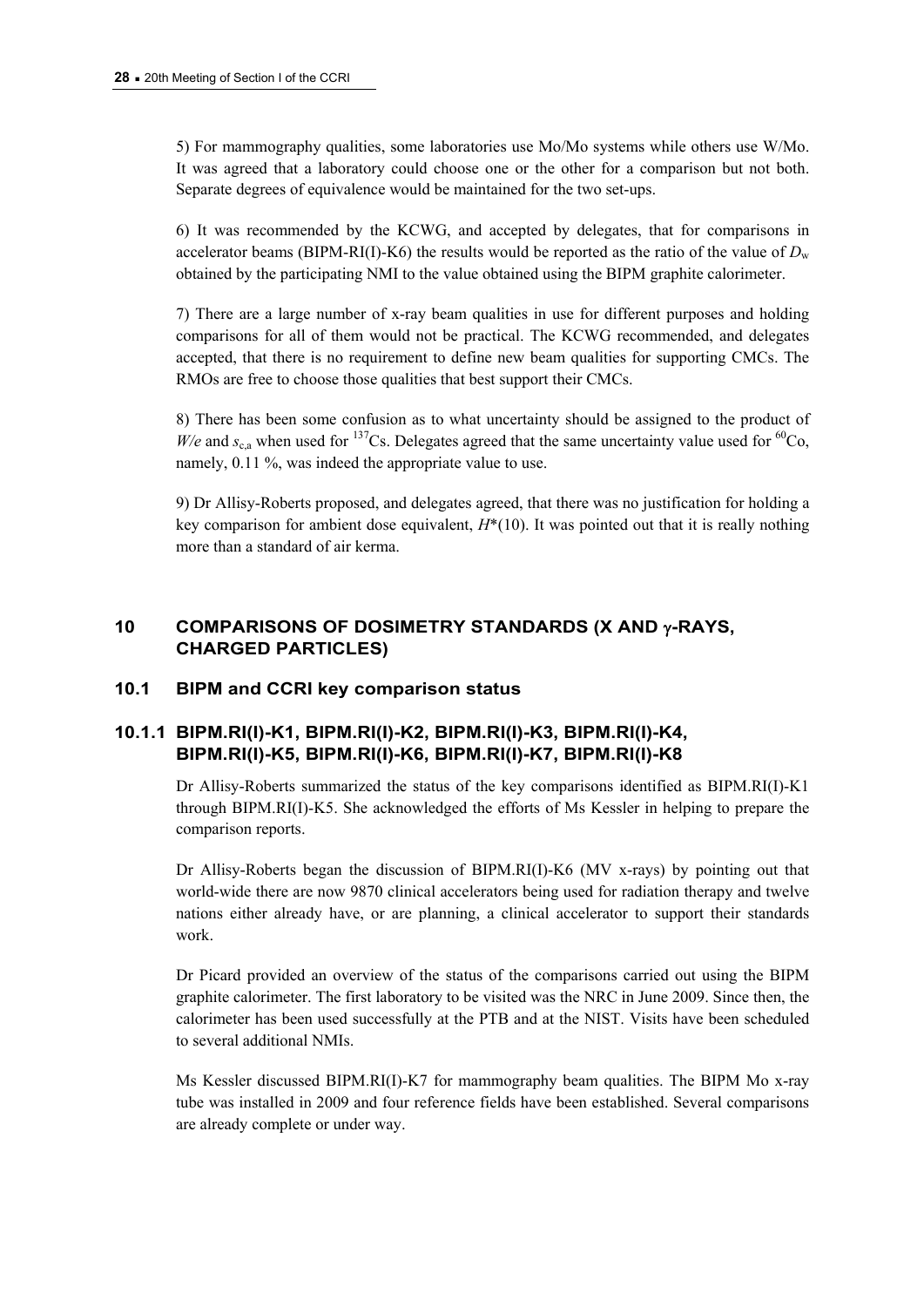5) For mammography qualities, some laboratories use Mo/Mo systems while others use W/Mo. It was agreed that a laboratory could choose one or the other for a comparison but not both. Separate degrees of equivalence would be maintained for the two set-ups.

6) It was recommended by the KCWG, and accepted by delegates, that for comparisons in accelerator beams (BIPM-RI(I)-K6) the results would be reported as the ratio of the value of $D_w$ obtained by the participating NMI to the value obtained using the BIPM graphite calorimeter.

7) There are a large number of x-ray beam qualities in use for different purposes and holding comparisons for all of them would not be practical. The KCWG recommended, and delegates accepted, that there is no requirement to define new beam qualities for supporting CMCs. The RMOs are free to choose those qualities that best support their CMCs.

8) There has been some confusion as to what uncertainty should be assigned to the product of $W/e$ and $s_{c,a}$ when used for $^{137}Cs$. Delegates agreed that the same uncertainty value used for $^{60}Co$, namely, 0.11 %, was indeed the appropriate value to use.

9) Dr Allisy-Roberts proposed, and delegates agreed, that there was no justification for holding a key comparison for ambient dose equivalent, $H^*(10)$. It was pointed out that it is really nothing more than a standard of air kerma.

# 10 COMPARISONS OF DOSIMETRY STANDARDS (X AND $\gamma$-RAYS, CHARGED PARTICLES)

## 10.1 BIPM and CCRI key comparison status

### 10.1.1 BIPM.RI(I)-K1, BIPM.RI(I)-K2, BIPM.RI(I)-K3, BIPM.RI(I)-K4, BIPM.RI(I)-K5, BIPM.RI(I)-K6, BIPM.RI(I)-K7, BIPM.RI(I)-K8

Dr Allisy-Roberts summarized the status of the key comparisons identified as BIPM.RI(I)-K1 through BIPM.RI(I)-K5. She acknowledged the efforts of Ms Kessler in helping to prepare the comparison reports.

Dr Allisy-Roberts began the discussion of BIPM.RI(I)-K6 (MV x-rays) by pointing out that world-wide there are now 9870 clinical accelerators being used for radiation therapy and twelve nations either already have, or are planning, a clinical accelerator to support their standards work.

Dr Picard provided an overview of the status of the comparisons carried out using the BIPM graphite calorimeter. The first laboratory to be visited was the NRC in June 2009. Since then, the calorimeter has been used successfully at the PTB and at the NIST. Visits have been scheduled to several additional NMIs.

Ms Kessler discussed BIPM.RI(I)-K7 for mammography beam qualities. The BIPM Mo x-ray tube was installed in 2009 and four reference fields have been established. Several comparisons are already complete or under way.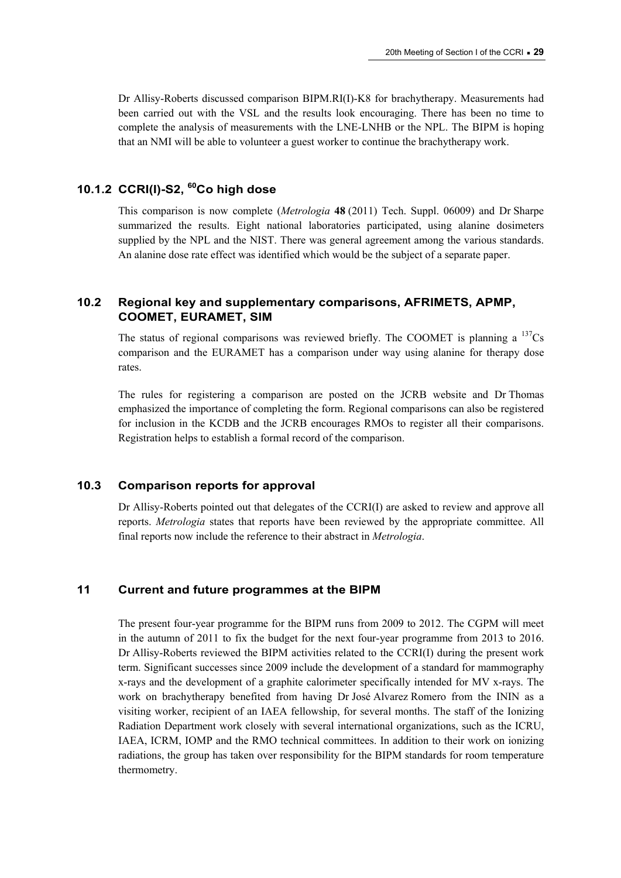Dr Allisy-Roberts discussed comparison BIPM.RI(I)-K8 for brachytherapy. Measurements had been carried out with the VSL and the results look encouraging. There has been no time to complete the analysis of measurements with the LNE-LNHB or the NPL. The BIPM is hoping that an NMI will be able to volunteer a guest worker to continue the brachytherapy work.

### 10.1.2 CCRI(I)-S2, $^{60}$Co high dose

This comparison is now complete (*Metrologia* **48** (2011) Tech. Suppl. 06009) and Dr Sharpe summarized the results. Eight national laboratories participated, using alanine dosimeters supplied by the NPL and the NIST. There was general agreement among the various standards. An alanine dose rate effect was identified which would be the subject of a separate paper.

## 10.2 Regional key and supplementary comparisons, AFRIMETS, APMP, COOMET, EURAMET, SIM

The status of regional comparisons was reviewed briefly. The COOMET is planning a $^{137}$Cs comparison and the EURAMET has a comparison under way using alanine for therapy dose rates.

The rules for registering a comparison are posted on the JCRB website and Dr Thomas emphasized the importance of completing the form. Regional comparisons can also be registered for inclusion in the KCDB and the JCRB encourages RMOs to register all their comparisons. Registration helps to establish a formal record of the comparison.

## 10.3 Comparison reports for approval

Dr Allisy-Roberts pointed out that delegates of the CCRI(I) are asked to review and approve all reports. *Metrologia* states that reports have been reviewed by the appropriate committee. All final reports now include the reference to their abstract in *Metrologia*.

# 11 Current and future programmes at the BIPM

The present four-year programme for the BIPM runs from 2009 to 2012. The CGPM will meet in the autumn of 2011 to fix the budget for the next four-year programme from 2013 to 2016. Dr Allisy-Roberts reviewed the BIPM activities related to the CCRI(I) during the present work term. Significant successes since 2009 include the development of a standard for mammography x-rays and the development of a graphite calorimeter specifically intended for MV x-rays. The work on brachytherapy benefited from having Dr José Alvarez Romero from the ININ as a visiting worker, recipient of an IAEA fellowship, for several months. The staff of the Ionizing Radiation Department work closely with several international organizations, such as the ICRU, IAEA, ICRM, IOMP and the RMO technical committees. In addition to their work on ionizing radiations, the group has taken over responsibility for the BIPM standards for room temperature thermometry.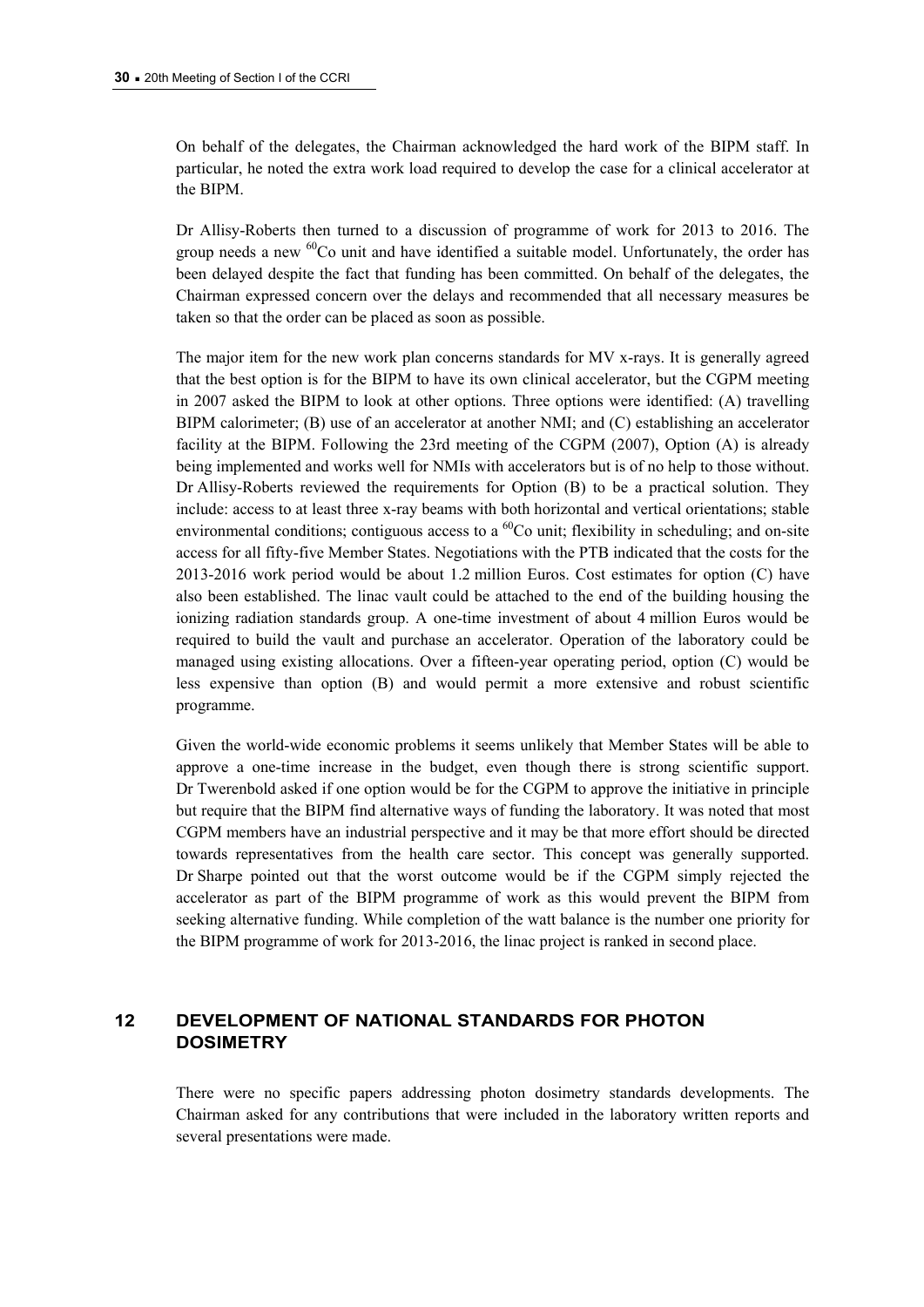On behalf of the delegates, the Chairman acknowledged the hard work of the BIPM staff. In particular, he noted the extra work load required to develop the case for a clinical accelerator at the BIPM.

Dr Allisy-Roberts then turned to a discussion of programme of work for 2013 to 2016. The group needs a new $^{60}$Co unit and have identified a suitable model. Unfortunately, the order has been delayed despite the fact that funding has been committed. On behalf of the delegates, the Chairman expressed concern over the delays and recommended that all necessary measures be taken so that the order can be placed as soon as possible.

The major item for the new work plan concerns standards for MV x-rays. It is generally agreed that the best option is for the BIPM to have its own clinical accelerator, but the CGPM meeting in 2007 asked the BIPM to look at other options. Three options were identified: (A) travelling BIPM calorimeter; (B) use of an accelerator at another NMI; and (C) establishing an accelerator facility at the BIPM. Following the 23rd meeting of the CGPM (2007), Option (A) is already being implemented and works well for NMIs with accelerators but is of no help to those without. Dr Allisy-Roberts reviewed the requirements for Option (B) to be a practical solution. They include: access to at least three x-ray beams with both horizontal and vertical orientations; stable environmental conditions; contiguous access to a $^{60}$Co unit; flexibility in scheduling; and on-site access for all fifty-five Member States. Negotiations with the PTB indicated that the costs for the 2013-2016 work period would be about 1.2 million Euros. Cost estimates for option (C) have also been established. The linac vault could be attached to the end of the building housing the ionizing radiation standards group. A one-time investment of about 4 million Euros would be required to build the vault and purchase an accelerator. Operation of the laboratory could be managed using existing allocations. Over a fifteen-year operating period, option (C) would be less expensive than option (B) and would permit a more extensive and robust scientific programme.

Given the world-wide economic problems it seems unlikely that Member States will be able to approve a one-time increase in the budget, even though there is strong scientific support. Dr Twerenbold asked if one option would be for the CGPM to approve the initiative in principle but require that the BIPM find alternative ways of funding the laboratory. It was noted that most CGPM members have an industrial perspective and it may be that more effort should be directed towards representatives from the health care sector. This concept was generally supported. Dr Sharpe pointed out that the worst outcome would be if the CGPM simply rejected the accelerator as part of the BIPM programme of work as this would prevent the BIPM from seeking alternative funding. While completion of the watt balance is the number one priority for the BIPM programme of work for 2013-2016, the linac project is ranked in second place.

## 12 DEVELOPMENT OF NATIONAL STANDARDS FOR PHOTON DOSIMETRY

There were no specific papers addressing photon dosimetry standards developments. The Chairman asked for any contributions that were included in the laboratory written reports and several presentations were made.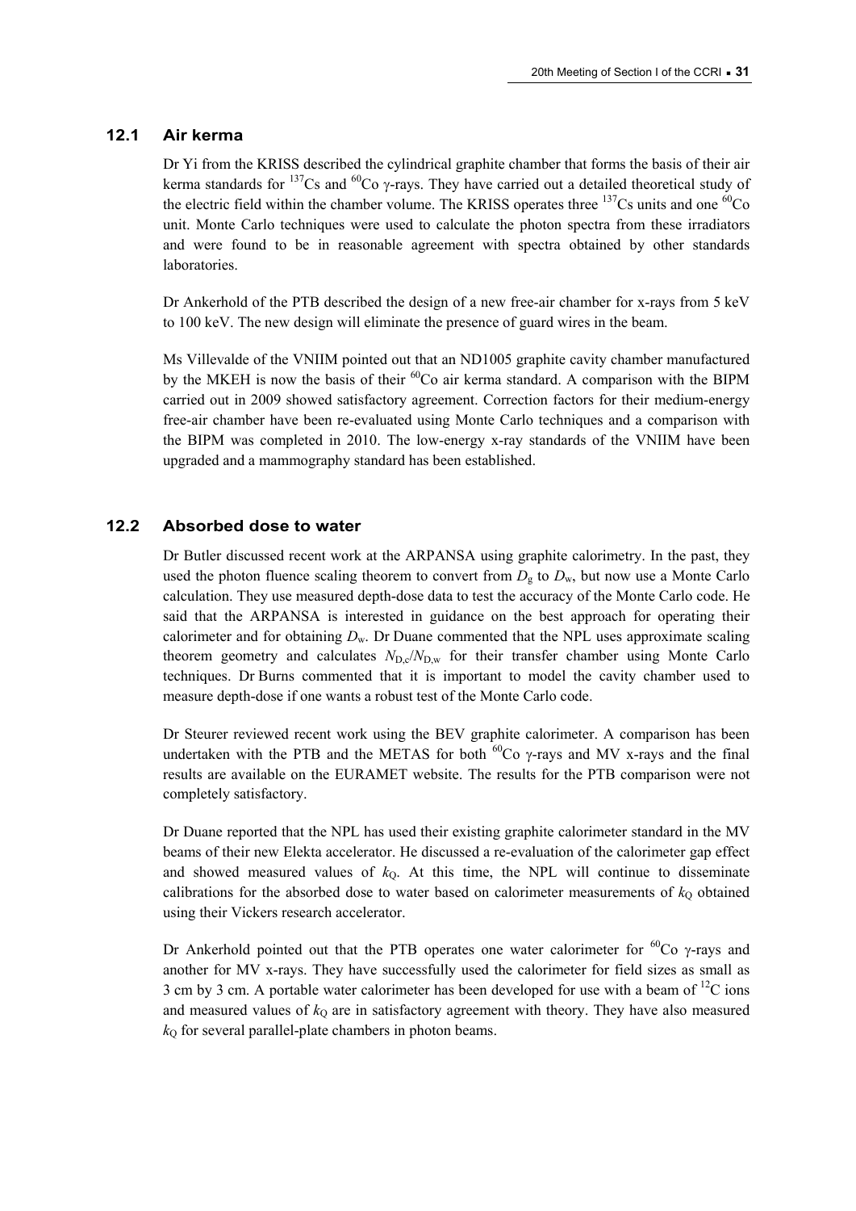### 12.1 Air kerma

Dr Yi from the KRISS described the cylindrical graphite chamber that forms the basis of their air kerma standards for $^{137}$Cs and $^{60}$Co γ-rays. They have carried out a detailed theoretical study of the electric field within the chamber volume. The KRISS operates three $^{137}$Cs units and one $^{60}$Co unit. Monte Carlo techniques were used to calculate the photon spectra from these irradiators and were found to be in reasonable agreement with spectra obtained by other standards laboratories.

Dr Ankerhold of the PTB described the design of a new free-air chamber for x-rays from 5 keV to 100 keV. The new design will eliminate the presence of guard wires in the beam.

Ms Villevalde of the VNIIM pointed out that an ND1005 graphite cavity chamber manufactured by the MKEH is now the basis of their $^{60}$Co air kerma standard. A comparison with the BIPM carried out in 2009 showed satisfactory agreement. Correction factors for their medium-energy free-air chamber have been re-evaluated using Monte Carlo techniques and a comparison with the BIPM was completed in 2010. The low-energy x-ray standards of the VNIIM have been upgraded and a mammography standard has been established.

### 12.2 Absorbed dose to water

Dr Butler discussed recent work at the ARPANSA using graphite calorimetry. In the past, they used the photon fluence scaling theorem to convert from $D_g$ to $D_w$, but now use a Monte Carlo calculation. They use measured depth-dose data to test the accuracy of the Monte Carlo code. He said that the ARPANSA is interested in guidance on the best approach for operating their calorimeter and for obtaining $D_w$. Dr Duane commented that the NPL uses approximate scaling theorem geometry and calculates $N_{D,c}/N_{D,w}$ for their transfer chamber using Monte Carlo techniques. Dr Burns commented that it is important to model the cavity chamber used to measure depth-dose if one wants a robust test of the Monte Carlo code.

Dr Steurer reviewed recent work using the BEV graphite calorimeter. A comparison has been undertaken with the PTB and the METAS for both $^{60}$Co γ-rays and MV x-rays and the final results are available on the EURAMET website. The results for the PTB comparison were not completely satisfactory.

Dr Duane reported that the NPL has used their existing graphite calorimeter standard in the MV beams of their new Elekta accelerator. He discussed a re-evaluation of the calorimeter gap effect and showed measured values of $k_Q$. At this time, the NPL will continue to disseminate calibrations for the absorbed dose to water based on calorimeter measurements of $k_Q$ obtained using their Vickers research accelerator.

Dr Ankerhold pointed out that the PTB operates one water calorimeter for $^{60}$Co γ-rays and another for MV x-rays. They have successfully used the calorimeter for field sizes as small as 3 cm by 3 cm. A portable water calorimeter has been developed for use with a beam of $^{12}$C ions and measured values of $k_Q$ are in satisfactory agreement with theory. They have also measured $k_Q$ for several parallel-plate chambers in photon beams.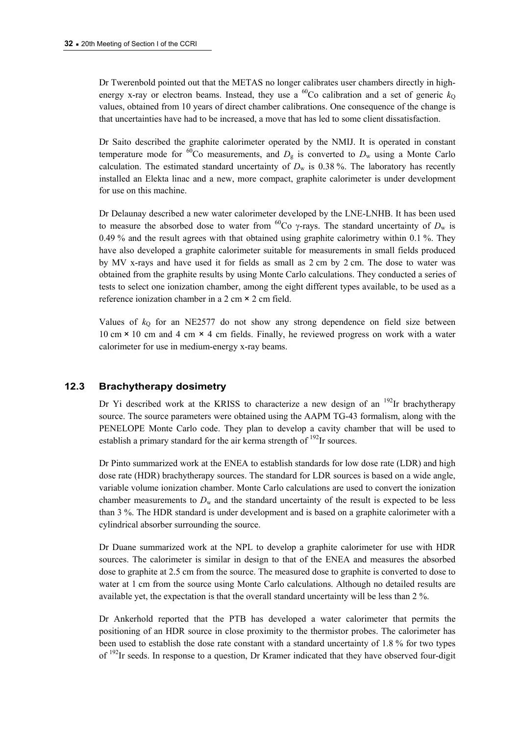Dr Twerenbold pointed out that the METAS no longer calibrates user chambers directly in high-energy x-ray or electron beams. Instead, they use a $^{60}$Co calibration and a set of generic $k_Q$ values, obtained from 10 years of direct chamber calibrations. One consequence of the change is that uncertainties have had to be increased, a move that has led to some client dissatisfaction.

Dr Saito described the graphite calorimeter operated by the NMIJ. It is operated in constant temperature mode for $^{60}$Co measurements, and $D_g$ is converted to $D_w$ using a Monte Carlo calculation. The estimated standard uncertainty of $D_w$ is 0.38 %. The laboratory has recently installed an Elekta linac and a new, more compact, graphite calorimeter is under development for use on this machine.

Dr Delaunay described a new water calorimeter developed by the LNE-LNHB. It has been used to measure the absorbed dose to water from $^{60}$Co γ-rays. The standard uncertainty of $D_w$ is 0.49 % and the result agrees with that obtained using graphite calorimetry within 0.1 %. They have also developed a graphite calorimeter suitable for measurements in small fields produced by MV x-rays and have used it for fields as small as 2 cm by 2 cm. The dose to water was obtained from the graphite results by using Monte Carlo calculations. They conducted a series of tests to select one ionization chamber, among the eight different types available, to be used as a reference ionization chamber in a 2 cm × 2 cm field.

Values of $k_Q$ for an NE2577 do not show any strong dependence on field size between 10 cm × 10 cm and 4 cm × 4 cm fields. Finally, he reviewed progress on work with a water calorimeter for use in medium-energy x-ray beams.

### 12.3 Brachytherapy dosimetry

Dr Yi described work at the KRISS to characterize a new design of an $^{192}$Ir brachytherapy source. The source parameters were obtained using the AAPM TG-43 formalism, along with the PENELOPE Monte Carlo code. They plan to develop a cavity chamber that will be used to establish a primary standard for the air kerma strength of $^{192}$Ir sources.

Dr Pinto summarized work at the ENEA to establish standards for low dose rate (LDR) and high dose rate (HDR) brachytherapy sources. The standard for LDR sources is based on a wide angle, variable volume ionization chamber. Monte Carlo calculations are used to convert the ionization chamber measurements to $D_w$ and the standard uncertainty of the result is expected to be less than 3 %. The HDR standard is under development and is based on a graphite calorimeter with a cylindrical absorber surrounding the source.

Dr Duane summarized work at the NPL to develop a graphite calorimeter for use with HDR sources. The calorimeter is similar in design to that of the ENEA and measures the absorbed dose to graphite at 2.5 cm from the source. The measured dose to graphite is converted to dose to water at 1 cm from the source using Monte Carlo calculations. Although no detailed results are available yet, the expectation is that the overall standard uncertainty will be less than 2 %.

Dr Ankerhold reported that the PTB has developed a water calorimeter that permits the positioning of an HDR source in close proximity to the thermistor probes. The calorimeter has been used to establish the dose rate constant with a standard uncertainty of 1.8 % for two types of $^{192}$Ir seeds. In response to a question, Dr Kramer indicated that they have observed four-digit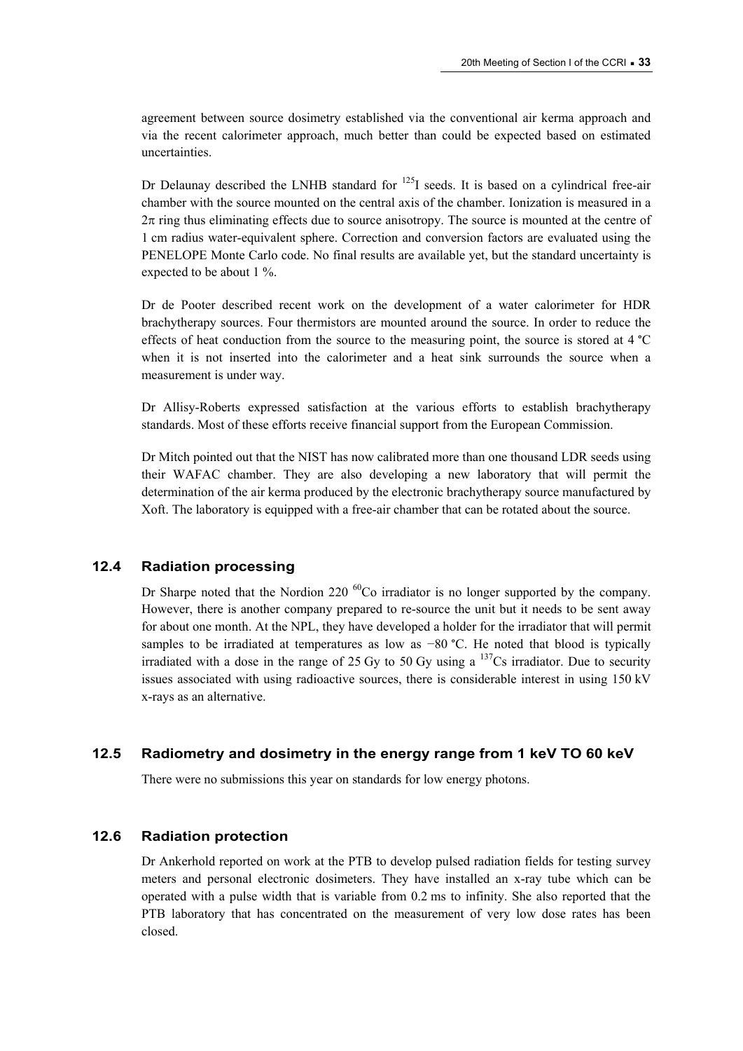agreement between source dosimetry established via the conventional air kerma approach and via the recent calorimeter approach, much better than could be expected based on estimated uncertainties.

Dr Delaunay described the LNHB standard for $^{125}$I seeds. It is based on a cylindrical free-air chamber with the source mounted on the central axis of the chamber. Ionization is measured in a $2\pi$ ring thus eliminating effects due to source anisotropy. The source is mounted at the centre of 1 cm radius water-equivalent sphere. Correction and conversion factors are evaluated using the PENELOPE Monte Carlo code. No final results are available yet, but the standard uncertainty is expected to be about 1 %.

Dr de Pooter described recent work on the development of a water calorimeter for HDR brachytherapy sources. Four thermistors are mounted around the source. In order to reduce the effects of heat conduction from the source to the measuring point, the source is stored at 4 °C when it is not inserted into the calorimeter and a heat sink surrounds the source when a measurement is under way.

Dr Allisy-Roberts expressed satisfaction at the various efforts to establish brachytherapy standards. Most of these efforts receive financial support from the European Commission.

Dr Mitch pointed out that the NIST has now calibrated more than one thousand LDR seeds using their WAFAC chamber. They are also developing a new laboratory that will permit the determination of the air kerma produced by the electronic brachytherapy source manufactured by Xoft. The laboratory is equipped with a free-air chamber that can be rotated about the source.

## 12.4 Radiation processing

Dr Sharpe noted that the Nordion 220 $^{60}$Co irradiator is no longer supported by the company. However, there is another company prepared to re-source the unit but it needs to be sent away for about one month. At the NPL, they have developed a holder for the irradiator that will permit samples to be irradiated at temperatures as low as −80 °C. He noted that blood is typically irradiated with a dose in the range of 25 Gy to 50 Gy using a $^{137}$Cs irradiator. Due to security issues associated with using radioactive sources, there is considerable interest in using 150 kV x-rays as an alternative.

## 12.5 Radiometry and dosimetry in the energy range from 1 keV TO 60 keV

There were no submissions this year on standards for low energy photons.

## 12.6 Radiation protection

Dr Ankerhold reported on work at the PTB to develop pulsed radiation fields for testing survey meters and personal electronic dosimeters. They have installed an x-ray tube which can be operated with a pulse width that is variable from 0.2 ms to infinity. She also reported that the PTB laboratory that has concentrated on the measurement of very low dose rates has been closed.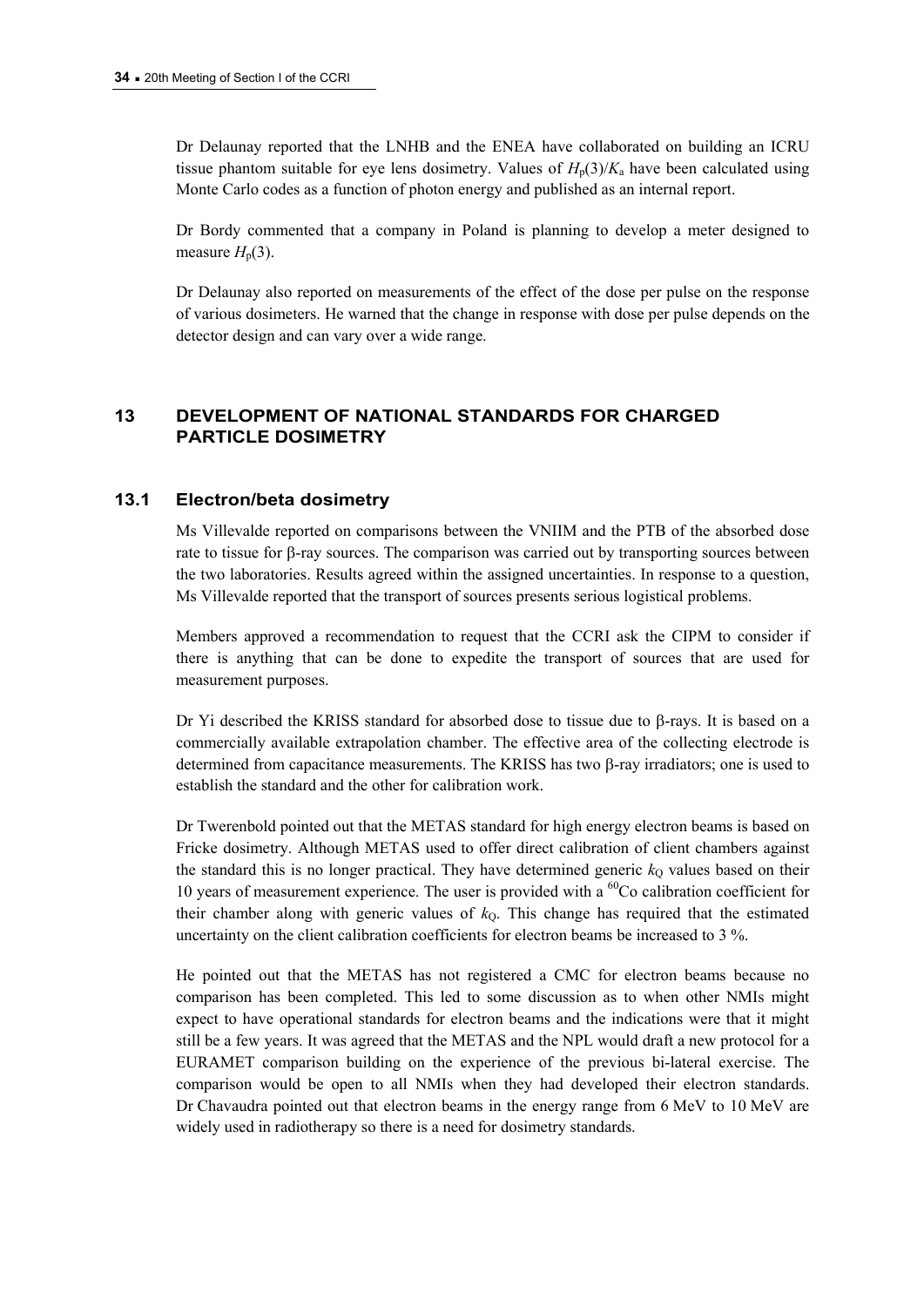Dr Delaunay reported that the LNHB and the ENEA have collaborated on building an ICRU tissue phantom suitable for eye lens dosimetry. Values of $H_p(3)/K_a$ have been calculated using Monte Carlo codes as a function of photon energy and published as an internal report.

Dr Bordy commented that a company in Poland is planning to develop a meter designed to measure $H_p(3)$.

Dr Delaunay also reported on measurements of the effect of the dose per pulse on the response of various dosimeters. He warned that the change in response with dose per pulse depends on the detector design and can vary over a wide range.

## 13 DEVELOPMENT OF NATIONAL STANDARDS FOR CHARGED PARTICLE DOSIMETRY

### 13.1 Electron/beta dosimetry

Ms Villevalde reported on comparisons between the VNIIM and the PTB of the absorbed dose rate to tissue for β-ray sources. The comparison was carried out by transporting sources between the two laboratories. Results agreed within the assigned uncertainties. In response to a question, Ms Villevalde reported that the transport of sources presents serious logistical problems.

Members approved a recommendation to request that the CCRI ask the CIPM to consider if there is anything that can be done to expedite the transport of sources that are used for measurement purposes.

Dr Yi described the KRISS standard for absorbed dose to tissue due to β-rays. It is based on a commercially available extrapolation chamber. The effective area of the collecting electrode is determined from capacitance measurements. The KRISS has two β-ray irradiators; one is used to establish the standard and the other for calibration work.

Dr Twerenbold pointed out that the METAS standard for high energy electron beams is based on Fricke dosimetry. Although METAS used to offer direct calibration of client chambers against the standard this is no longer practical. They have determined generic $k_Q$ values based on their 10 years of measurement experience. The user is provided with a $^{60}$Co calibration coefficient for their chamber along with generic values of $k_Q$. This change has required that the estimated uncertainty on the client calibration coefficients for electron beams be increased to 3 %.

He pointed out that the METAS has not registered a CMC for electron beams because no comparison has been completed. This led to some discussion as to when other NMIs might expect to have operational standards for electron beams and the indications were that it might still be a few years. It was agreed that the METAS and the NPL would draft a new protocol for a EURAMET comparison building on the experience of the previous bi-lateral exercise. The comparison would be open to all NMIs when they had developed their electron standards. Dr Chavaudra pointed out that electron beams in the energy range from 6 MeV to 10 MeV are widely used in radiotherapy so there is a need for dosimetry standards.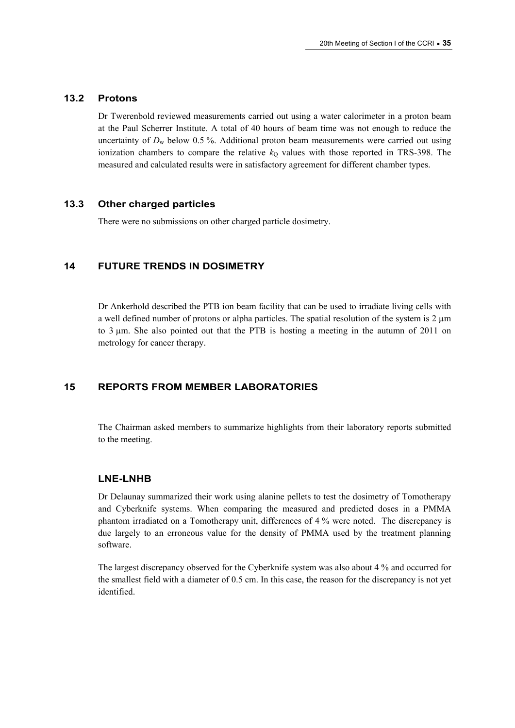### 13.2 Protons

Dr Twerenbold reviewed measurements carried out using a water calorimeter in a proton beam at the Paul Scherrer Institute. A total of 40 hours of beam time was not enough to reduce the uncertainty of $D_w$ below 0.5 %. Additional proton beam measurements were carried out using ionization chambers to compare the relative $k_Q$ values with those reported in TRS-398. The measured and calculated results were in satisfactory agreement for different chamber types.

### 13.3 Other charged particles

There were no submissions on other charged particle dosimetry.

## 14 FUTURE TRENDS IN DOSIMETRY

Dr Ankerhold described the PTB ion beam facility that can be used to irradiate living cells with a well defined number of protons or alpha particles. The spatial resolution of the system is 2 µm to 3 µm. She also pointed out that the PTB is hosting a meeting in the autumn of 2011 on metrology for cancer therapy.

## 15 REPORTS FROM MEMBER LABORATORIES

The Chairman asked members to summarize highlights from their laboratory reports submitted to the meeting.

### LNE-LNHB

Dr Delaunay summarized their work using alanine pellets to test the dosimetry of Tomotherapy and Cyberknife systems. When comparing the measured and predicted doses in a PMMA phantom irradiated on a Tomotherapy unit, differences of 4 % were noted. The discrepancy is due largely to an erroneous value for the density of PMMA used by the treatment planning software.

The largest discrepancy observed for the Cyberknife system was also about 4 % and occurred for the smallest field with a diameter of 0.5 cm. In this case, the reason for the discrepancy is not yet identified.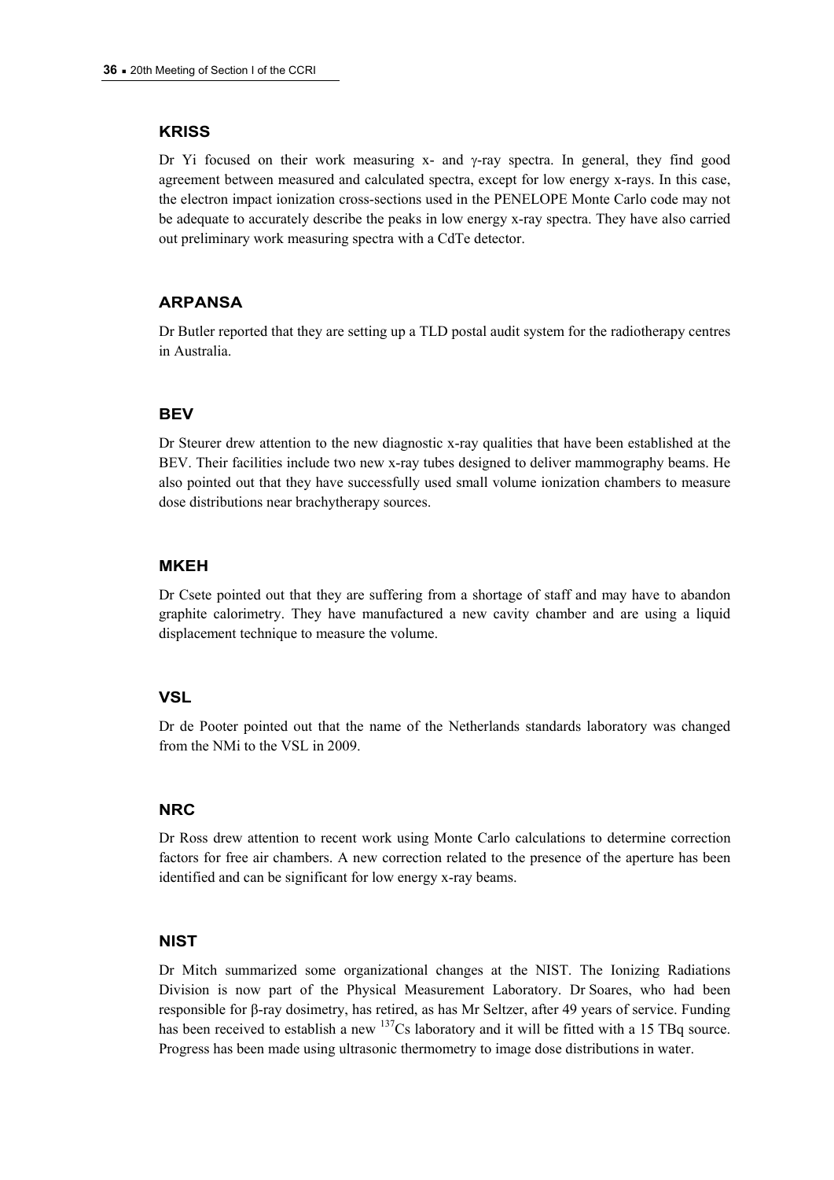### KRISS

Dr Yi focused on their work measuring x- and γ-ray spectra. In general, they find good agreement between measured and calculated spectra, except for low energy x-rays. In this case, the electron impact ionization cross-sections used in the PENELOPE Monte Carlo code may not be adequate to accurately describe the peaks in low energy x-ray spectra. They have also carried out preliminary work measuring spectra with a CdTe detector.

### ARPANSA

Dr Butler reported that they are setting up a TLD postal audit system for the radiotherapy centres in Australia.

### BEV

Dr Steurer drew attention to the new diagnostic x-ray qualities that have been established at the BEV. Their facilities include two new x-ray tubes designed to deliver mammography beams. He also pointed out that they have successfully used small volume ionization chambers to measure dose distributions near brachytherapy sources.

### MKEH

Dr Csete pointed out that they are suffering from a shortage of staff and may have to abandon graphite calorimetry. They have manufactured a new cavity chamber and are using a liquid displacement technique to measure the volume.

### VSL

Dr de Pooter pointed out that the name of the Netherlands standards laboratory was changed from the NMi to the VSL in 2009.

### NRC

Dr Ross drew attention to recent work using Monte Carlo calculations to determine correction factors for free air chambers. A new correction related to the presence of the aperture has been identified and can be significant for low energy x-ray beams.

### NIST

Dr Mitch summarized some organizational changes at the NIST. The Ionizing Radiations Division is now part of the Physical Measurement Laboratory. Dr Soares, who had been responsible for β-ray dosimetry, has retired, as has Mr Seltzer, after 49 years of service. Funding has been received to establish a new $^{137}$Cs laboratory and it will be fitted with a 15 TBq source. Progress has been made using ultrasonic thermometry to image dose distributions in water.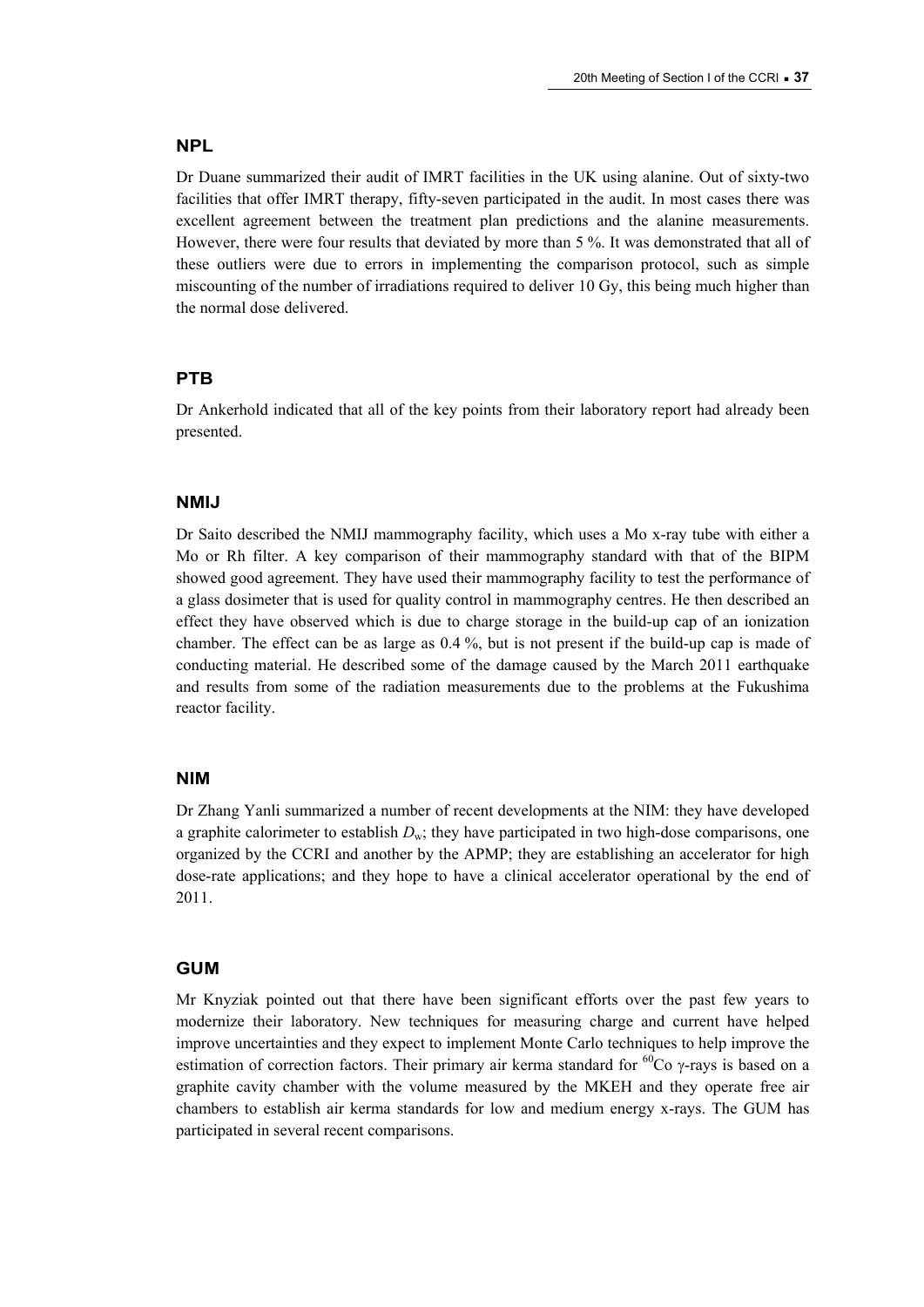### NPL

Dr Duane summarized their audit of IMRT facilities in the UK using alanine. Out of sixty-two facilities that offer IMRT therapy, fifty-seven participated in the audit. In most cases there was excellent agreement between the treatment plan predictions and the alanine measurements. However, there were four results that deviated by more than 5 %. It was demonstrated that all of these outliers were due to errors in implementing the comparison protocol, such as simple miscounting of the number of irradiations required to deliver 10 Gy, this being much higher than the normal dose delivered.

### PTB

Dr Ankerhold indicated that all of the key points from their laboratory report had already been presented.

### NMIJ

Dr Saito described the NMIJ mammography facility, which uses a Mo x-ray tube with either a Mo or Rh filter. A key comparison of their mammography standard with that of the BIPM showed good agreement. They have used their mammography facility to test the performance of a glass dosimeter that is used for quality control in mammography centres. He then described an effect they have observed which is due to charge storage in the build-up cap of an ionization chamber. The effect can be as large as 0.4 %, but is not present if the build-up cap is made of conducting material. He described some of the damage caused by the March 2011 earthquake and results from some of the radiation measurements due to the problems at the Fukushima reactor facility.

### NIM

Dr Zhang Yanli summarized a number of recent developments at the NIM: they have developed a graphite calorimeter to establish $D_w$; they have participated in two high-dose comparisons, one organized by the CCRI and another by the APMP; they are establishing an accelerator for high dose-rate applications; and they hope to have a clinical accelerator operational by the end of 2011.

### GUM

Mr Knyziak pointed out that there have been significant efforts over the past few years to modernize their laboratory. New techniques for measuring charge and current have helped improve uncertainties and they expect to implement Monte Carlo techniques to help improve the estimation of correction factors. Their primary air kerma standard for $^{60}$Co $\gamma$-rays is based on a graphite cavity chamber with the volume measured by the MKEH and they operate free air chambers to establish air kerma standards for low and medium energy x-rays. The GUM has participated in several recent comparisons.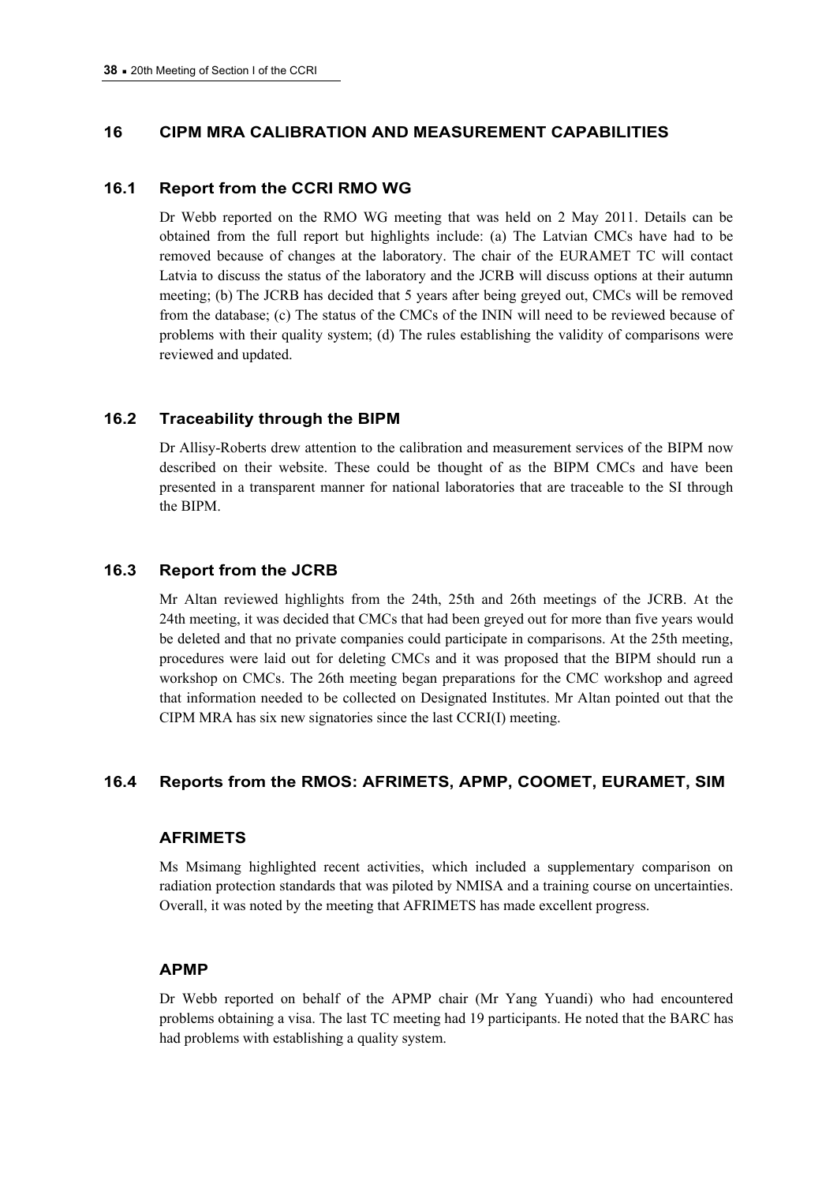## 16 CIPM MRA CALIBRATION AND MEASUREMENT CAPABILITIES

### 16.1 Report from the CCRI RMO WG

Dr Webb reported on the RMO WG meeting that was held on 2 May 2011. Details can be obtained from the full report but highlights include: (a) The Latvian CMCs have had to be removed because of changes at the laboratory. The chair of the EURAMET TC will contact Latvia to discuss the status of the laboratory and the JCRB will discuss options at their autumn meeting; (b) The JCRB has decided that 5 years after being greyed out, CMCs will be removed from the database; (c) The status of the CMCs of the ININ will need to be reviewed because of problems with their quality system; (d) The rules establishing the validity of comparisons were reviewed and updated.

### 16.2 Traceability through the BIPM

Dr Allisy-Roberts drew attention to the calibration and measurement services of the BIPM now described on their website. These could be thought of as the BIPM CMCs and have been presented in a transparent manner for national laboratories that are traceable to the SI through the BIPM.

### 16.3 Report from the JCRB

Mr Altan reviewed highlights from the 24th, 25th and 26th meetings of the JCRB. At the 24th meeting, it was decided that CMCs that had been greyed out for more than five years would be deleted and that no private companies could participate in comparisons. At the 25th meeting, procedures were laid out for deleting CMCs and it was proposed that the BIPM should run a workshop on CMCs. The 26th meeting began preparations for the CMC workshop and agreed that information needed to be collected on Designated Institutes. Mr Altan pointed out that the CIPM MRA has six new signatories since the last CCRI(I) meeting.

### 16.4 Reports from the RMOS: AFRIMETS, APMP, COOMET, EURAMET, SIM

#### AFRIMETS

Ms Msimang highlighted recent activities, which included a supplementary comparison on radiation protection standards that was piloted by NMISA and a training course on uncertainties. Overall, it was noted by the meeting that AFRIMETS has made excellent progress.

#### APMP

Dr Webb reported on behalf of the APMP chair (Mr Yang Yuandi) who had encountered problems obtaining a visa. The last TC meeting had 19 participants. He noted that the BARC has had problems with establishing a quality system.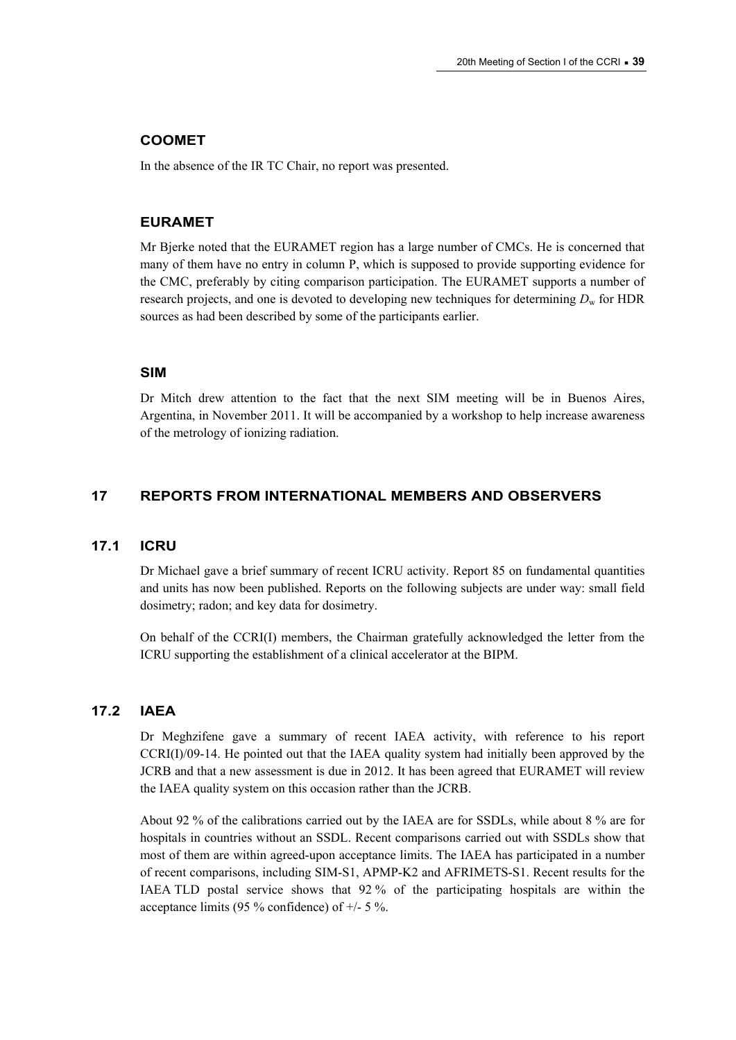### COOMET

In the absence of the IR TC Chair, no report was presented.

### EURAMET

Mr Bjerke noted that the EURAMET region has a large number of CMCs. He is concerned that many of them have no entry in column P, which is supposed to provide supporting evidence for the CMC, preferably by citing comparison participation. The EURAMET supports a number of research projects, and one is devoted to developing new techniques for determining $D_w$ for HDR sources as had been described by some of the participants earlier.

### SIM

Dr Mitch drew attention to the fact that the next SIM meeting will be in Buenos Aires, Argentina, in November 2011. It will be accompanied by a workshop to help increase awareness of the metrology of ionizing radiation.

## 17 REPORTS FROM INTERNATIONAL MEMBERS AND OBSERVERS

### 17.1 ICRU

Dr Michael gave a brief summary of recent ICRU activity. Report 85 on fundamental quantities and units has now been published. Reports on the following subjects are under way: small field dosimetry; radon; and key data for dosimetry.

On behalf of the CCRI(I) members, the Chairman gratefully acknowledged the letter from the ICRU supporting the establishment of a clinical accelerator at the BIPM.

### 17.2 IAEA

Dr Meghzifene gave a summary of recent IAEA activity, with reference to his report CCRI(I)/09-14. He pointed out that the IAEA quality system had initially been approved by the JCRB and that a new assessment is due in 2012. It has been agreed that EURAMET will review the IAEA quality system on this occasion rather than the JCRB.

About 92 % of the calibrations carried out by the IAEA are for SSDLs, while about 8 % are for hospitals in countries without an SSDL. Recent comparisons carried out with SSDLs show that most of them are within agreed-upon acceptance limits. The IAEA has participated in a number of recent comparisons, including SIM-S1, APMP-K2 and AFRIMETS-S1. Recent results for the IAEA TLD postal service shows that 92 % of the participating hospitals are within the acceptance limits (95 % confidence) of +/- 5 %.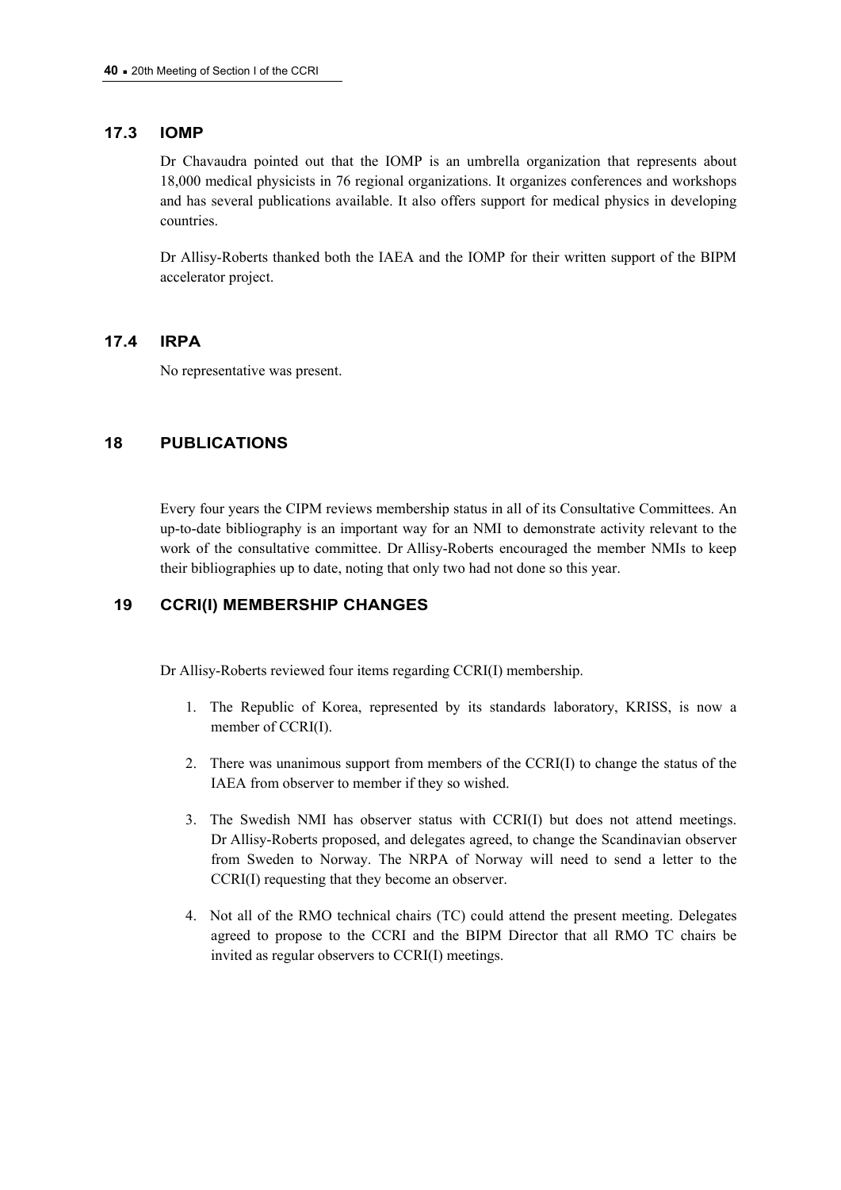### 17.3 IOMP

Dr Chavaudra pointed out that the IOMP is an umbrella organization that represents about 18,000 medical physicists in 76 regional organizations. It organizes conferences and workshops and has several publications available. It also offers support for medical physics in developing countries.

Dr Allisy-Roberts thanked both the IAEA and the IOMP for their written support of the BIPM accelerator project.

### 17.4 IRPA

No representative was present.

## 18 PUBLICATIONS

Every four years the CIPM reviews membership status in all of its Consultative Committees. An up-to-date bibliography is an important way for an NMI to demonstrate activity relevant to the work of the consultative committee. Dr Allisy-Roberts encouraged the member NMIs to keep their bibliographies up to date, noting that only two had not done so this year.

## 19 CCRI(I) MEMBERSHIP CHANGES

Dr Allisy-Roberts reviewed four items regarding CCRI(I) membership.

1. The Republic of Korea, represented by its standards laboratory, KRISS, is now a member of CCRI(I).
2. There was unanimous support from members of the CCRI(I) to change the status of the IAEA from observer to member if they so wished.
3. The Swedish NMI has observer status with CCRI(I) but does not attend meetings. Dr Allisy-Roberts proposed, and delegates agreed, to change the Scandinavian observer from Sweden to Norway. The NRPA of Norway will need to send a letter to the CCRI(I) requesting that they become an observer.
4. Not all of the RMO technical chairs (TC) could attend the present meeting. Delegates agreed to propose to the CCRI and the BIPM Director that all RMO TC chairs be invited as regular observers to CCRI(I) meetings.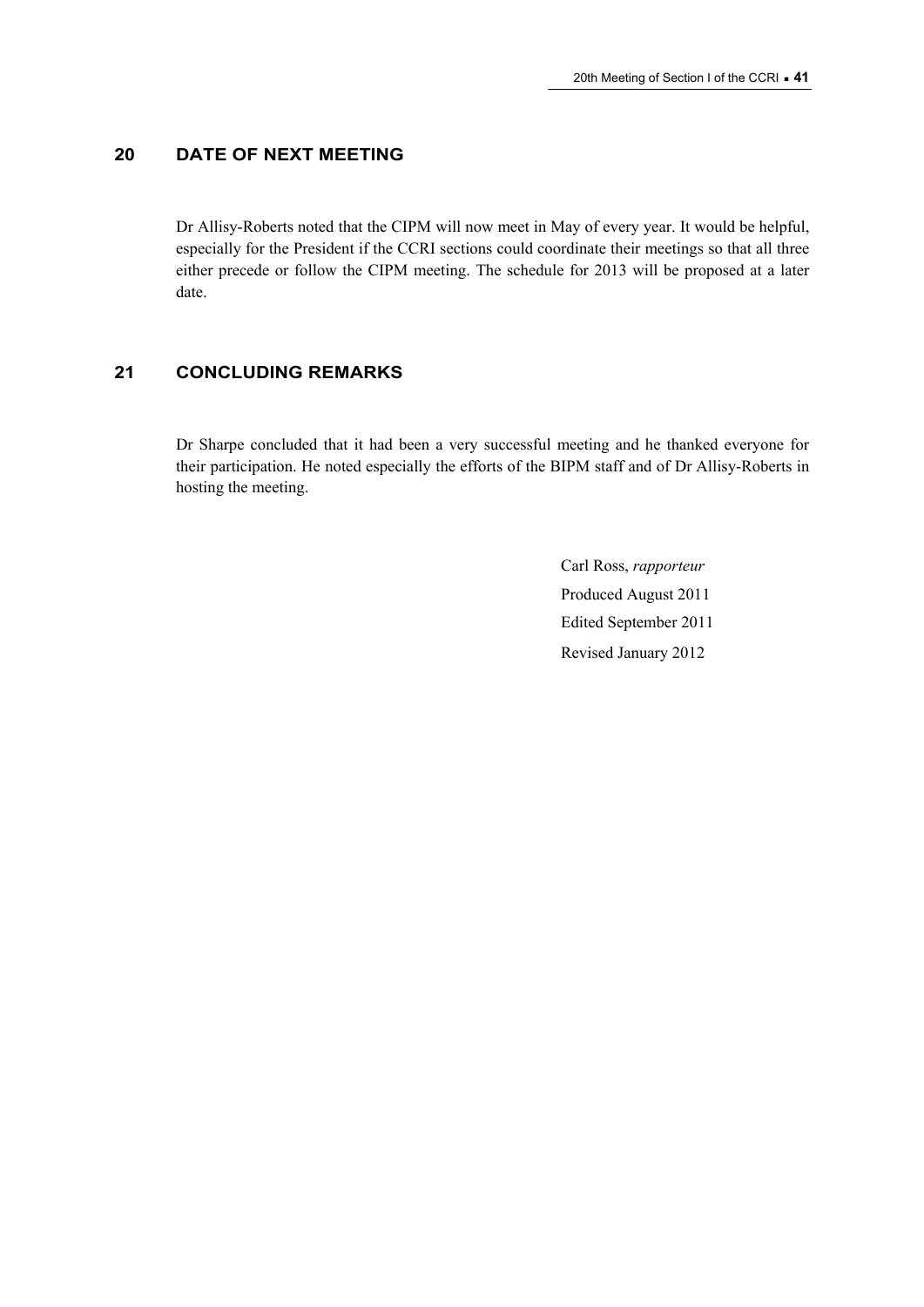## 20 DATE OF NEXT MEETING

Dr Allisy-Roberts noted that the CIPM will now meet in May of every year. It would be helpful, especially for the President if the CCRI sections could coordinate their meetings so that all three either precede or follow the CIPM meeting. The schedule for 2013 will be proposed at a later date.

## 21 CONCLUDING REMARKS

Dr Sharpe concluded that it had been a very successful meeting and he thanked everyone for their participation. He noted especially the efforts of the BIPM staff and of Dr Allisy-Roberts in hosting the meeting.

Carl Ross, *rapporteur*

Produced August 2011

Edited September 2011

Revised January 2012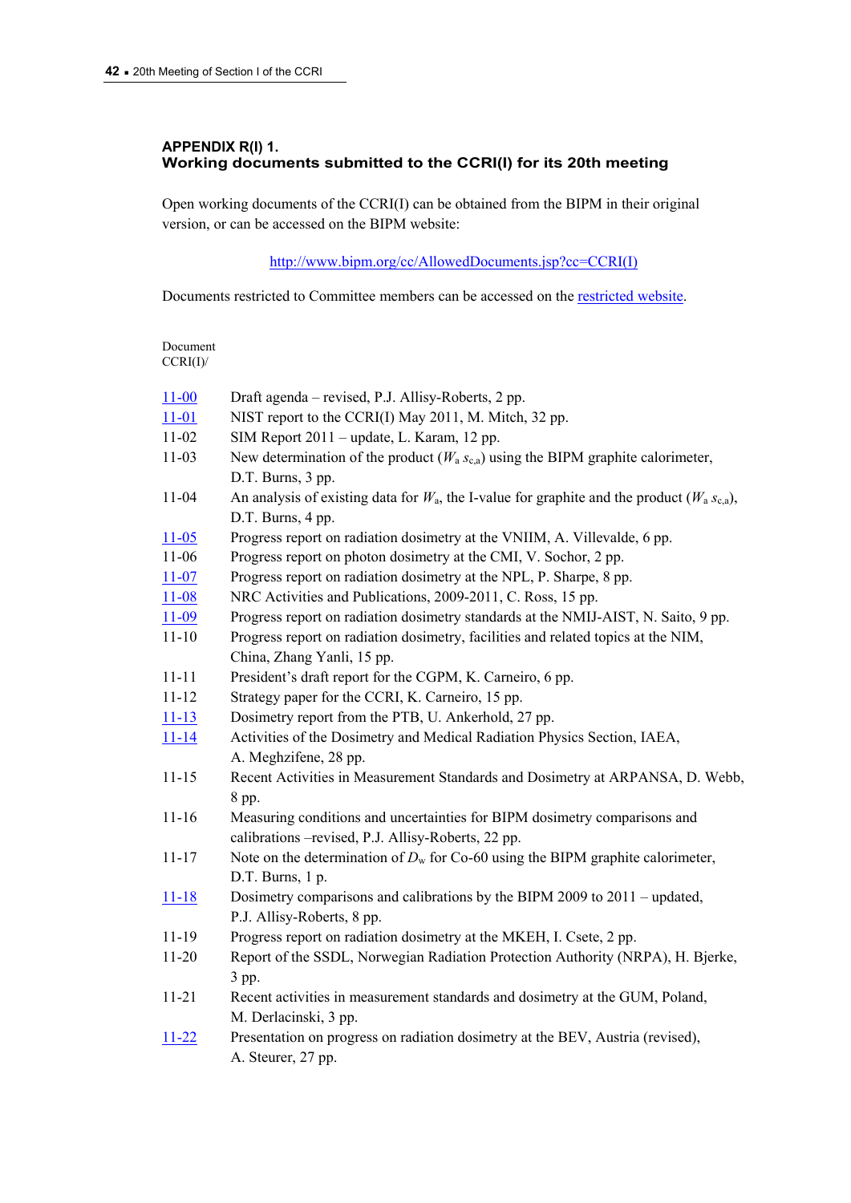### APPENDIX R(I) 1.
### Working documents submitted to the CCRI(I) for its 20th meeting

Open working documents of the CCRI(I) can be obtained from the BIPM in their original version, or can be accessed on the BIPM website:

http://www.bipm.org/cc/AllowedDocuments.jsp?cc=CCRI(I)

Documents restricted to Committee members can be accessed on the restricted website.

| Document CCRI(I)/ | |
|---|---|
| 11-00 | Draft agenda – revised, P.J. Allisy-Roberts, 2 pp. |
| 11-01 | NIST report to the CCRI(I) May 2011, M. Mitch, 32 pp. |
| 11-02 | SIM Report 2011 – update, L. Karam, 12 pp. |
| 11-03 | New determination of the product ($W_a$ $s_{c,a}$) using the BIPM graphite calorimeter, D.T. Burns, 3 pp. |
| 11-04 | An analysis of existing data for $W_a$, the I-value for graphite and the product ($W_a$ $s_{c,a}$), D.T. Burns, 4 pp. |
| 11-05 | Progress report on radiation dosimetry at the VNIIM, A. Villevalde, 6 pp. |
| 11-06 | Progress report on photon dosimetry at the CMI, V. Sochor, 2 pp. |
| 11-07 | Progress report on radiation dosimetry at the NPL, P. Sharpe, 8 pp. |
| 11-08 | NRC Activities and Publications, 2009-2011, C. Ross, 15 pp. |
| 11-09 | Progress report on radiation dosimetry standards at the NMIJ-AIST, N. Saito, 9 pp. |
| 11-10 | Progress report on radiation dosimetry, facilities and related topics at the NIM, China, Zhang Yanli, 15 pp. |
| 11-11 | President's draft report for the CGPM, K. Carneiro, 6 pp. |
| 11-12 | Strategy paper for the CCRI, K. Carneiro, 15 pp. |
| 11-13 | Dosimetry report from the PTB, U. Ankerhold, 27 pp. |
| 11-14 | Activities of the Dosimetry and Medical Radiation Physics Section, IAEA, A. Meghzifene, 28 pp. |
| 11-15 | Recent Activities in Measurement Standards and Dosimetry at ARPANSA, D. Webb, 8 pp. |
| 11-16 | Measuring conditions and uncertainties for BIPM dosimetry comparisons and calibrations –revised, P.J. Allisy-Roberts, 22 pp. |
| 11-17 | Note on the determination of $D_w$ for Co-60 using the BIPM graphite calorimeter, D.T. Burns, 1 p. |
| 11-18 | Dosimetry comparisons and calibrations by the BIPM 2009 to 2011 – updated, P.J. Allisy-Roberts, 8 pp. |
| 11-19 | Progress report on radiation dosimetry at the MKEH, I. Csete, 2 pp. |
| 11-20 | Report of the SSDL, Norwegian Radiation Protection Authority (NRPA), H. Bjerke, 3 pp. |
| 11-21 | Recent activities in measurement standards and dosimetry at the GUM, Poland, M. Derlacinski, 3 pp. |
| 11-22 | Presentation on progress on radiation dosimetry at the BEV, Austria (revised), A. Steurer, 27 pp. |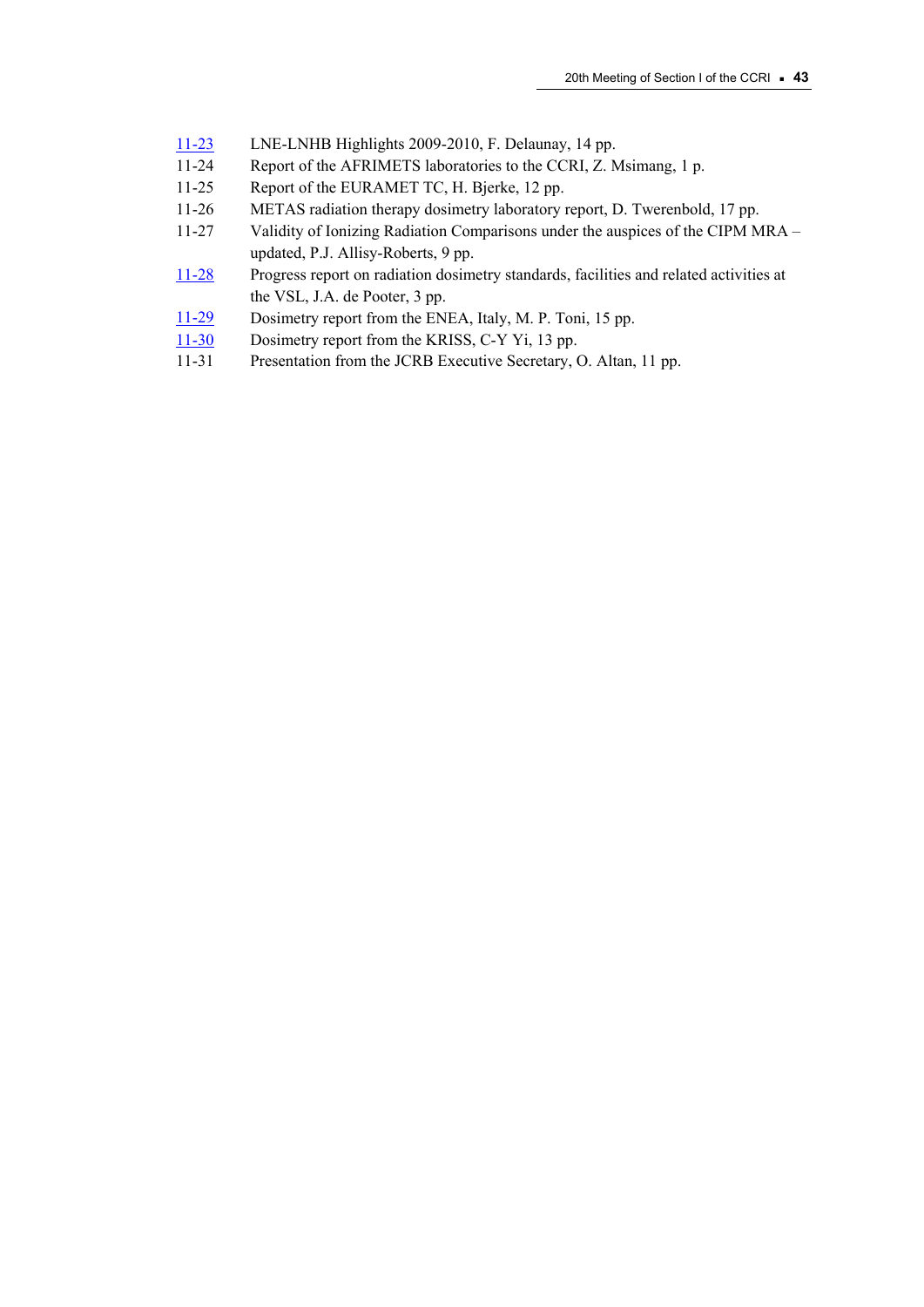11-23 LNE-LNHB Highlights 2009-2010, F. Delaunay, 14 pp.

11-24 Report of the AFRIMETS laboratories to the CCRI, Z. Msimang, 1 p.

11-25 Report of the EURAMET TC, H. Bjerke, 12 pp.

11-26 METAS radiation therapy dosimetry laboratory report, D. Twerenbold, 17 pp.

11-27 Validity of Ionizing Radiation Comparisons under the auspices of the CIPM MRA – updated, P.J. Allisy-Roberts, 9 pp.

11-28 Progress report on radiation dosimetry standards, facilities and related activities at the VSL, J.A. de Pooter, 3 pp.

11-29 Dosimetry report from the ENEA, Italy, M. P. Toni, 15 pp.

11-30 Dosimetry report from the KRISS, C-Y Yi, 13 pp.

11-31 Presentation from the JCRB Executive Secretary, O. Altan, 11 pp.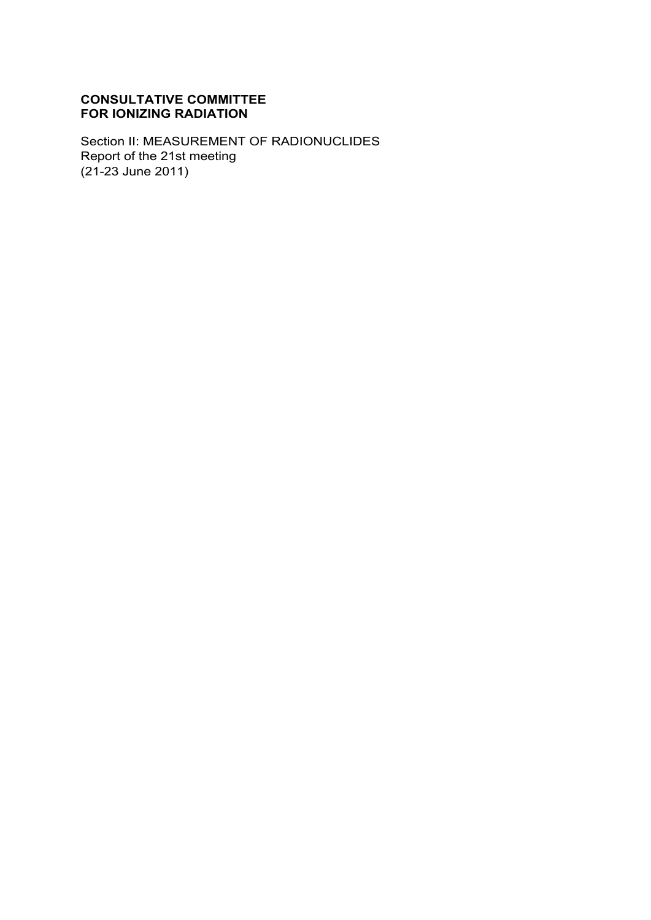**CONSULTATIVE COMMITTEE**
**FOR IONIZING RADIATION**

Section II: MEASUREMENT OF RADIONUCLIDES
Report of the 21st meeting
(21-23 June 2011)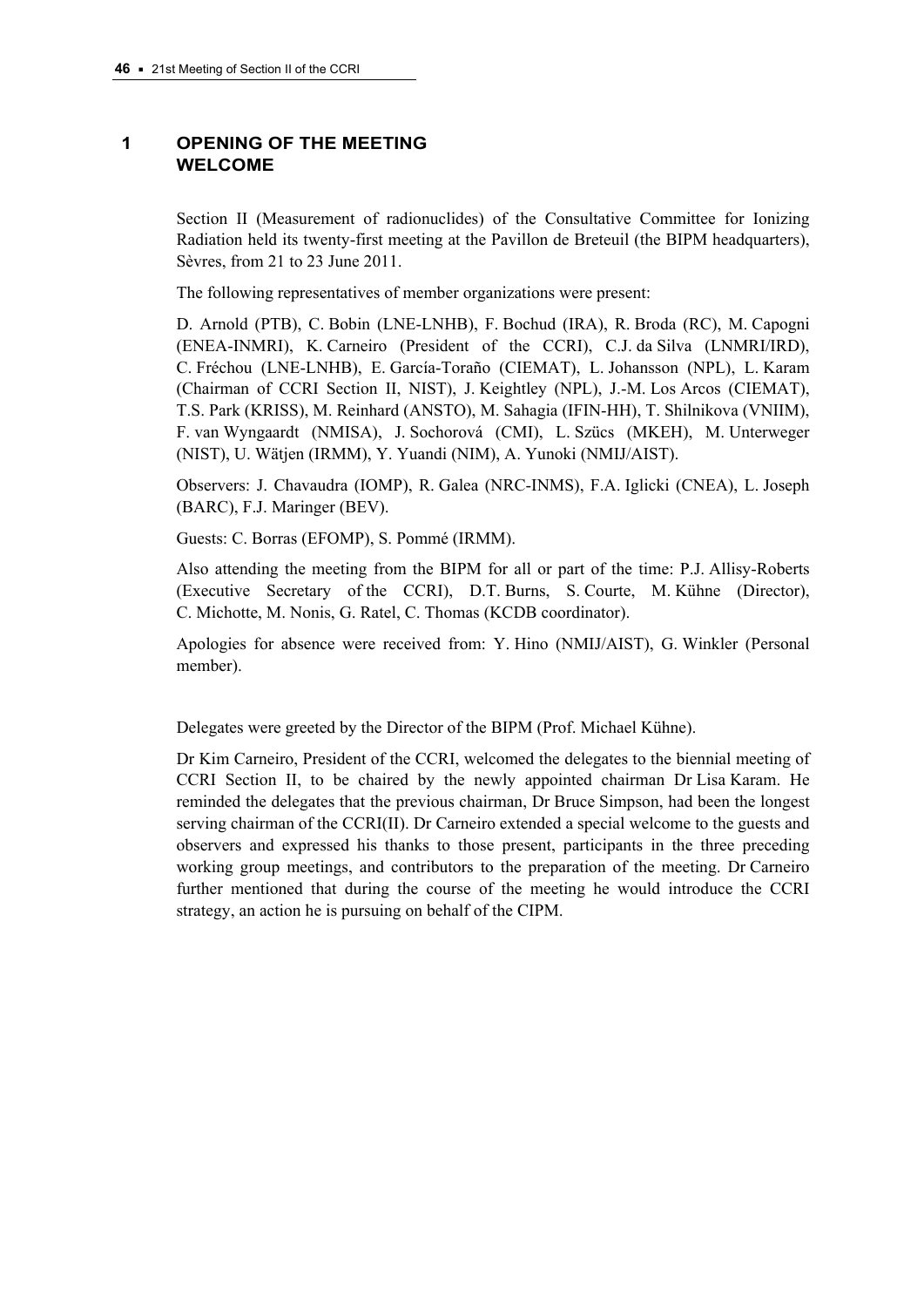## 1 OPENING OF THE MEETING WELCOME

Section II (Measurement of radionuclides) of the Consultative Committee for Ionizing Radiation held its twenty-first meeting at the Pavillon de Breteuil (the BIPM headquarters), Sèvres, from 21 to 23 June 2011.

The following representatives of member organizations were present:

D. Arnold (PTB), C. Bobin (LNE-LNHB), F. Bochud (IRA), R. Broda (RC), M. Capogni (ENEA-INMRI), K. Carneiro (President of the CCRI), C.J. da Silva (LNMRI/IRD), C. Fréchou (LNE-LNHB), E. García-Toraño (CIEMAT), L. Johansson (NPL), L. Karam (Chairman of CCRI Section II, NIST), J. Keightley (NPL), J.-M. Los Arcos (CIEMAT), T.S. Park (KRISS), M. Reinhard (ANSTO), M. Sahagia (IFIN-HH), T. Shilnikova (VNIIM), F. van Wyngaardt (NMISA), J. Sochorová (CMI), L. Szücs (MKEH), M. Unterweger (NIST), U. Wätjen (IRMM), Y. Yuandi (NIM), A. Yunoki (NMIJ/AIST).

Observers: J. Chavaudra (IOMP), R. Galea (NRC-INMS), F.A. Iglicki (CNEA), L. Joseph (BARC), F.J. Maringer (BEV).

Guests: C. Borras (EFOMP), S. Pommé (IRMM).

Also attending the meeting from the BIPM for all or part of the time: P.J. Allisy-Roberts (Executive Secretary of the CCRI), D.T. Burns, S. Courte, M. Kühne (Director), C. Michotte, M. Nonis, G. Ratel, C. Thomas (KCDB coordinator).

Apologies for absence were received from: Y. Hino (NMIJ/AIST), G. Winkler (Personal member).

Delegates were greeted by the Director of the BIPM (Prof. Michael Kühne).

Dr Kim Carneiro, President of the CCRI, welcomed the delegates to the biennial meeting of CCRI Section II, to be chaired by the newly appointed chairman Dr Lisa Karam. He reminded the delegates that the previous chairman, Dr Bruce Simpson, had been the longest serving chairman of the CCRI(II). Dr Carneiro extended a special welcome to the guests and observers and expressed his thanks to those present, participants in the three preceding working group meetings, and contributors to the preparation of the meeting. Dr Carneiro further mentioned that during the course of the meeting he would introduce the CCRI strategy, an action he is pursuing on behalf of the CIPM.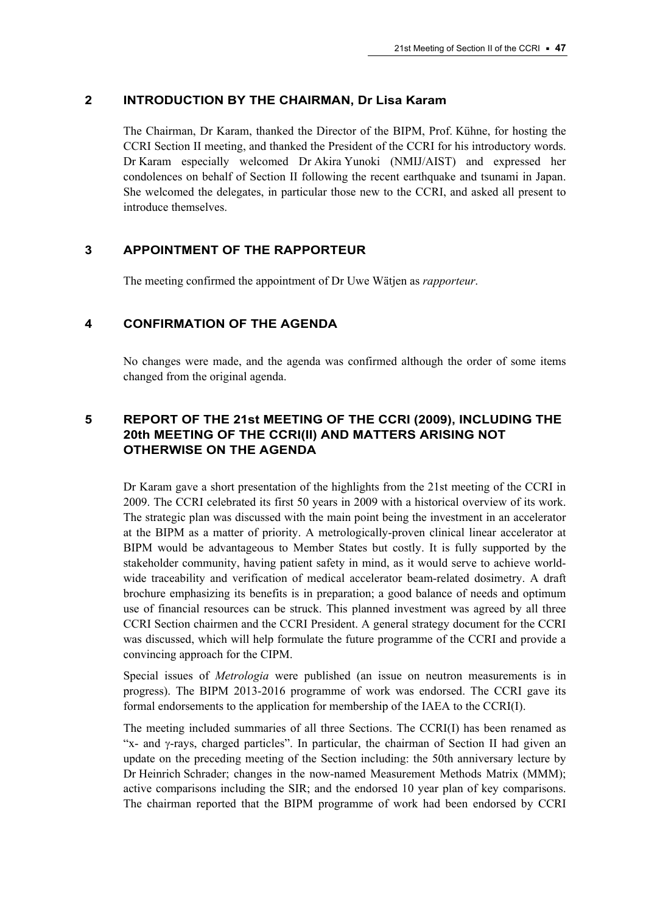## 2 INTRODUCTION BY THE CHAIRMAN, Dr Lisa Karam

The Chairman, Dr Karam, thanked the Director of the BIPM, Prof. Kühne, for hosting the CCRI Section II meeting, and thanked the President of the CCRI for his introductory words. Dr Karam especially welcomed Dr Akira Yunoki (NMIJ/AIST) and expressed her condolences on behalf of Section II following the recent earthquake and tsunami in Japan. She welcomed the delegates, in particular those new to the CCRI, and asked all present to introduce themselves.

## 3 APPOINTMENT OF THE RAPPORTEUR

The meeting confirmed the appointment of Dr Uwe Wätjen as *rapporteur*.

## 4 CONFIRMATION OF THE AGENDA

No changes were made, and the agenda was confirmed although the order of some items changed from the original agenda.

## 5 REPORT OF THE 21st MEETING OF THE CCRI (2009), INCLUDING THE 20th MEETING OF THE CCRI(II) AND MATTERS ARISING NOT OTHERWISE ON THE AGENDA

Dr Karam gave a short presentation of the highlights from the 21st meeting of the CCRI in 2009. The CCRI celebrated its first 50 years in 2009 with a historical overview of its work. The strategic plan was discussed with the main point being the investment in an accelerator at the BIPM as a matter of priority. A metrologically-proven clinical linear accelerator at BIPM would be advantageous to Member States but costly. It is fully supported by the stakeholder community, having patient safety in mind, as it would serve to achieve world-wide traceability and verification of medical accelerator beam-related dosimetry. A draft brochure emphasizing its benefits is in preparation; a good balance of needs and optimum use of financial resources can be struck. This planned investment was agreed by all three CCRI Section chairmen and the CCRI President. A general strategy document for the CCRI was discussed, which will help formulate the future programme of the CCRI and provide a convincing approach for the CIPM.

Special issues of *Metrologia* were published (an issue on neutron measurements is in progress). The BIPM 2013-2016 programme of work was endorsed. The CCRI gave its formal endorsements to the application for membership of the IAEA to the CCRI(I).

The meeting included summaries of all three Sections. The CCRI(I) has been renamed as "x- and γ-rays, charged particles". In particular, the chairman of Section II had given an update on the preceding meeting of the Section including: the 50th anniversary lecture by Dr Heinrich Schrader; changes in the now-named Measurement Methods Matrix (MMM); active comparisons including the SIR; and the endorsed 10 year plan of key comparisons. The chairman reported that the BIPM programme of work had been endorsed by CCRI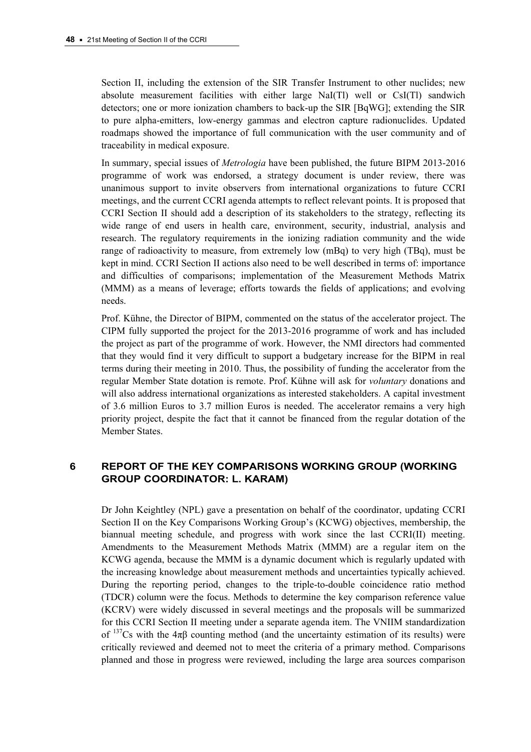Section II, including the extension of the SIR Transfer Instrument to other nuclides; new absolute measurement facilities with either large NaI(Tl) well or CsI(Tl) sandwich detectors; one or more ionization chambers to back-up the SIR [BqWG]; extending the SIR to pure alpha-emitters, low-energy gammas and electron capture radionuclides. Updated roadmaps showed the importance of full communication with the user community and of traceability in medical exposure.

In summary, special issues of *Metrologia* have been published, the future BIPM 2013-2016 programme of work was endorsed, a strategy document is under review, there was unanimous support to invite observers from international organizations to future CCRI meetings, and the current CCRI agenda attempts to reflect relevant points. It is proposed that CCRI Section II should add a description of its stakeholders to the strategy, reflecting its wide range of end users in health care, environment, security, industrial, analysis and research. The regulatory requirements in the ionizing radiation community and the wide range of radioactivity to measure, from extremely low (mBq) to very high (TBq), must be kept in mind. CCRI Section II actions also need to be well described in terms of: importance and difficulties of comparisons; implementation of the Measurement Methods Matrix (MMM) as a means of leverage; efforts towards the fields of applications; and evolving needs.

Prof. Kühne, the Director of BIPM, commented on the status of the accelerator project. The CIPM fully supported the project for the 2013-2016 programme of work and has included the project as part of the programme of work. However, the NMI directors had commented that they would find it very difficult to support a budgetary increase for the BIPM in real terms during their meeting in 2010. Thus, the possibility of funding the accelerator from the regular Member State dotation is remote. Prof. Kühne will ask for *voluntary* donations and will also address international organizations as interested stakeholders. A capital investment of 3.6 million Euros to 3.7 million Euros is needed. The accelerator remains a very high priority project, despite the fact that it cannot be financed from the regular dotation of the Member States.

## 6 REPORT OF THE KEY COMPARISONS WORKING GROUP (WORKING GROUP COORDINATOR: L. KARAM)

Dr John Keightley (NPL) gave a presentation on behalf of the coordinator, updating CCRI Section II on the Key Comparisons Working Group's (KCWG) objectives, membership, the biannual meeting schedule, and progress with work since the last CCRI(II) meeting. Amendments to the Measurement Methods Matrix (MMM) are a regular item on the KCWG agenda, because the MMM is a dynamic document which is regularly updated with the increasing knowledge about measurement methods and uncertainties typically achieved. During the reporting period, changes to the triple-to-double coincidence ratio method (TDCR) column were the focus. Methods to determine the key comparison reference value (KCRV) were widely discussed in several meetings and the proposals will be summarized for this CCRI Section II meeting under a separate agenda item. The VNIIM standardization of $^{137}$Cs with the $4\pi\beta$ counting method (and the uncertainty estimation of its results) were critically reviewed and deemed not to meet the criteria of a primary method. Comparisons planned and those in progress were reviewed, including the large area sources comparison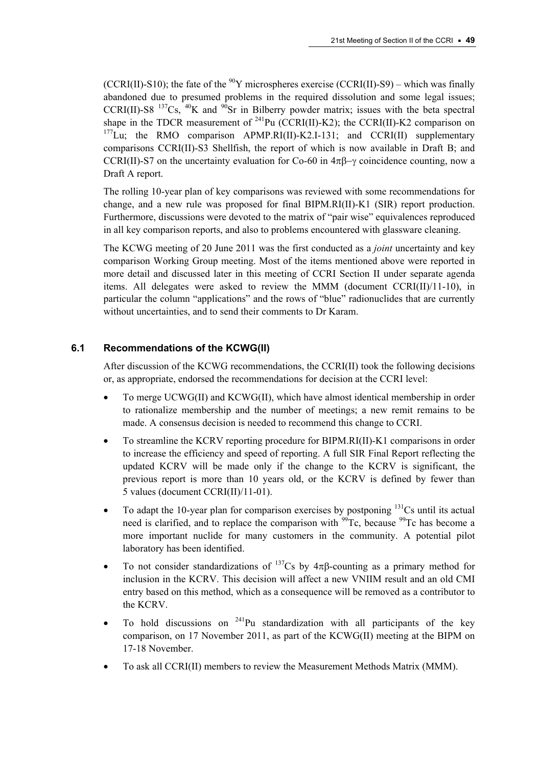(CCRI(II)-S10); the fate of the $^{90}Y$ microspheres exercise (CCRI(II)-S9) – which was finally abandoned due to presumed problems in the required dissolution and some legal issues; CCRI(II)-S8 $^{137}Cs$, $^{40}K$ and $^{90}Sr$ in Bilberry powder matrix; issues with the beta spectral shape in the TDCR measurement of $^{241}Pu$ (CCRI(II)-K2); the CCRI(II)-K2 comparison on $^{177}Lu$; the RMO comparison APMP.RI(II)-K2.I-131; and CCRI(II) supplementary comparisons CCRI(II)-S3 Shellfish, the report of which is now available in Draft B; and CCRI(II)-S7 on the uncertainty evaluation for Co-60 in $4\pi\beta\text{–}\gamma$ coincidence counting, now a Draft A report.

The rolling 10-year plan of key comparisons was reviewed with some recommendations for change, and a new rule was proposed for final BIPM.RI(II)-K1 (SIR) report production. Furthermore, discussions were devoted to the matrix of "pair wise" equivalences reproduced in all key comparison reports, and also to problems encountered with glassware cleaning.

The KCWG meeting of 20 June 2011 was the first conducted as a *joint* uncertainty and key comparison Working Group meeting. Most of the items mentioned above were reported in more detail and discussed later in this meeting of CCRI Section II under separate agenda items. All delegates were asked to review the MMM (document CCRI(II)/11-10), in particular the column "applications" and the rows of "blue" radionuclides that are currently without uncertainties, and to send their comments to Dr Karam.

### 6.1 Recommendations of the KCWG(II)

After discussion of the KCWG recommendations, the CCRI(II) took the following decisions or, as appropriate, endorsed the recommendations for decision at the CCRI level:

- To merge UCWG(II) and KCWG(II), which have almost identical membership in order to rationalize membership and the number of meetings; a new remit remains to be made. A consensus decision is needed to recommend this change to CCRI.
- To streamline the KCRV reporting procedure for BIPM.RI(II)-K1 comparisons in order to increase the efficiency and speed of reporting. A full SIR Final Report reflecting the updated KCRV will be made only if the change to the KCRV is significant, the previous report is more than 10 years old, or the KCRV is defined by fewer than 5 values (document CCRI(II)/11-01).
- To adapt the 10-year plan for comparison exercises by postponing $^{131}Cs$ until its actual need is clarified, and to replace the comparison with $^{99}Tc$, because $^{99}Tc$ has become a more important nuclide for many customers in the community. A potential pilot laboratory has been identified.
- To not consider standardizations of $^{137}Cs$ by $4\pi\beta$-counting as a primary method for inclusion in the KCRV. This decision will affect a new VNIIM result and an old CMI entry based on this method, which as a consequence will be removed as a contributor to the KCRV.
- To hold discussions on $^{241}Pu$ standardization with all participants of the key comparison, on 17 November 2011, as part of the KCWG(II) meeting at the BIPM on 17-18 November.
- To ask all CCRI(II) members to review the Measurement Methods Matrix (MMM).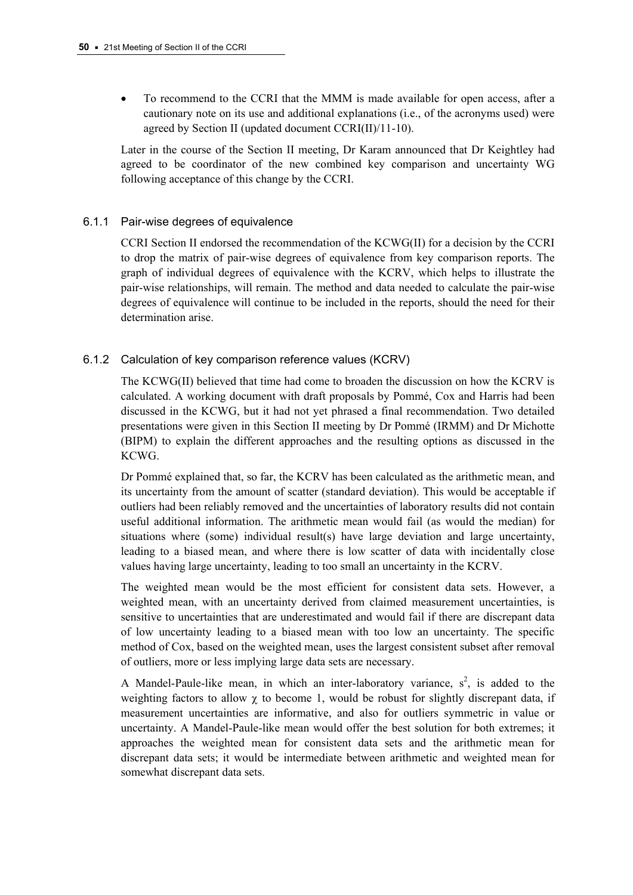- To recommend to the CCRI that the MMM is made available for open access, after a cautionary note on its use and additional explanations (i.e., of the acronyms used) were agreed by Section II (updated document CCRI(II)/11-10).

Later in the course of the Section II meeting, Dr Karam announced that Dr Keightley had agreed to be coordinator of the new combined key comparison and uncertainty WG following acceptance of this change by the CCRI.

### 6.1.1 Pair-wise degrees of equivalence

CCRI Section II endorsed the recommendation of the KCWG(II) for a decision by the CCRI to drop the matrix of pair-wise degrees of equivalence from key comparison reports. The graph of individual degrees of equivalence with the KCRV, which helps to illustrate the pair-wise relationships, will remain. The method and data needed to calculate the pair-wise degrees of equivalence will continue to be included in the reports, should the need for their determination arise.

### 6.1.2 Calculation of key comparison reference values (KCRV)

The KCWG(II) believed that time had come to broaden the discussion on how the KCRV is calculated. A working document with draft proposals by Pommé, Cox and Harris had been discussed in the KCWG, but it had not yet phrased a final recommendation. Two detailed presentations were given in this Section II meeting by Dr Pommé (IRMM) and Dr Michotte (BIPM) to explain the different approaches and the resulting options as discussed in the KCWG.

Dr Pommé explained that, so far, the KCRV has been calculated as the arithmetic mean, and its uncertainty from the amount of scatter (standard deviation). This would be acceptable if outliers had been reliably removed and the uncertainties of laboratory results did not contain useful additional information. The arithmetic mean would fail (as would the median) for situations where (some) individual result(s) have large deviation and large uncertainty, leading to a biased mean, and where there is low scatter of data with incidentally close values having large uncertainty, leading to too small an uncertainty in the KCRV.

The weighted mean would be the most efficient for consistent data sets. However, a weighted mean, with an uncertainty derived from claimed measurement uncertainties, is sensitive to uncertainties that are underestimated and would fail if there are discrepant data of low uncertainty leading to a biased mean with too low an uncertainty. The specific method of Cox, based on the weighted mean, uses the largest consistent subset after removal of outliers, more or less implying large data sets are necessary.

A Mandel-Paule-like mean, in which an inter-laboratory variance, $s^2$, is added to the weighting factors to allow $\chi$ to become 1, would be robust for slightly discrepant data, if measurement uncertainties are informative, and also for outliers symmetric in value or uncertainty. A Mandel-Paule-like mean would offer the best solution for both extremes; it approaches the weighted mean for consistent data sets and the arithmetic mean for discrepant data sets; it would be intermediate between arithmetic and weighted mean for somewhat discrepant data sets.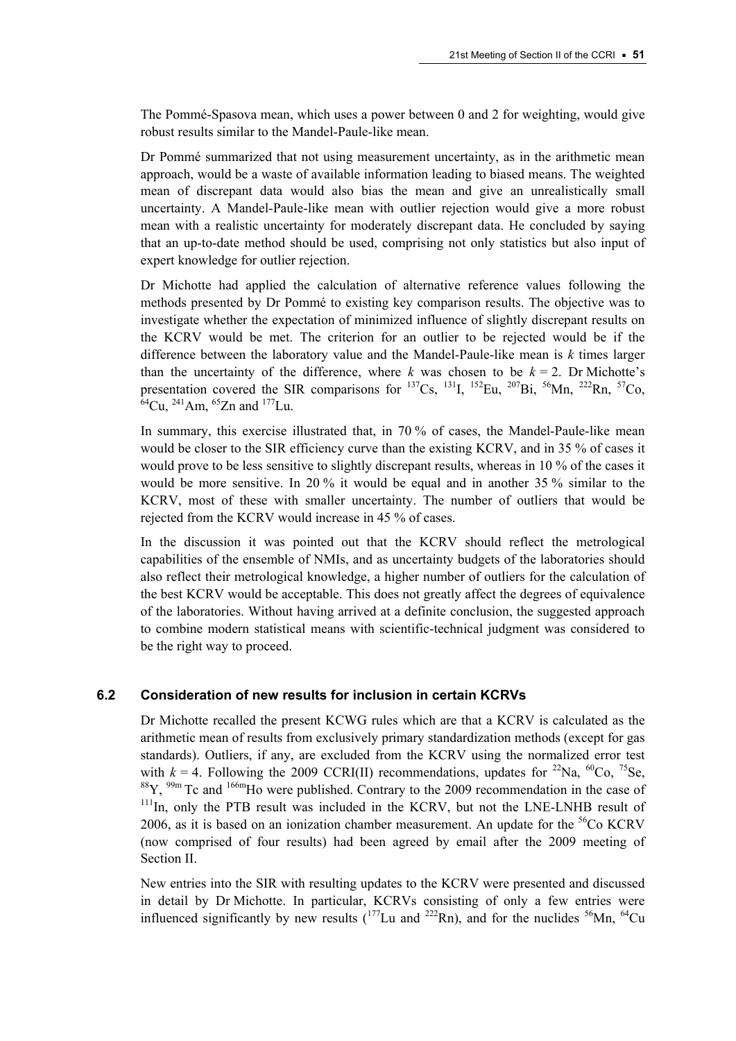The Pommé-Spasova mean, which uses a power between 0 and 2 for weighting, would give robust results similar to the Mandel-Paule-like mean.

Dr Pommé summarized that not using measurement uncertainty, as in the arithmetic mean approach, would be a waste of available information leading to biased means. The weighted mean of discrepant data would also bias the mean and give an unrealistically small uncertainty. A Mandel-Paule-like mean with outlier rejection would give a more robust mean with a realistic uncertainty for moderately discrepant data. He concluded by saying that an up-to-date method should be used, comprising not only statistics but also input of expert knowledge for outlier rejection.

Dr Michotte had applied the calculation of alternative reference values following the methods presented by Dr Pommé to existing key comparison results. The objective was to investigate whether the expectation of minimized influence of slightly discrepant results on the KCRV would be met. The criterion for an outlier to be rejected would be if the difference between the laboratory value and the Mandel-Paule-like mean is $k$ times larger than the uncertainty of the difference, where $k$ was chosen to be $k = 2$. Dr Michotte's presentation covered the SIR comparisons for $^{137}$Cs, $^{131}$I, $^{152}$Eu, $^{207}$Bi, $^{56}$Mn, $^{222}$Rn, $^{57}$Co, $^{64}$Cu, $^{241}$Am, $^{65}$Zn and $^{177}$Lu.

In summary, this exercise illustrated that, in 70 % of cases, the Mandel-Paule-like mean would be closer to the SIR efficiency curve than the existing KCRV, and in 35 % of cases it would prove to be less sensitive to slightly discrepant results, whereas in 10 % of the cases it would be more sensitive. In 20 % it would be equal and in another 35 % similar to the KCRV, most of these with smaller uncertainty. The number of outliers that would be rejected from the KCRV would increase in 45 % of cases.

In the discussion it was pointed out that the KCRV should reflect the metrological capabilities of the ensemble of NMIs, and as uncertainty budgets of the laboratories should also reflect their metrological knowledge, a higher number of outliers for the calculation of the best KCRV would be acceptable. This does not greatly affect the degrees of equivalence of the laboratories. Without having arrived at a definite conclusion, the suggested approach to combine modern statistical means with scientific-technical judgment was considered to be the right way to proceed.

### 6.2 Consideration of new results for inclusion in certain KCRVs

Dr Michotte recalled the present KCWG rules which are that a KCRV is calculated as the arithmetic mean of results from exclusively primary standardization methods (except for gas standards). Outliers, if any, are excluded from the KCRV using the normalized error test with $k = 4$. Following the 2009 CCRI(II) recommendations, updates for $^{22}$Na, $^{60}$Co, $^{75}$Se, $^{88}$Y, $^{99m}$Tc and $^{166m}$Ho were published. Contrary to the 2009 recommendation in the case of $^{111}$In, only the PTB result was included in the KCRV, but not the LNE-LNHB result of 2006, as it is based on an ionization chamber measurement. An update for the $^{56}$Co KCRV (now comprised of four results) had been agreed by email after the 2009 meeting of Section II.

New entries into the SIR with resulting updates to the KCRV were presented and discussed in detail by Dr Michotte. In particular, KCRVs consisting of only a few entries were influenced significantly by new results ($^{177}$Lu and $^{222}$Rn), and for the nuclides $^{56}$Mn, $^{64}$Cu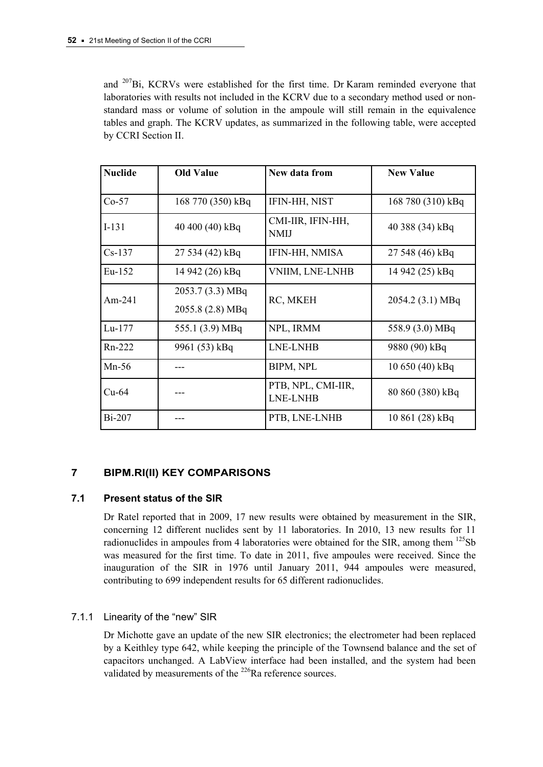and $^{207}$Bi, KCRVs were established for the first time. Dr Karam reminded everyone that laboratories with results not included in the KCRV due to a secondary method used or non-standard mass or volume of solution in the ampoule will still remain in the equivalence tables and graph. The KCRV updates, as summarized in the following table, were accepted by CCRI Section II.

| Nuclide | Old Value | New data from | New Value |
|---|---|---|---|
| Co-57 | 168 770 (350) kBq | IFIN-HH, NIST | 168 780 (310) kBq |
| I-131 | 40 400 (40) kBq | CMI-IIR, IFIN-HH, NMIJ | 40 388 (34) kBq |
| Cs-137 | 27 534 (42) kBq | IFIN-HH, NMISA | 27 548 (46) kBq |
| Eu-152 | 14 942 (26) kBq | VNIIM, LNE-LNHB | 14 942 (25) kBq |
| Am-241 | 2053.7 (3.3) MBq<br>2055.8 (2.8) MBq | RC, MKEH | 2054.2 (3.1) MBq |
| Lu-177 | 555.1 (3.9) MBq | NPL, IRMM | 558.9 (3.0) MBq |
| Rn-222 | 9961 (53) kBq | LNE-LNHB | 9880 (90) kBq |
| Mn-56 | --- | BIPM, NPL | 10 650 (40) kBq |
| Cu-64 | --- | PTB, NPL, CMI-IIR, LNE-LNHB | 80 860 (380) kBq |
| Bi-207 | --- | PTB, LNE-LNHB | 10 861 (28) kBq |

## 7 BIPM.RI(II) KEY COMPARISONS

### 7.1 Present status of the SIR

Dr Ratel reported that in 2009, 17 new results were obtained by measurement in the SIR, concerning 12 different nuclides sent by 11 laboratories. In 2010, 13 new results for 11 radionuclides in ampoules from 4 laboratories were obtained for the SIR, among them $^{125}$Sb was measured for the first time. To date in 2011, five ampoules were received. Since the inauguration of the SIR in 1976 until January 2011, 944 ampoules were measured, contributing to 699 independent results for 65 different radionuclides.

#### 7.1.1 Linearity of the "new" SIR

Dr Michotte gave an update of the new SIR electronics; the electrometer had been replaced by a Keithley type 642, while keeping the principle of the Townsend balance and the set of capacitors unchanged. A LabView interface had been installed, and the system had been validated by measurements of the $^{226}$Ra reference sources.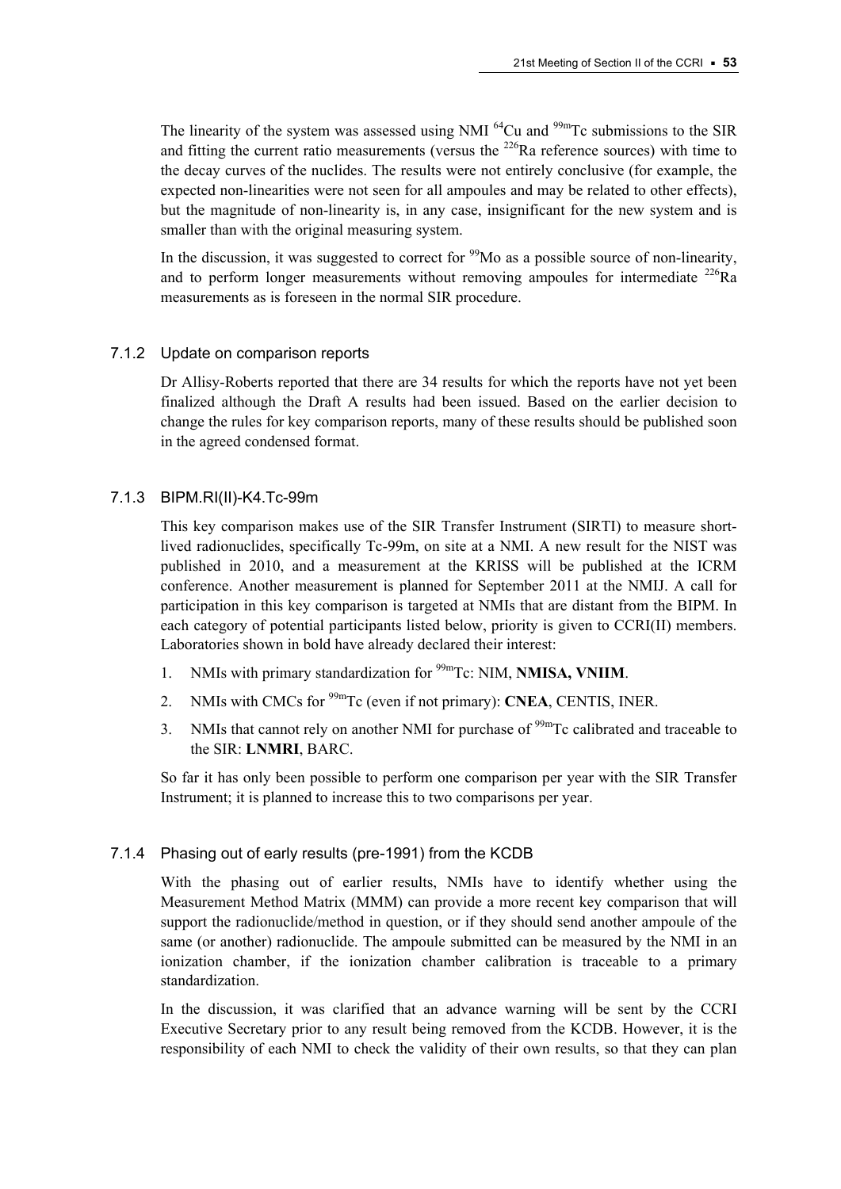The linearity of the system was assessed using NMI $^{64}$Cu and $^{99m}$Tc submissions to the SIR and fitting the current ratio measurements (versus the $^{226}$Ra reference sources) with time to the decay curves of the nuclides. The results were not entirely conclusive (for example, the expected non-linearities were not seen for all ampoules and may be related to other effects), but the magnitude of non-linearity is, in any case, insignificant for the new system and is smaller than with the original measuring system.

In the discussion, it was suggested to correct for $^{99}$Mo as a possible source of non-linearity, and to perform longer measurements without removing ampoules for intermediate $^{226}$Ra measurements as is foreseen in the normal SIR procedure.

### 7.1.2 Update on comparison reports

Dr Allisy-Roberts reported that there are 34 results for which the reports have not yet been finalized although the Draft A results had been issued. Based on the earlier decision to change the rules for key comparison reports, many of these results should be published soon in the agreed condensed format.

### 7.1.3 BIPM.RI(II)-K4.Tc-99m

This key comparison makes use of the SIR Transfer Instrument (SIRTI) to measure short-lived radionuclides, specifically Tc-99m, on site at a NMI. A new result for the NIST was published in 2010, and a measurement at the KRISS will be published at the ICRM conference. Another measurement is planned for September 2011 at the NMIJ. A call for participation in this key comparison is targeted at NMIs that are distant from the BIPM. In each category of potential participants listed below, priority is given to CCRI(II) members. Laboratories shown in bold have already declared their interest:

1. NMIs with primary standardization for $^{99m}$Tc: NIM, **NMISA, VNIIM**.
2. NMIs with CMCs for $^{99m}$Tc (even if not primary): **CNEA**, CENTIS, INER.
3. NMIs that cannot rely on another NMI for purchase of $^{99m}$Tc calibrated and traceable to the SIR: **LNMRI**, BARC.

So far it has only been possible to perform one comparison per year with the SIR Transfer Instrument; it is planned to increase this to two comparisons per year.

### 7.1.4 Phasing out of early results (pre-1991) from the KCDB

With the phasing out of earlier results, NMIs have to identify whether using the Measurement Method Matrix (MMM) can provide a more recent key comparison that will support the radionuclide/method in question, or if they should send another ampoule of the same (or another) radionuclide. The ampoule submitted can be measured by the NMI in an ionization chamber, if the ionization chamber calibration is traceable to a primary standardization.

In the discussion, it was clarified that an advance warning will be sent by the CCRI Executive Secretary prior to any result being removed from the KCDB. However, it is the responsibility of each NMI to check the validity of their own results, so that they can plan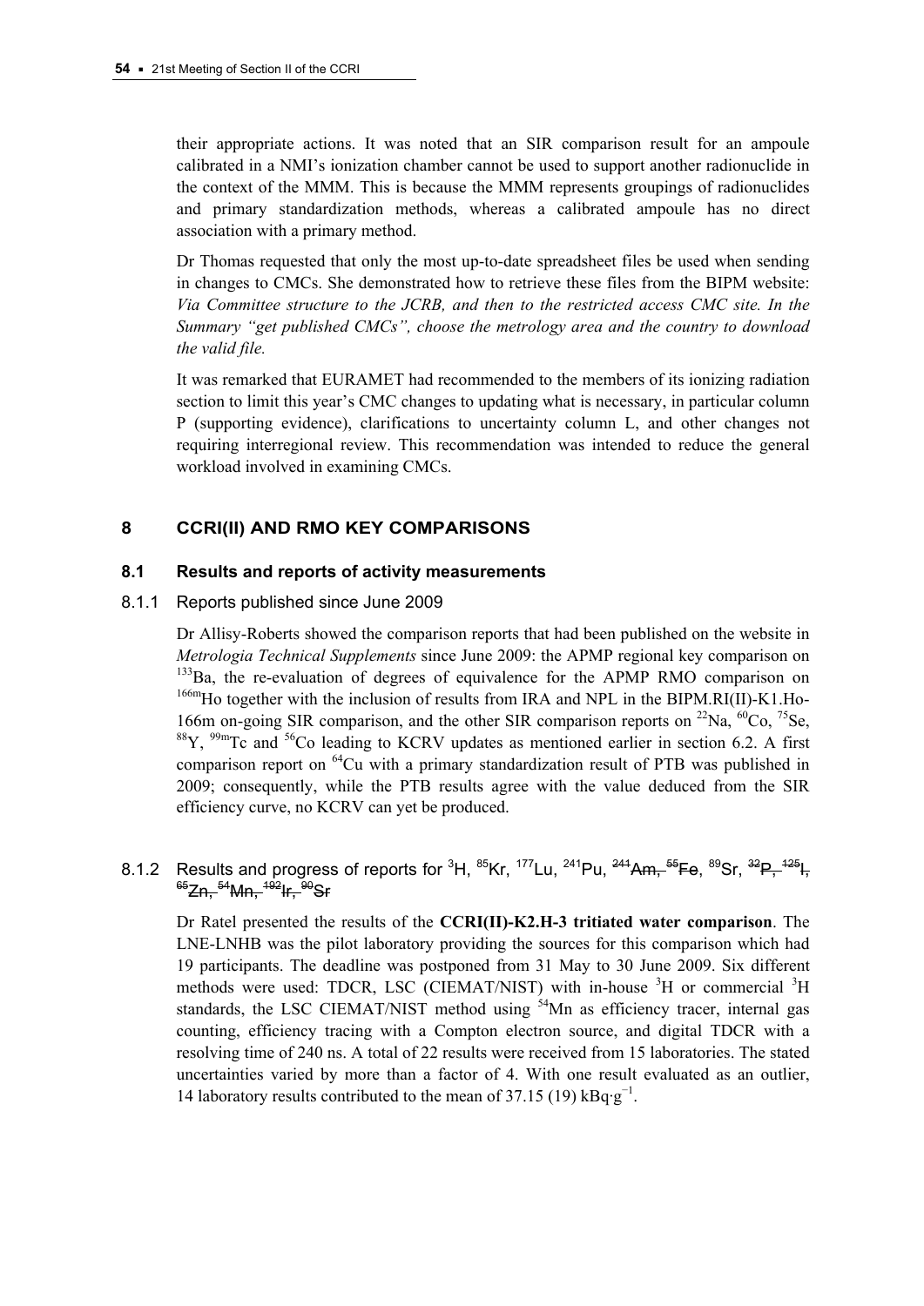their appropriate actions. It was noted that an SIR comparison result for an ampoule calibrated in a NMI's ionization chamber cannot be used to support another radionuclide in the context of the MMM. This is because the MMM represents groupings of radionuclides and primary standardization methods, whereas a calibrated ampoule has no direct association with a primary method.

Dr Thomas requested that only the most up-to-date spreadsheet files be used when sending in changes to CMCs. She demonstrated how to retrieve these files from the BIPM website: *Via Committee structure to the JCRB, and then to the restricted access CMC site. In the Summary "get published CMCs", choose the metrology area and the country to download the valid file.*

It was remarked that EURAMET had recommended to the members of its ionizing radiation section to limit this year's CMC changes to updating what is necessary, in particular column P (supporting evidence), clarifications to uncertainty column L, and other changes not requiring interregional review. This recommendation was intended to reduce the general workload involved in examining CMCs.

## 8 CCRI(II) AND RMO KEY COMPARISONS

### 8.1 Results and reports of activity measurements

#### 8.1.1 Reports published since June 2009

Dr Allisy-Roberts showed the comparison reports that had been published on the website in *Metrologia Technical Supplements* since June 2009: the APMP regional key comparison on $^{133}$Ba, the re-evaluation of degrees of equivalence for the APMP RMO comparison on $^{166m}$Ho together with the inclusion of results from IRA and NPL in the BIPM.RI(II)-K1.Ho-166m on-going SIR comparison, and the other SIR comparison reports on $^{22}$Na, $^{60}$Co, $^{75}$Se, $^{88}$Y, $^{99m}$Tc and $^{56}$Co leading to KCRV updates as mentioned earlier in section 6.2. A first comparison report on $^{64}$Cu with a primary standardization result of PTB was published in 2009; consequently, while the PTB results agree with the value deduced from the SIR efficiency curve, no KCRV can yet be produced.

#### 8.1.2 Results and progress of reports for $^{3}$H, $^{85}$Kr, $^{177}$Lu, $^{241}$Pu, ~~$^{241}$Am, $^{55}$Fe~~, $^{89}$Sr, ~~$^{32}$P, $^{125}$I, $^{65}$Zn, $^{54}$Mn, $^{192}$Ir, $^{90}$Sr~~

Dr Ratel presented the results of the **CCRI(II)-K2.H-3 tritiated water comparison**. The LNE-LNHB was the pilot laboratory providing the sources for this comparison which had 19 participants. The deadline was postponed from 31 May to 30 June 2009. Six different methods were used: TDCR, LSC (CIEMAT/NIST) with in-house $^{3}$H or commercial $^{3}$H standards, the LSC CIEMAT/NIST method using $^{54}$Mn as efficiency tracer, internal gas counting, efficiency tracing with a Compton electron source, and digital TDCR with a resolving time of 240 ns. A total of 22 results were received from 15 laboratories. The stated uncertainties varied by more than a factor of 4. With one result evaluated as an outlier, 14 laboratory results contributed to the mean of 37.15 (19) kBq·g$^{-1}$.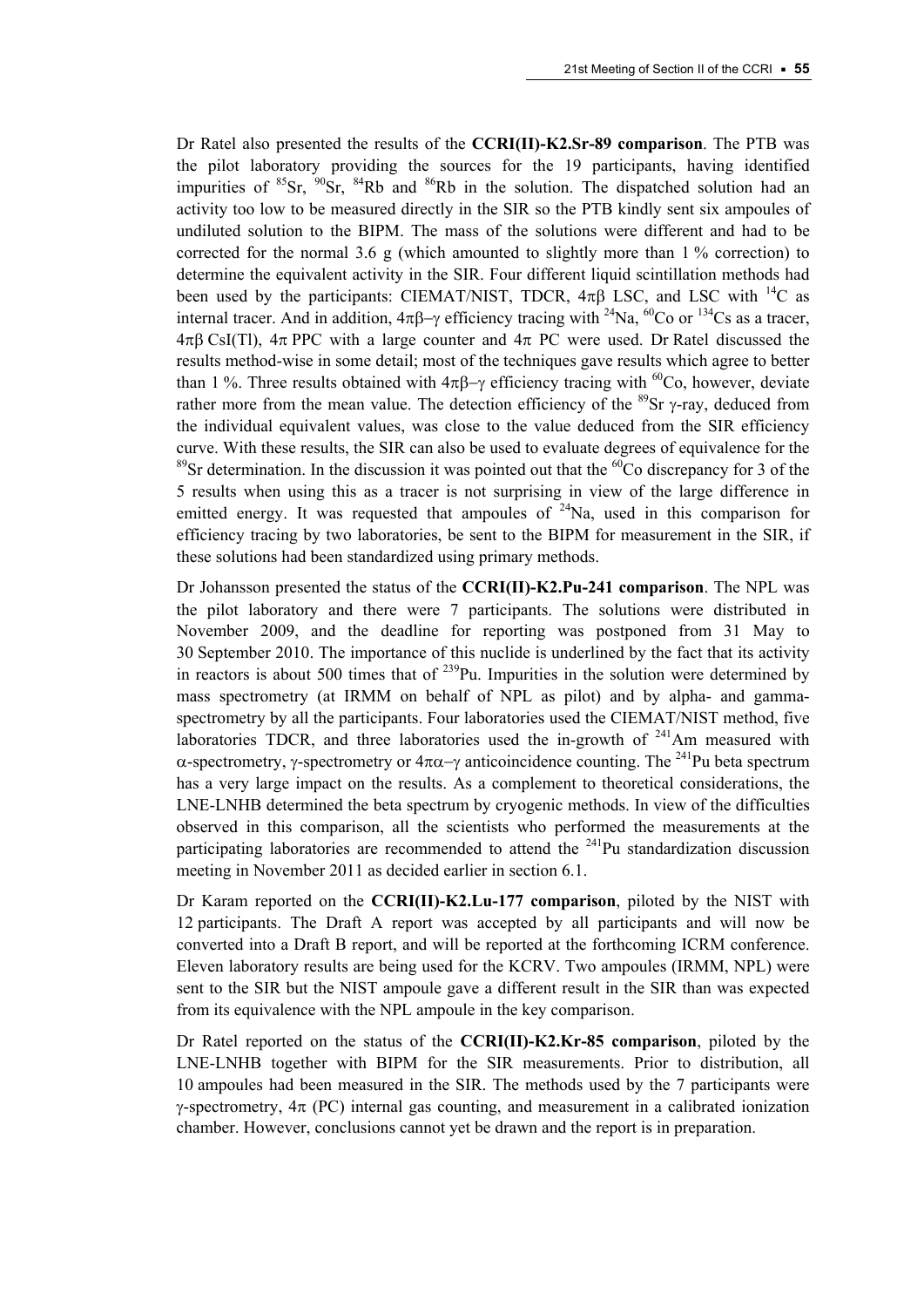Dr Ratel also presented the results of the **CCRI(II)-K2.Sr-89 comparison**. The PTB was the pilot laboratory providing the sources for the 19 participants, having identified impurities of $^{85}$Sr, $^{90}$Sr, $^{84}$Rb and $^{86}$Rb in the solution. The dispatched solution had an activity too low to be measured directly in the SIR so the PTB kindly sent six ampoules of undiluted solution to the BIPM. The mass of the solutions were different and had to be corrected for the normal 3.6 g (which amounted to slightly more than 1 % correction) to determine the equivalent activity in the SIR. Four different liquid scintillation methods had been used by the participants: CIEMAT/NIST, TDCR, $4\pi\beta$ LSC, and LSC with $^{14}$C as internal tracer. And in addition, $4\pi\beta$–$\gamma$ efficiency tracing with $^{24}$Na, $^{60}$Co or $^{134}$Cs as a tracer, $4\pi\beta$ CsI(Tl), $4\pi$ PPC with a large counter and $4\pi$ PC were used. Dr Ratel discussed the results method-wise in some detail; most of the techniques gave results which agree to better than 1 %. Three results obtained with $4\pi\beta$–$\gamma$ efficiency tracing with $^{60}$Co, however, deviate rather more from the mean value. The detection efficiency of the $^{89}$Sr $\gamma$-ray, deduced from the individual equivalent values, was close to the value deduced from the SIR efficiency curve. With these results, the SIR can also be used to evaluate degrees of equivalence for the $^{89}$Sr determination. In the discussion it was pointed out that the $^{60}$Co discrepancy for 3 of the 5 results when using this as a tracer is not surprising in view of the large difference in emitted energy. It was requested that ampoules of $^{24}$Na, used in this comparison for efficiency tracing by two laboratories, be sent to the BIPM for measurement in the SIR, if these solutions had been standardized using primary methods.

Dr Johansson presented the status of the **CCRI(II)-K2.Pu-241 comparison**. The NPL was the pilot laboratory and there were 7 participants. The solutions were distributed in November 2009, and the deadline for reporting was postponed from 31 May to 30 September 2010. The importance of this nuclide is underlined by the fact that its activity in reactors is about 500 times that of $^{239}$Pu. Impurities in the solution were determined by mass spectrometry (at IRMM on behalf of NPL as pilot) and by alpha- and gamma-spectrometry by all the participants. Four laboratories used the CIEMAT/NIST method, five laboratories TDCR, and three laboratories used the in-growth of $^{241}$Am measured with $\alpha$-spectrometry, $\gamma$-spectrometry or $4\pi\alpha$–$\gamma$ anticoincidence counting. The $^{241}$Pu beta spectrum has a very large impact on the results. As a complement to theoretical considerations, the LNE-LNHB determined the beta spectrum by cryogenic methods. In view of the difficulties observed in this comparison, all the scientists who performed the measurements at the participating laboratories are recommended to attend the $^{241}$Pu standardization discussion meeting in November 2011 as decided earlier in section 6.1.

Dr Karam reported on the **CCRI(II)-K2.Lu-177 comparison**, piloted by the NIST with 12 participants. The Draft A report was accepted by all participants and will now be converted into a Draft B report, and will be reported at the forthcoming ICRM conference. Eleven laboratory results are being used for the KCRV. Two ampoules (IRMM, NPL) were sent to the SIR but the NIST ampoule gave a different result in the SIR than was expected from its equivalence with the NPL ampoule in the key comparison.

Dr Ratel reported on the status of the **CCRI(II)-K2.Kr-85 comparison**, piloted by the LNE-LNHB together with BIPM for the SIR measurements. Prior to distribution, all 10 ampoules had been measured in the SIR. The methods used by the 7 participants were $\gamma$-spectrometry, $4\pi$ (PC) internal gas counting, and measurement in a calibrated ionization chamber. However, conclusions cannot yet be drawn and the report is in preparation.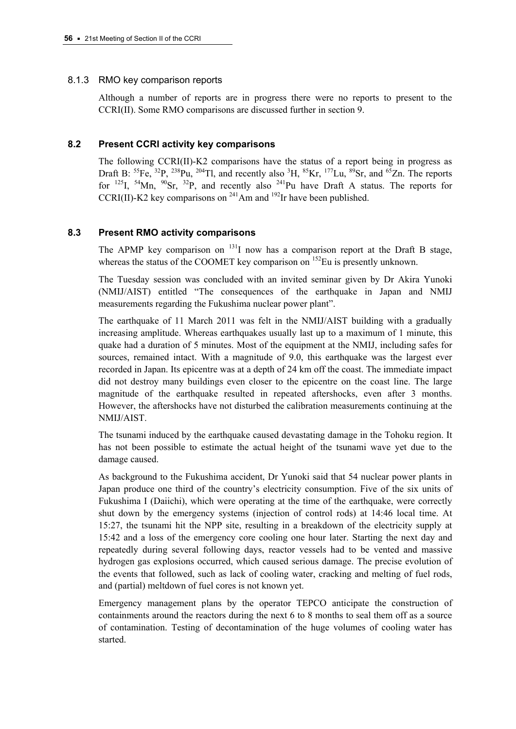### 8.1.3 RMO key comparison reports

Although a number of reports are in progress there were no reports to present to the CCRI(II). Some RMO comparisons are discussed further in section 9.

### 8.2 Present CCRI activity key comparisons

The following CCRI(II)-K2 comparisons have the status of a report being in progress as Draft B: $^{55}$Fe, $^{32}$P, $^{238}$Pu, $^{204}$Tl, and recently also $^{3}$H, $^{85}$Kr, $^{177}$Lu, $^{89}$Sr, and $^{65}$Zn. The reports for $^{125}$I, $^{54}$Mn, $^{90}$Sr, $^{32}$P, and recently also $^{241}$Pu have Draft A status. The reports for CCRI(II)-K2 key comparisons on $^{241}$Am and $^{192}$Ir have been published.

### 8.3 Present RMO activity comparisons

The APMP key comparison on $^{131}$I now has a comparison report at the Draft B stage, whereas the status of the COOMET key comparison on $^{152}$Eu is presently unknown.

The Tuesday session was concluded with an invited seminar given by Dr Akira Yunoki (NMIJ/AIST) entitled "The consequences of the earthquake in Japan and NMIJ measurements regarding the Fukushima nuclear power plant".

The earthquake of 11 March 2011 was felt in the NMIJ/AIST building with a gradually increasing amplitude. Whereas earthquakes usually last up to a maximum of 1 minute, this quake had a duration of 5 minutes. Most of the equipment at the NMIJ, including safes for sources, remained intact. With a magnitude of 9.0, this earthquake was the largest ever recorded in Japan. Its epicentre was at a depth of 24 km off the coast. The immediate impact did not destroy many buildings even closer to the epicentre on the coast line. The large magnitude of the earthquake resulted in repeated aftershocks, even after 3 months. However, the aftershocks have not disturbed the calibration measurements continuing at the NMIJ/AIST.

The tsunami induced by the earthquake caused devastating damage in the Tohoku region. It has not been possible to estimate the actual height of the tsunami wave yet due to the damage caused.

As background to the Fukushima accident, Dr Yunoki said that 54 nuclear power plants in Japan produce one third of the country's electricity consumption. Five of the six units of Fukushima I (Daiichi), which were operating at the time of the earthquake, were correctly shut down by the emergency systems (injection of control rods) at 14:46 local time. At 15:27, the tsunami hit the NPP site, resulting in a breakdown of the electricity supply at 15:42 and a loss of the emergency core cooling one hour later. Starting the next day and repeatedly during several following days, reactor vessels had to be vented and massive hydrogen gas explosions occurred, which caused serious damage. The precise evolution of the events that followed, such as lack of cooling water, cracking and melting of fuel rods, and (partial) meltdown of fuel cores is not known yet.

Emergency management plans by the operator TEPCO anticipate the construction of containments around the reactors during the next 6 to 8 months to seal them off as a source of contamination. Testing of decontamination of the huge volumes of cooling water has started.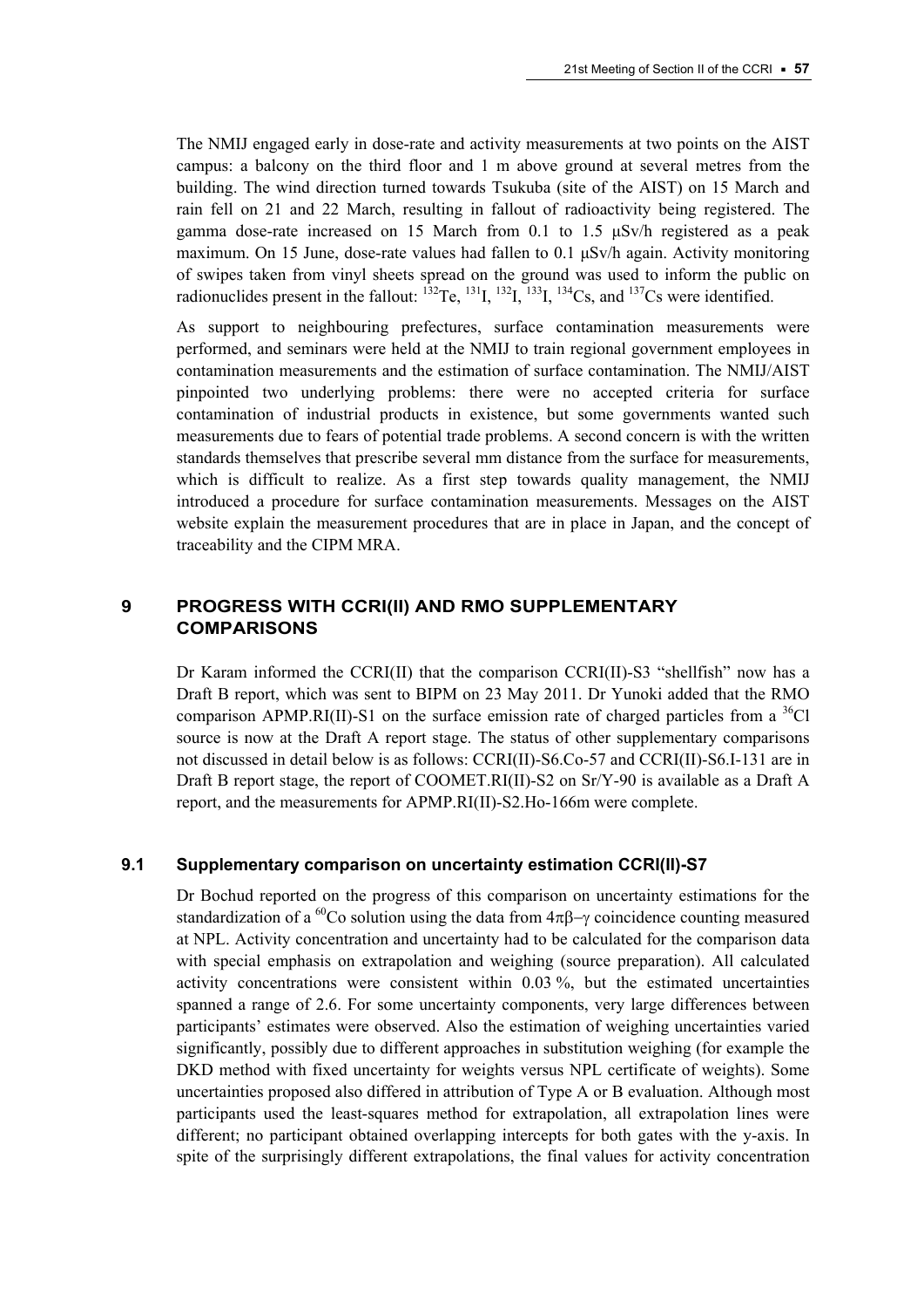The NMIJ engaged early in dose-rate and activity measurements at two points on the AIST campus: a balcony on the third floor and 1 m above ground at several metres from the building. The wind direction turned towards Tsukuba (site of the AIST) on 15 March and rain fell on 21 and 22 March, resulting in fallout of radioactivity being registered. The gamma dose-rate increased on 15 March from 0.1 to 1.5 μSv/h registered as a peak maximum. On 15 June, dose-rate values had fallen to 0.1 μSv/h again. Activity monitoring of swipes taken from vinyl sheets spread on the ground was used to inform the public on radionuclides present in the fallout: $^{132}$Te, $^{131}$I, $^{132}$I, $^{133}$I, $^{134}$Cs, and $^{137}$Cs were identified.

As support to neighbouring prefectures, surface contamination measurements were performed, and seminars were held at the NMIJ to train regional government employees in contamination measurements and the estimation of surface contamination. The NMIJ/AIST pinpointed two underlying problems: there were no accepted criteria for surface contamination of industrial products in existence, but some governments wanted such measurements due to fears of potential trade problems. A second concern is with the written standards themselves that prescribe several mm distance from the surface for measurements, which is difficult to realize. As a first step towards quality management, the NMIJ introduced a procedure for surface contamination measurements. Messages on the AIST website explain the measurement procedures that are in place in Japan, and the concept of traceability and the CIPM MRA.

## 9 PROGRESS WITH CCRI(II) AND RMO SUPPLEMENTARY COMPARISONS

Dr Karam informed the CCRI(II) that the comparison CCRI(II)-S3 "shellfish" now has a Draft B report, which was sent to BIPM on 23 May 2011. Dr Yunoki added that the RMO comparison APMP.RI(II)-S1 on the surface emission rate of charged particles from a $^{36}$Cl source is now at the Draft A report stage. The status of other supplementary comparisons not discussed in detail below is as follows: CCRI(II)-S6.Co-57 and CCRI(II)-S6.I-131 are in Draft B report stage, the report of COOMET.RI(II)-S2 on Sr/Y-90 is available as a Draft A report, and the measurements for APMP.RI(II)-S2.Ho-166m were complete.

### 9.1 Supplementary comparison on uncertainty estimation CCRI(II)-S7

Dr Bochud reported on the progress of this comparison on uncertainty estimations for the standardization of a $^{60}$Co solution using the data from $4\pi\beta-\gamma$ coincidence counting measured at NPL. Activity concentration and uncertainty had to be calculated for the comparison data with special emphasis on extrapolation and weighing (source preparation). All calculated activity concentrations were consistent within 0.03 %, but the estimated uncertainties spanned a range of 2.6. For some uncertainty components, very large differences between participants' estimates were observed. Also the estimation of weighing uncertainties varied significantly, possibly due to different approaches in substitution weighing (for example the DKD method with fixed uncertainty for weights versus NPL certificate of weights). Some uncertainties proposed also differed in attribution of Type A or B evaluation. Although most participants used the least-squares method for extrapolation, all extrapolation lines were different; no participant obtained overlapping intercepts for both gates with the y-axis. In spite of the surprisingly different extrapolations, the final values for activity concentration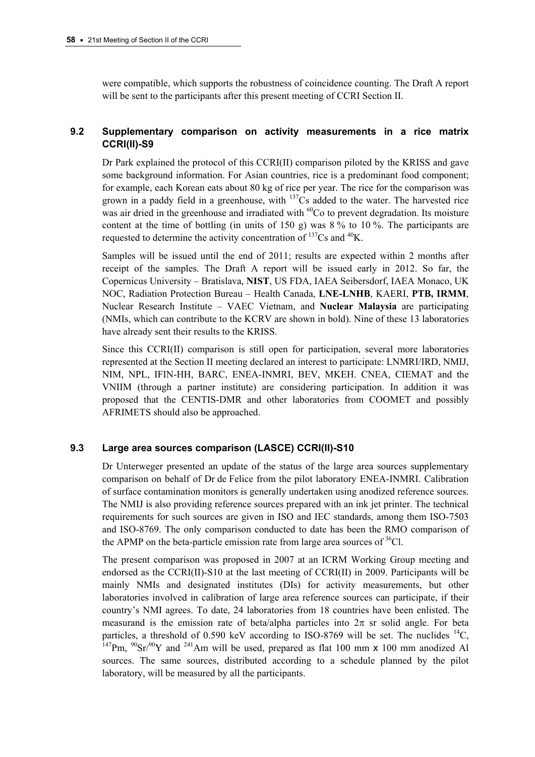were compatible, which supports the robustness of coincidence counting. The Draft A report will be sent to the participants after this present meeting of CCRI Section II.

### 9.2 Supplementary comparison on activity measurements in a rice matrix CCRI(II)-S9

Dr Park explained the protocol of this CCRI(II) comparison piloted by the KRISS and gave some background information. For Asian countries, rice is a predominant food component; for example, each Korean eats about 80 kg of rice per year. The rice for the comparison was grown in a paddy field in a greenhouse, with $^{137}$Cs added to the water. The harvested rice was air dried in the greenhouse and irradiated with $^{60}$Co to prevent degradation. Its moisture content at the time of bottling (in units of 150 g) was 8 % to 10 %. The participants are requested to determine the activity concentration of $^{137}$Cs and $^{40}$K.

Samples will be issued until the end of 2011; results are expected within 2 months after receipt of the samples. The Draft A report will be issued early in 2012. So far, the Copernicus University – Bratislava, **NIST**, US FDA, IAEA Seibersdorf, IAEA Monaco, UK NOC, Radiation Protection Bureau – Health Canada, **LNE-LNHB**, KAERI, **PTB, IRMM**, Nuclear Research Institute – VAEC Vietnam, and **Nuclear Malaysia** are participating (NMIs, which can contribute to the KCRV are shown in bold). Nine of these 13 laboratories have already sent their results to the KRISS.

Since this CCRI(II) comparison is still open for participation, several more laboratories represented at the Section II meeting declared an interest to participate: LNMRI/IRD, NMIJ, NIM, NPL, IFIN-HH, BARC, ENEA-INMRI, BEV, MKEH. CNEA, CIEMAT and the VNIIM (through a partner institute) are considering participation. In addition it was proposed that the CENTIS-DMR and other laboratories from COOMET and possibly AFRIMETS should also be approached.

### 9.3 Large area sources comparison (LASCE) CCRI(II)-S10

Dr Unterweger presented an update of the status of the large area sources supplementary comparison on behalf of Dr de Felice from the pilot laboratory ENEA-INMRI. Calibration of surface contamination monitors is generally undertaken using anodized reference sources. The NMIJ is also providing reference sources prepared with an ink jet printer. The technical requirements for such sources are given in ISO and IEC standards, among them ISO-7503 and ISO-8769. The only comparison conducted to date has been the RMO comparison of the APMP on the beta-particle emission rate from large area sources of $^{36}$Cl.

The present comparison was proposed in 2007 at an ICRM Working Group meeting and endorsed as the CCRI(II)-S10 at the last meeting of CCRI(II) in 2009. Participants will be mainly NMIs and designated institutes (DIs) for activity measurements, but other laboratories involved in calibration of large area reference sources can participate, if their country's NMI agrees. To date, 24 laboratories from 18 countries have been enlisted. The measurand is the emission rate of beta/alpha particles into $2\pi$ sr solid angle. For beta particles, a threshold of 0.590 keV according to ISO-8769 will be set. The nuclides $^{14}$C, $^{147}$Pm, $^{90}$Sr/$^{90}$Y and $^{241}$Am will be used, prepared as flat 100 mm x 100 mm anodized Al sources. The same sources, distributed according to a schedule planned by the pilot laboratory, will be measured by all the participants.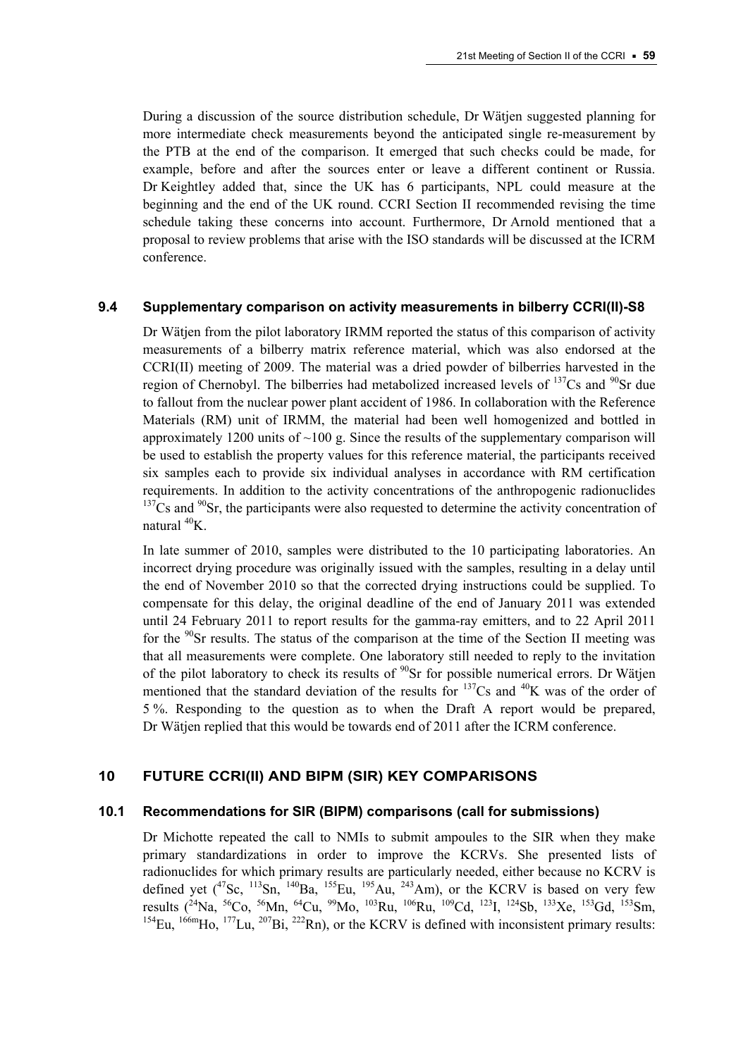During a discussion of the source distribution schedule, Dr Wätjen suggested planning for more intermediate check measurements beyond the anticipated single re-measurement by the PTB at the end of the comparison. It emerged that such checks could be made, for example, before and after the sources enter or leave a different continent or Russia. Dr Keightley added that, since the UK has 6 participants, NPL could measure at the beginning and the end of the UK round. CCRI Section II recommended revising the time schedule taking these concerns into account. Furthermore, Dr Arnold mentioned that a proposal to review problems that arise with the ISO standards will be discussed at the ICRM conference.

### 9.4 Supplementary comparison on activity measurements in bilberry CCRI(II)-S8

Dr Wätjen from the pilot laboratory IRMM reported the status of this comparison of activity measurements of a bilberry matrix reference material, which was also endorsed at the CCRI(II) meeting of 2009. The material was a dried powder of bilberries harvested in the region of Chernobyl. The bilberries had metabolized increased levels of $^{137}$Cs and $^{90}$Sr due to fallout from the nuclear power plant accident of 1986. In collaboration with the Reference Materials (RM) unit of IRMM, the material had been well homogenized and bottled in approximately 1200 units of ~100 g. Since the results of the supplementary comparison will be used to establish the property values for this reference material, the participants received six samples each to provide six individual analyses in accordance with RM certification requirements. In addition to the activity concentrations of the anthropogenic radionuclides $^{137}$Cs and $^{90}$Sr, the participants were also requested to determine the activity concentration of natural $^{40}$K.

In late summer of 2010, samples were distributed to the 10 participating laboratories. An incorrect drying procedure was originally issued with the samples, resulting in a delay until the end of November 2010 so that the corrected drying instructions could be supplied. To compensate for this delay, the original deadline of the end of January 2011 was extended until 24 February 2011 to report results for the gamma-ray emitters, and to 22 April 2011 for the $^{90}$Sr results. The status of the comparison at the time of the Section II meeting was that all measurements were complete. One laboratory still needed to reply to the invitation of the pilot laboratory to check its results of $^{90}$Sr for possible numerical errors. Dr Wätjen mentioned that the standard deviation of the results for $^{137}$Cs and $^{40}$K was of the order of 5 %. Responding to the question as to when the Draft A report would be prepared, Dr Wätjen replied that this would be towards end of 2011 after the ICRM conference.

## 10 FUTURE CCRI(II) AND BIPM (SIR) KEY COMPARISONS

### 10.1 Recommendations for SIR (BIPM) comparisons (call for submissions)

Dr Michotte repeated the call to NMIs to submit ampoules to the SIR when they make primary standardizations in order to improve the KCRVs. She presented lists of radionuclides for which primary results are particularly needed, either because no KCRV is defined yet ($^{47}$Sc, $^{113}$Sn, $^{140}$Ba, $^{155}$Eu, $^{195}$Au, $^{243}$Am), or the KCRV is based on very few results ($^{24}$Na, $^{56}$Co, $^{56}$Mn, $^{64}$Cu, $^{99}$Mo, $^{103}$Ru, $^{106}$Ru, $^{109}$Cd, $^{123}$I, $^{124}$Sb, $^{133}$Xe, $^{153}$Gd, $^{153}$Sm, $^{154}$Eu, $^{166m}$Ho, $^{177}$Lu, $^{207}$Bi, $^{222}$Rn), or the KCRV is defined with inconsistent primary results: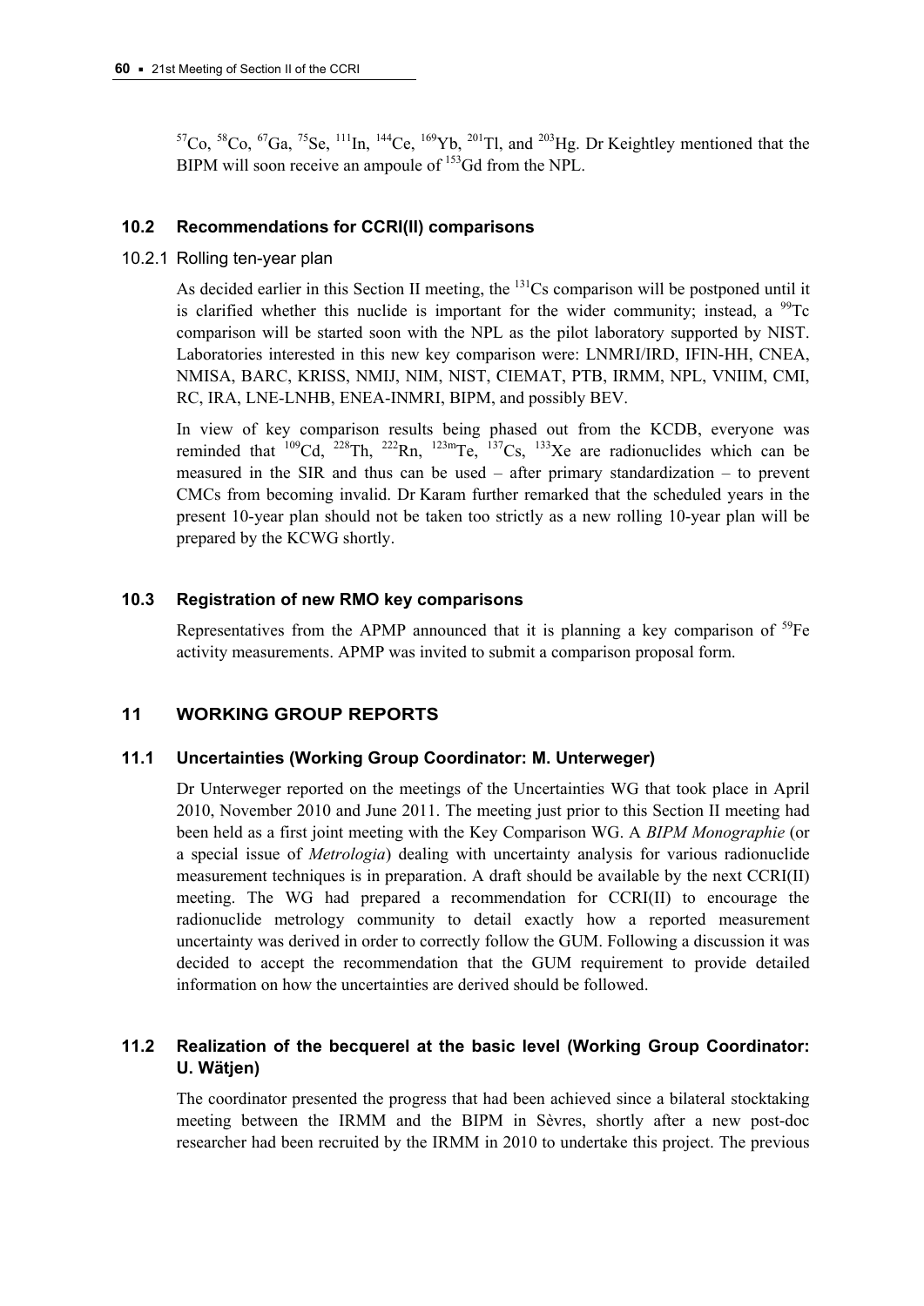$^{57}$Co, $^{58}$Co, $^{67}$Ga, $^{75}$Se, $^{111}$In, $^{144}$Ce, $^{169}$Yb, $^{201}$Tl, and $^{203}$Hg. Dr Keightley mentioned that the BIPM will soon receive an ampoule of $^{153}$Gd from the NPL.

### 10.2 Recommendations for CCRI(II) comparisons

#### 10.2.1 Rolling ten-year plan

As decided earlier in this Section II meeting, the $^{131}$Cs comparison will be postponed until it is clarified whether this nuclide is important for the wider community; instead, a $^{99}$Tc comparison will be started soon with the NPL as the pilot laboratory supported by NIST. Laboratories interested in this new key comparison were: LNMRI/IRD, IFIN-HH, CNEA, NMISA, BARC, KRISS, NMIJ, NIM, NIST, CIEMAT, PTB, IRMM, NPL, VNIIM, CMI, RC, IRA, LNE-LNHB, ENEA-INMRI, BIPM, and possibly BEV.

In view of key comparison results being phased out from the KCDB, everyone was reminded that $^{109}$Cd, $^{228}$Th, $^{222}$Rn, $^{123m}$Te, $^{137}$Cs, $^{133}$Xe are radionuclides which can be measured in the SIR and thus can be used – after primary standardization – to prevent CMCs from becoming invalid. Dr Karam further remarked that the scheduled years in the present 10-year plan should not be taken too strictly as a new rolling 10-year plan will be prepared by the KCWG shortly.

### 10.3 Registration of new RMO key comparisons

Representatives from the APMP announced that it is planning a key comparison of $^{59}$Fe activity measurements. APMP was invited to submit a comparison proposal form.

## 11 WORKING GROUP REPORTS

### 11.1 Uncertainties (Working Group Coordinator: M. Unterweger)

Dr Unterweger reported on the meetings of the Uncertainties WG that took place in April 2010, November 2010 and June 2011. The meeting just prior to this Section II meeting had been held as a first joint meeting with the Key Comparison WG. A *BIPM Monographie* (or a special issue of *Metrologia*) dealing with uncertainty analysis for various radionuclide measurement techniques is in preparation. A draft should be available by the next CCRI(II) meeting. The WG had prepared a recommendation for CCRI(II) to encourage the radionuclide metrology community to detail exactly how a reported measurement uncertainty was derived in order to correctly follow the GUM. Following a discussion it was decided to accept the recommendation that the GUM requirement to provide detailed information on how the uncertainties are derived should be followed.

### 11.2 Realization of the becquerel at the basic level (Working Group Coordinator: U. Wätjen)

The coordinator presented the progress that had been achieved since a bilateral stocktaking meeting between the IRMM and the BIPM in Sèvres, shortly after a new post-doc researcher had been recruited by the IRMM in 2010 to undertake this project. The previous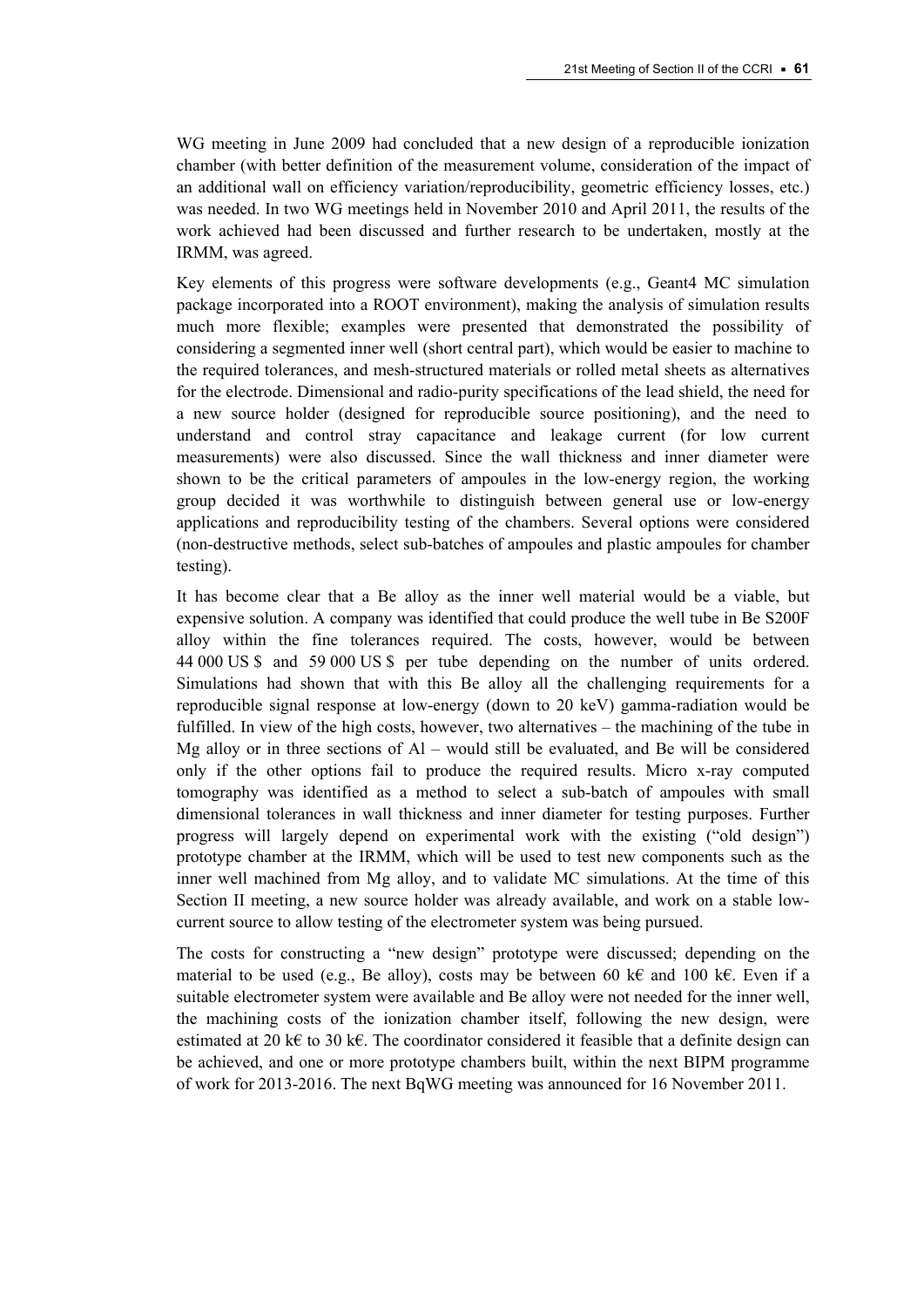WG meeting in June 2009 had concluded that a new design of a reproducible ionization chamber (with better definition of the measurement volume, consideration of the impact of an additional wall on efficiency variation/reproducibility, geometric efficiency losses, etc.) was needed. In two WG meetings held in November 2010 and April 2011, the results of the work achieved had been discussed and further research to be undertaken, mostly at the IRMM, was agreed.

Key elements of this progress were software developments (e.g., Geant4 MC simulation package incorporated into a ROOT environment), making the analysis of simulation results much more flexible; examples were presented that demonstrated the possibility of considering a segmented inner well (short central part), which would be easier to machine to the required tolerances, and mesh-structured materials or rolled metal sheets as alternatives for the electrode. Dimensional and radio-purity specifications of the lead shield, the need for a new source holder (designed for reproducible source positioning), and the need to understand and control stray capacitance and leakage current (for low current measurements) were also discussed. Since the wall thickness and inner diameter were shown to be the critical parameters of ampoules in the low-energy region, the working group decided it was worthwhile to distinguish between general use or low-energy applications and reproducibility testing of the chambers. Several options were considered (non-destructive methods, select sub-batches of ampoules and plastic ampoules for chamber testing).

It has become clear that a Be alloy as the inner well material would be a viable, but expensive solution. A company was identified that could produce the well tube in Be S200F alloy within the fine tolerances required. The costs, however, would be between 44 000 US \$ and 59 000 US \$ per tube depending on the number of units ordered. Simulations had shown that with this Be alloy all the challenging requirements for a reproducible signal response at low-energy (down to 20 keV) gamma-radiation would be fulfilled. In view of the high costs, however, two alternatives – the machining of the tube in Mg alloy or in three sections of Al – would still be evaluated, and Be will be considered only if the other options fail to produce the required results. Micro x-ray computed tomography was identified as a method to select a sub-batch of ampoules with small dimensional tolerances in wall thickness and inner diameter for testing purposes. Further progress will largely depend on experimental work with the existing ("old design") prototype chamber at the IRMM, which will be used to test new components such as the inner well machined from Mg alloy, and to validate MC simulations. At the time of this Section II meeting, a new source holder was already available, and work on a stable low-current source to allow testing of the electrometer system was being pursued.

The costs for constructing a "new design" prototype were discussed; depending on the material to be used (e.g., Be alloy), costs may be between 60 k€ and 100 k€. Even if a suitable electrometer system were available and Be alloy were not needed for the inner well, the machining costs of the ionization chamber itself, following the new design, were estimated at 20 k€ to 30 k€. The coordinator considered it feasible that a definite design can be achieved, and one or more prototype chambers built, within the next BIPM programme of work for 2013-2016. The next BqWG meeting was announced for 16 November 2011.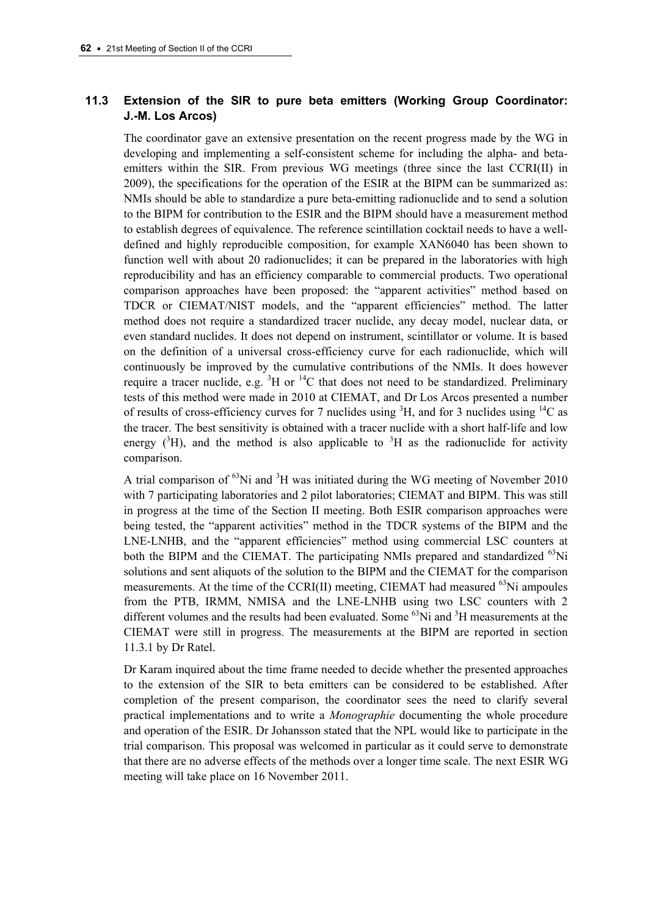### 11.3 Extension of the SIR to pure beta emitters (Working Group Coordinator: J.-M. Los Arcos)

The coordinator gave an extensive presentation on the recent progress made by the WG in developing and implementing a self-consistent scheme for including the alpha- and beta-emitters within the SIR. From previous WG meetings (three since the last CCRI(II) in 2009), the specifications for the operation of the ESIR at the BIPM can be summarized as: NMIs should be able to standardize a pure beta-emitting radionuclide and to send a solution to the BIPM for contribution to the ESIR and the BIPM should have a measurement method to establish degrees of equivalence. The reference scintillation cocktail needs to have a well-defined and highly reproducible composition, for example XAN6040 has been shown to function well with about 20 radionuclides; it can be prepared in the laboratories with high reproducibility and has an efficiency comparable to commercial products. Two operational comparison approaches have been proposed: the "apparent activities" method based on TDCR or CIEMAT/NIST models, and the "apparent efficiencies" method. The latter method does not require a standardized tracer nuclide, any decay model, nuclear data, or even standard nuclides. It does not depend on instrument, scintillator or volume. It is based on the definition of a universal cross-efficiency curve for each radionuclide, which will continuously be improved by the cumulative contributions of the NMIs. It does however require a tracer nuclide, e.g. $^{3}$H or $^{14}$C that does not need to be standardized. Preliminary tests of this method were made in 2010 at CIEMAT, and Dr Los Arcos presented a number of results of cross-efficiency curves for 7 nuclides using $^{3}$H, and for 3 nuclides using $^{14}$C as the tracer. The best sensitivity is obtained with a tracer nuclide with a short half-life and low energy ($^{3}$H), and the method is also applicable to $^{3}$H as the radionuclide for activity comparison.

A trial comparison of $^{63}$Ni and $^{3}$H was initiated during the WG meeting of November 2010 with 7 participating laboratories and 2 pilot laboratories; CIEMAT and BIPM. This was still in progress at the time of the Section II meeting. Both ESIR comparison approaches were being tested, the "apparent activities" method in the TDCR systems of the BIPM and the LNE-LNHB, and the "apparent efficiencies" method using commercial LSC counters at both the BIPM and the CIEMAT. The participating NMIs prepared and standardized $^{63}$Ni solutions and sent aliquots of the solution to the BIPM and the CIEMAT for the comparison measurements. At the time of the CCRI(II) meeting, CIEMAT had measured $^{63}$Ni ampoules from the PTB, IRMM, NMISA and the LNE-LNHB using two LSC counters with 2 different volumes and the results had been evaluated. Some $^{63}$Ni and $^{3}$H measurements at the CIEMAT were still in progress. The measurements at the BIPM are reported in section 11.3.1 by Dr Ratel.

Dr Karam inquired about the time frame needed to decide whether the presented approaches to the extension of the SIR to beta emitters can be considered to be established. After completion of the present comparison, the coordinator sees the need to clarify several practical implementations and to write a *Monographie* documenting the whole procedure and operation of the ESIR. Dr Johansson stated that the NPL would like to participate in the trial comparison. This proposal was welcomed in particular as it could serve to demonstrate that there are no adverse effects of the methods over a longer time scale. The next ESIR WG meeting will take place on 16 November 2011.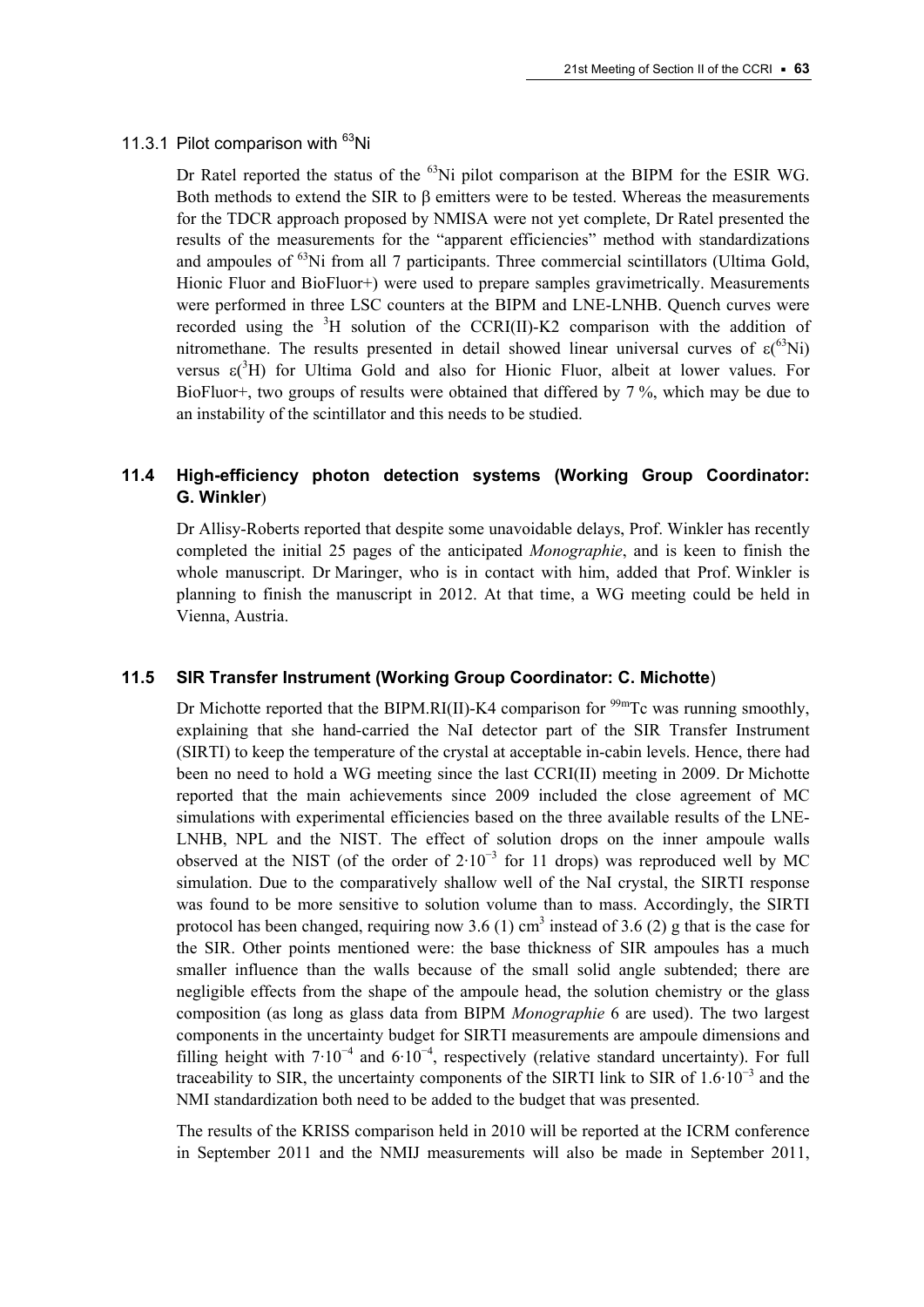#### 11.3.1 Pilot comparison with $^{63}$Ni

Dr Ratel reported the status of the $^{63}$Ni pilot comparison at the BIPM for the ESIR WG. Both methods to extend the SIR to β emitters were to be tested. Whereas the measurements for the TDCR approach proposed by NMISA were not yet complete, Dr Ratel presented the results of the measurements for the "apparent efficiencies" method with standardizations and ampoules of $^{63}$Ni from all 7 participants. Three commercial scintillators (Ultima Gold, Hionic Fluor and BioFluor+) were used to prepare samples gravimetrically. Measurements were performed in three LSC counters at the BIPM and LNE-LNHB. Quench curves were recorded using the $^{3}$H solution of the CCRI(II)-K2 comparison with the addition of nitromethane. The results presented in detail showed linear universal curves of $\varepsilon(^{63}\mathrm{Ni})$ versus $\varepsilon(^{3}\mathrm{H})$ for Ultima Gold and also for Hionic Fluor, albeit at lower values. For BioFluor+, two groups of results were obtained that differed by 7 %, which may be due to an instability of the scintillator and this needs to be studied.

### 11.4 High-efficiency photon detection systems (Working Group Coordinator: G. Winkler)

Dr Allisy-Roberts reported that despite some unavoidable delays, Prof. Winkler has recently completed the initial 25 pages of the anticipated *Monographie*, and is keen to finish the whole manuscript. Dr Maringer, who is in contact with him, added that Prof. Winkler is planning to finish the manuscript in 2012. At that time, a WG meeting could be held in Vienna, Austria.

### 11.5 SIR Transfer Instrument (Working Group Coordinator: C. Michotte)

Dr Michotte reported that the BIPM.RI(II)-K4 comparison for $^{99\mathrm{m}}$Tc was running smoothly, explaining that she hand-carried the NaI detector part of the SIR Transfer Instrument (SIRTI) to keep the temperature of the crystal at acceptable in-cabin levels. Hence, there had been no need to hold a WG meeting since the last CCRI(II) meeting in 2009. Dr Michotte reported that the main achievements since 2009 included the close agreement of MC simulations with experimental efficiencies based on the three available results of the LNE-LNHB, NPL and the NIST. The effect of solution drops on the inner ampoule walls observed at the NIST (of the order of $2{\cdot}10^{-3}$ for 11 drops) was reproduced well by MC simulation. Due to the comparatively shallow well of the NaI crystal, the SIRTI response was found to be more sensitive to solution volume than to mass. Accordingly, the SIRTI protocol has been changed, requiring now 3.6 (1) cm$^3$ instead of 3.6 (2) g that is the case for the SIR. Other points mentioned were: the base thickness of SIR ampoules has a much smaller influence than the walls because of the small solid angle subtended; there are negligible effects from the shape of the ampoule head, the solution chemistry or the glass composition (as long as glass data from BIPM *Monographie* 6 are used). The two largest components in the uncertainty budget for SIRTI measurements are ampoule dimensions and filling height with $7{\cdot}10^{-4}$ and $6{\cdot}10^{-4}$, respectively (relative standard uncertainty). For full traceability to SIR, the uncertainty components of the SIRTI link to SIR of $1.6{\cdot}10^{-3}$ and the NMI standardization both need to be added to the budget that was presented.

The results of the KRISS comparison held in 2010 will be reported at the ICRM conference in September 2011 and the NMIJ measurements will also be made in September 2011,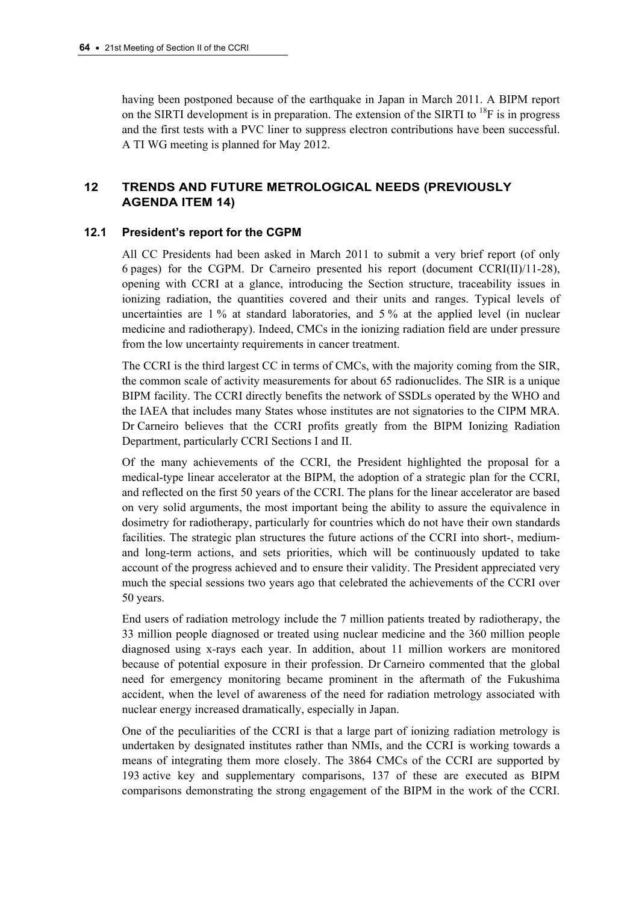having been postponed because of the earthquake in Japan in March 2011. A BIPM report on the SIRTI development is in preparation. The extension of the SIRTI to $^{18}F$ is in progress and the first tests with a PVC liner to suppress electron contributions have been successful. A TI WG meeting is planned for May 2012.

## 12 TRENDS AND FUTURE METROLOGICAL NEEDS (PREVIOUSLY AGENDA ITEM 14)

### 12.1 President's report for the CGPM

All CC Presidents had been asked in March 2011 to submit a very brief report (of only 6 pages) for the CGPM. Dr Carneiro presented his report (document CCRI(II)/11-28), opening with CCRI at a glance, introducing the Section structure, traceability issues in ionizing radiation, the quantities covered and their units and ranges. Typical levels of uncertainties are 1 % at standard laboratories, and 5 % at the applied level (in nuclear medicine and radiotherapy). Indeed, CMCs in the ionizing radiation field are under pressure from the low uncertainty requirements in cancer treatment.

The CCRI is the third largest CC in terms of CMCs, with the majority coming from the SIR, the common scale of activity measurements for about 65 radionuclides. The SIR is a unique BIPM facility. The CCRI directly benefits the network of SSDLs operated by the WHO and the IAEA that includes many States whose institutes are not signatories to the CIPM MRA. Dr Carneiro believes that the CCRI profits greatly from the BIPM Ionizing Radiation Department, particularly CCRI Sections I and II.

Of the many achievements of the CCRI, the President highlighted the proposal for a medical-type linear accelerator at the BIPM, the adoption of a strategic plan for the CCRI, and reflected on the first 50 years of the CCRI. The plans for the linear accelerator are based on very solid arguments, the most important being the ability to assure the equivalence in dosimetry for radiotherapy, particularly for countries which do not have their own standards facilities. The strategic plan structures the future actions of the CCRI into short-, medium- and long-term actions, and sets priorities, which will be continuously updated to take account of the progress achieved and to ensure their validity. The President appreciated very much the special sessions two years ago that celebrated the achievements of the CCRI over 50 years.

End users of radiation metrology include the 7 million patients treated by radiotherapy, the 33 million people diagnosed or treated using nuclear medicine and the 360 million people diagnosed using x-rays each year. In addition, about 11 million workers are monitored because of potential exposure in their profession. Dr Carneiro commented that the global need for emergency monitoring became prominent in the aftermath of the Fukushima accident, when the level of awareness of the need for radiation metrology associated with nuclear energy increased dramatically, especially in Japan.

One of the peculiarities of the CCRI is that a large part of ionizing radiation metrology is undertaken by designated institutes rather than NMIs, and the CCRI is working towards a means of integrating them more closely. The 3864 CMCs of the CCRI are supported by 193 active key and supplementary comparisons, 137 of these are executed as BIPM comparisons demonstrating the strong engagement of the BIPM in the work of the CCRI.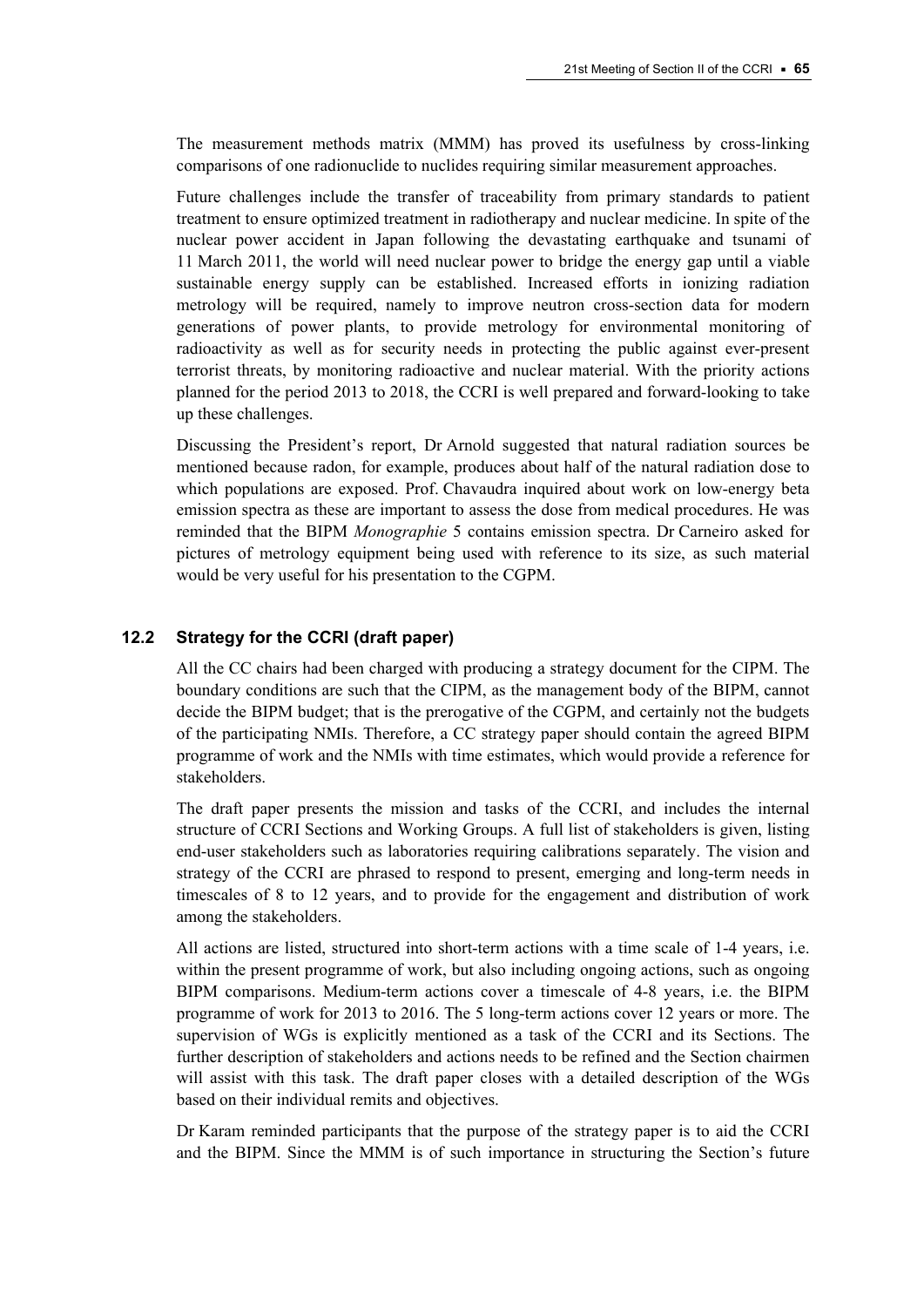The measurement methods matrix (MMM) has proved its usefulness by cross-linking comparisons of one radionuclide to nuclides requiring similar measurement approaches.

Future challenges include the transfer of traceability from primary standards to patient treatment to ensure optimized treatment in radiotherapy and nuclear medicine. In spite of the nuclear power accident in Japan following the devastating earthquake and tsunami of 11 March 2011, the world will need nuclear power to bridge the energy gap until a viable sustainable energy supply can be established. Increased efforts in ionizing radiation metrology will be required, namely to improve neutron cross-section data for modern generations of power plants, to provide metrology for environmental monitoring of radioactivity as well as for security needs in protecting the public against ever-present terrorist threats, by monitoring radioactive and nuclear material. With the priority actions planned for the period 2013 to 2018, the CCRI is well prepared and forward-looking to take up these challenges.

Discussing the President's report, Dr Arnold suggested that natural radiation sources be mentioned because radon, for example, produces about half of the natural radiation dose to which populations are exposed. Prof. Chavaudra inquired about work on low-energy beta emission spectra as these are important to assess the dose from medical procedures. He was reminded that the BIPM *Monographie* 5 contains emission spectra. Dr Carneiro asked for pictures of metrology equipment being used with reference to its size, as such material would be very useful for his presentation to the CGPM.

### 12.2 Strategy for the CCRI (draft paper)

All the CC chairs had been charged with producing a strategy document for the CIPM. The boundary conditions are such that the CIPM, as the management body of the BIPM, cannot decide the BIPM budget; that is the prerogative of the CGPM, and certainly not the budgets of the participating NMIs. Therefore, a CC strategy paper should contain the agreed BIPM programme of work and the NMIs with time estimates, which would provide a reference for stakeholders.

The draft paper presents the mission and tasks of the CCRI, and includes the internal structure of CCRI Sections and Working Groups. A full list of stakeholders is given, listing end-user stakeholders such as laboratories requiring calibrations separately. The vision and strategy of the CCRI are phrased to respond to present, emerging and long-term needs in timescales of 8 to 12 years, and to provide for the engagement and distribution of work among the stakeholders.

All actions are listed, structured into short-term actions with a time scale of 1-4 years, i.e. within the present programme of work, but also including ongoing actions, such as ongoing BIPM comparisons. Medium-term actions cover a timescale of 4-8 years, i.e. the BIPM programme of work for 2013 to 2016. The 5 long-term actions cover 12 years or more. The supervision of WGs is explicitly mentioned as a task of the CCRI and its Sections. The further description of stakeholders and actions needs to be refined and the Section chairmen will assist with this task. The draft paper closes with a detailed description of the WGs based on their individual remits and objectives.

Dr Karam reminded participants that the purpose of the strategy paper is to aid the CCRI and the BIPM. Since the MMM is of such importance in structuring the Section's future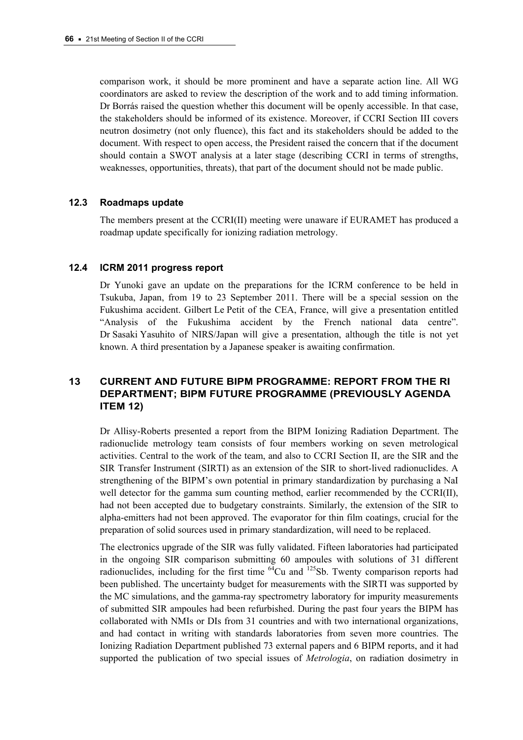comparison work, it should be more prominent and have a separate action line. All WG coordinators are asked to review the description of the work and to add timing information. Dr Borrás raised the question whether this document will be openly accessible. In that case, the stakeholders should be informed of its existence. Moreover, if CCRI Section III covers neutron dosimetry (not only fluence), this fact and its stakeholders should be added to the document. With respect to open access, the President raised the concern that if the document should contain a SWOT analysis at a later stage (describing CCRI in terms of strengths, weaknesses, opportunities, threats), that part of the document should not be made public.

### 12.3 Roadmaps update

The members present at the CCRI(II) meeting were unaware if EURAMET has produced a roadmap update specifically for ionizing radiation metrology.

### 12.4 ICRM 2011 progress report

Dr Yunoki gave an update on the preparations for the ICRM conference to be held in Tsukuba, Japan, from 19 to 23 September 2011. There will be a special session on the Fukushima accident. Gilbert Le Petit of the CEA, France, will give a presentation entitled "Analysis of the Fukushima accident by the French national data centre". Dr Sasaki Yasuhito of NIRS/Japan will give a presentation, although the title is not yet known. A third presentation by a Japanese speaker is awaiting confirmation.

## 13 CURRENT AND FUTURE BIPM PROGRAMME: REPORT FROM THE RI DEPARTMENT; BIPM FUTURE PROGRAMME (PREVIOUSLY AGENDA ITEM 12)

Dr Allisy-Roberts presented a report from the BIPM Ionizing Radiation Department. The radionuclide metrology team consists of four members working on seven metrological activities. Central to the work of the team, and also to CCRI Section II, are the SIR and the SIR Transfer Instrument (SIRTI) as an extension of the SIR to short-lived radionuclides. A strengthening of the BIPM's own potential in primary standardization by purchasing a NaI well detector for the gamma sum counting method, earlier recommended by the CCRI(II), had not been accepted due to budgetary constraints. Similarly, the extension of the SIR to alpha-emitters had not been approved. The evaporator for thin film coatings, crucial for the preparation of solid sources used in primary standardization, will need to be replaced.

The electronics upgrade of the SIR was fully validated. Fifteen laboratories had participated in the ongoing SIR comparison submitting 60 ampoules with solutions of 31 different radionuclides, including for the first time $^{64}$Cu and $^{125}$Sb. Twenty comparison reports had been published. The uncertainty budget for measurements with the SIRTI was supported by the MC simulations, and the gamma-ray spectrometry laboratory for impurity measurements of submitted SIR ampoules had been refurbished. During the past four years the BIPM has collaborated with NMIs or DIs from 31 countries and with two international organizations, and had contact in writing with standards laboratories from seven more countries. The Ionizing Radiation Department published 73 external papers and 6 BIPM reports, and it had supported the publication of two special issues of *Metrologia*, on radiation dosimetry in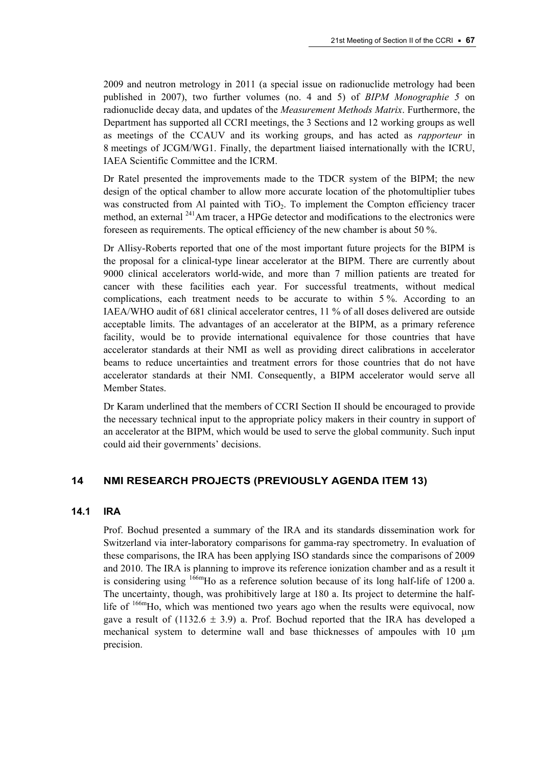2009 and neutron metrology in 2011 (a special issue on radionuclide metrology had been published in 2007), two further volumes (no. 4 and 5) of *BIPM Monographie 5* on radionuclide decay data, and updates of the *Measurement Methods Matrix*. Furthermore, the Department has supported all CCRI meetings, the 3 Sections and 12 working groups as well as meetings of the CCAUV and its working groups, and has acted as *rapporteur* in 8 meetings of JCGM/WG1. Finally, the department liaised internationally with the ICRU, IAEA Scientific Committee and the ICRM.

Dr Ratel presented the improvements made to the TDCR system of the BIPM; the new design of the optical chamber to allow more accurate location of the photomultiplier tubes was constructed from Al painted with $TiO_2$. To implement the Compton efficiency tracer method, an external $^{241}$Am tracer, a HPGe detector and modifications to the electronics were foreseen as requirements. The optical efficiency of the new chamber is about 50 %.

Dr Allisy-Roberts reported that one of the most important future projects for the BIPM is the proposal for a clinical-type linear accelerator at the BIPM. There are currently about 9000 clinical accelerators world-wide, and more than 7 million patients are treated for cancer with these facilities each year. For successful treatments, without medical complications, each treatment needs to be accurate to within 5 %. According to an IAEA/WHO audit of 681 clinical accelerator centres, 11 % of all doses delivered are outside acceptable limits. The advantages of an accelerator at the BIPM, as a primary reference facility, would be to provide international equivalence for those countries that have accelerator standards at their NMI as well as providing direct calibrations in accelerator beams to reduce uncertainties and treatment errors for those countries that do not have accelerator standards at their NMI. Consequently, a BIPM accelerator would serve all Member States.

Dr Karam underlined that the members of CCRI Section II should be encouraged to provide the necessary technical input to the appropriate policy makers in their country in support of an accelerator at the BIPM, which would be used to serve the global community. Such input could aid their governments' decisions.

## 14 NMI RESEARCH PROJECTS (PREVIOUSLY AGENDA ITEM 13)

### 14.1 IRA

Prof. Bochud presented a summary of the IRA and its standards dissemination work for Switzerland via inter-laboratory comparisons for gamma-ray spectrometry. In evaluation of these comparisons, the IRA has been applying ISO standards since the comparisons of 2009 and 2010. The IRA is planning to improve its reference ionization chamber and as a result it is considering using $^{166m}$Ho as a reference solution because of its long half-life of 1200 a. The uncertainty, though, was prohibitively large at 180 a. Its project to determine the half-life of $^{166m}$Ho, which was mentioned two years ago when the results were equivocal, now gave a result of $(1132.6 \pm 3.9)$ a. Prof. Bochud reported that the IRA has developed a mechanical system to determine wall and base thicknesses of ampoules with 10 μm precision.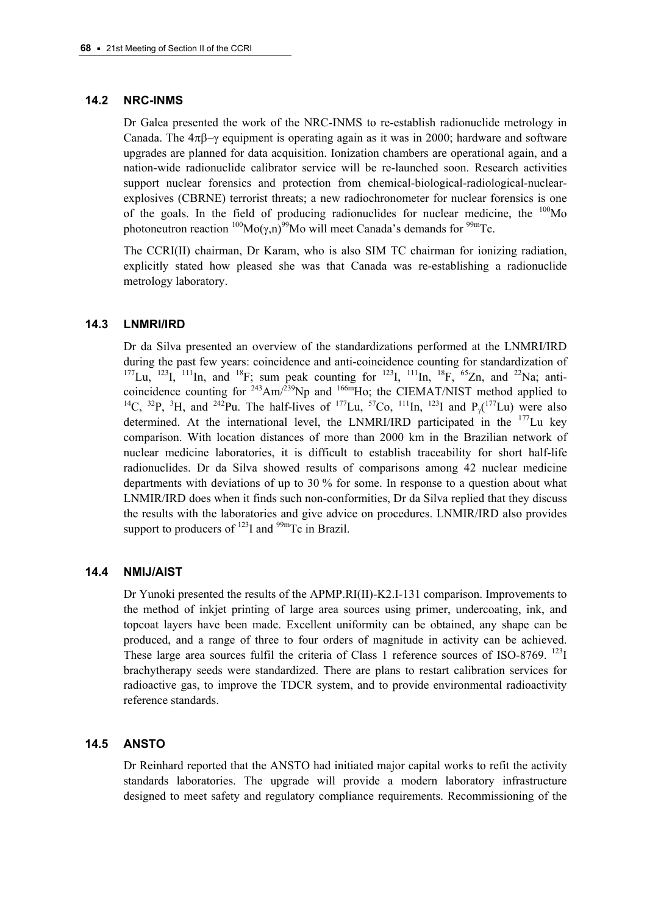### 14.2 NRC-INMS

Dr Galea presented the work of the NRC-INMS to re-establish radionuclide metrology in Canada. The $4\pi\beta-\gamma$ equipment is operating again as it was in 2000; hardware and software upgrades are planned for data acquisition. Ionization chambers are operational again, and a nation-wide radionuclide calibrator service will be re-launched soon. Research activities support nuclear forensics and protection from chemical-biological-radiological-nuclear-explosives (CBRNE) terrorist threats; a new radiochronometer for nuclear forensics is one of the goals. In the field of producing radionuclides for nuclear medicine, the $^{100}$Mo photoneutron reaction $^{100}$Mo($\gamma$,n)$^{99}$Mo will meet Canada's demands for $^{99m}$Tc.

The CCRI(II) chairman, Dr Karam, who is also SIM TC chairman for ionizing radiation, explicitly stated how pleased she was that Canada was re-establishing a radionuclide metrology laboratory.

### 14.3 LNMRI/IRD

Dr da Silva presented an overview of the standardizations performed at the LNMRI/IRD during the past few years: coincidence and anti-coincidence counting for standardization of $^{177}$Lu, $^{123}$I, $^{111}$In, and $^{18}$F; sum peak counting for $^{123}$I, $^{111}$In, $^{18}$F, $^{65}$Zn, and $^{22}$Na; anti-coincidence counting for $^{243}$Am/$^{239}$Np and $^{166m}$Ho; the CIEMAT/NIST method applied to $^{14}$C, $^{32}$P, $^{3}$H, and $^{242}$Pu. The half-lives of $^{177}$Lu, $^{57}$Co, $^{111}$In, $^{123}$I and $P_\gamma$($^{177}$Lu) were also determined. At the international level, the LNMRI/IRD participated in the $^{177}$Lu key comparison. With location distances of more than 2000 km in the Brazilian network of nuclear medicine laboratories, it is difficult to establish traceability for short half-life radionuclides. Dr da Silva showed results of comparisons among 42 nuclear medicine departments with deviations of up to 30 % for some. In response to a question about what LNMIR/IRD does when it finds such non-conformities, Dr da Silva replied that they discuss the results with the laboratories and give advice on procedures. LNMIR/IRD also provides support to producers of $^{123}$I and $^{99m}$Tc in Brazil.

### 14.4 NMIJ/AIST

Dr Yunoki presented the results of the APMP.RI(II)-K2.I-131 comparison. Improvements to the method of inkjet printing of large area sources using primer, undercoating, ink, and topcoat layers have been made. Excellent uniformity can be obtained, any shape can be produced, and a range of three to four orders of magnitude in activity can be achieved. These large area sources fulfil the criteria of Class 1 reference sources of ISO-8769. $^{123}$I brachytherapy seeds were standardized. There are plans to restart calibration services for radioactive gas, to improve the TDCR system, and to provide environmental radioactivity reference standards.

### 14.5 ANSTO

Dr Reinhard reported that the ANSTO had initiated major capital works to refit the activity standards laboratories. The upgrade will provide a modern laboratory infrastructure designed to meet safety and regulatory compliance requirements. Recommissioning of the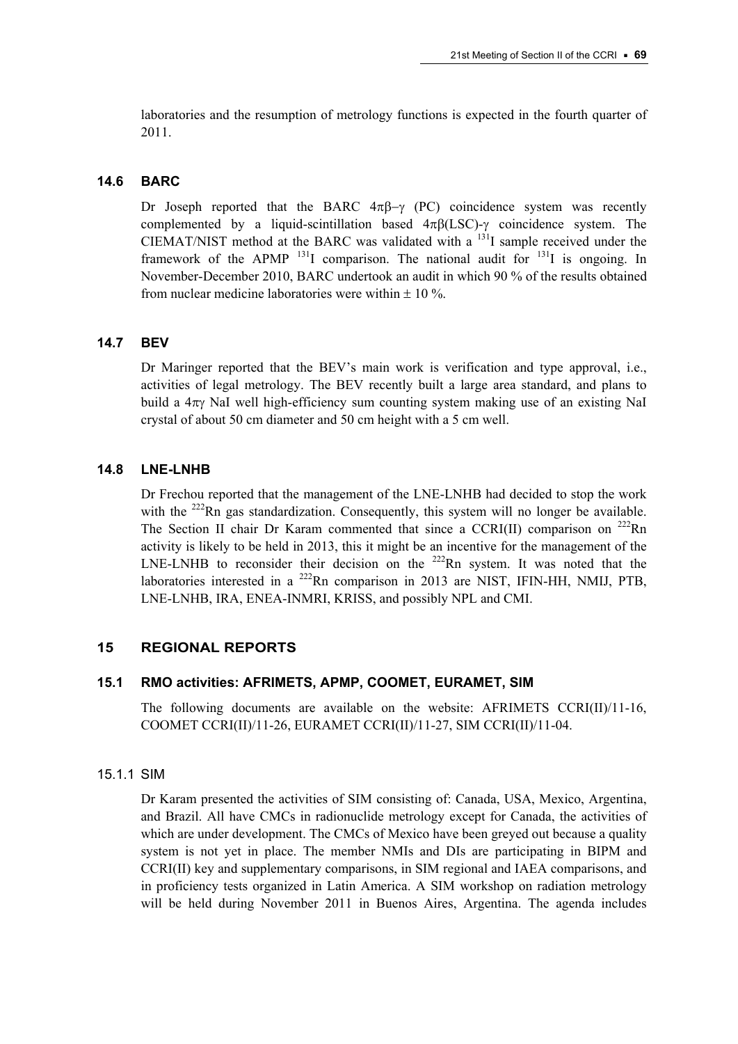laboratories and the resumption of metrology functions is expected in the fourth quarter of 2011.

### 14.6 BARC

Dr Joseph reported that the BARC $4\pi\beta-\gamma$ (PC) coincidence system was recently complemented by a liquid-scintillation based $4\pi\beta$(LSC)-$\gamma$ coincidence system. The CIEMAT/NIST method at the BARC was validated with a $^{131}$I sample received under the framework of the APMP $^{131}$I comparison. The national audit for $^{131}$I is ongoing. In November-December 2010, BARC undertook an audit in which 90 % of the results obtained from nuclear medicine laboratories were within ± 10 %.

### 14.7 BEV

Dr Maringer reported that the BEV's main work is verification and type approval, i.e., activities of legal metrology. The BEV recently built a large area standard, and plans to build a $4\pi\gamma$ NaI well high-efficiency sum counting system making use of an existing NaI crystal of about 50 cm diameter and 50 cm height with a 5 cm well.

### 14.8 LNE-LNHB

Dr Frechou reported that the management of the LNE-LNHB had decided to stop the work with the $^{222}$Rn gas standardization. Consequently, this system will no longer be available. The Section II chair Dr Karam commented that since a CCRI(II) comparison on $^{222}$Rn activity is likely to be held in 2013, this it might be an incentive for the management of the LNE-LNHB to reconsider their decision on the $^{222}$Rn system. It was noted that the laboratories interested in a $^{222}$Rn comparison in 2013 are NIST, IFIN-HH, NMIJ, PTB, LNE-LNHB, IRA, ENEA-INMRI, KRISS, and possibly NPL and CMI.

## 15 REGIONAL REPORTS

### 15.1 RMO activities: AFRIMETS, APMP, COOMET, EURAMET, SIM

The following documents are available on the website: AFRIMETS CCRI(II)/11-16, COOMET CCRI(II)/11-26, EURAMET CCRI(II)/11-27, SIM CCRI(II)/11-04.

#### 15.1.1 SIM

Dr Karam presented the activities of SIM consisting of: Canada, USA, Mexico, Argentina, and Brazil. All have CMCs in radionuclide metrology except for Canada, the activities of which are under development. The CMCs of Mexico have been greyed out because a quality system is not yet in place. The member NMIs and DIs are participating in BIPM and CCRI(II) key and supplementary comparisons, in SIM regional and IAEA comparisons, and in proficiency tests organized in Latin America. A SIM workshop on radiation metrology will be held during November 2011 in Buenos Aires, Argentina. The agenda includes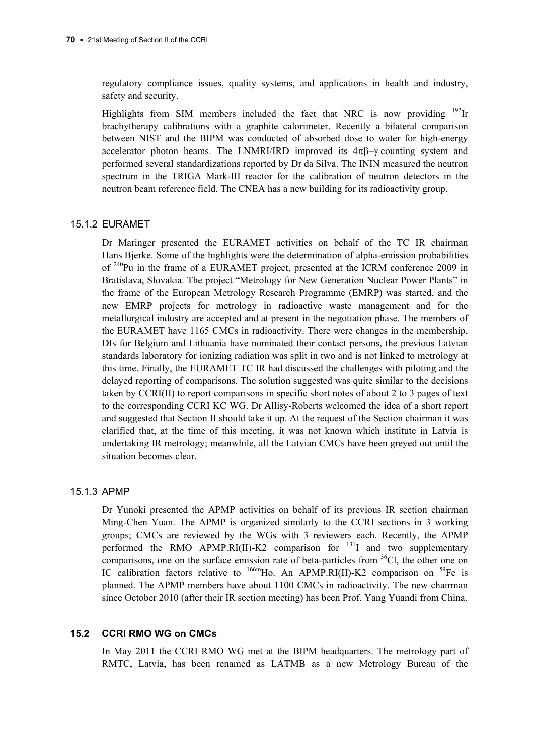regulatory compliance issues, quality systems, and applications in health and industry, safety and security.

Highlights from SIM members included the fact that NRC is now providing $^{192}$Ir brachytherapy calibrations with a graphite calorimeter. Recently a bilateral comparison between NIST and the BIPM was conducted of absorbed dose to water for high-energy accelerator photon beams. The LNMRI/IRD improved its $4\pi\beta-\gamma$ counting system and performed several standardizations reported by Dr da Silva. The ININ measured the neutron spectrum in the TRIGA Mark-III reactor for the calibration of neutron detectors in the neutron beam reference field. The CNEA has a new building for its radioactivity group.

### 15.1.2 EURAMET

Dr Maringer presented the EURAMET activities on behalf of the TC IR chairman Hans Bjerke. Some of the highlights were the determination of alpha-emission probabilities of $^{240}$Pu in the frame of a EURAMET project, presented at the ICRM conference 2009 in Bratislava, Slovakia. The project "Metrology for New Generation Nuclear Power Plants" in the frame of the European Metrology Research Programme (EMRP) was started, and the new EMRP projects for metrology in radioactive waste management and for the metallurgical industry are accepted and at present in the negotiation phase. The members of the EURAMET have 1165 CMCs in radioactivity. There were changes in the membership, DIs for Belgium and Lithuania have nominated their contact persons, the previous Latvian standards laboratory for ionizing radiation was split in two and is not linked to metrology at this time. Finally, the EURAMET TC IR had discussed the challenges with piloting and the delayed reporting of comparisons. The solution suggested was quite similar to the decisions taken by CCRI(II) to report comparisons in specific short notes of about 2 to 3 pages of text to the corresponding CCRI KC WG. Dr Allisy-Roberts welcomed the idea of a short report and suggested that Section II should take it up. At the request of the Section chairman it was clarified that, at the time of this meeting, it was not known which institute in Latvia is undertaking IR metrology; meanwhile, all the Latvian CMCs have been greyed out until the situation becomes clear.

### 15.1.3 APMP

Dr Yunoki presented the APMP activities on behalf of its previous IR section chairman Ming-Chen Yuan. The APMP is organized similarly to the CCRI sections in 3 working groups; CMCs are reviewed by the WGs with 3 reviewers each. Recently, the APMP performed the RMO APMP.RI(II)-K2 comparison for $^{131}$I and two supplementary comparisons, one on the surface emission rate of beta-particles from $^{36}$Cl, the other one on IC calibration factors relative to $^{166m}$Ho. An APMP.RI(II)-K2 comparison on $^{59}$Fe is planned. The APMP members have about 1100 CMCs in radioactivity. The new chairman since October 2010 (after their IR section meeting) has been Prof. Yang Yuandi from China.

## 15.2 CCRI RMO WG on CMCs

In May 2011 the CCRI RMO WG met at the BIPM headquarters. The metrology part of RMTC, Latvia, has been renamed as LATMB as a new Metrology Bureau of the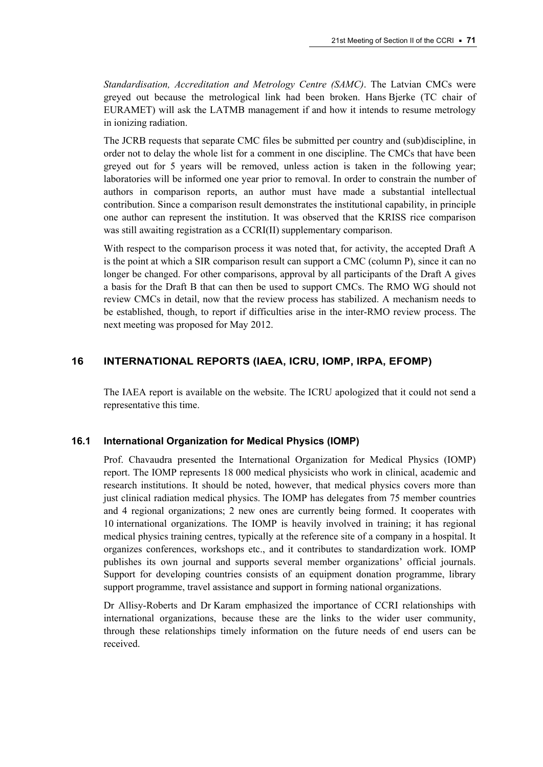*Standardisation, Accreditation and Metrology Centre (SAMC)*. The Latvian CMCs were greyed out because the metrological link had been broken. Hans Bjerke (TC chair of EURAMET) will ask the LATMB management if and how it intends to resume metrology in ionizing radiation.

The JCRB requests that separate CMC files be submitted per country and (sub)discipline, in order not to delay the whole list for a comment in one discipline. The CMCs that have been greyed out for 5 years will be removed, unless action is taken in the following year; laboratories will be informed one year prior to removal. In order to constrain the number of authors in comparison reports, an author must have made a substantial intellectual contribution. Since a comparison result demonstrates the institutional capability, in principle one author can represent the institution. It was observed that the KRISS rice comparison was still awaiting registration as a CCRI(II) supplementary comparison.

With respect to the comparison process it was noted that, for activity, the accepted Draft A is the point at which a SIR comparison result can support a CMC (column P), since it can no longer be changed. For other comparisons, approval by all participants of the Draft A gives a basis for the Draft B that can then be used to support CMCs. The RMO WG should not review CMCs in detail, now that the review process has stabilized. A mechanism needs to be established, though, to report if difficulties arise in the inter-RMO review process. The next meeting was proposed for May 2012.

## 16 INTERNATIONAL REPORTS (IAEA, ICRU, IOMP, IRPA, EFOMP)

The IAEA report is available on the website. The ICRU apologized that it could not send a representative this time.

### 16.1 International Organization for Medical Physics (IOMP)

Prof. Chavaudra presented the International Organization for Medical Physics (IOMP) report. The IOMP represents 18 000 medical physicists who work in clinical, academic and research institutions. It should be noted, however, that medical physics covers more than just clinical radiation medical physics. The IOMP has delegates from 75 member countries and 4 regional organizations; 2 new ones are currently being formed. It cooperates with 10 international organizations. The IOMP is heavily involved in training; it has regional medical physics training centres, typically at the reference site of a company in a hospital. It organizes conferences, workshops etc., and it contributes to standardization work. IOMP publishes its own journal and supports several member organizations' official journals. Support for developing countries consists of an equipment donation programme, library support programme, travel assistance and support in forming national organizations.

Dr Allisy-Roberts and Dr Karam emphasized the importance of CCRI relationships with international organizations, because these are the links to the wider user community, through these relationships timely information on the future needs of end users can be received.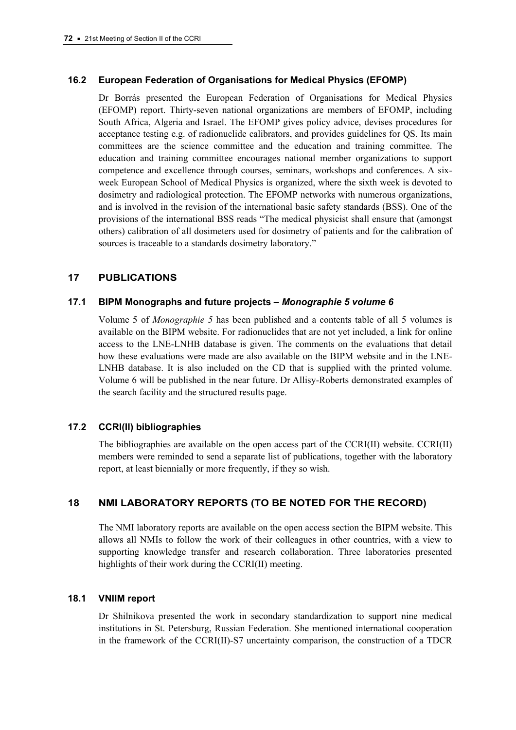### 16.2 European Federation of Organisations for Medical Physics (EFOMP)

Dr Borrás presented the European Federation of Organisations for Medical Physics (EFOMP) report. Thirty-seven national organizations are members of EFOMP, including South Africa, Algeria and Israel. The EFOMP gives policy advice, devises procedures for acceptance testing e.g. of radionuclide calibrators, and provides guidelines for QS. Its main committees are the science committee and the education and training committee. The education and training committee encourages national member organizations to support competence and excellence through courses, seminars, workshops and conferences. A six-week European School of Medical Physics is organized, where the sixth week is devoted to dosimetry and radiological protection. The EFOMP networks with numerous organizations, and is involved in the revision of the international basic safety standards (BSS). One of the provisions of the international BSS reads "The medical physicist shall ensure that (amongst others) calibration of all dosimeters used for dosimetry of patients and for the calibration of sources is traceable to a standards dosimetry laboratory."

## 17 PUBLICATIONS

### 17.1 BIPM Monographs and future projects – *Monographie 5 volume 6*

Volume 5 of *Monographie 5* has been published and a contents table of all 5 volumes is available on the BIPM website. For radionuclides that are not yet included, a link for online access to the LNE-LNHB database is given. The comments on the evaluations that detail how these evaluations were made are also available on the BIPM website and in the LNE-LNHB database. It is also included on the CD that is supplied with the printed volume. Volume 6 will be published in the near future. Dr Allisy-Roberts demonstrated examples of the search facility and the structured results page.

### 17.2 CCRI(II) bibliographies

The bibliographies are available on the open access part of the CCRI(II) website. CCRI(II) members were reminded to send a separate list of publications, together with the laboratory report, at least biennially or more frequently, if they so wish.

## 18 NMI LABORATORY REPORTS (TO BE NOTED FOR THE RECORD)

The NMI laboratory reports are available on the open access section the BIPM website. This allows all NMIs to follow the work of their colleagues in other countries, with a view to supporting knowledge transfer and research collaboration. Three laboratories presented highlights of their work during the CCRI(II) meeting.

### 18.1 VNIIM report

Dr Shilnikova presented the work in secondary standardization to support nine medical institutions in St. Petersburg, Russian Federation. She mentioned international cooperation in the framework of the CCRI(II)-S7 uncertainty comparison, the construction of a TDCR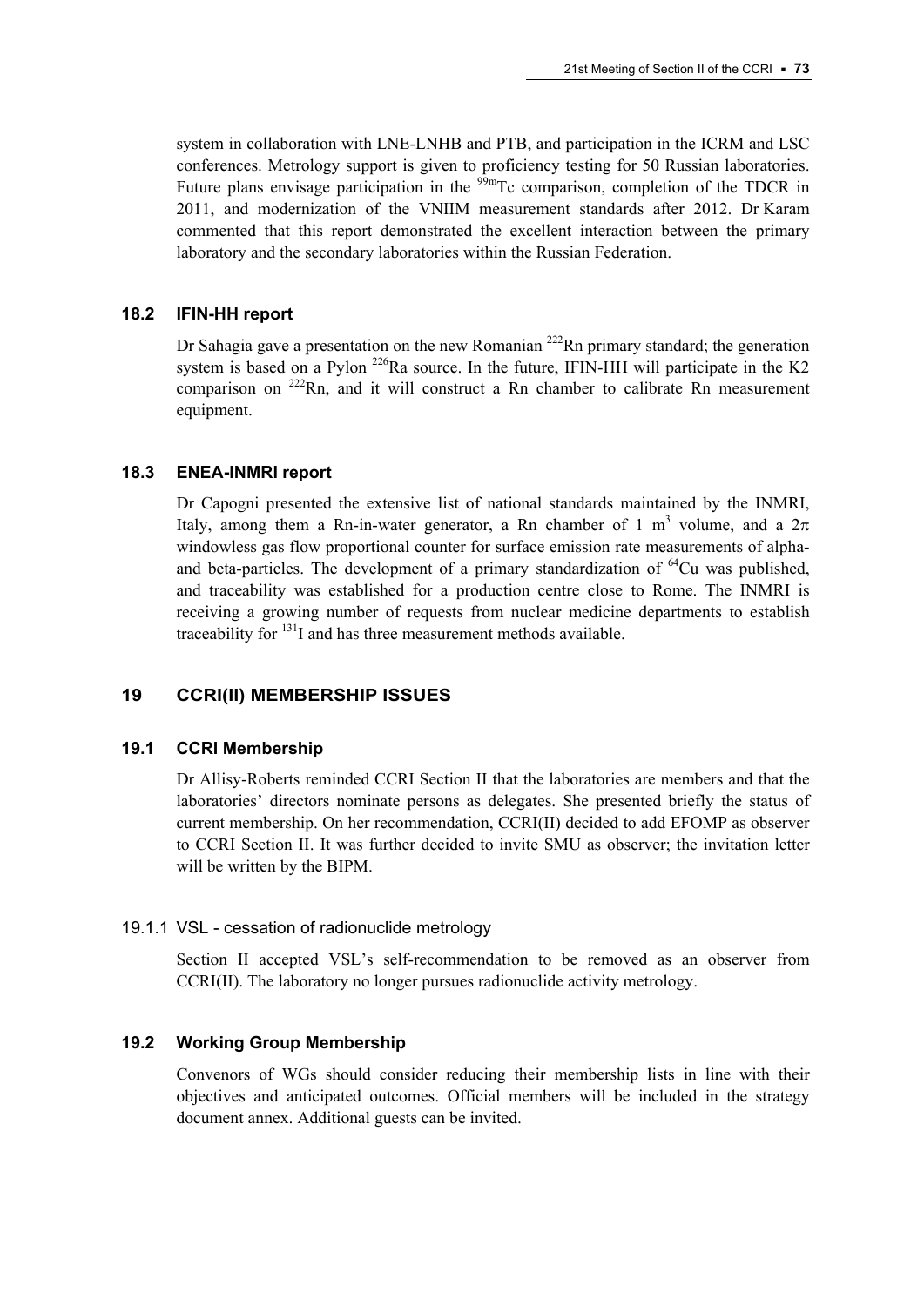system in collaboration with LNE-LNHB and PTB, and participation in the ICRM and LSC conferences. Metrology support is given to proficiency testing for 50 Russian laboratories. Future plans envisage participation in the $^{99m}$Tc comparison, completion of the TDCR in 2011, and modernization of the VNIIM measurement standards after 2012. Dr Karam commented that this report demonstrated the excellent interaction between the primary laboratory and the secondary laboratories within the Russian Federation.

### 18.2 IFIN-HH report

Dr Sahagia gave a presentation on the new Romanian $^{222}$Rn primary standard; the generation system is based on a Pylon $^{226}$Ra source. In the future, IFIN-HH will participate in the K2 comparison on $^{222}$Rn, and it will construct a Rn chamber to calibrate Rn measurement equipment.

### 18.3 ENEA-INMRI report

Dr Capogni presented the extensive list of national standards maintained by the INMRI, Italy, among them a Rn-in-water generator, a Rn chamber of 1 m$^3$ volume, and a $2\pi$ windowless gas flow proportional counter for surface emission rate measurements of alpha- and beta-particles. The development of a primary standardization of $^{64}$Cu was published, and traceability was established for a production centre close to Rome. The INMRI is receiving a growing number of requests from nuclear medicine departments to establish traceability for $^{131}$I and has three measurement methods available.

## 19 CCRI(II) MEMBERSHIP ISSUES

### 19.1 CCRI Membership

Dr Allisy-Roberts reminded CCRI Section II that the laboratories are members and that the laboratories' directors nominate persons as delegates. She presented briefly the status of current membership. On her recommendation, CCRI(II) decided to add EFOMP as observer to CCRI Section II. It was further decided to invite SMU as observer; the invitation letter will be written by the BIPM.

#### 19.1.1 VSL - cessation of radionuclide metrology

Section II accepted VSL's self-recommendation to be removed as an observer from CCRI(II). The laboratory no longer pursues radionuclide activity metrology.

### 19.2 Working Group Membership

Convenors of WGs should consider reducing their membership lists in line with their objectives and anticipated outcomes. Official members will be included in the strategy document annex. Additional guests can be invited.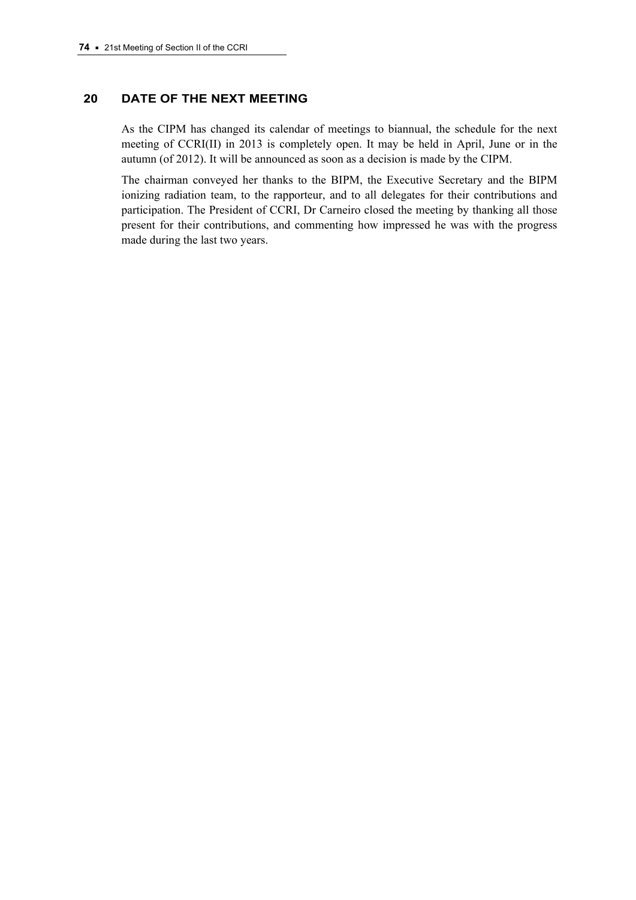## 20 DATE OF THE NEXT MEETING

As the CIPM has changed its calendar of meetings to biannual, the schedule for the next meeting of CCRI(II) in 2013 is completely open. It may be held in April, June or in the autumn (of 2012). It will be announced as soon as a decision is made by the CIPM.

The chairman conveyed her thanks to the BIPM, the Executive Secretary and the BIPM ionizing radiation team, to the rapporteur, and to all delegates for their contributions and participation. The President of CCRI, Dr Carneiro closed the meeting by thanking all those present for their contributions, and commenting how impressed he was with the progress made during the last two years.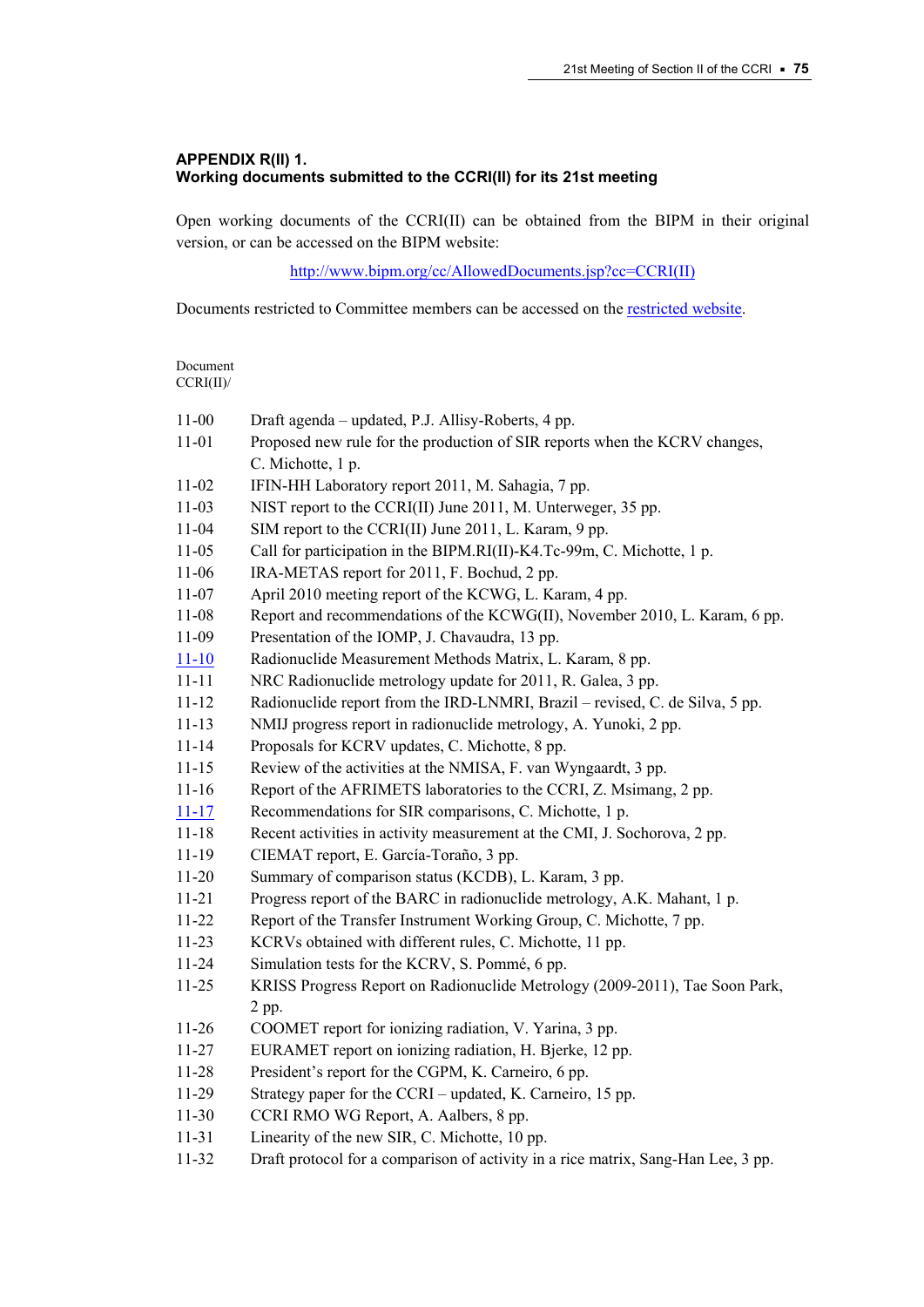### APPENDIX R(II) 1.
### Working documents submitted to the CCRI(II) for its 21st meeting

Open working documents of the CCRI(II) can be obtained from the BIPM in their original version, or can be accessed on the BIPM website:

http://www.bipm.org/cc/AllowedDocuments.jsp?cc=CCRI(II)

Documents restricted to Committee members can be accessed on the restricted website.

| Document CCRI(II)/ | |
|---|---|
| 11-00 | Draft agenda – updated, P.J. Allisy-Roberts, 4 pp. |
| 11-01 | Proposed new rule for the production of SIR reports when the KCRV changes, C. Michotte, 1 p. |
| 11-02 | IFIN-HH Laboratory report 2011, M. Sahagia, 7 pp. |
| 11-03 | NIST report to the CCRI(II) June 2011, M. Unterweger, 35 pp. |
| 11-04 | SIM report to the CCRI(II) June 2011, L. Karam, 9 pp. |
| 11-05 | Call for participation in the BIPM.RI(II)-K4.Tc-99m, C. Michotte, 1 p. |
| 11-06 | IRA-METAS report for 2011, F. Bochud, 2 pp. |
| 11-07 | April 2010 meeting report of the KCWG, L. Karam, 4 pp. |
| 11-08 | Report and recommendations of the KCWG(II), November 2010, L. Karam, 6 pp. |
| 11-09 | Presentation of the IOMP, J. Chavaudra, 13 pp. |
| 11-10 | Radionuclide Measurement Methods Matrix, L. Karam, 8 pp. |
| 11-11 | NRC Radionuclide metrology update for 2011, R. Galea, 3 pp. |
| 11-12 | Radionuclide report from the IRD-LNMRI, Brazil – revised, C. de Silva, 5 pp. |
| 11-13 | NMIJ progress report in radionuclide metrology, A. Yunoki, 2 pp. |
| 11-14 | Proposals for KCRV updates, C. Michotte, 8 pp. |
| 11-15 | Review of the activities at the NMISA, F. van Wyngaardt, 3 pp. |
| 11-16 | Report of the AFRIMETS laboratories to the CCRI, Z. Msimang, 2 pp. |
| 11-17 | Recommendations for SIR comparisons, C. Michotte, 1 p. |
| 11-18 | Recent activities in activity measurement at the CMI, J. Sochorova, 2 pp. |
| 11-19 | CIEMAT report, E. García-Toraño, 3 pp. |
| 11-20 | Summary of comparison status (KCDB), L. Karam, 3 pp. |
| 11-21 | Progress report of the BARC in radionuclide metrology, A.K. Mahant, 1 p. |
| 11-22 | Report of the Transfer Instrument Working Group, C. Michotte, 7 pp. |
| 11-23 | KCRVs obtained with different rules, C. Michotte, 11 pp. |
| 11-24 | Simulation tests for the KCRV, S. Pommé, 6 pp. |
| 11-25 | KRISS Progress Report on Radionuclide Metrology (2009-2011), Tae Soon Park, 2 pp. |
| 11-26 | COOMET report for ionizing radiation, V. Yarina, 3 pp. |
| 11-27 | EURAMET report on ionizing radiation, H. Bjerke, 12 pp. |
| 11-28 | President's report for the CGPM, K. Carneiro, 6 pp. |
| 11-29 | Strategy paper for the CCRI – updated, K. Carneiro, 15 pp. |
| 11-30 | CCRI RMO WG Report, A. Aalbers, 8 pp. |
| 11-31 | Linearity of the new SIR, C. Michotte, 10 pp. |
| 11-32 | Draft protocol for a comparison of activity in a rice matrix, Sang-Han Lee, 3 pp. |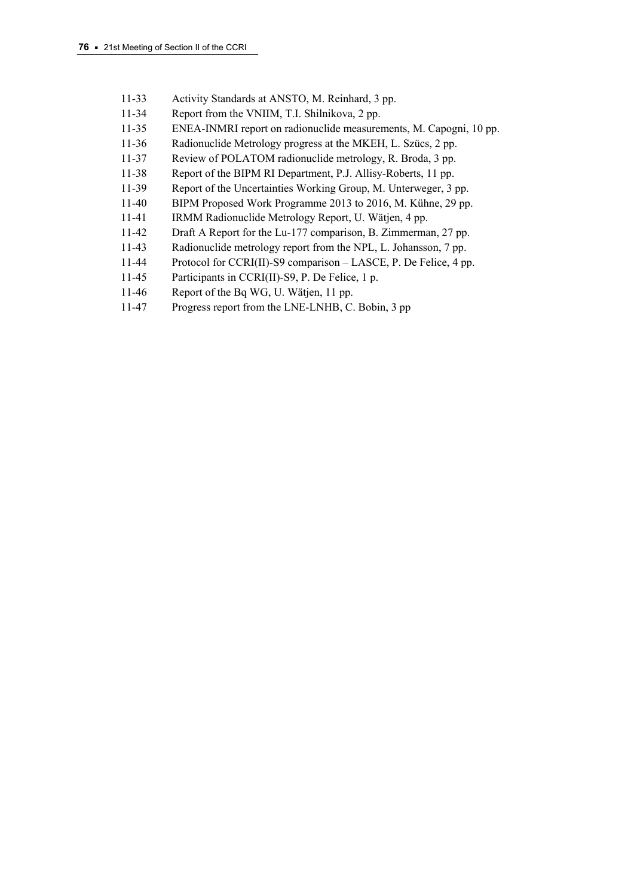11-33 Activity Standards at ANSTO, M. Reinhard, 3 pp.
11-34 Report from the VNIIM, T.I. Shilnikova, 2 pp.
11-35 ENEA-INMRI report on radionuclide measurements, M. Capogni, 10 pp.
11-36 Radionuclide Metrology progress at the MKEH, L. Szücs, 2 pp.
11-37 Review of POLATOM radionuclide metrology, R. Broda, 3 pp.
11-38 Report of the BIPM RI Department, P.J. Allisy-Roberts, 11 pp.
11-39 Report of the Uncertainties Working Group, M. Unterweger, 3 pp.
11-40 BIPM Proposed Work Programme 2013 to 2016, M. Kühne, 29 pp.
11-41 IRMM Radionuclide Metrology Report, U. Wätjen, 4 pp.
11-42 Draft A Report for the Lu-177 comparison, B. Zimmerman, 27 pp.
11-43 Radionuclide metrology report from the NPL, L. Johansson, 7 pp.
11-44 Protocol for CCRI(II)-S9 comparison – LASCE, P. De Felice, 4 pp.
11-45 Participants in CCRI(II)-S9, P. De Felice, 1 p.
11-46 Report of the Bq WG, U. Wätjen, 11 pp.
11-47 Progress report from the LNE-LNHB, C. Bobin, 3 pp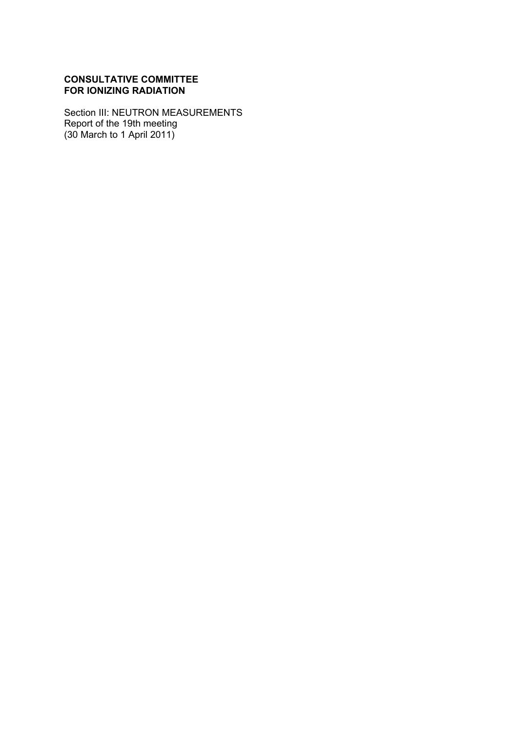**CONSULTATIVE COMMITTEE FOR IONIZING RADIATION**

Section III: NEUTRON MEASUREMENTS
Report of the 19th meeting
(30 March to 1 April 2011)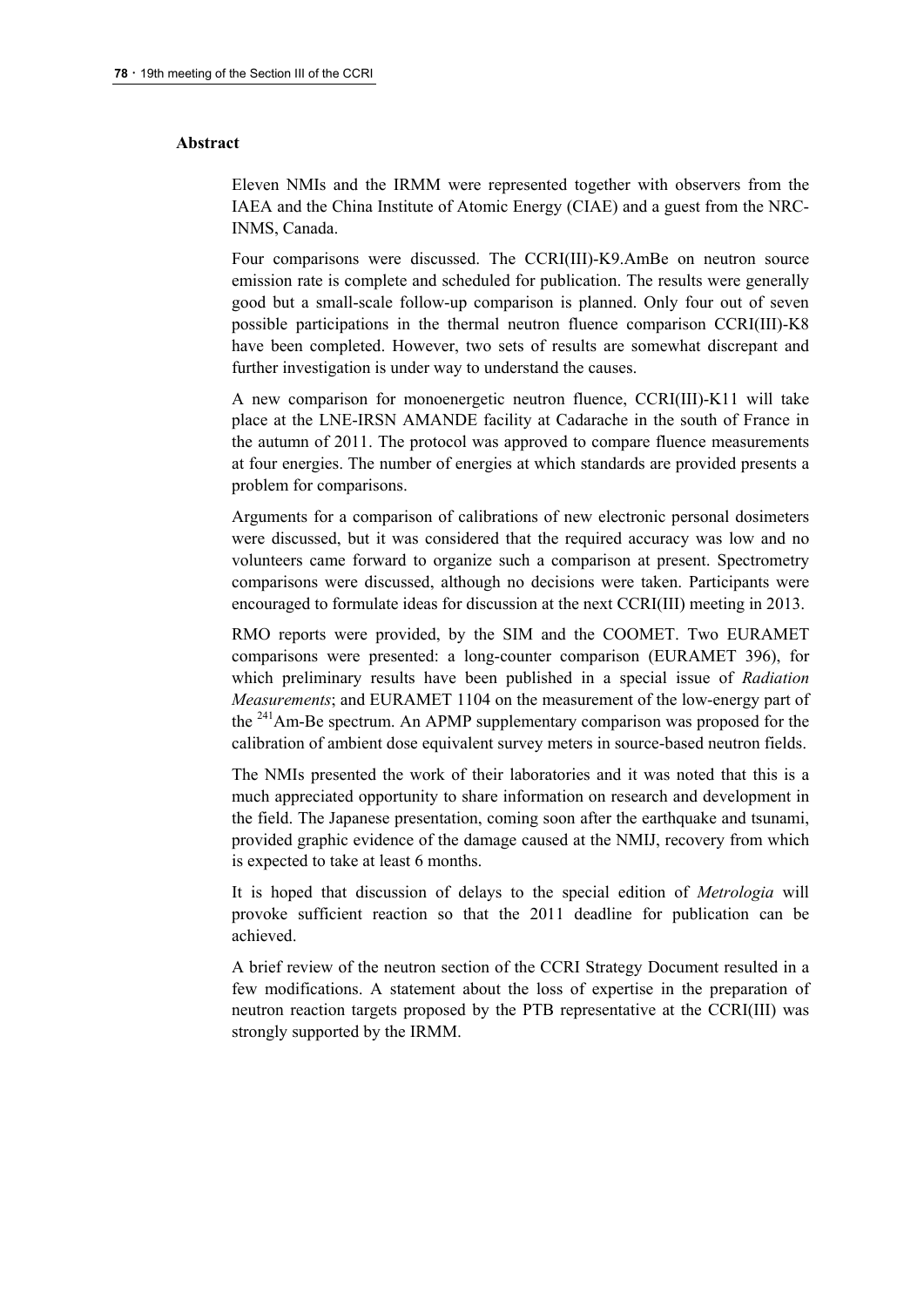## Abstract

Eleven NMIs and the IRMM were represented together with observers from the IAEA and the China Institute of Atomic Energy (CIAE) and a guest from the NRC-INMS, Canada.

Four comparisons were discussed. The CCRI(III)-K9.AmBe on neutron source emission rate is complete and scheduled for publication. The results were generally good but a small-scale follow-up comparison is planned. Only four out of seven possible participations in the thermal neutron fluence comparison CCRI(III)-K8 have been completed. However, two sets of results are somewhat discrepant and further investigation is under way to understand the causes.

A new comparison for monoenergetic neutron fluence, CCRI(III)-K11 will take place at the LNE-IRSN AMANDE facility at Cadarache in the south of France in the autumn of 2011. The protocol was approved to compare fluence measurements at four energies. The number of energies at which standards are provided presents a problem for comparisons.

Arguments for a comparison of calibrations of new electronic personal dosimeters were discussed, but it was considered that the required accuracy was low and no volunteers came forward to organize such a comparison at present. Spectrometry comparisons were discussed, although no decisions were taken. Participants were encouraged to formulate ideas for discussion at the next CCRI(III) meeting in 2013.

RMO reports were provided, by the SIM and the COOMET. Two EURAMET comparisons were presented: a long-counter comparison (EURAMET 396), for which preliminary results have been published in a special issue of *Radiation Measurements*; and EURAMET 1104 on the measurement of the low-energy part of the $^{241}$Am-Be spectrum. An APMP supplementary comparison was proposed for the calibration of ambient dose equivalent survey meters in source-based neutron fields.

The NMIs presented the work of their laboratories and it was noted that this is a much appreciated opportunity to share information on research and development in the field. The Japanese presentation, coming soon after the earthquake and tsunami, provided graphic evidence of the damage caused at the NMIJ, recovery from which is expected to take at least 6 months.

It is hoped that discussion of delays to the special edition of *Metrologia* will provoke sufficient reaction so that the 2011 deadline for publication can be achieved.

A brief review of the neutron section of the CCRI Strategy Document resulted in a few modifications. A statement about the loss of expertise in the preparation of neutron reaction targets proposed by the PTB representative at the CCRI(III) was strongly supported by the IRMM.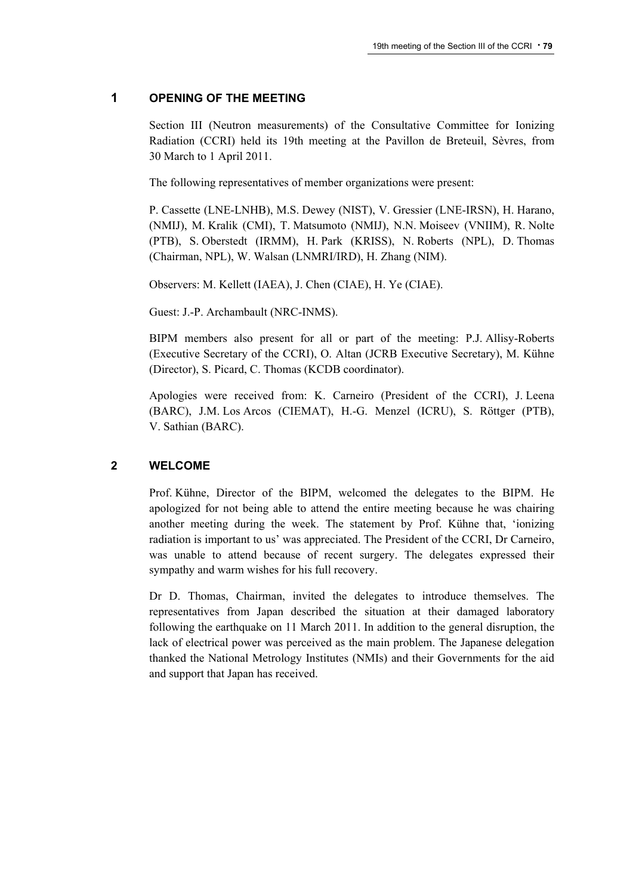## 1 OPENING OF THE MEETING

Section III (Neutron measurements) of the Consultative Committee for Ionizing Radiation (CCRI) held its 19th meeting at the Pavillon de Breteuil, Sèvres, from 30 March to 1 April 2011.

The following representatives of member organizations were present:

P. Cassette (LNE-LNHB), M.S. Dewey (NIST), V. Gressier (LNE-IRSN), H. Harano, (NMIJ), M. Kralik (CMI), T. Matsumoto (NMIJ), N.N. Moiseev (VNIIM), R. Nolte (PTB), S. Oberstedt (IRMM), H. Park (KRISS), N. Roberts (NPL), D. Thomas (Chairman, NPL), W. Walsan (LNMRI/IRD), H. Zhang (NIM).

Observers: M. Kellett (IAEA), J. Chen (CIAE), H. Ye (CIAE).

Guest: J.-P. Archambault (NRC-INMS).

BIPM members also present for all or part of the meeting: P.J. Allisy-Roberts (Executive Secretary of the CCRI), O. Altan (JCRB Executive Secretary), M. Kühne (Director), S. Picard, C. Thomas (KCDB coordinator).

Apologies were received from: K. Carneiro (President of the CCRI), J. Leena (BARC), J.M. Los Arcos (CIEMAT), H.-G. Menzel (ICRU), S. Röttger (PTB), V. Sathian (BARC).

## 2 WELCOME

Prof. Kühne, Director of the BIPM, welcomed the delegates to the BIPM. He apologized for not being able to attend the entire meeting because he was chairing another meeting during the week. The statement by Prof. Kühne that, 'ionizing radiation is important to us' was appreciated. The President of the CCRI, Dr Carneiro, was unable to attend because of recent surgery. The delegates expressed their sympathy and warm wishes for his full recovery.

Dr D. Thomas, Chairman, invited the delegates to introduce themselves. The representatives from Japan described the situation at their damaged laboratory following the earthquake on 11 March 2011. In addition to the general disruption, the lack of electrical power was perceived as the main problem. The Japanese delegation thanked the National Metrology Institutes (NMIs) and their Governments for the aid and support that Japan has received.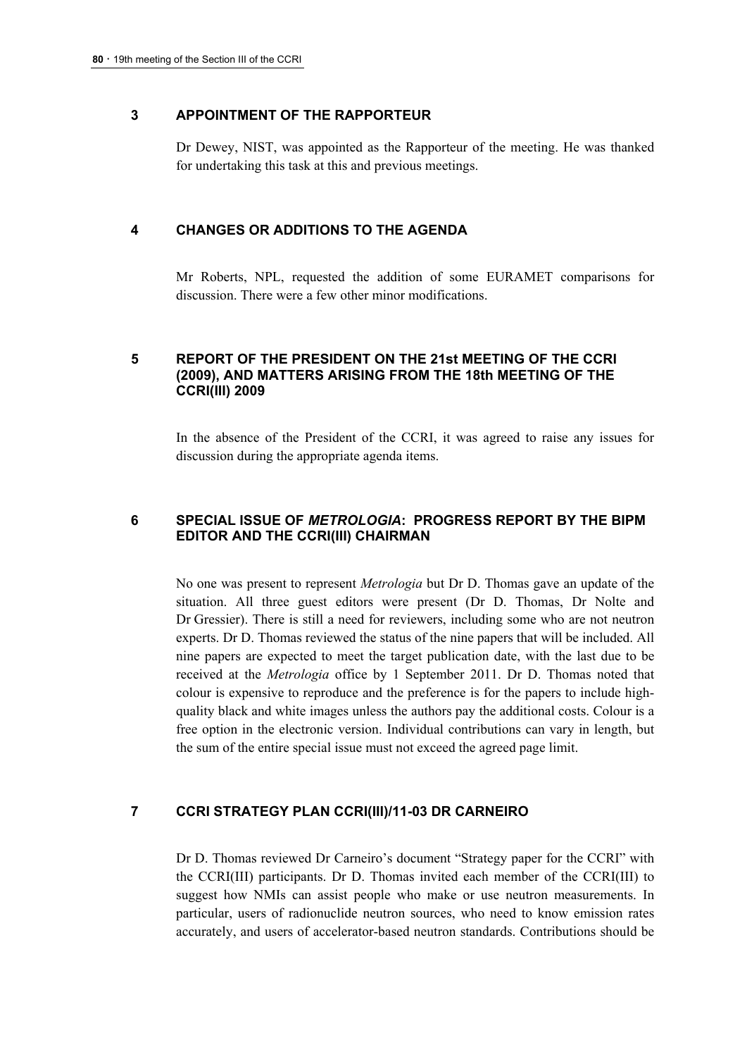## 3 APPOINTMENT OF THE RAPPORTEUR

Dr Dewey, NIST, was appointed as the Rapporteur of the meeting. He was thanked for undertaking this task at this and previous meetings.

## 4 CHANGES OR ADDITIONS TO THE AGENDA

Mr Roberts, NPL, requested the addition of some EURAMET comparisons for discussion. There were a few other minor modifications.

## 5 REPORT OF THE PRESIDENT ON THE 21st MEETING OF THE CCRI (2009), AND MATTERS ARISING FROM THE 18th MEETING OF THE CCRI(III) 2009

In the absence of the President of the CCRI, it was agreed to raise any issues for discussion during the appropriate agenda items.

## 6 SPECIAL ISSUE OF *METROLOGIA*: PROGRESS REPORT BY THE BIPM EDITOR AND THE CCRI(III) CHAIRMAN

No one was present to represent *Metrologia* but Dr D. Thomas gave an update of the situation. All three guest editors were present (Dr D. Thomas, Dr Nolte and Dr Gressier). There is still a need for reviewers, including some who are not neutron experts. Dr D. Thomas reviewed the status of the nine papers that will be included. All nine papers are expected to meet the target publication date, with the last due to be received at the *Metrologia* office by 1 September 2011. Dr D. Thomas noted that colour is expensive to reproduce and the preference is for the papers to include high-quality black and white images unless the authors pay the additional costs. Colour is a free option in the electronic version. Individual contributions can vary in length, but the sum of the entire special issue must not exceed the agreed page limit.

## 7 CCRI STRATEGY PLAN CCRI(III)/11-03 DR CARNEIRO

Dr D. Thomas reviewed Dr Carneiro's document "Strategy paper for the CCRI" with the CCRI(III) participants. Dr D. Thomas invited each member of the CCRI(III) to suggest how NMIs can assist people who make or use neutron measurements. In particular, users of radionuclide neutron sources, who need to know emission rates accurately, and users of accelerator-based neutron standards. Contributions should be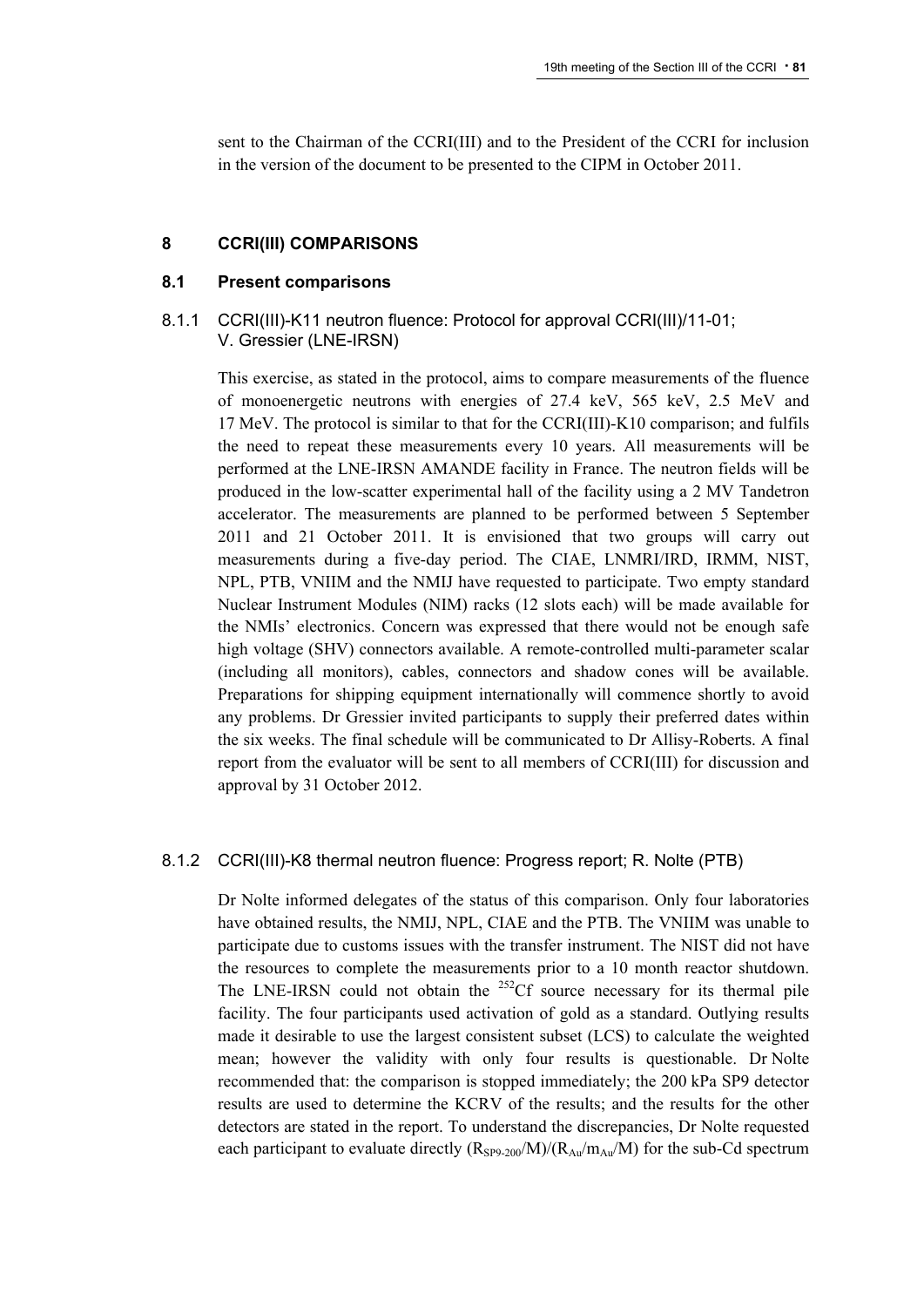sent to the Chairman of the CCRI(III) and to the President of the CCRI for inclusion in the version of the document to be presented to the CIPM in October 2011.

## 8 CCRI(III) COMPARISONS

### 8.1 Present comparisons

#### 8.1.1 CCRI(III)-K11 neutron fluence: Protocol for approval CCRI(III)/11-01; V. Gressier (LNE-IRSN)

This exercise, as stated in the protocol, aims to compare measurements of the fluence of monoenergetic neutrons with energies of 27.4 keV, 565 keV, 2.5 MeV and 17 MeV. The protocol is similar to that for the CCRI(III)-K10 comparison; and fulfils the need to repeat these measurements every 10 years. All measurements will be performed at the LNE-IRSN AMANDE facility in France. The neutron fields will be produced in the low-scatter experimental hall of the facility using a 2 MV Tandetron accelerator. The measurements are planned to be performed between 5 September 2011 and 21 October 2011. It is envisioned that two groups will carry out measurements during a five-day period. The CIAE, LNMRI/IRD, IRMM, NIST, NPL, PTB, VNIIM and the NMIJ have requested to participate. Two empty standard Nuclear Instrument Modules (NIM) racks (12 slots each) will be made available for the NMIs' electronics. Concern was expressed that there would not be enough safe high voltage (SHV) connectors available. A remote-controlled multi-parameter scalar (including all monitors), cables, connectors and shadow cones will be available. Preparations for shipping equipment internationally will commence shortly to avoid any problems. Dr Gressier invited participants to supply their preferred dates within the six weeks. The final schedule will be communicated to Dr Allisy-Roberts. A final report from the evaluator will be sent to all members of CCRI(III) for discussion and approval by 31 October 2012.

#### 8.1.2 CCRI(III)-K8 thermal neutron fluence: Progress report; R. Nolte (PTB)

Dr Nolte informed delegates of the status of this comparison. Only four laboratories have obtained results, the NMIJ, NPL, CIAE and the PTB. The VNIIM was unable to participate due to customs issues with the transfer instrument. The NIST did not have the resources to complete the measurements prior to a 10 month reactor shutdown. The LNE-IRSN could not obtain the $^{252}$Cf source necessary for its thermal pile facility. The four participants used activation of gold as a standard. Outlying results made it desirable to use the largest consistent subset (LCS) to calculate the weighted mean; however the validity with only four results is questionable. Dr Nolte recommended that: the comparison is stopped immediately; the 200 kPa SP9 detector results are used to determine the KCRV of the results; and the results for the other detectors are stated in the report. To understand the discrepancies, Dr Nolte requested each participant to evaluate directly $(R_{SP9\text{-}200}/M)/(R_{Au}/m_{Au}/M)$ for the sub-Cd spectrum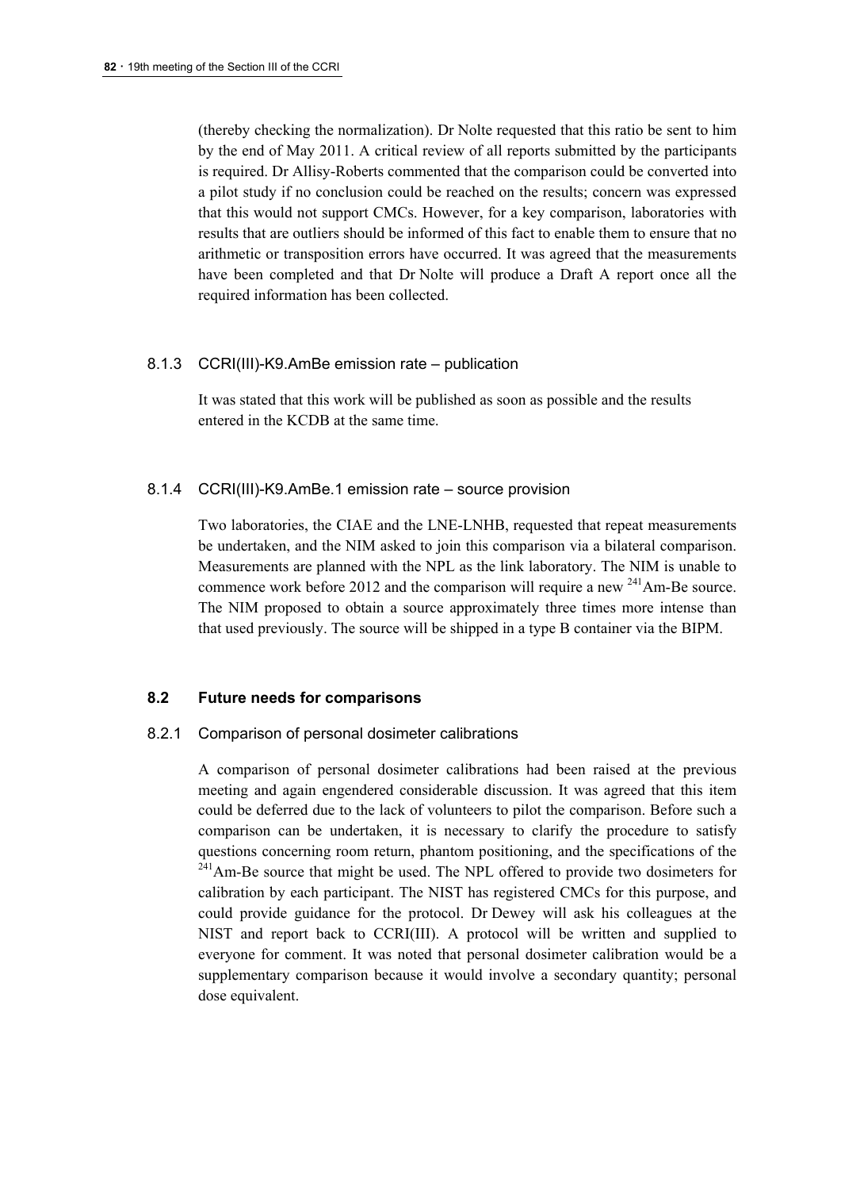(thereby checking the normalization). Dr Nolte requested that this ratio be sent to him by the end of May 2011. A critical review of all reports submitted by the participants is required. Dr Allisy-Roberts commented that the comparison could be converted into a pilot study if no conclusion could be reached on the results; concern was expressed that this would not support CMCs. However, for a key comparison, laboratories with results that are outliers should be informed of this fact to enable them to ensure that no arithmetic or transposition errors have occurred. It was agreed that the measurements have been completed and that Dr Nolte will produce a Draft A report once all the required information has been collected.

#### 8.1.3 CCRI(III)-K9.AmBe emission rate – publication

It was stated that this work will be published as soon as possible and the results entered in the KCDB at the same time.

#### 8.1.4 CCRI(III)-K9.AmBe.1 emission rate – source provision

Two laboratories, the CIAE and the LNE-LNHB, requested that repeat measurements be undertaken, and the NIM asked to join this comparison via a bilateral comparison. Measurements are planned with the NPL as the link laboratory. The NIM is unable to commence work before 2012 and the comparison will require a new $^{241}$Am-Be source. The NIM proposed to obtain a source approximately three times more intense than that used previously. The source will be shipped in a type B container via the BIPM.

### 8.2 Future needs for comparisons

#### 8.2.1 Comparison of personal dosimeter calibrations

A comparison of personal dosimeter calibrations had been raised at the previous meeting and again engendered considerable discussion. It was agreed that this item could be deferred due to the lack of volunteers to pilot the comparison. Before such a comparison can be undertaken, it is necessary to clarify the procedure to satisfy questions concerning room return, phantom positioning, and the specifications of the $^{241}$Am-Be source that might be used. The NPL offered to provide two dosimeters for calibration by each participant. The NIST has registered CMCs for this purpose, and could provide guidance for the protocol. Dr Dewey will ask his colleagues at the NIST and report back to CCRI(III). A protocol will be written and supplied to everyone for comment. It was noted that personal dosimeter calibration would be a supplementary comparison because it would involve a secondary quantity; personal dose equivalent.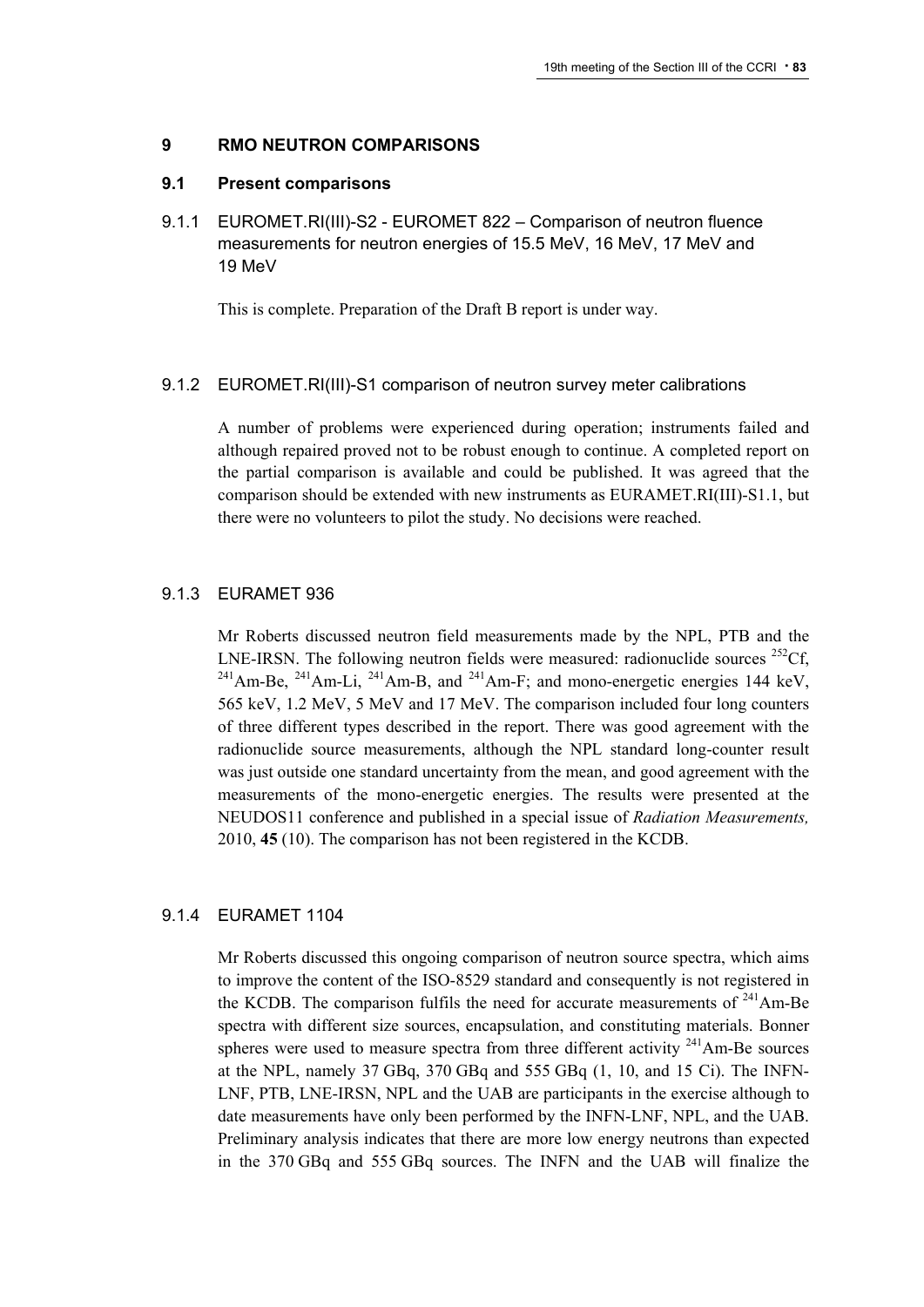## 9 RMO NEUTRON COMPARISONS

### 9.1 Present comparisons

#### 9.1.1 EUROMET.RI(III)-S2 - EUROMET 822 – Comparison of neutron fluence measurements for neutron energies of 15.5 MeV, 16 MeV, 17 MeV and 19 MeV

This is complete. Preparation of the Draft B report is under way.

#### 9.1.2 EUROMET.RI(III)-S1 comparison of neutron survey meter calibrations

A number of problems were experienced during operation; instruments failed and although repaired proved not to be robust enough to continue. A completed report on the partial comparison is available and could be published. It was agreed that the comparison should be extended with new instruments as EURAMET.RI(III)-S1.1, but there were no volunteers to pilot the study. No decisions were reached.

#### 9.1.3 EURAMET 936

Mr Roberts discussed neutron field measurements made by the NPL, PTB and the LNE-IRSN. The following neutron fields were measured: radionuclide sources $^{252}$Cf, $^{241}$Am-Be, $^{241}$Am-Li, $^{241}$Am-B, and $^{241}$Am-F; and mono-energetic energies 144 keV, 565 keV, 1.2 MeV, 5 MeV and 17 MeV. The comparison included four long counters of three different types described in the report. There was good agreement with the radionuclide source measurements, although the NPL standard long-counter result was just outside one standard uncertainty from the mean, and good agreement with the measurements of the mono-energetic energies. The results were presented at the NEUDOS11 conference and published in a special issue of *Radiation Measurements,* 2010, **45** (10). The comparison has not been registered in the KCDB.

#### 9.1.4 EURAMET 1104

Mr Roberts discussed this ongoing comparison of neutron source spectra, which aims to improve the content of the ISO-8529 standard and consequently is not registered in the KCDB. The comparison fulfils the need for accurate measurements of $^{241}$Am-Be spectra with different size sources, encapsulation, and constituting materials. Bonner spheres were used to measure spectra from three different activity $^{241}$Am-Be sources at the NPL, namely 37 GBq, 370 GBq and 555 GBq (1, 10, and 15 Ci). The INFN-LNF, PTB, LNE-IRSN, NPL and the UAB are participants in the exercise although to date measurements have only been performed by the INFN-LNF, NPL, and the UAB. Preliminary analysis indicates that there are more low energy neutrons than expected in the 370 GBq and 555 GBq sources. The INFN and the UAB will finalize the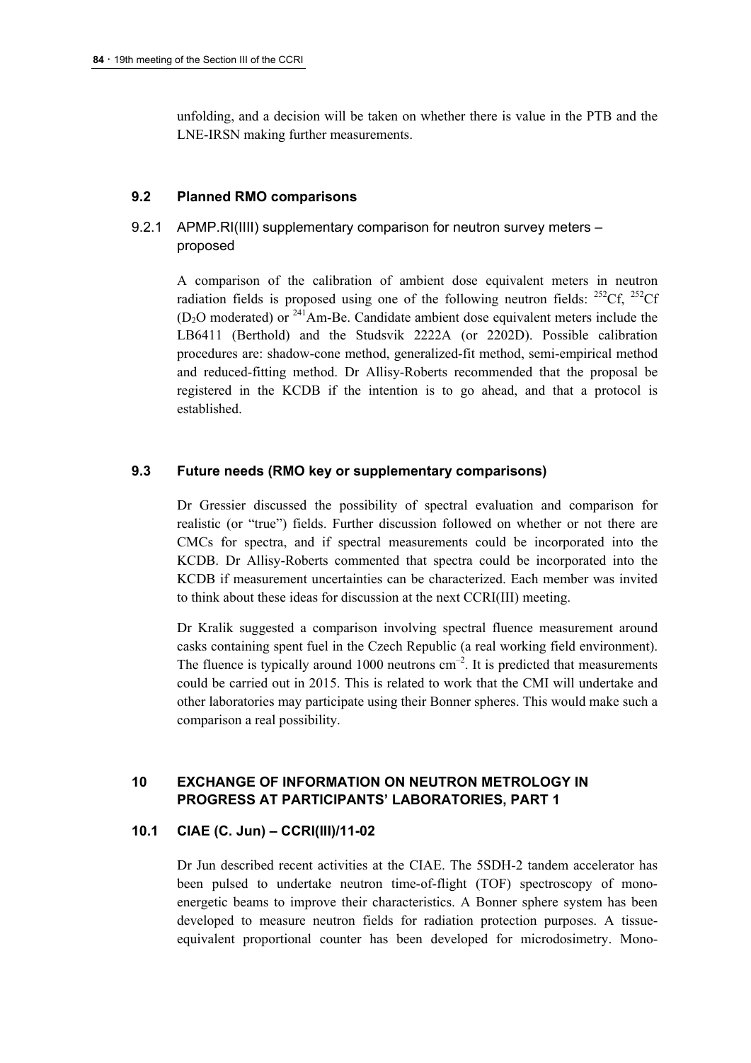unfolding, and a decision will be taken on whether there is value in the PTB and the LNE-IRSN making further measurements.

### 9.2 Planned RMO comparisons

#### 9.2.1 APMP.RI(IIII) supplementary comparison for neutron survey meters – proposed

A comparison of the calibration of ambient dose equivalent meters in neutron radiation fields is proposed using one of the following neutron fields: $^{252}$Cf, $^{252}$Cf ($D_2O$ moderated) or $^{241}$Am-Be. Candidate ambient dose equivalent meters include the LB6411 (Berthold) and the Studsvik 2222A (or 2202D). Possible calibration procedures are: shadow-cone method, generalized-fit method, semi-empirical method and reduced-fitting method. Dr Allisy-Roberts recommended that the proposal be registered in the KCDB if the intention is to go ahead, and that a protocol is established.

### 9.3 Future needs (RMO key or supplementary comparisons)

Dr Gressier discussed the possibility of spectral evaluation and comparison for realistic (or "true") fields. Further discussion followed on whether or not there are CMCs for spectra, and if spectral measurements could be incorporated into the KCDB. Dr Allisy-Roberts commented that spectra could be incorporated into the KCDB if measurement uncertainties can be characterized. Each member was invited to think about these ideas for discussion at the next CCRI(III) meeting.

Dr Kralik suggested a comparison involving spectral fluence measurement around casks containing spent fuel in the Czech Republic (a real working field environment). The fluence is typically around 1000 neutrons cm$^{-2}$. It is predicted that measurements could be carried out in 2015. This is related to work that the CMI will undertake and other laboratories may participate using their Bonner spheres. This would make such a comparison a real possibility.

## 10 EXCHANGE OF INFORMATION ON NEUTRON METROLOGY IN PROGRESS AT PARTICIPANTS' LABORATORIES, PART 1

### 10.1 CIAE (C. Jun) – CCRI(III)/11-02

Dr Jun described recent activities at the CIAE. The 5SDH-2 tandem accelerator has been pulsed to undertake neutron time-of-flight (TOF) spectroscopy of mono-energetic beams to improve their characteristics. A Bonner sphere system has been developed to measure neutron fields for radiation protection purposes. A tissue-equivalent proportional counter has been developed for microdosimetry. Mono-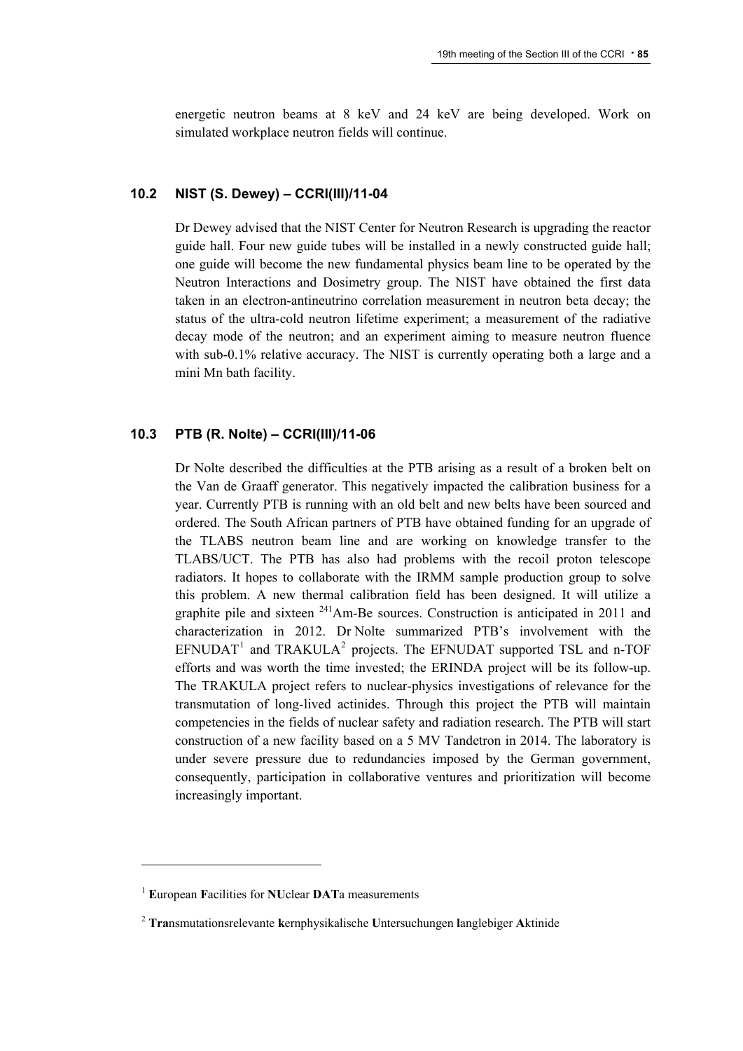energetic neutron beams at 8 keV and 24 keV are being developed. Work on simulated workplace neutron fields will continue.

### 10.2 NIST (S. Dewey) – CCRI(III)/11-04

Dr Dewey advised that the NIST Center for Neutron Research is upgrading the reactor guide hall. Four new guide tubes will be installed in a newly constructed guide hall; one guide will become the new fundamental physics beam line to be operated by the Neutron Interactions and Dosimetry group. The NIST have obtained the first data taken in an electron-antineutrino correlation measurement in neutron beta decay; the status of the ultra-cold neutron lifetime experiment; a measurement of the radiative decay mode of the neutron; and an experiment aiming to measure neutron fluence with sub-0.1% relative accuracy. The NIST is currently operating both a large and a mini Mn bath facility.

### 10.3 PTB (R. Nolte) – CCRI(III)/11-06

Dr Nolte described the difficulties at the PTB arising as a result of a broken belt on the Van de Graaff generator. This negatively impacted the calibration business for a year. Currently PTB is running with an old belt and new belts have been sourced and ordered. The South African partners of PTB have obtained funding for an upgrade of the TLABS neutron beam line and are working on knowledge transfer to the TLABS/UCT. The PTB has also had problems with the recoil proton telescope radiators. It hopes to collaborate with the IRMM sample production group to solve this problem. A new thermal calibration field has been designed. It will utilize a graphite pile and sixteen $^{241}$Am-Be sources. Construction is anticipated in 2011 and characterization in 2012. Dr Nolte summarized PTB's involvement with the EFNUDAT[1] and TRAKULA[2] projects. The EFNUDAT supported TSL and n-TOF efforts and was worth the time invested; the ERINDA project will be its follow-up. The TRAKULA project refers to nuclear-physics investigations of relevance for the transmutation of long-lived actinides. Through this project the PTB will maintain competencies in the fields of nuclear safety and radiation research. The PTB will start construction of a new facility based on a 5 MV Tandetron in 2014. The laboratory is under severe pressure due to redundancies imposed by the German government, consequently, participation in collaborative ventures and prioritization will become increasingly important.

---

[1] **E**uropean **F**acilities for **NU**clear **DAT**a measurements

[2] **Tra**nsmutationsrelevante **k**ernphysikalische **U**ntersuchungen **l**anglebiger **A**ktinide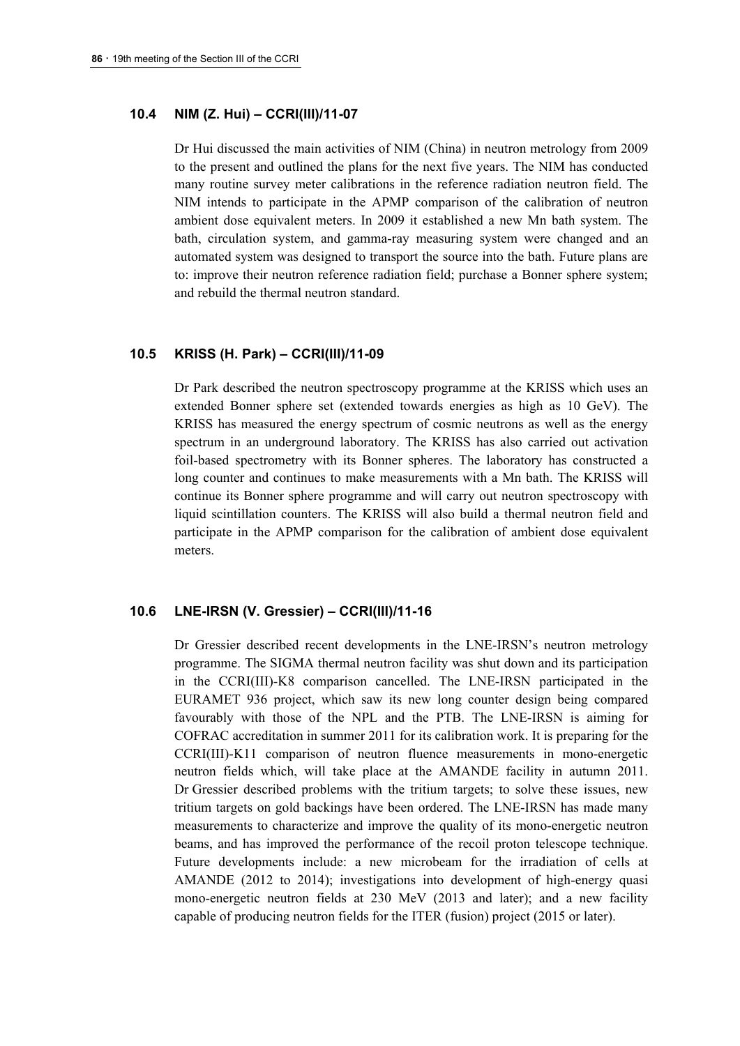### 10.4 NIM (Z. Hui) – CCRI(III)/11-07

Dr Hui discussed the main activities of NIM (China) in neutron metrology from 2009 to the present and outlined the plans for the next five years. The NIM has conducted many routine survey meter calibrations in the reference radiation neutron field. The NIM intends to participate in the APMP comparison of the calibration of neutron ambient dose equivalent meters. In 2009 it established a new Mn bath system. The bath, circulation system, and gamma-ray measuring system were changed and an automated system was designed to transport the source into the bath. Future plans are to: improve their neutron reference radiation field; purchase a Bonner sphere system; and rebuild the thermal neutron standard.

### 10.5 KRISS (H. Park) – CCRI(III)/11-09

Dr Park described the neutron spectroscopy programme at the KRISS which uses an extended Bonner sphere set (extended towards energies as high as 10 GeV). The KRISS has measured the energy spectrum of cosmic neutrons as well as the energy spectrum in an underground laboratory. The KRISS has also carried out activation foil-based spectrometry with its Bonner spheres. The laboratory has constructed a long counter and continues to make measurements with a Mn bath. The KRISS will continue its Bonner sphere programme and will carry out neutron spectroscopy with liquid scintillation counters. The KRISS will also build a thermal neutron field and participate in the APMP comparison for the calibration of ambient dose equivalent meters.

### 10.6 LNE-IRSN (V. Gressier) – CCRI(III)/11-16

Dr Gressier described recent developments in the LNE-IRSN's neutron metrology programme. The SIGMA thermal neutron facility was shut down and its participation in the CCRI(III)-K8 comparison cancelled. The LNE-IRSN participated in the EURAMET 936 project, which saw its new long counter design being compared favourably with those of the NPL and the PTB. The LNE-IRSN is aiming for COFRAC accreditation in summer 2011 for its calibration work. It is preparing for the CCRI(III)-K11 comparison of neutron fluence measurements in mono-energetic neutron fields which, will take place at the AMANDE facility in autumn 2011. Dr Gressier described problems with the tritium targets; to solve these issues, new tritium targets on gold backings have been ordered. The LNE-IRSN has made many measurements to characterize and improve the quality of its mono-energetic neutron beams, and has improved the performance of the recoil proton telescope technique. Future developments include: a new microbeam for the irradiation of cells at AMANDE (2012 to 2014); investigations into development of high-energy quasi mono-energetic neutron fields at 230 MeV (2013 and later); and a new facility capable of producing neutron fields for the ITER (fusion) project (2015 or later).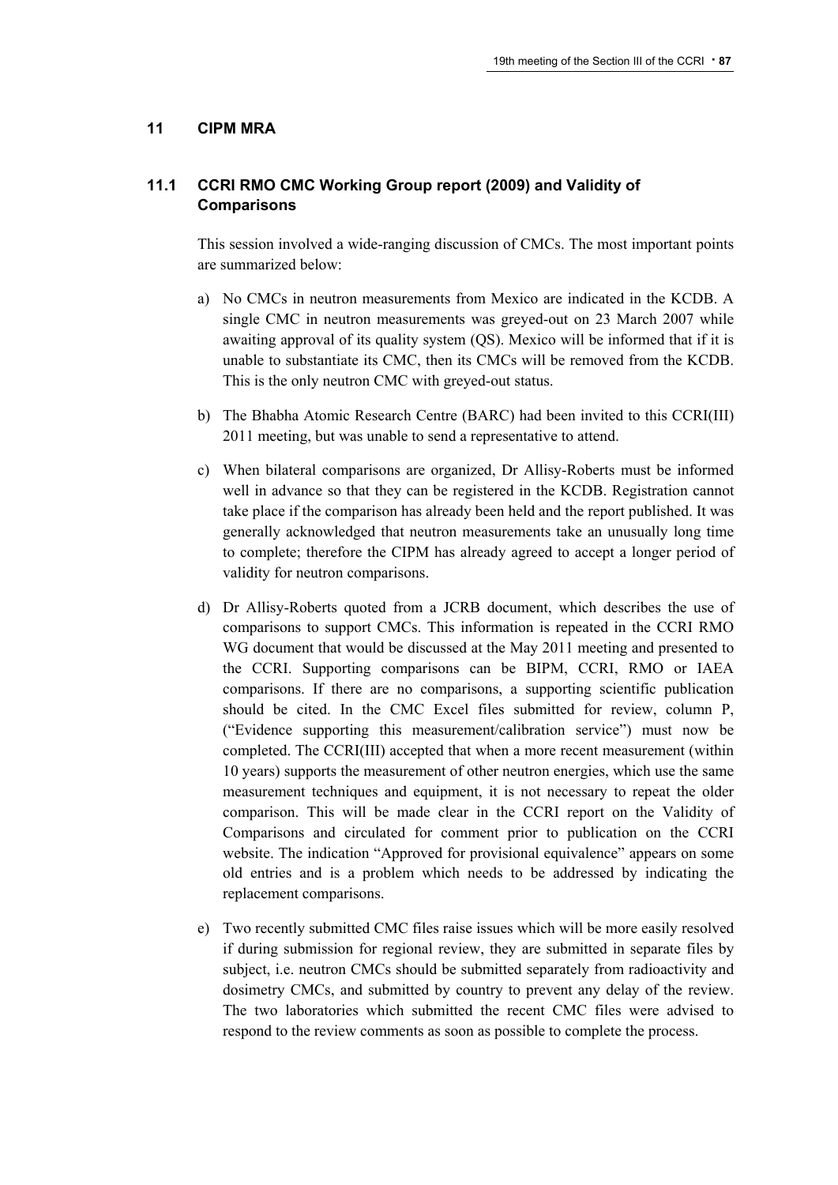## 11 CIPM MRA

### 11.1 CCRI RMO CMC Working Group report (2009) and Validity of Comparisons

This session involved a wide-ranging discussion of CMCs. The most important points are summarized below:

a) No CMCs in neutron measurements from Mexico are indicated in the KCDB. A single CMC in neutron measurements was greyed-out on 23 March 2007 while awaiting approval of its quality system (QS). Mexico will be informed that if it is unable to substantiate its CMC, then its CMCs will be removed from the KCDB. This is the only neutron CMC with greyed-out status.

b) The Bhabha Atomic Research Centre (BARC) had been invited to this CCRI(III) 2011 meeting, but was unable to send a representative to attend.

c) When bilateral comparisons are organized, Dr Allisy-Roberts must be informed well in advance so that they can be registered in the KCDB. Registration cannot take place if the comparison has already been held and the report published. It was generally acknowledged that neutron measurements take an unusually long time to complete; therefore the CIPM has already agreed to accept a longer period of validity for neutron comparisons.

d) Dr Allisy-Roberts quoted from a JCRB document, which describes the use of comparisons to support CMCs. This information is repeated in the CCRI RMO WG document that would be discussed at the May 2011 meeting and presented to the CCRI. Supporting comparisons can be BIPM, CCRI, RMO or IAEA comparisons. If there are no comparisons, a supporting scientific publication should be cited. In the CMC Excel files submitted for review, column P, ("Evidence supporting this measurement/calibration service") must now be completed. The CCRI(III) accepted that when a more recent measurement (within 10 years) supports the measurement of other neutron energies, which use the same measurement techniques and equipment, it is not necessary to repeat the older comparison. This will be made clear in the CCRI report on the Validity of Comparisons and circulated for comment prior to publication on the CCRI website. The indication "Approved for provisional equivalence" appears on some old entries and is a problem which needs to be addressed by indicating the replacement comparisons.

e) Two recently submitted CMC files raise issues which will be more easily resolved if during submission for regional review, they are submitted in separate files by subject, i.e. neutron CMCs should be submitted separately from radioactivity and dosimetry CMCs, and submitted by country to prevent any delay of the review. The two laboratories which submitted the recent CMC files were advised to respond to the review comments as soon as possible to complete the process.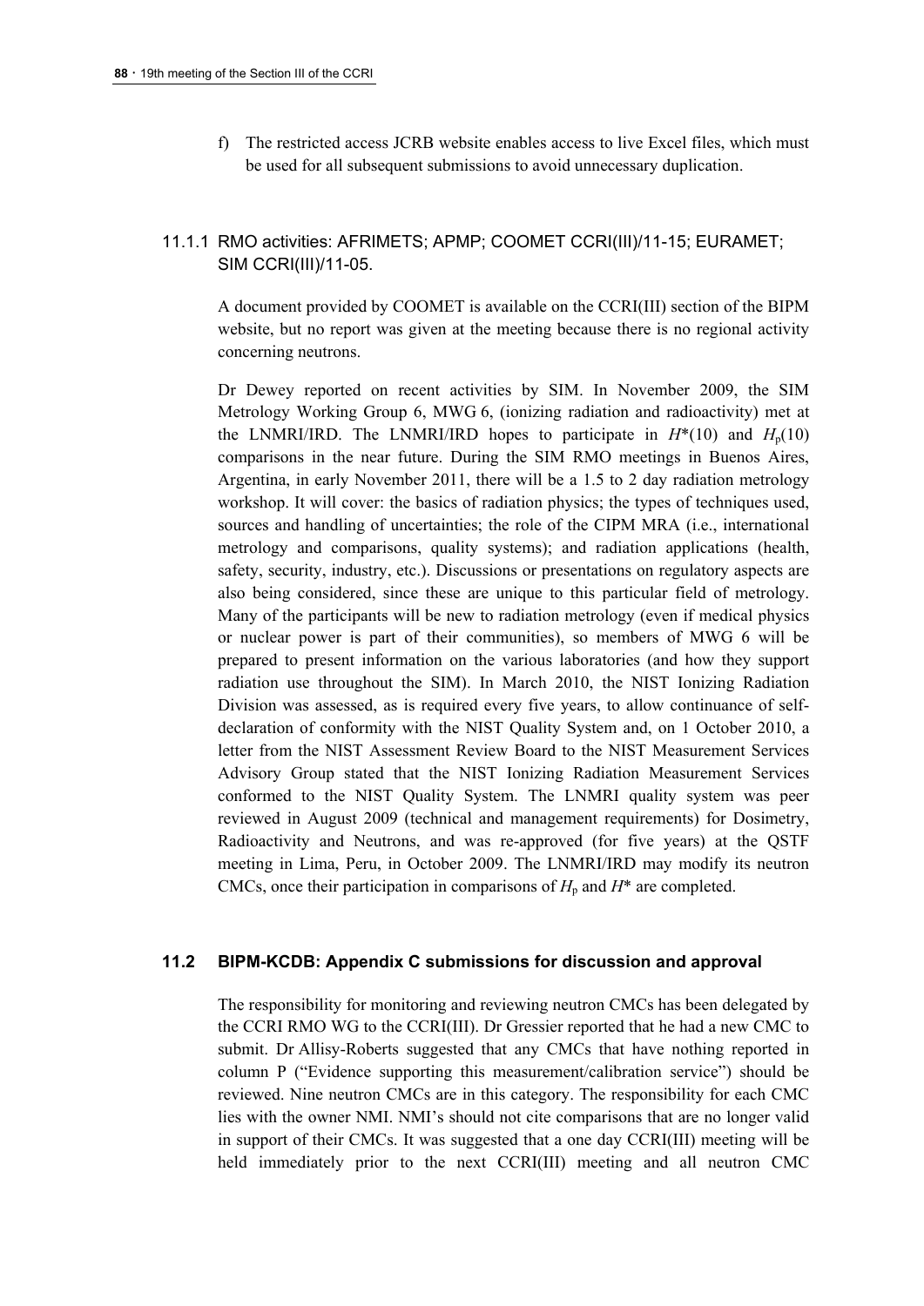f) The restricted access JCRB website enables access to live Excel files, which must be used for all subsequent submissions to avoid unnecessary duplication.

### 11.1.1 RMO activities: AFRIMETS; APMP; COOMET CCRI(III)/11-15; EURAMET; SIM CCRI(III)/11-05.

A document provided by COOMET is available on the CCRI(III) section of the BIPM website, but no report was given at the meeting because there is no regional activity concerning neutrons.

Dr Dewey reported on recent activities by SIM. In November 2009, the SIM Metrology Working Group 6, MWG 6, (ionizing radiation and radioactivity) met at the LNMRI/IRD. The LNMRI/IRD hopes to participate in $H^*(10)$ and $H_p(10)$ comparisons in the near future. During the SIM RMO meetings in Buenos Aires, Argentina, in early November 2011, there will be a 1.5 to 2 day radiation metrology workshop. It will cover: the basics of radiation physics; the types of techniques used, sources and handling of uncertainties; the role of the CIPM MRA (i.e., international metrology and comparisons, quality systems); and radiation applications (health, safety, security, industry, etc.). Discussions or presentations on regulatory aspects are also being considered, since these are unique to this particular field of metrology. Many of the participants will be new to radiation metrology (even if medical physics or nuclear power is part of their communities), so members of MWG 6 will be prepared to present information on the various laboratories (and how they support radiation use throughout the SIM). In March 2010, the NIST Ionizing Radiation Division was assessed, as is required every five years, to allow continuance of self-declaration of conformity with the NIST Quality System and, on 1 October 2010, a letter from the NIST Assessment Review Board to the NIST Measurement Services Advisory Group stated that the NIST Ionizing Radiation Measurement Services conformed to the NIST Quality System. The LNMRI quality system was peer reviewed in August 2009 (technical and management requirements) for Dosimetry, Radioactivity and Neutrons, and was re-approved (for five years) at the QSTF meeting in Lima, Peru, in October 2009. The LNMRI/IRD may modify its neutron CMCs, once their participation in comparisons of $H_p$ and $H^*$ are completed.

### 11.2 BIPM-KCDB: Appendix C submissions for discussion and approval

The responsibility for monitoring and reviewing neutron CMCs has been delegated by the CCRI RMO WG to the CCRI(III). Dr Gressier reported that he had a new CMC to submit. Dr Allisy-Roberts suggested that any CMCs that have nothing reported in column P ("Evidence supporting this measurement/calibration service") should be reviewed. Nine neutron CMCs are in this category. The responsibility for each CMC lies with the owner NMI. NMI's should not cite comparisons that are no longer valid in support of their CMCs. It was suggested that a one day CCRI(III) meeting will be held immediately prior to the next CCRI(III) meeting and all neutron CMC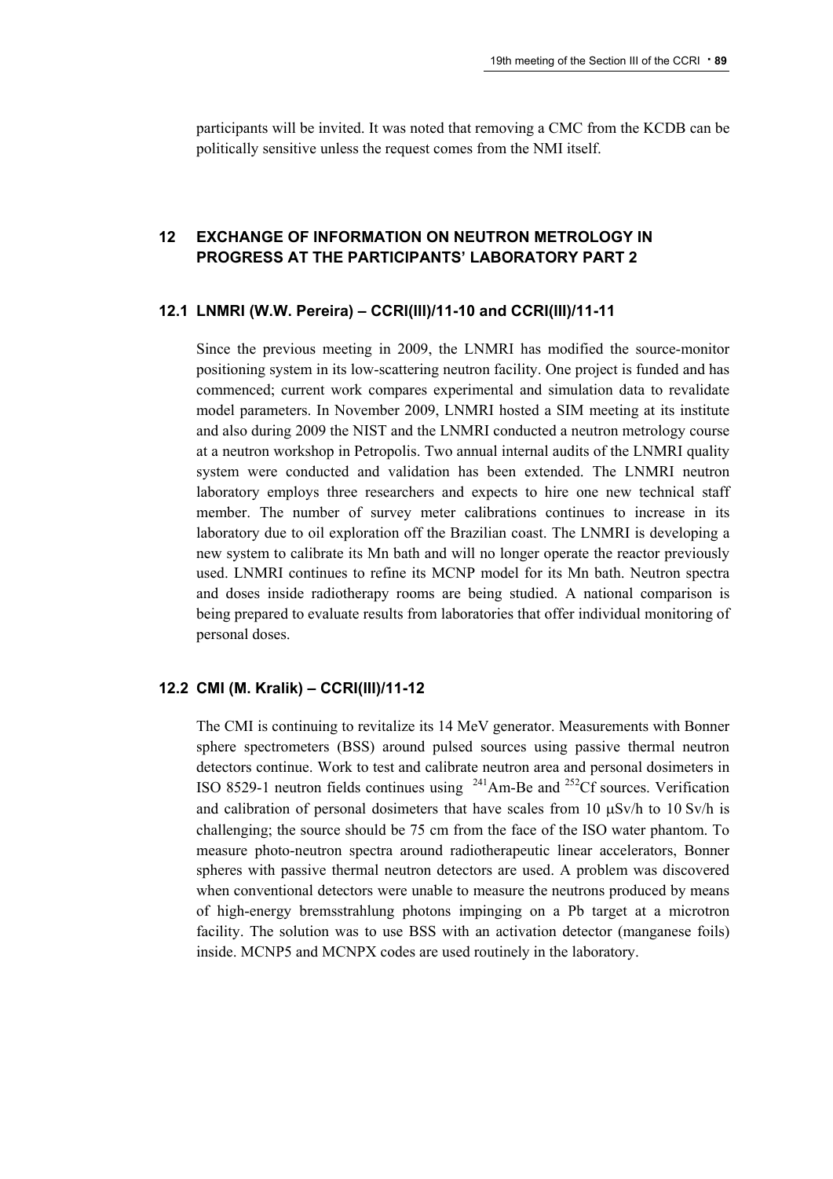participants will be invited. It was noted that removing a CMC from the KCDB can be politically sensitive unless the request comes from the NMI itself.

## 12 EXCHANGE OF INFORMATION ON NEUTRON METROLOGY IN PROGRESS AT THE PARTICIPANTS' LABORATORY PART 2

### 12.1 LNMRI (W.W. Pereira) – CCRI(III)/11-10 and CCRI(III)/11-11

Since the previous meeting in 2009, the LNMRI has modified the source-monitor positioning system in its low-scattering neutron facility. One project is funded and has commenced; current work compares experimental and simulation data to revalidate model parameters. In November 2009, LNMRI hosted a SIM meeting at its institute and also during 2009 the NIST and the LNMRI conducted a neutron metrology course at a neutron workshop in Petropolis. Two annual internal audits of the LNMRI quality system were conducted and validation has been extended. The LNMRI neutron laboratory employs three researchers and expects to hire one new technical staff member. The number of survey meter calibrations continues to increase in its laboratory due to oil exploration off the Brazilian coast. The LNMRI is developing a new system to calibrate its Mn bath and will no longer operate the reactor previously used. LNMRI continues to refine its MCNP model for its Mn bath. Neutron spectra and doses inside radiotherapy rooms are being studied. A national comparison is being prepared to evaluate results from laboratories that offer individual monitoring of personal doses.

### 12.2 CMI (M. Kralik) – CCRI(III)/11-12

The CMI is continuing to revitalize its 14 MeV generator. Measurements with Bonner sphere spectrometers (BSS) around pulsed sources using passive thermal neutron detectors continue. Work to test and calibrate neutron area and personal dosimeters in ISO 8529-1 neutron fields continues using $^{241}$Am-Be and $^{252}$Cf sources. Verification and calibration of personal dosimeters that have scales from 10 μSv/h to 10 Sv/h is challenging; the source should be 75 cm from the face of the ISO water phantom. To measure photo-neutron spectra around radiotherapeutic linear accelerators, Bonner spheres with passive thermal neutron detectors are used. A problem was discovered when conventional detectors were unable to measure the neutrons produced by means of high-energy bremsstrahlung photons impinging on a Pb target at a microtron facility. The solution was to use BSS with an activation detector (manganese foils) inside. MCNP5 and MCNPX codes are used routinely in the laboratory.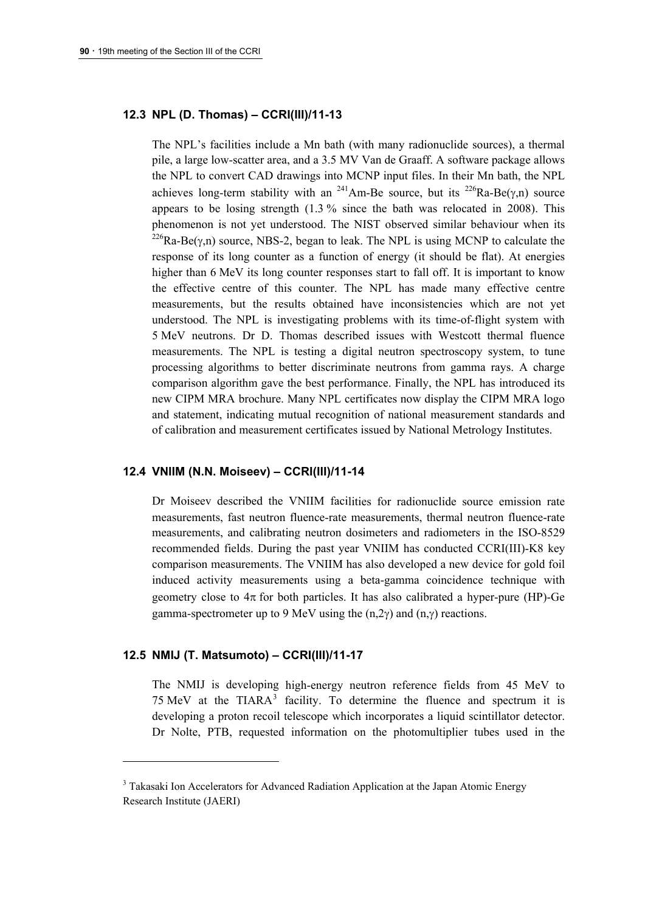### 12.3 NPL (D. Thomas) – CCRI(III)/11-13

The NPL's facilities include a Mn bath (with many radionuclide sources), a thermal pile, a large low-scatter area, and a 3.5 MV Van de Graaff. A software package allows the NPL to convert CAD drawings into MCNP input files. In their Mn bath, the NPL achieves long-term stability with an $^{241}$Am-Be source, but its $^{226}$Ra-Be($\gamma$,n) source appears to be losing strength (1.3 % since the bath was relocated in 2008). This phenomenon is not yet understood. The NIST observed similar behaviour when its $^{226}$Ra-Be($\gamma$,n) source, NBS-2, began to leak. The NPL is using MCNP to calculate the response of its long counter as a function of energy (it should be flat). At energies higher than 6 MeV its long counter responses start to fall off. It is important to know the effective centre of this counter. The NPL has made many effective centre measurements, but the results obtained have inconsistencies which are not yet understood. The NPL is investigating problems with its time-of-flight system with 5 MeV neutrons. Dr D. Thomas described issues with Westcott thermal fluence measurements. The NPL is testing a digital neutron spectroscopy system, to tune processing algorithms to better discriminate neutrons from gamma rays. A charge comparison algorithm gave the best performance. Finally, the NPL has introduced its new CIPM MRA brochure. Many NPL certificates now display the CIPM MRA logo and statement, indicating mutual recognition of national measurement standards and of calibration and measurement certificates issued by National Metrology Institutes.

### 12.4 VNIIM (N.N. Moiseev) – CCRI(III)/11-14

Dr Moiseev described the VNIIM facilities for radionuclide source emission rate measurements, fast neutron fluence-rate measurements, thermal neutron fluence-rate measurements, and calibrating neutron dosimeters and radiometers in the ISO-8529 recommended fields. During the past year VNIIM has conducted CCRI(III)-K8 key comparison measurements. The VNIIM has also developed a new device for gold foil induced activity measurements using a beta-gamma coincidence technique with geometry close to $4\pi$ for both particles. It has also calibrated a hyper-pure (HP)-Ge gamma-spectrometer up to 9 MeV using the (n,2$\gamma$) and (n,$\gamma$) reactions.

### 12.5 NMIJ (T. Matsumoto) – CCRI(III)/11-17

The NMIJ is developing high-energy neutron reference fields from 45 MeV to 75 MeV at the TIARA[3] facility. To determine the fluence and spectrum it is developing a proton recoil telescope which incorporates a liquid scintillator detector. Dr Nolte, PTB, requested information on the photomultiplier tubes used in the

---

[3] Takasaki Ion Accelerators for Advanced Radiation Application at the Japan Atomic Energy Research Institute (JAERI)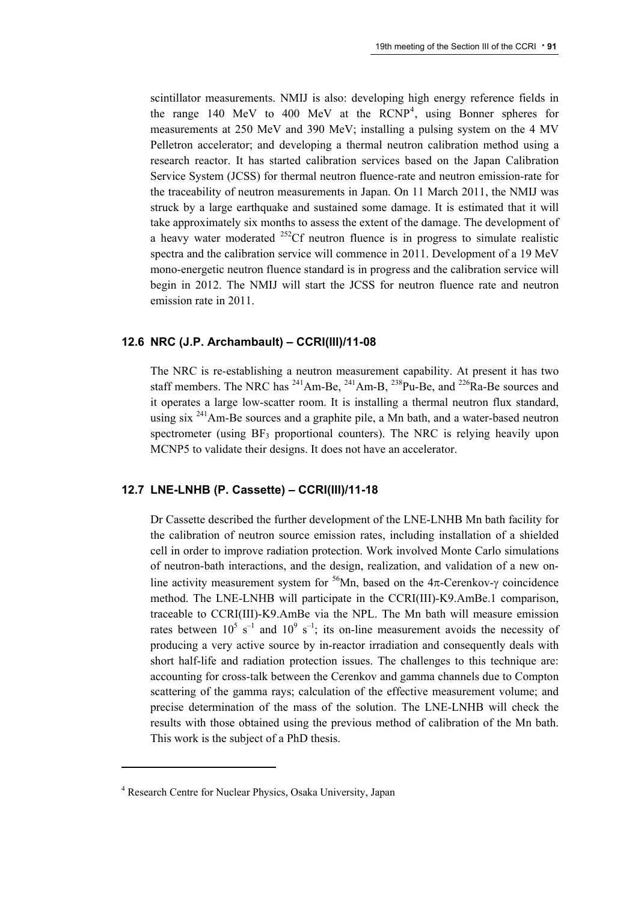scintillator measurements. NMIJ is also: developing high energy reference fields in the range 140 MeV to 400 MeV at the RCNP[4], using Bonner spheres for measurements at 250 MeV and 390 MeV; installing a pulsing system on the 4 MV Pelletron accelerator; and developing a thermal neutron calibration method using a research reactor. It has started calibration services based on the Japan Calibration Service System (JCSS) for thermal neutron fluence-rate and neutron emission-rate for the traceability of neutron measurements in Japan. On 11 March 2011, the NMIJ was struck by a large earthquake and sustained some damage. It is estimated that it will take approximately six months to assess the extent of the damage. The development of a heavy water moderated $^{252}$Cf neutron fluence is in progress to simulate realistic spectra and the calibration service will commence in 2011. Development of a 19 MeV mono-energetic neutron fluence standard is in progress and the calibration service will begin in 2012. The NMIJ will start the JCSS for neutron fluence rate and neutron emission rate in 2011.

### 12.6 NRC (J.P. Archambault) – CCRI(III)/11-08

The NRC is re-establishing a neutron measurement capability. At present it has two staff members. The NRC has $^{241}$Am-Be, $^{241}$Am-B, $^{238}$Pu-Be, and $^{226}$Ra-Be sources and it operates a large low-scatter room. It is installing a thermal neutron flux standard, using six $^{241}$Am-Be sources and a graphite pile, a Mn bath, and a water-based neutron spectrometer (using $BF_3$ proportional counters). The NRC is relying heavily upon MCNP5 to validate their designs. It does not have an accelerator.

### 12.7 LNE-LNHB (P. Cassette) – CCRI(III)/11-18

Dr Cassette described the further development of the LNE-LNHB Mn bath facility for the calibration of neutron source emission rates, including installation of a shielded cell in order to improve radiation protection. Work involved Monte Carlo simulations of neutron-bath interactions, and the design, realization, and validation of a new on-line activity measurement system for $^{56}$Mn, based on the 4π-Cerenkov-γ coincidence method. The LNE-LNHB will participate in the CCRI(III)-K9.AmBe.1 comparison, traceable to CCRI(III)-K9.AmBe via the NPL. The Mn bath will measure emission rates between $10^5$ s$^{-1}$ and $10^9$ s$^{-1}$; its on-line measurement avoids the necessity of producing a very active source by in-reactor irradiation and consequently deals with short half-life and radiation protection issues. The challenges to this technique are: accounting for cross-talk between the Cerenkov and gamma channels due to Compton scattering of the gamma rays; calculation of the effective measurement volume; and precise determination of the mass of the solution. The LNE-LNHB will check the results with those obtained using the previous method of calibration of the Mn bath. This work is the subject of a PhD thesis.

---

[4] Research Centre for Nuclear Physics, Osaka University, Japan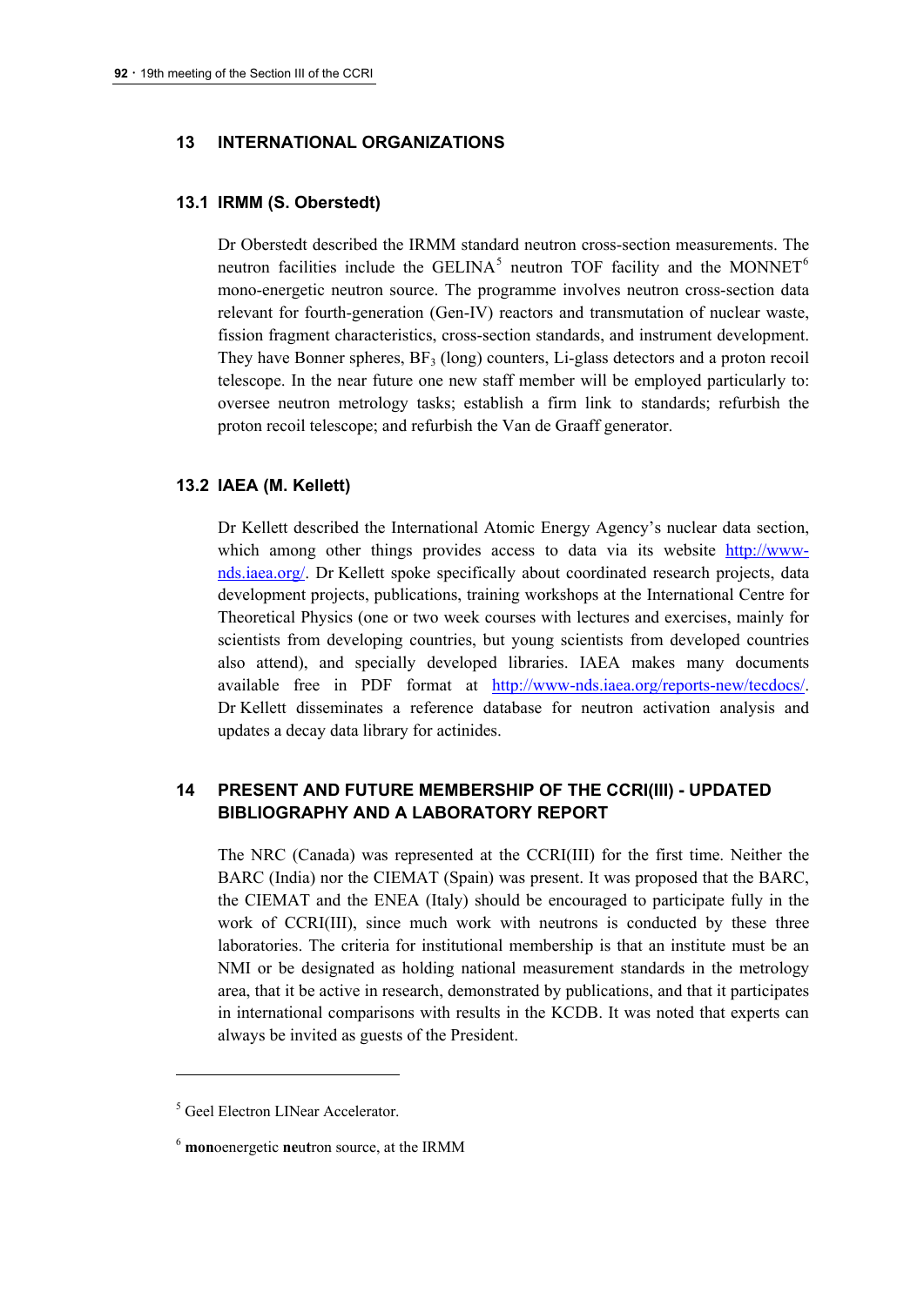## 13 INTERNATIONAL ORGANIZATIONS

### 13.1 IRMM (S. Oberstedt)

Dr Oberstedt described the IRMM standard neutron cross-section measurements. The neutron facilities include the GELINA[5] neutron TOF facility and the MONNET[6] mono-energetic neutron source. The programme involves neutron cross-section data relevant for fourth-generation (Gen-IV) reactors and transmutation of nuclear waste, fission fragment characteristics, cross-section standards, and instrument development. They have Bonner spheres, $BF_3$ (long) counters, Li-glass detectors and a proton recoil telescope. In the near future one new staff member will be employed particularly to: oversee neutron metrology tasks; establish a firm link to standards; refurbish the proton recoil telescope; and refurbish the Van de Graaff generator.

### 13.2 IAEA (M. Kellett)

Dr Kellett described the International Atomic Energy Agency's nuclear data section, which among other things provides access to data via its website http://www-nds.iaea.org/. Dr Kellett spoke specifically about coordinated research projects, data development projects, publications, training workshops at the International Centre for Theoretical Physics (one or two week courses with lectures and exercises, mainly for scientists from developing countries, but young scientists from developed countries also attend), and specially developed libraries. IAEA makes many documents available free in PDF format at http://www-nds.iaea.org/reports-new/tecdocs/. Dr Kellett disseminates a reference database for neutron activation analysis and updates a decay data library for actinides.

## 14 PRESENT AND FUTURE MEMBERSHIP OF THE CCRI(III) - UPDATED BIBLIOGRAPHY AND A LABORATORY REPORT

The NRC (Canada) was represented at the CCRI(III) for the first time. Neither the BARC (India) nor the CIEMAT (Spain) was present. It was proposed that the BARC, the CIEMAT and the ENEA (Italy) should be encouraged to participate fully in the work of CCRI(III), since much work with neutrons is conducted by these three laboratories. The criteria for institutional membership is that an institute must be an NMI or be designated as holding national measurement standards in the metrology area, that it be active in research, demonstrated by publications, and that it participates in international comparisons with results in the KCDB. It was noted that experts can always be invited as guests of the President.

---

[5] Geel Electron LINear Accelerator.

[6] **mon**oenergetic **ne**u**t**ron source, at the IRMM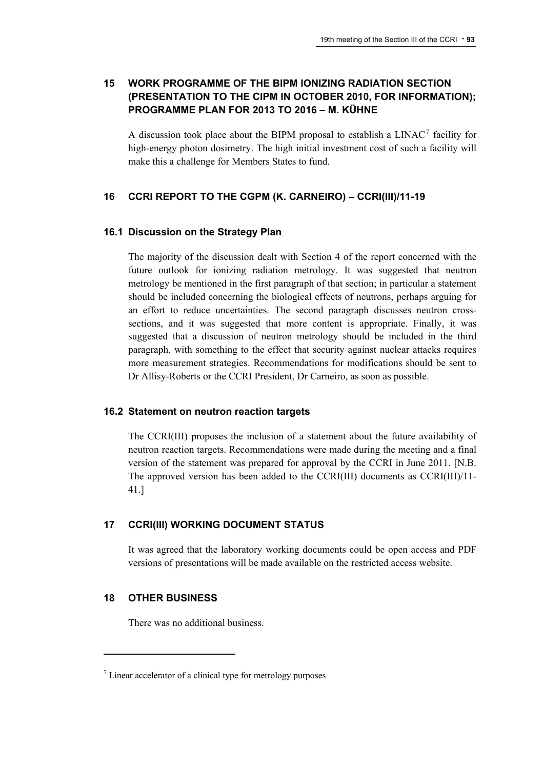## 15 WORK PROGRAMME OF THE BIPM IONIZING RADIATION SECTION (PRESENTATION TO THE CIPM IN OCTOBER 2010, FOR INFORMATION); PROGRAMME PLAN FOR 2013 TO 2016 – M. KÜHNE

A discussion took place about the BIPM proposal to establish a LINAC[7] facility for high-energy photon dosimetry. The high initial investment cost of such a facility will make this a challenge for Members States to fund.

## 16 CCRI REPORT TO THE CGPM (K. CARNEIRO) – CCRI(III)/11-19

### 16.1 Discussion on the Strategy Plan

The majority of the discussion dealt with Section 4 of the report concerned with the future outlook for ionizing radiation metrology. It was suggested that neutron metrology be mentioned in the first paragraph of that section; in particular a statement should be included concerning the biological effects of neutrons, perhaps arguing for an effort to reduce uncertainties. The second paragraph discusses neutron cross-sections, and it was suggested that more content is appropriate. Finally, it was suggested that a discussion of neutron metrology should be included in the third paragraph, with something to the effect that security against nuclear attacks requires more measurement strategies. Recommendations for modifications should be sent to Dr Allisy-Roberts or the CCRI President, Dr Carneiro, as soon as possible.

### 16.2 Statement on neutron reaction targets

The CCRI(III) proposes the inclusion of a statement about the future availability of neutron reaction targets. Recommendations were made during the meeting and a final version of the statement was prepared for approval by the CCRI in June 2011. [N.B. The approved version has been added to the CCRI(III) documents as CCRI(III)/11-41.]

## 17 CCRI(III) WORKING DOCUMENT STATUS

It was agreed that the laboratory working documents could be open access and PDF versions of presentations will be made available on the restricted access website.

## 18 OTHER BUSINESS

There was no additional business.

---

[7] Linear accelerator of a clinical type for metrology purposes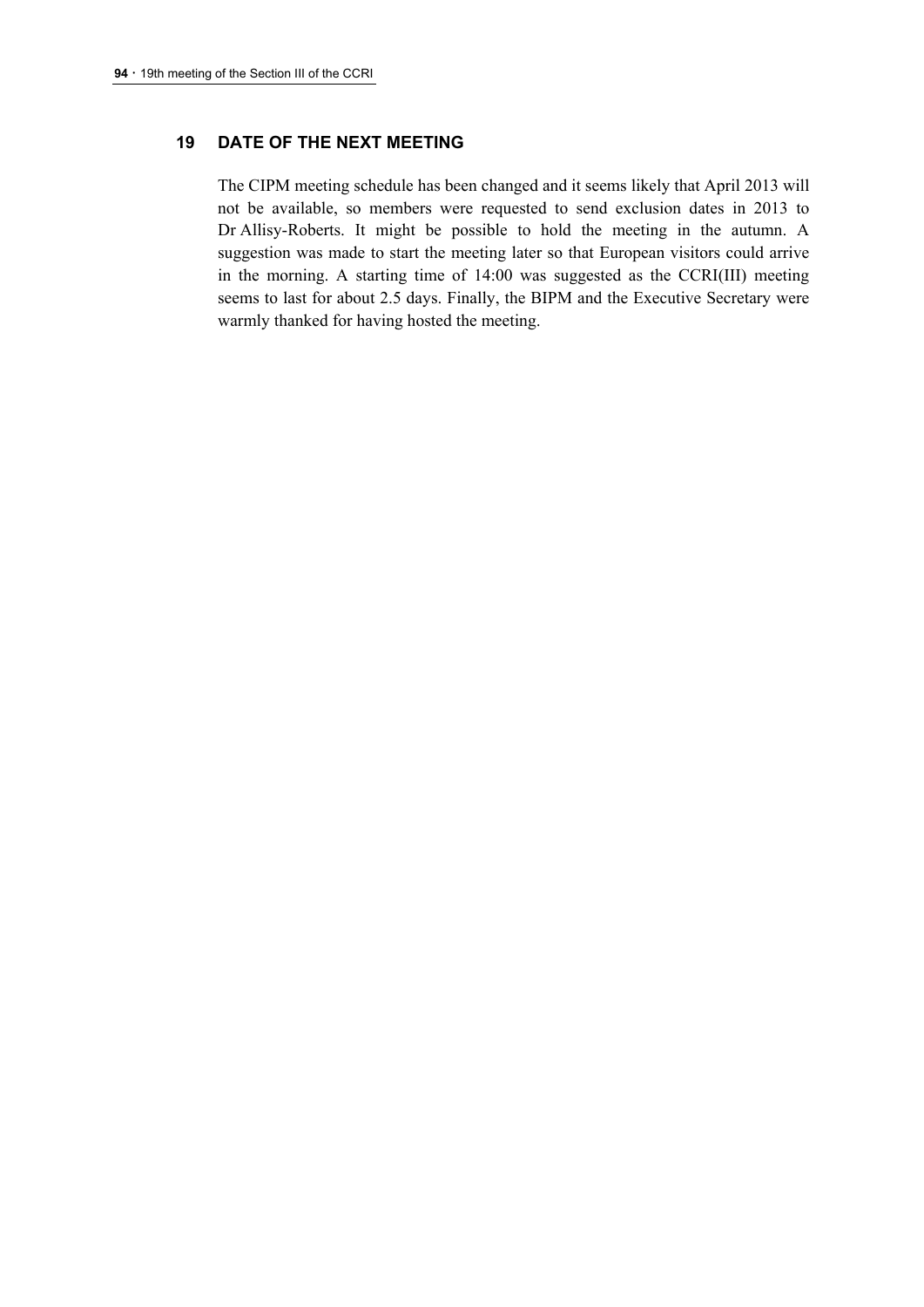## 19 DATE OF THE NEXT MEETING

The CIPM meeting schedule has been changed and it seems likely that April 2013 will not be available, so members were requested to send exclusion dates in 2013 to Dr Allisy-Roberts. It might be possible to hold the meeting in the autumn. A suggestion was made to start the meeting later so that European visitors could arrive in the morning. A starting time of 14:00 was suggested as the CCRI(III) meeting seems to last for about 2.5 days. Finally, the BIPM and the Executive Secretary were warmly thanked for having hosted the meeting.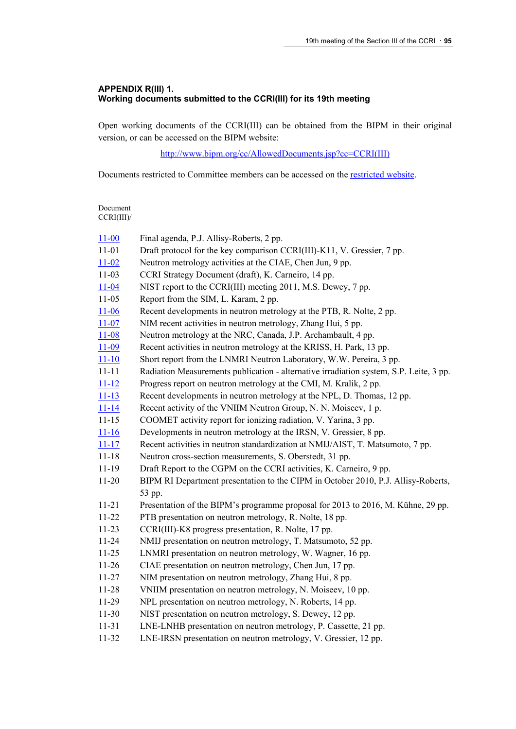### APPENDIX R(III) 1.
### Working documents submitted to the CCRI(III) for its 19th meeting

Open working documents of the CCRI(III) can be obtained from the BIPM in their original version, or can be accessed on the BIPM website:

http://www.bipm.org/cc/AllowedDocuments.jsp?cc=CCRI(III)

Documents restricted to Committee members can be accessed on the restricted website.

| Document CCRI(III)/ | |
|---|---|
| 11-00 | Final agenda, P.J. Allisy-Roberts, 2 pp. |
| 11-01 | Draft protocol for the key comparison CCRI(III)-K11, V. Gressier, 7 pp. |
| 11-02 | Neutron metrology activities at the CIAE, Chen Jun, 9 pp. |
| 11-03 | CCRI Strategy Document (draft), K. Carneiro, 14 pp. |
| 11-04 | NIST report to the CCRI(III) meeting 2011, M.S. Dewey, 7 pp. |
| 11-05 | Report from the SIM, L. Karam, 2 pp. |
| 11-06 | Recent developments in neutron metrology at the PTB, R. Nolte, 2 pp. |
| 11-07 | NIM recent activities in neutron metrology, Zhang Hui, 5 pp. |
| 11-08 | Neutron metrology at the NRC, Canada, J.P. Archambault, 4 pp. |
| 11-09 | Recent activities in neutron metrology at the KRISS, H. Park, 13 pp. |
| 11-10 | Short report from the LNMRI Neutron Laboratory, W.W. Pereira, 3 pp. |
| 11-11 | Radiation Measurements publication - alternative irradiation system, S.P. Leite, 3 pp. |
| 11-12 | Progress report on neutron metrology at the CMI, M. Kralik, 2 pp. |
| 11-13 | Recent developments in neutron metrology at the NPL, D. Thomas, 12 pp. |
| 11-14 | Recent activity of the VNIIM Neutron Group, N. N. Moiseev, 1 p. |
| 11-15 | COOMET activity report for ionizing radiation, V. Yarina, 3 pp. |
| 11-16 | Developments in neutron metrology at the IRSN, V. Gressier, 8 pp. |
| 11-17 | Recent activities in neutron standardization at NMIJ/AIST, T. Matsumoto, 7 pp. |
| 11-18 | Neutron cross-section measurements, S. Oberstedt, 31 pp. |
| 11-19 | Draft Report to the CGPM on the CCRI activities, K. Carneiro, 9 pp. |
| 11-20 | BIPM RI Department presentation to the CIPM in October 2010, P.J. Allisy-Roberts, 53 pp. |
| 11-21 | Presentation of the BIPM's programme proposal for 2013 to 2016, M. Kühne, 29 pp. |
| 11-22 | PTB presentation on neutron metrology, R. Nolte, 18 pp. |
| 11-23 | CCRI(III)-K8 progress presentation, R. Nolte, 17 pp. |
| 11-24 | NMIJ presentation on neutron metrology, T. Matsumoto, 52 pp. |
| 11-25 | LNMRI presentation on neutron metrology, W. Wagner, 16 pp. |
| 11-26 | CIAE presentation on neutron metrology, Chen Jun, 17 pp. |
| 11-27 | NIM presentation on neutron metrology, Zhang Hui, 8 pp. |
| 11-28 | VNIIM presentation on neutron metrology, N. Moiseev, 10 pp. |
| 11-29 | NPL presentation on neutron metrology, N. Roberts, 14 pp. |
| 11-30 | NIST presentation on neutron metrology, S. Dewey, 12 pp. |
| 11-31 | LNE-LNHB presentation on neutron metrology, P. Cassette, 21 pp. |
| 11-32 | LNE-IRSN presentation on neutron metrology, V. Gressier, 12 pp. |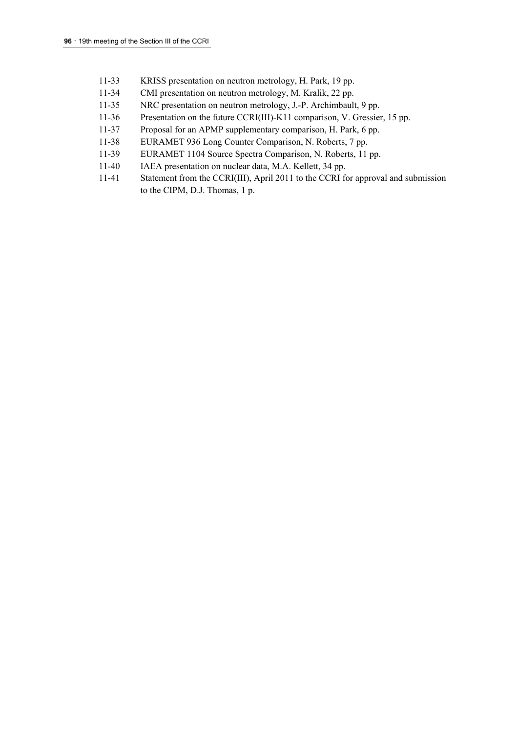11-33 KRISS presentation on neutron metrology, H. Park, 19 pp.

11-34 CMI presentation on neutron metrology, M. Kralik, 22 pp.

11-35 NRC presentation on neutron metrology, J.-P. Archimbault, 9 pp.

11-36 Presentation on the future CCRI(III)-K11 comparison, V. Gressier, 15 pp.

11-37 Proposal for an APMP supplementary comparison, H. Park, 6 pp.

11-38 EURAMET 936 Long Counter Comparison, N. Roberts, 7 pp.

11-39 EURAMET 1104 Source Spectra Comparison, N. Roberts, 11 pp.

11-40 IAEA presentation on nuclear data, M.A. Kellett, 34 pp.

11-41 Statement from the CCRI(III), April 2011 to the CCRI for approval and submission to the CIPM, D.J. Thomas, 1 p.